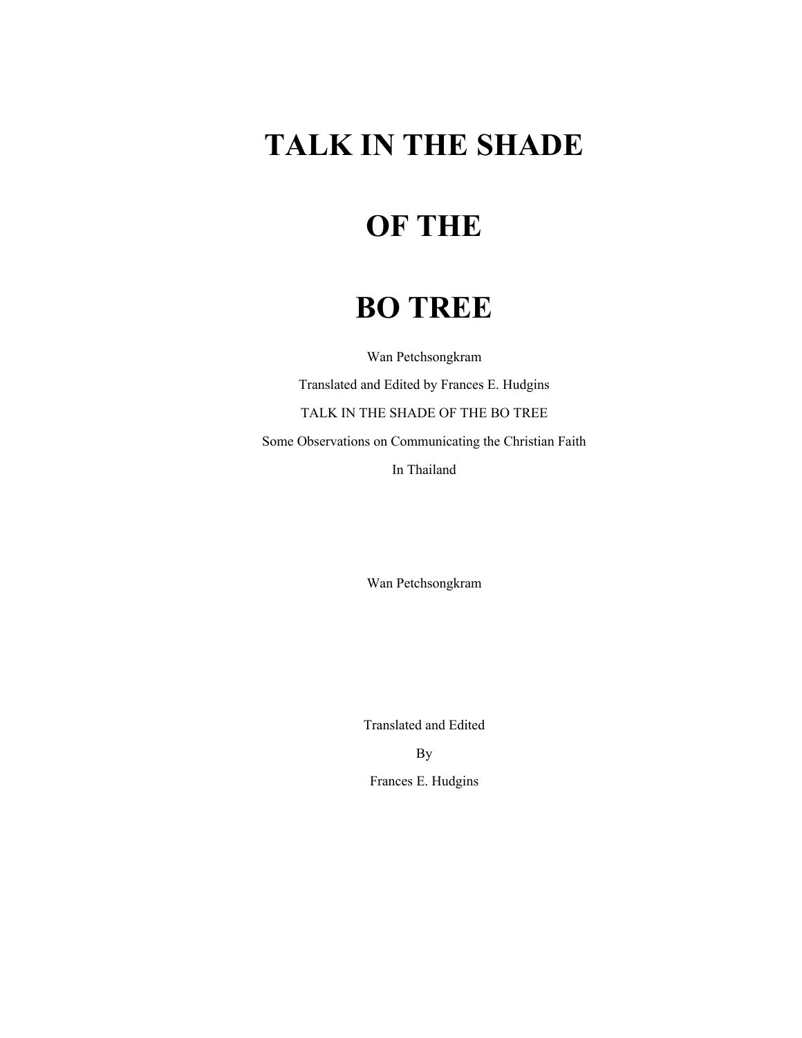# TALK IN THE SHADE

# OF THE

# BO TREE

Wan Petchsongkram

Translated and Edited by Frances E. Hudgins

TALK IN THE SHADE OF THE BO TREE

Some Observations on Communicating the Christian Faith

In Thailand

Wan Petchsongkram

Translated and Edited

By

Frances E. Hudgins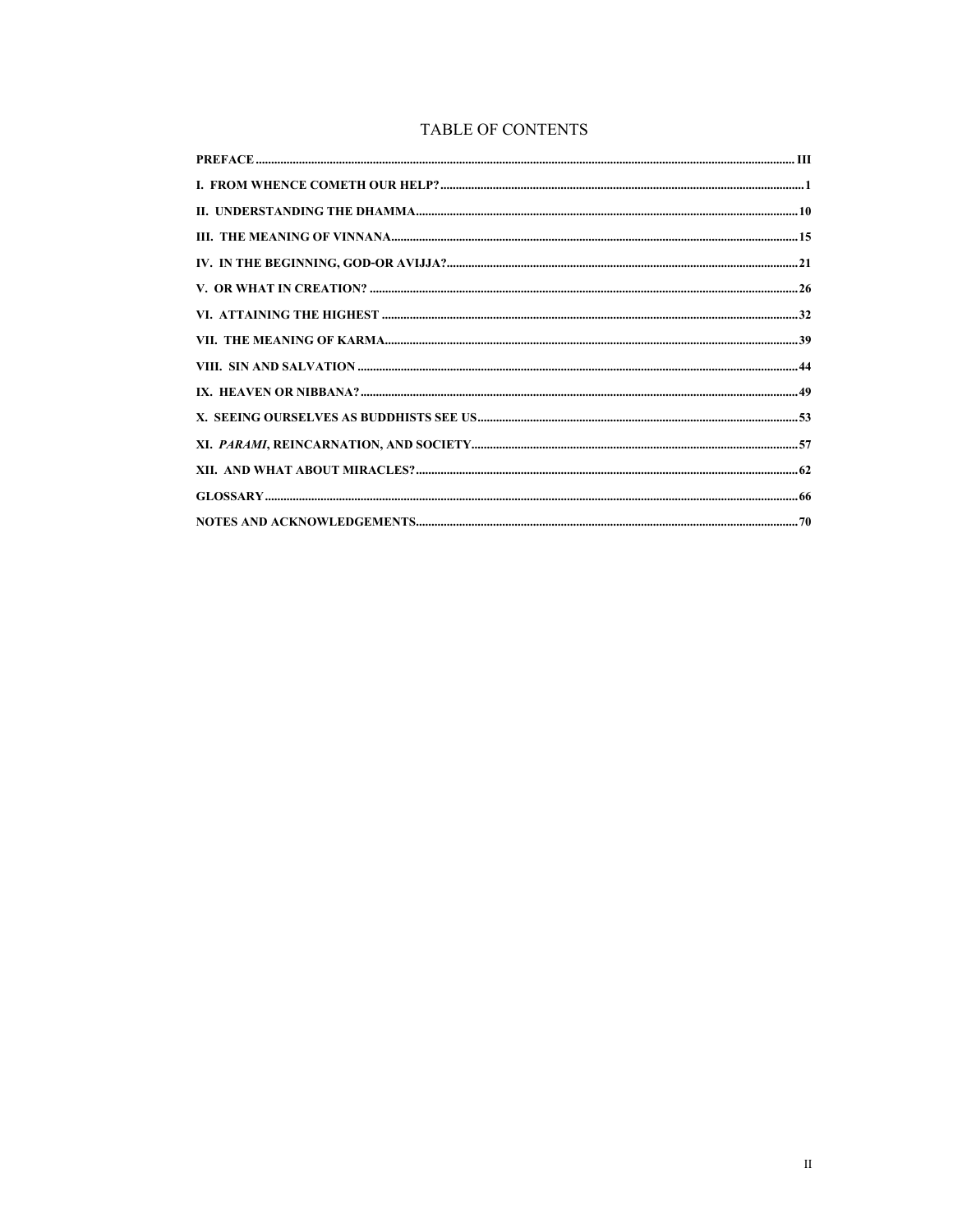# TABLE OF CONTENTS

**PREFACE** .......... **III**

**I. FROM WHENCE COMETH OUR HELP?** .......... **1**

**II. UNDERSTANDING THE DHAMMA** .......... **10**

**III. THE MEANING OF VINNANA** .......... **15**

**IV. IN THE BEGINNING, GOD-OR AVIJJA?** .......... **21**

**V. OR WHAT IN CREATION?** .......... **26**

**VI. ATTAINING THE HIGHEST** .......... **32**

**VII. THE MEANING OF KARMA** .......... **39**

**VIII. SIN AND SALVATION** .......... **44**

**IX. HEAVEN OR NIBBANA?** .......... **49**

**X. SEEING OURSELVES AS BUDDHISTS SEE US** .......... **53**

**XI. *PARAMI*, REINCARNATION, AND SOCIETY** .......... **57**

**XII. AND WHAT ABOUT MIRACLES?** .......... **62**

**GLOSSARY** .......... **66**

**NOTES AND ACKNOWLEDGEMENTS** .......... **70**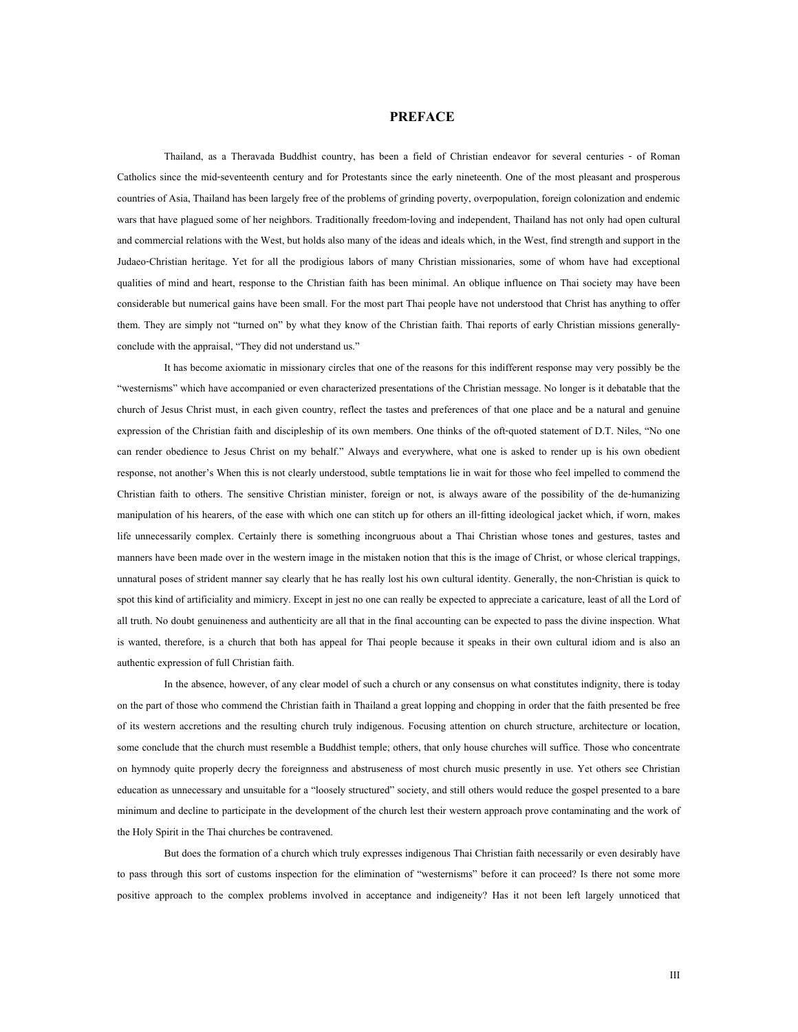## PREFACE

Thailand, as a Theravada Buddhist country, has been a field of Christian endeavor for several centuries - of Roman Catholics since the mid-seventeenth century and for Protestants since the early nineteenth. One of the most pleasant and prosperous countries of Asia, Thailand has been largely free of the problems of grinding poverty, overpopulation, foreign colonization and endemic wars that have plagued some of her neighbors. Traditionally freedom-loving and independent, Thailand has not only had open cultural and commercial relations with the West, but holds also many of the ideas and ideals which, in the West, find strength and support in the Judaeo-Christian heritage. Yet for all the prodigious labors of many Christian missionaries, some of whom have had exceptional qualities of mind and heart, response to the Christian faith has been minimal. An oblique influence on Thai society may have been considerable but numerical gains have been small. For the most part Thai people have not understood that Christ has anything to offer them. They are simply not "turned on" by what they know of the Christian faith. Thai reports of early Christian missions generally-conclude with the appraisal, "They did not understand us."

It has become axiomatic in missionary circles that one of the reasons for this indifferent response may very possibly be the "westernisms" which have accompanied or even characterized presentations of the Christian message. No longer is it debatable that the church of Jesus Christ must, in each given country, reflect the tastes and preferences of that one place and be a natural and genuine expression of the Christian faith and discipleship of its own members. One thinks of the oft-quoted statement of D.T. Niles, "No one can render obedience to Jesus Christ on my behalf." Always and everywhere, what one is asked to render up is his own obedient response, not another's When this is not clearly understood, subtle temptations lie in wait for those who feel impelled to commend the Christian faith to others. The sensitive Christian minister, foreign or not, is always aware of the possibility of the de-humanizing manipulation of his hearers, of the ease with which one can stitch up for others an ill-fitting ideological jacket which, if worn, makes life unnecessarily complex. Certainly there is something incongruous about a Thai Christian whose tones and gestures, tastes and manners have been made over in the western image in the mistaken notion that this is the image of Christ, or whose clerical trappings, unnatural poses of strident manner say clearly that he has really lost his own cultural identity. Generally, the non-Christian is quick to spot this kind of artificiality and mimicry. Except in jest no one can really be expected to appreciate a caricature, least of all the Lord of all truth. No doubt genuineness and authenticity are all that in the final accounting can be expected to pass the divine inspection. What is wanted, therefore, is a church that both has appeal for Thai people because it speaks in their own cultural idiom and is also an authentic expression of full Christian faith.

In the absence, however, of any clear model of such a church or any consensus on what constitutes indignity, there is today on the part of those who commend the Christian faith in Thailand a great lopping and chopping in order that the faith presented be free of its western accretions and the resulting church truly indigenous. Focusing attention on church structure, architecture or location, some conclude that the church must resemble a Buddhist temple; others, that only house churches will suffice. Those who concentrate on hymnody quite properly decry the foreignness and abstruseness of most church music presently in use. Yet others see Christian education as unnecessary and unsuitable for a "loosely structured" society, and still others would reduce the gospel presented to a bare minimum and decline to participate in the development of the church lest their western approach prove contaminating and the work of the Holy Spirit in the Thai churches be contravened.

But does the formation of a church which truly expresses indigenous Thai Christian faith necessarily or even desirably have to pass through this sort of customs inspection for the elimination of "westernisms" before it can proceed? Is there not some more positive approach to the complex problems involved in acceptance and indigeneity? Has it not been left largely unnoticed that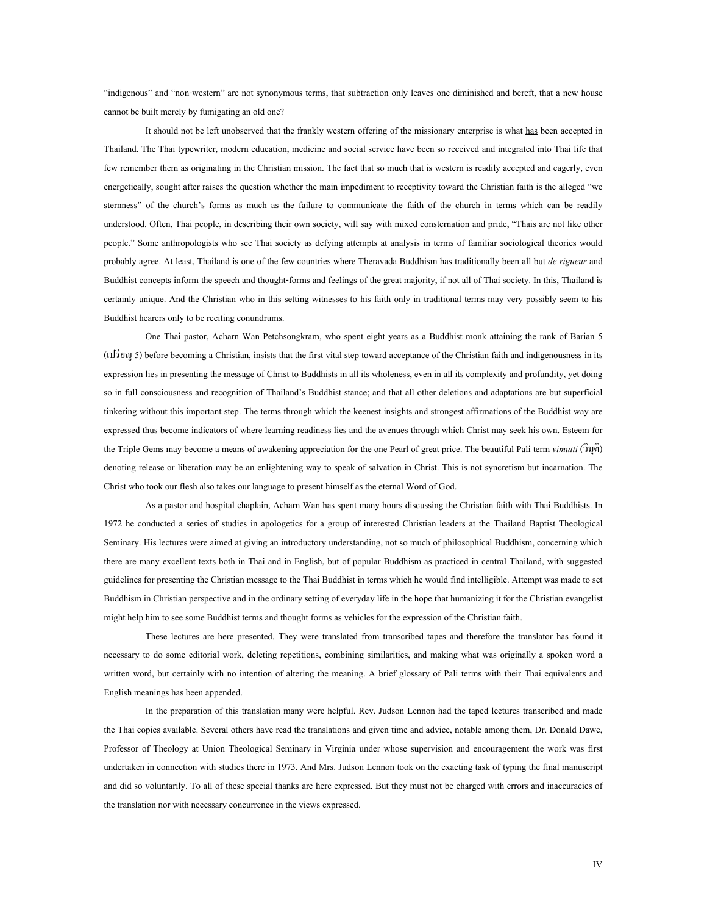"indigenous" and "non-western" are not synonymous terms, that subtraction only leaves one diminished and bereft, that a new house cannot be built merely by fumigating an old one?

It should not be left unobserved that the frankly western offering of the missionary enterprise is what <u>has</u> been accepted in Thailand. The Thai typewriter, modern education, medicine and social service have been so received and integrated into Thai life that few remember them as originating in the Christian mission. The fact that so much that is western is readily accepted and eagerly, even energetically, sought after raises the question whether the main impediment to receptivity toward the Christian faith is the alleged "we sternness" of the church's forms as much as the failure to communicate the faith of the church in terms which can be readily understood. Often, Thai people, in describing their own society, will say with mixed consternation and pride, "Thais are not like other people." Some anthropologists who see Thai society as defying attempts at analysis in terms of familiar sociological theories would probably agree. At least, Thailand is one of the few countries where Theravada Buddhism has traditionally been all but *de rigueur* and Buddhist concepts inform the speech and thought-forms and feelings of the great majority, if not all of Thai society. In this, Thailand is certainly unique. And the Christian who in this setting witnesses to his faith only in traditional terms may very possibly seem to his Buddhist hearers only to be reciting conundrums.

One Thai pastor, Acharn Wan Petchsongkram, who spent eight years as a Buddhist monk attaining the rank of Barian 5 (เปรียญ 5) before becoming a Christian, insists that the first vital step toward acceptance of the Christian faith and indigenousness in its expression lies in presenting the message of Christ to Buddhists in all its wholeness, even in all its complexity and profundity, yet doing so in full consciousness and recognition of Thailand's Buddhist stance; and that all other deletions and adaptations are but superficial tinkering without this important step. The terms through which the keenest insights and strongest affirmations of the Buddhist way are expressed thus become indicators of where learning readiness lies and the avenues through which Christ may seek his own. Esteem for the Triple Gems may become a means of awakening appreciation for the one Pearl of great price. The beautiful Pali term *vimutti* (วิมุติ) denoting release or liberation may be an enlightening way to speak of salvation in Christ. This is not syncretism but incarnation. The Christ who took our flesh also takes our language to present himself as the eternal Word of God.

As a pastor and hospital chaplain, Acharn Wan has spent many hours discussing the Christian faith with Thai Buddhists. In 1972 he conducted a series of studies in apologetics for a group of interested Christian leaders at the Thailand Baptist Theological Seminary. His lectures were aimed at giving an introductory understanding, not so much of philosophical Buddhism, concerning which there are many excellent texts both in Thai and in English, but of popular Buddhism as practiced in central Thailand, with suggested guidelines for presenting the Christian message to the Thai Buddhist in terms which he would find intelligible. Attempt was made to set Buddhism in Christian perspective and in the ordinary setting of everyday life in the hope that humanizing it for the Christian evangelist might help him to see some Buddhist terms and thought forms as vehicles for the expression of the Christian faith.

These lectures are here presented. They were translated from transcribed tapes and therefore the translator has found it necessary to do some editorial work, deleting repetitions, combining similarities, and making what was originally a spoken word a written word, but certainly with no intention of altering the meaning. A brief glossary of Pali terms with their Thai equivalents and English meanings has been appended.

In the preparation of this translation many were helpful. Rev. Judson Lennon had the taped lectures transcribed and made the Thai copies available. Several others have read the translations and given time and advice, notable among them, Dr. Donald Dawe, Professor of Theology at Union Theological Seminary in Virginia under whose supervision and encouragement the work was first undertaken in connection with studies there in 1973. And Mrs. Judson Lennon took on the exacting task of typing the final manuscript and did so voluntarily. To all of these special thanks are here expressed. But they must not be charged with errors and inaccuracies of the translation nor with necessary concurrence in the views expressed.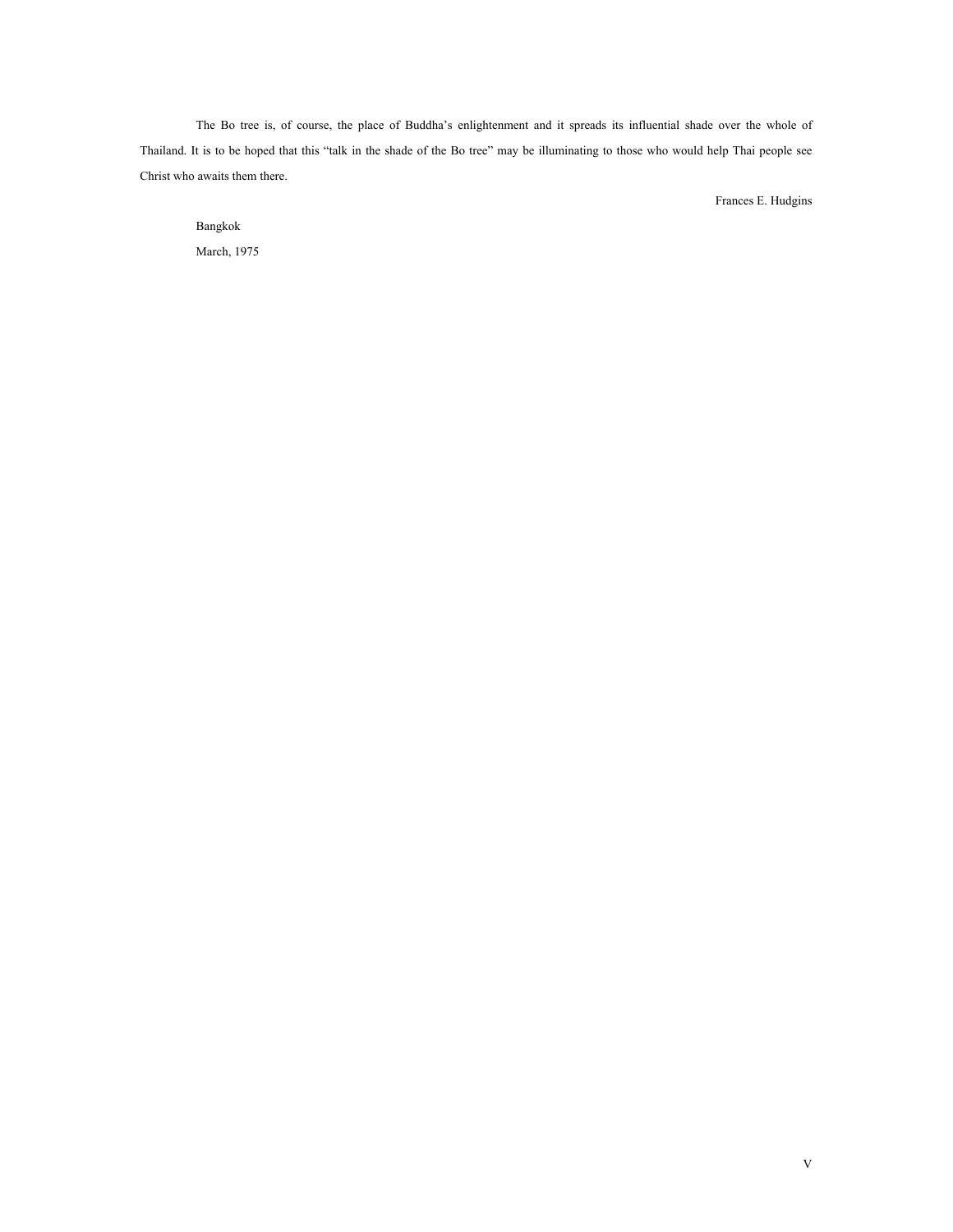The Bo tree is, of course, the place of Buddha's enlightenment and it spreads its influential shade over the whole of Thailand. It is to be hoped that this "talk in the shade of the Bo tree" may be illuminating to those who would help Thai people see Christ who awaits them there.

Frances E. Hudgins

Bangkok

March, 1975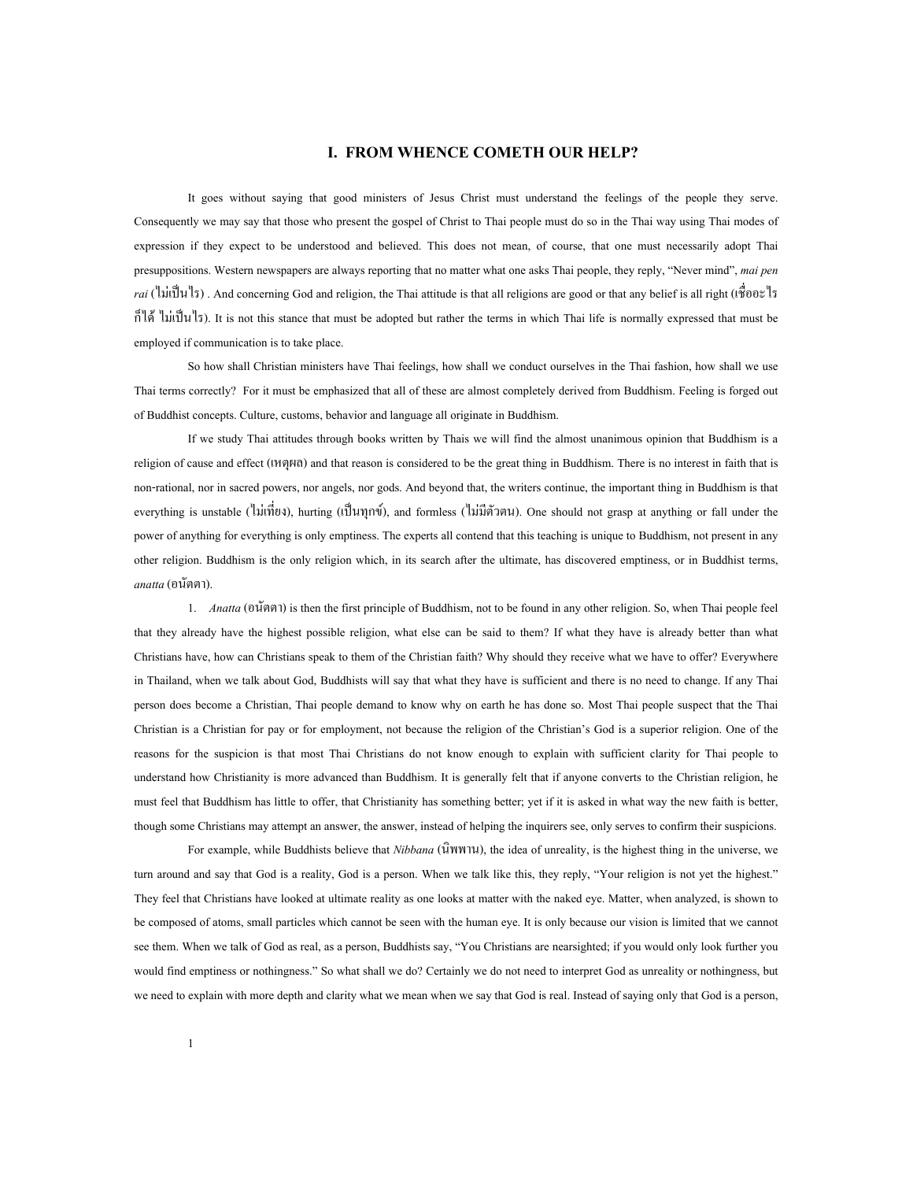# I. FROM WHENCE COMETH OUR HELP?

It goes without saying that good ministers of Jesus Christ must understand the feelings of the people they serve. Consequently we may say that those who present the gospel of Christ to Thai people must do so in the Thai way using Thai modes of expression if they expect to be understood and believed. This does not mean, of course, that one must necessarily adopt Thai presuppositions. Western newspapers are always reporting that no matter what one asks Thai people, they reply, "Never mind", *mai pen rai* (ไม่เป็นไร) . And concerning God and religion, the Thai attitude is that all religions are good or that any belief is all right (เชื่ออะไรก็ได้ ไม่เป็นไร). It is not this stance that must be adopted but rather the terms in which Thai life is normally expressed that must be employed if communication is to take place.

So how shall Christian ministers have Thai feelings, how shall we conduct ourselves in the Thai fashion, how shall we use Thai terms correctly? For it must be emphasized that all of these are almost completely derived from Buddhism. Feeling is forged out of Buddhist concepts. Culture, customs, behavior and language all originate in Buddhism.

If we study Thai attitudes through books written by Thais we will find the almost unanimous opinion that Buddhism is a religion of cause and effect (เหตุผล) and that reason is considered to be the great thing in Buddhism. There is no interest in faith that is non-rational, nor in sacred powers, nor angels, nor gods. And beyond that, the writers continue, the important thing in Buddhism is that everything is unstable (ไม่เที่ยง), hurting (เป็นทุกข์), and formless (ไม่มีตัวตน). One should not grasp at anything or fall under the power of anything for everything is only emptiness. The experts all contend that this teaching is unique to Buddhism, not present in any other religion. Buddhism is the only religion which, in its search after the ultimate, has discovered emptiness, or in Buddhist terms, *anatta* (อนัตตา).

1. *Anatta* (อนัตตา) is then the first principle of Buddhism, not to be found in any other religion. So, when Thai people feel that they already have the highest possible religion, what else can be said to them? If what they have is already better than what Christians have, how can Christians speak to them of the Christian faith? Why should they receive what we have to offer? Everywhere in Thailand, when we talk about God, Buddhists will say that what they have is sufficient and there is no need to change. If any Thai person does become a Christian, Thai people demand to know why on earth he has done so. Most Thai people suspect that the Thai Christian is a Christian for pay or for employment, not because the religion of the Christian's God is a superior religion. One of the reasons for the suspicion is that most Thai Christians do not know enough to explain with sufficient clarity for Thai people to understand how Christianity is more advanced than Buddhism. It is generally felt that if anyone converts to the Christian religion, he must feel that Buddhism has little to offer, that Christianity has something better; yet if it is asked in what way the new faith is better, though some Christians may attempt an answer, the answer, instead of helping the inquirers see, only serves to confirm their suspicions.

For example, while Buddhists believe that *Nibbana* (นิพพาน), the idea of unreality, is the highest thing in the universe, we turn around and say that God is a reality, God is a person. When we talk like this, they reply, "Your religion is not yet the highest." They feel that Christians have looked at ultimate reality as one looks at matter with the naked eye. Matter, when analyzed, is shown to be composed of atoms, small particles which cannot be seen with the human eye. It is only because our vision is limited that we cannot see them. When we talk of God as real, as a person, Buddhists say, "You Christians are nearsighted; if you would only look further you would find emptiness or nothingness." So what shall we do? Certainly we do not need to interpret God as unreality or nothingness, but we need to explain with more depth and clarity what we mean when we say that God is real. Instead of saying only that God is a person,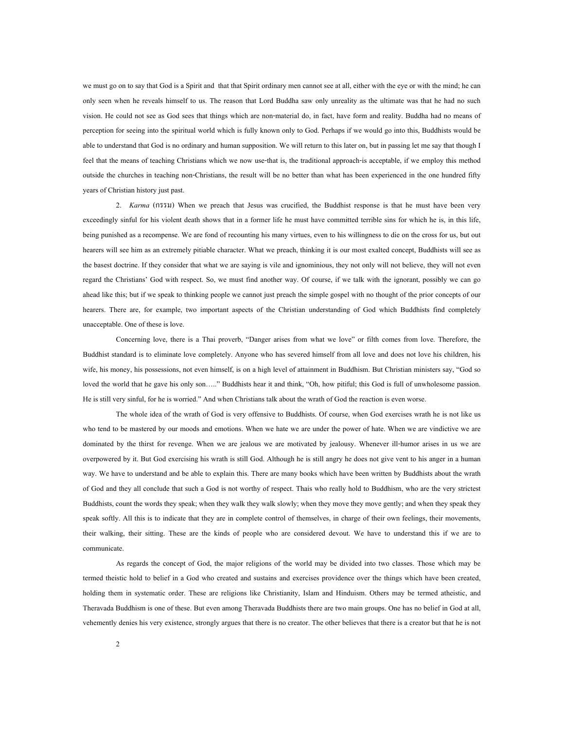we must go on to say that God is a Spirit and that that Spirit ordinary men cannot see at all, either with the eye or with the mind; he can only seen when he reveals himself to us. The reason that Lord Buddha saw only unreality as the ultimate was that he had no such vision. He could not see as God sees that things which are non-material do, in fact, have form and reality. Buddha had no means of perception for seeing into the spiritual world which is fully known only to God. Perhaps if we would go into this, Buddhists would be able to understand that God is no ordinary and human supposition. We will return to this later on, but in passing let me say that though I feel that the means of teaching Christians which we now use-that is, the traditional approach-is acceptable, if we employ this method outside the churches in teaching non-Christians, the result will be no better than what has been experienced in the one hundred fifty years of Christian history just past.

2. *Karma* (กรรม) When we preach that Jesus was crucified, the Buddhist response is that he must have been very exceedingly sinful for his violent death shows that in a former life he must have committed terrible sins for which he is, in this life, being punished as a recompense. We are fond of recounting his many virtues, even to his willingness to die on the cross for us, but out hearers will see him as an extremely pitiable character. What we preach, thinking it is our most exalted concept, Buddhists will see as the basest doctrine. If they consider that what we are saying is vile and ignominious, they not only will not believe, they will not even regard the Christians' God with respect. So, we must find another way. Of course, if we talk with the ignorant, possibly we can go ahead like this; but if we speak to thinking people we cannot just preach the simple gospel with no thought of the prior concepts of our hearers. There are, for example, two important aspects of the Christian understanding of God which Buddhists find completely unacceptable. One of these is love.

Concerning love, there is a Thai proverb, "Danger arises from what we love" or filth comes from love. Therefore, the Buddhist standard is to eliminate love completely. Anyone who has severed himself from all love and does not love his children, his wife, his money, his possessions, not even himself, is on a high level of attainment in Buddhism. But Christian ministers say, "God so loved the world that he gave his only son….." Buddhists hear it and think, "Oh, how pitiful; this God is full of unwholesome passion. He is still very sinful, for he is worried." And when Christians talk about the wrath of God the reaction is even worse.

The whole idea of the wrath of God is very offensive to Buddhists. Of course, when God exercises wrath he is not like us who tend to be mastered by our moods and emotions. When we hate we are under the power of hate. When we are vindictive we are dominated by the thirst for revenge. When we are jealous we are motivated by jealousy. Whenever ill-humor arises in us we are overpowered by it. But God exercising his wrath is still God. Although he is still angry he does not give vent to his anger in a human way. We have to understand and be able to explain this. There are many books which have been written by Buddhists about the wrath of God and they all conclude that such a God is not worthy of respect. Thais who really hold to Buddhism, who are the very strictest Buddhists, count the words they speak; when they walk they walk slowly; when they move they move gently; and when they speak they speak softly. All this is to indicate that they are in complete control of themselves, in charge of their own feelings, their movements, their walking, their sitting. These are the kinds of people who are considered devout. We have to understand this if we are to communicate.

As regards the concept of God, the major religions of the world may be divided into two classes. Those which may be termed theistic hold to belief in a God who created and sustains and exercises providence over the things which have been created, holding them in systematic order. These are religions like Christianity, Islam and Hinduism. Others may be termed atheistic, and Theravada Buddhism is one of these. But even among Theravada Buddhists there are two main groups. One has no belief in God at all, vehemently denies his very existence, strongly argues that there is no creator. The other believes that there is a creator but that he is not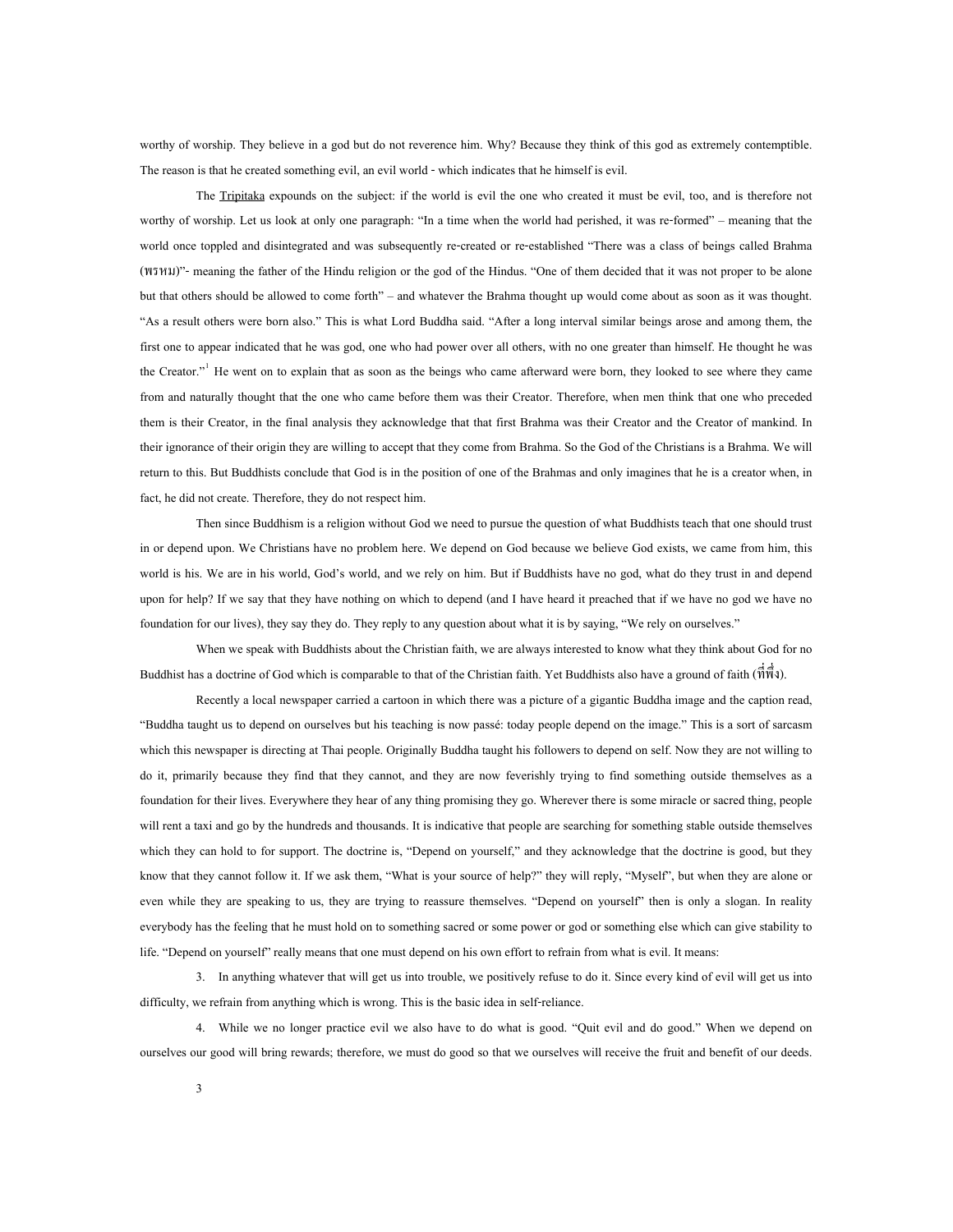worthy of worship. They believe in a god but do not reverence him. Why? Because they think of this god as extremely contemptible. The reason is that he created something evil, an evil world - which indicates that he himself is evil.

The Tripitaka expounds on the subject: if the world is evil the one who created it must be evil, too, and is therefore not worthy of worship. Let us look at only one paragraph: "In a time when the world had perished, it was re-formed" – meaning that the world once toppled and disintegrated and was subsequently re-created or re-established "There was a class of beings called Brahma (พรหม)"- meaning the father of the Hindu religion or the god of the Hindus. "One of them decided that it was not proper to be alone but that others should be allowed to come forth" – and whatever the Brahma thought up would come about as soon as it was thought. "As a result others were born also." This is what Lord Buddha said. "After a long interval similar beings arose and among them, the first one to appear indicated that he was god, one who had power over all others, with no one greater than himself. He thought he was the Creator."[1] He went on to explain that as soon as the beings who came afterward were born, they looked to see where they came from and naturally thought that the one who came before them was their Creator. Therefore, when men think that one who preceded them is their Creator, in the final analysis they acknowledge that that first Brahma was their Creator and the Creator of mankind. In their ignorance of their origin they are willing to accept that they come from Brahma. So the God of the Christians is a Brahma. We will return to this. But Buddhists conclude that God is in the position of one of the Brahmas and only imagines that he is a creator when, in fact, he did not create. Therefore, they do not respect him.

Then since Buddhism is a religion without God we need to pursue the question of what Buddhists teach that one should trust in or depend upon. We Christians have no problem here. We depend on God because we believe God exists, we came from him, this world is his. We are in his world, God's world, and we rely on him. But if Buddhists have no god, what do they trust in and depend upon for help? If we say that they have nothing on which to depend (and I have heard it preached that if we have no god we have no foundation for our lives), they say they do. They reply to any question about what it is by saying, "We rely on ourselves."

When we speak with Buddhists about the Christian faith, we are always interested to know what they think about God for no Buddhist has a doctrine of God which is comparable to that of the Christian faith. Yet Buddhists also have a ground of faith (ที่พึ่ง).

Recently a local newspaper carried a cartoon in which there was a picture of a gigantic Buddha image and the caption read, "Buddha taught us to depend on ourselves but his teaching is now passé: today people depend on the image." This is a sort of sarcasm which this newspaper is directing at Thai people. Originally Buddha taught his followers to depend on self. Now they are not willing to do it, primarily because they find that they cannot, and they are now feverishly trying to find something outside themselves as a foundation for their lives. Everywhere they hear of any thing promising they go. Wherever there is some miracle or sacred thing, people will rent a taxi and go by the hundreds and thousands. It is indicative that people are searching for something stable outside themselves which they can hold to for support. The doctrine is, "Depend on yourself," and they acknowledge that the doctrine is good, but they know that they cannot follow it. If we ask them, "What is your source of help?" they will reply, "Myself", but when they are alone or even while they are speaking to us, they are trying to reassure themselves. "Depend on yourself" then is only a slogan. In reality everybody has the feeling that he must hold on to something sacred or some power or god or something else which can give stability to life. "Depend on yourself" really means that one must depend on his own effort to refrain from what is evil. It means:

3. In anything whatever that will get us into trouble, we positively refuse to do it. Since every kind of evil will get us into difficulty, we refrain from anything which is wrong. This is the basic idea in self-reliance.

4. While we no longer practice evil we also have to do what is good. "Quit evil and do good." When we depend on ourselves our good will bring rewards; therefore, we must do good so that we ourselves will receive the fruit and benefit of our deeds.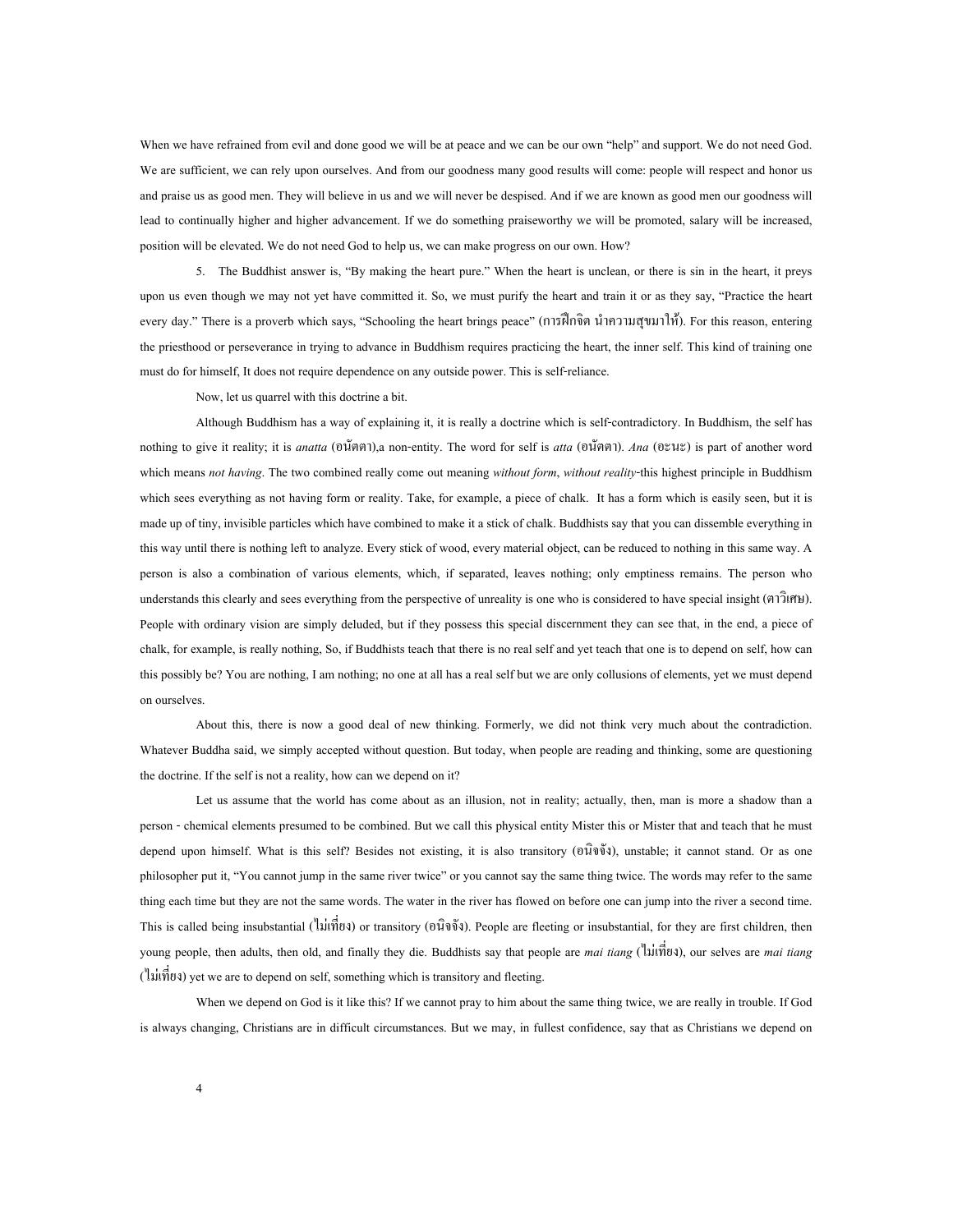When we have refrained from evil and done good we will be at peace and we can be our own "help" and support. We do not need God. We are sufficient, we can rely upon ourselves. And from our goodness many good results will come: people will respect and honor us and praise us as good men. They will believe in us and we will never be despised. And if we are known as good men our goodness will lead to continually higher and higher advancement. If we do something praiseworthy we will be promoted, salary will be increased, position will be elevated. We do not need God to help us, we can make progress on our own. How?

5. The Buddhist answer is, "By making the heart pure." When the heart is unclean, or there is sin in the heart, it preys upon us even though we may not yet have committed it. So, we must purify the heart and train it or as they say, "Practice the heart every day." There is a proverb which says, "Schooling the heart brings peace" (การฝึกจิต นำความสุขมาให้). For this reason, entering the priesthood or perseverance in trying to advance in Buddhism requires practicing the heart, the inner self. This kind of training one must do for himself, It does not require dependence on any outside power. This is self-reliance.

Now, let us quarrel with this doctrine a bit.

Although Buddhism has a way of explaining it, it is really a doctrine which is self-contradictory. In Buddhism, the self has nothing to give it reality; it is *anatta* (อนัตตา),a non-entity. The word for self is *atta* (อนัตตา). *Ana* (อะนะ) is part of another word which means *not having*. The two combined really come out meaning *without form*, *without reality*-this highest principle in Buddhism which sees everything as not having form or reality. Take, for example, a piece of chalk. It has a form which is easily seen, but it is made up of tiny, invisible particles which have combined to make it a stick of chalk. Buddhists say that you can dissemble everything in this way until there is nothing left to analyze. Every stick of wood, every material object, can be reduced to nothing in this same way. A person is also a combination of various elements, which, if separated, leaves nothing; only emptiness remains. The person who understands this clearly and sees everything from the perspective of unreality is one who is considered to have special insight (ตาวิเศษ). People with ordinary vision are simply deluded, but if they possess this special discernment they can see that, in the end, a piece of chalk, for example, is really nothing, So, if Buddhists teach that there is no real self and yet teach that one is to depend on self, how can this possibly be? You are nothing, I am nothing; no one at all has a real self but we are only collusions of elements, yet we must depend on ourselves.

About this, there is now a good deal of new thinking. Formerly, we did not think very much about the contradiction. Whatever Buddha said, we simply accepted without question. But today, when people are reading and thinking, some are questioning the doctrine. If the self is not a reality, how can we depend on it?

Let us assume that the world has come about as an illusion, not in reality; actually, then, man is more a shadow than a person - chemical elements presumed to be combined. But we call this physical entity Mister this or Mister that and teach that he must depend upon himself. What is this self? Besides not existing, it is also transitory (อนิจจัง), unstable; it cannot stand. Or as one philosopher put it, "You cannot jump in the same river twice" or you cannot say the same thing twice. The words may refer to the same thing each time but they are not the same words. The water in the river has flowed on before one can jump into the river a second time. This is called being insubstantial (ไม่เที่ยง) or transitory (อนิจจัง). People are fleeting or insubstantial, for they are first children, then young people, then adults, then old, and finally they die. Buddhists say that people are *mai tiang* (ไม่เที่ยง), our selves are *mai tiang* (ไม่เที่ยง) yet we are to depend on self, something which is transitory and fleeting.

When we depend on God is it like this? If we cannot pray to him about the same thing twice, we are really in trouble. If God is always changing, Christians are in difficult circumstances. But we may, in fullest confidence, say that as Christians we depend on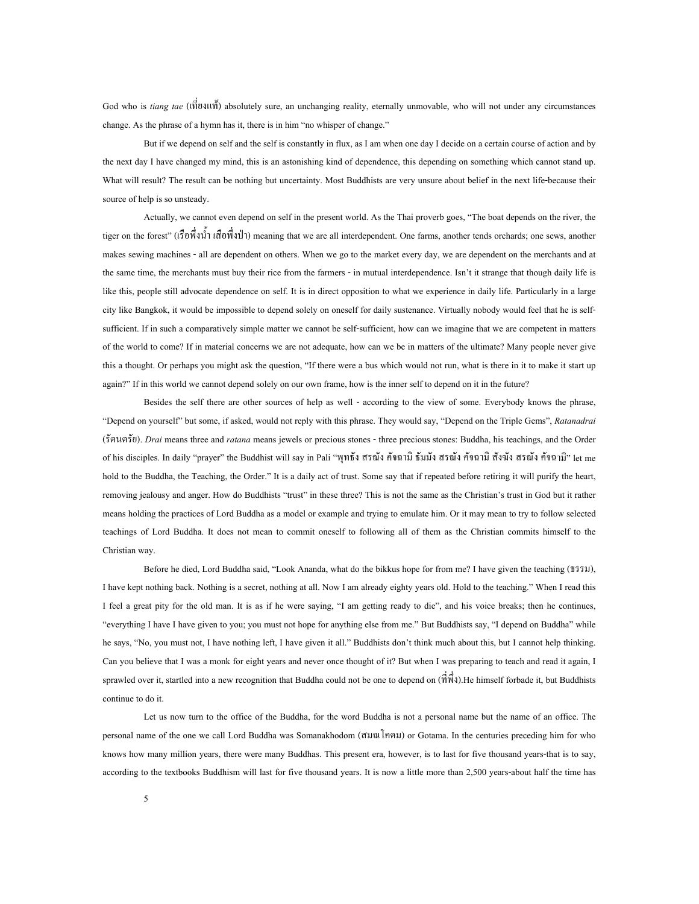God who is *tiang tae* (เที่ยงแท้) absolutely sure, an unchanging reality, eternally unmovable, who will not under any circumstances change. As the phrase of a hymn has it, there is in him "no whisper of change."

But if we depend on self and the self is constantly in flux, as I am when one day I decide on a certain course of action and by the next day I have changed my mind, this is an astonishing kind of dependence, this depending on something which cannot stand up. What will result? The result can be nothing but uncertainty. Most Buddhists are very unsure about belief in the next life-because their source of help is so unsteady.

Actually, we cannot even depend on self in the present world. As the Thai proverb goes, "The boat depends on the river, the tiger on the forest" (เรือพึ่งน้ำ เสือพึ่งป่า) meaning that we are all interdependent. One farms, another tends orchards; one sews, another makes sewing machines - all are dependent on others. When we go to the market every day, we are dependent on the merchants and at the same time, the merchants must buy their rice from the farmers - in mutual interdependence. Isn't it strange that though daily life is like this, people still advocate dependence on self. It is in direct opposition to what we experience in daily life. Particularly in a large city like Bangkok, it would be impossible to depend solely on oneself for daily sustenance. Virtually nobody would feel that he is self-sufficient. If in such a comparatively simple matter we cannot be self-sufficient, how can we imagine that we are competent in matters of the world to come? If in material concerns we are not adequate, how can we be in matters of the ultimate? Many people never give this a thought. Or perhaps you might ask the question, "If there were a bus which would not run, what is there in it to make it start up again?" If in this world we cannot depend solely on our own frame, how is the inner self to depend on it in the future?

Besides the self there are other sources of help as well - according to the view of some. Everybody knows the phrase, "Depend on yourself" but some, if asked, would not reply with this phrase. They would say, "Depend on the Triple Gems", *Ratanadrai* (รัตนตรัย). *Drai* means three and *ratana* means jewels or precious stones - three precious stones: Buddha, his teachings, and the Order of his disciples. In daily "prayer" the Buddhist will say in Pali "พุทธัง สรณัง คัจฉามิ ธัมมัง สรณัง คัจฉามิ สังฆัง สรณัง คัจฉามิ" let me hold to the Buddha, the Teaching, the Order." It is a daily act of trust. Some say that if repeated before retiring it will purify the heart, removing jealousy and anger. How do Buddhists "trust" in these three? This is not the same as the Christian's trust in God but it rather means holding the practices of Lord Buddha as a model or example and trying to emulate him. Or it may mean to try to follow selected teachings of Lord Buddha. It does not mean to commit oneself to following all of them as the Christian commits himself to the Christian way.

Before he died, Lord Buddha said, "Look Ananda, what do the bikkus hope for from me? I have given the teaching (ธรรม), I have kept nothing back. Nothing is a secret, nothing at all. Now I am already eighty years old. Hold to the teaching." When I read this I feel a great pity for the old man. It is as if he were saying, "I am getting ready to die", and his voice breaks; then he continues, "everything I have I have given to you; you must not hope for anything else from me." But Buddhists say, "I depend on Buddha" while he says, "No, you must not, I have nothing left, I have given it all." Buddhists don't think much about this, but I cannot help thinking. Can you believe that I was a monk for eight years and never once thought of it? But when I was preparing to teach and read it again, I sprawled over it, startled into a new recognition that Buddha could not be one to depend on (ที่พึ่ง).He himself forbade it, but Buddhists continue to do it.

Let us now turn to the office of the Buddha, for the word Buddha is not a personal name but the name of an office. The personal name of the one we call Lord Buddha was Somanakhodom (สมณโคดม) or Gotama. In the centuries preceding him for who knows how many million years, there were many Buddhas. This present era, however, is to last for five thousand years-that is to say, according to the textbooks Buddhism will last for five thousand years. It is now a little more than 2,500 years-about half the time has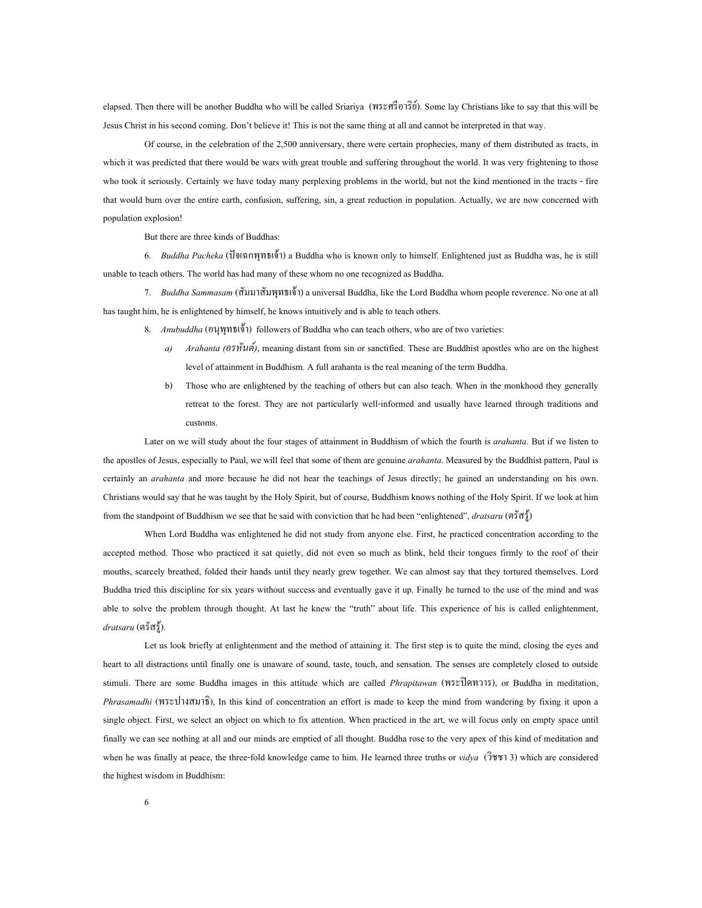elapsed. Then there will be another Buddha who will be called Sriariya (พระศรีอาริย์). Some lay Christians like to say that this will be Jesus Christ in his second coming. Don't believe it! This is not the same thing at all and cannot be interpreted in that way.

Of course, in the celebration of the 2,500 anniversary, there were certain prophecies, many of them distributed as tracts, in which it was predicted that there would be wars with great trouble and suffering throughout the world. It was very frightening to those who took it seriously. Certainly we have today many perplexing problems in the world, but not the kind mentioned in the tracts - fire that would burn over the entire earth, confusion, suffering, sin, a great reduction in population. Actually, we are now concerned with population explosion!

But there are three kinds of Buddhas:

6. *Buddha Pacheka* (ปัจเจกพุทธเจ้า) a Buddha who is known only to himself. Enlightened just as Buddha was, he is still unable to teach others. The world has had many of these whom no one recognized as Buddha.

7. *Buddha Sammasam* (สัมมาสัมพุทธเจ้า) a universal Buddha, like the Lord Buddha whom people reverence. No one at all has taught him, he is enlightened by himself, he knows intuitively and is able to teach others.

8. *Anubuddha* (อนุพุทธเจ้า) followers of Buddha who can teach others, who are of two varieties:

   *a) Arahanta (อรหันต์)*, meaning distant from sin or sanctified. These are Buddhist apostles who are on the highest level of attainment in Buddhism. A full arahanta is the real meaning of the term Buddha.

   b) Those who are enlightened by the teaching of others but can also teach. When in the monkhood they generally retreat to the forest. They are not particularly well-informed and usually have learned through traditions and customs.

Later on we will study about the four stages of attainment in Buddhism of which the fourth is *arahanta*. But if we listen to the apostles of Jesus, especially to Paul, we will feel that some of them are genuine *arahanta*. Measured by the Buddhist pattern, Paul is certainly an *arahanta* and more because he did not hear the teachings of Jesus directly; he gained an understanding on his own. Christians would say that he was taught by the Holy Spirit, but of course, Buddhism knows nothing of the Holy Spirit. If we look at him from the standpoint of Buddhism we see that he said with conviction that he had been "enlightened", *dratsaru* (ตรัสรู้)

When Lord Buddha was enlightened he did not study from anyone else. First, he practiced concentration according to the accepted method. Those who practiced it sat quietly, did not even so much as blink, held their tongues firmly to the roof of their mouths, scarcely breathed, folded their hands until they nearly grew together. We can almost say that they tortured themselves. Lord Buddha tried this discipline for six years without success and eventually gave it up. Finally he turned to the use of the mind and was able to solve the problem through thought. At last he knew the "truth" about life. This experience of his is called enlightenment, *dratsaru* (ตรัสรู้).

Let us look briefly at enlightenment and the method of attaining it. The first step is to quite the mind, closing the eyes and heart to all distractions until finally one is unaware of sound, taste, touch, and sensation. The senses are completely closed to outside stimuli. There are some Buddha images in this attitude which are called *Phrapitawan* (พระปิดทวาร), or Buddha in meditation, *Phrasamadhi* (พระปางสมาธิ), In this kind of concentration an effort is made to keep the mind from wandering by fixing it upon a single object. First, we select an object on which to fix attention. When practiced in the art, we will focus only on empty space until finally we can see nothing at all and our minds are emptied of all thought. Buddha rose to the very apex of this kind of meditation and when he was finally at peace, the three-fold knowledge came to him. He learned three truths or *vidya* (วิชชา 3) which are considered the highest wisdom in Buddhism: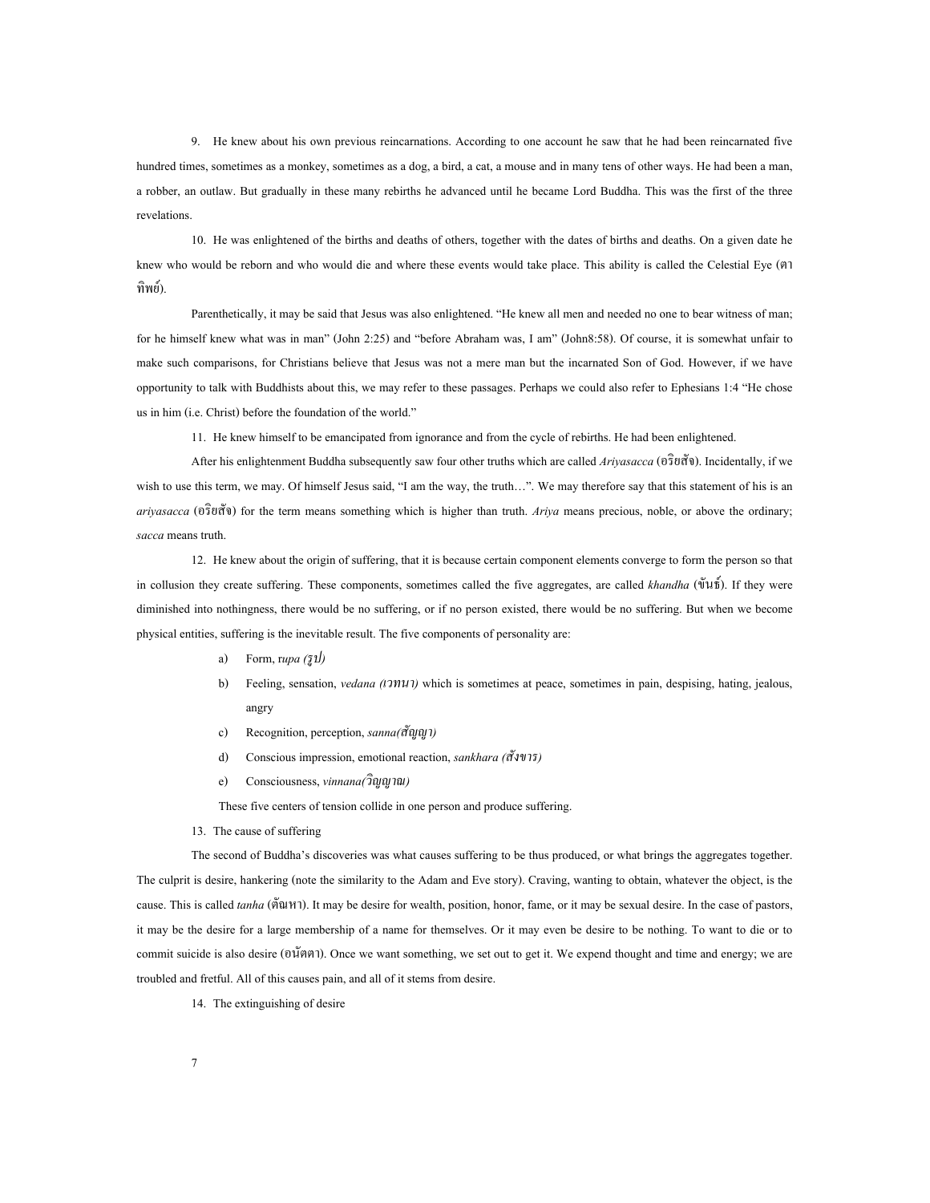9. He knew about his own previous reincarnations. According to one account he saw that he had been reincarnated five hundred times, sometimes as a monkey, sometimes as a dog, a bird, a cat, a mouse and in many tens of other ways. He had been a man, a robber, an outlaw. But gradually in these many rebirths he advanced until he became Lord Buddha. This was the first of the three revelations.

10. He was enlightened of the births and deaths of others, together with the dates of births and deaths. On a given date he knew who would be reborn and who would die and where these events would take place. This ability is called the Celestial Eye (ตาทิพย์).

Parenthetically, it may be said that Jesus was also enlightened. "He knew all men and needed no one to bear witness of man; for he himself knew what was in man" (John 2:25) and "before Abraham was, I am" (John8:58). Of course, it is somewhat unfair to make such comparisons, for Christians believe that Jesus was not a mere man but the incarnated Son of God. However, if we have opportunity to talk with Buddhists about this, we may refer to these passages. Perhaps we could also refer to Ephesians 1:4 "He chose us in him (i.e. Christ) before the foundation of the world."

11. He knew himself to be emancipated from ignorance and from the cycle of rebirths. He had been enlightened.

After his enlightenment Buddha subsequently saw four other truths which are called *Ariyasacca* (อริยสัจ). Incidentally, if we wish to use this term, we may. Of himself Jesus said, "I am the way, the truth…". We may therefore say that this statement of his is an *ariyasacca* (อริยสัจ) for the term means something which is higher than truth. *Ariya* means precious, noble, or above the ordinary; *sacca* means truth.

12. He knew about the origin of suffering, that it is because certain component elements converge to form the person so that in collusion they create suffering. These components, sometimes called the five aggregates, are called *khandha* (ขันธ์). If they were diminished into nothingness, there would be no suffering, or if no person existed, there would be no suffering. But when we become physical entities, suffering is the inevitable result. The five components of personality are:

a) Form, r*upa (รูป)*

b) Feeling, sensation, *vedana (เวทนา)* which is sometimes at peace, sometimes in pain, despising, hating, jealous, angry

c) Recognition, perception, *sanna(สัญญา)*

d) Conscious impression, emotional reaction, *sankhara (สังขาร)*

e) Consciousness, *vinnana(วิญญาณ)*

These five centers of tension collide in one person and produce suffering.

13. The cause of suffering

The second of Buddha's discoveries was what causes suffering to be thus produced, or what brings the aggregates together. The culprit is desire, hankering (note the similarity to the Adam and Eve story). Craving, wanting to obtain, whatever the object, is the cause. This is called *tanha* (ตัณหา). It may be desire for wealth, position, honor, fame, or it may be sexual desire. In the case of pastors, it may be the desire for a large membership of a name for themselves. Or it may even be desire to be nothing. To want to die or to commit suicide is also desire (อนัตตา). Once we want something, we set out to get it. We expend thought and time and energy; we are troubled and fretful. All of this causes pain, and all of it stems from desire.

14. The extinguishing of desire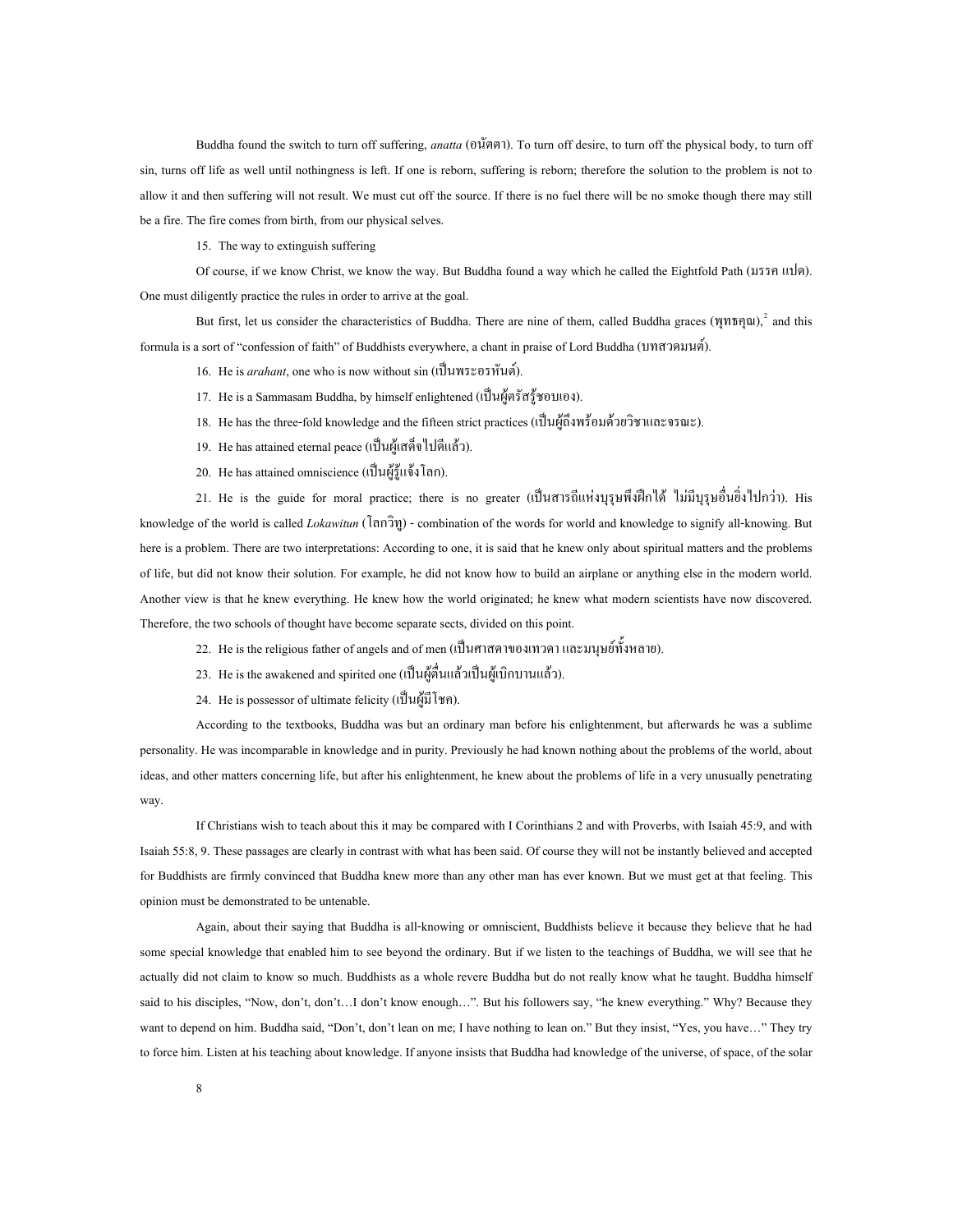Buddha found the switch to turn off suffering, *anatta* (อนัตตา). To turn off desire, to turn off the physical body, to turn off sin, turns off life as well until nothingness is left. If one is reborn, suffering is reborn; therefore the solution to the problem is not to allow it and then suffering will not result. We must cut off the source. If there is no fuel there will be no smoke though there may still be a fire. The fire comes from birth, from our physical selves.

15. The way to extinguish suffering

Of course, if we know Christ, we know the way. But Buddha found a way which he called the Eightfold Path (มรรค แปด). One must diligently practice the rules in order to arrive at the goal.

But first, let us consider the characteristics of Buddha. There are nine of them, called Buddha graces (พุทธคุณ),[2] and this formula is a sort of "confession of faith" of Buddhists everywhere, a chant in praise of Lord Buddha (บทสวดมนต์).

16. He is *arahant*, one who is now without sin (เป็นพระอรหันต์).

17. He is a Sammasam Buddha, by himself enlightened (เป็นผู้ตรัสรู้ชอบเอง).

18. He has the three-fold knowledge and the fifteen strict practices (เป็นผู้ถึงพร้อมด้วยวิชาและจรณะ).

19. He has attained eternal peace (เป็นผู้เสด็จไปดีแล้ว).

20. He has attained omniscience (เป็นผู้รู้แจ้งโลก).

21. He is the guide for moral practice; there is no greater (เป็นสารถีแห่งบุรุษพึงฝึกได้ ไม่มีบุรุษอื่นยิ่งไปกว่า). His knowledge of the world is called *Lokawitun* (โลกวิทู) - combination of the words for world and knowledge to signify all-knowing. But here is a problem. There are two interpretations: According to one, it is said that he knew only about spiritual matters and the problems of life, but did not know their solution. For example, he did not know how to build an airplane or anything else in the modern world. Another view is that he knew everything. He knew how the world originated; he knew what modern scientists have now discovered. Therefore, the two schools of thought have become separate sects, divided on this point.

22. He is the religious father of angels and of men (เป็นศาสดาของเทวดา และมนุษย์ทั้งหลาย).

23. He is the awakened and spirited one (เป็นผู้ตื่นแล้วเป็นผู้เบิกบานแล้ว).

24. He is possessor of ultimate felicity (เป็นผู้มีโชค).

According to the textbooks, Buddha was but an ordinary man before his enlightenment, but afterwards he was a sublime personality. He was incomparable in knowledge and in purity. Previously he had known nothing about the problems of the world, about ideas, and other matters concerning life, but after his enlightenment, he knew about the problems of life in a very unusually penetrating way.

If Christians wish to teach about this it may be compared with I Corinthians 2 and with Proverbs, with Isaiah 45:9, and with Isaiah 55:8, 9. These passages are clearly in contrast with what has been said. Of course they will not be instantly believed and accepted for Buddhists are firmly convinced that Buddha knew more than any other man has ever known. But we must get at that feeling. This opinion must be demonstrated to be untenable.

Again, about their saying that Buddha is all-knowing or omniscient, Buddhists believe it because they believe that he had some special knowledge that enabled him to see beyond the ordinary. But if we listen to the teachings of Buddha, we will see that he actually did not claim to know so much. Buddhists as a whole revere Buddha but do not really know what he taught. Buddha himself said to his disciples, "Now, don't, don't…I don't know enough…". But his followers say, "he knew everything." Why? Because they want to depend on him. Buddha said, "Don't, don't lean on me; I have nothing to lean on." But they insist, "Yes, you have…" They try to force him. Listen at his teaching about knowledge. If anyone insists that Buddha had knowledge of the universe, of space, of the solar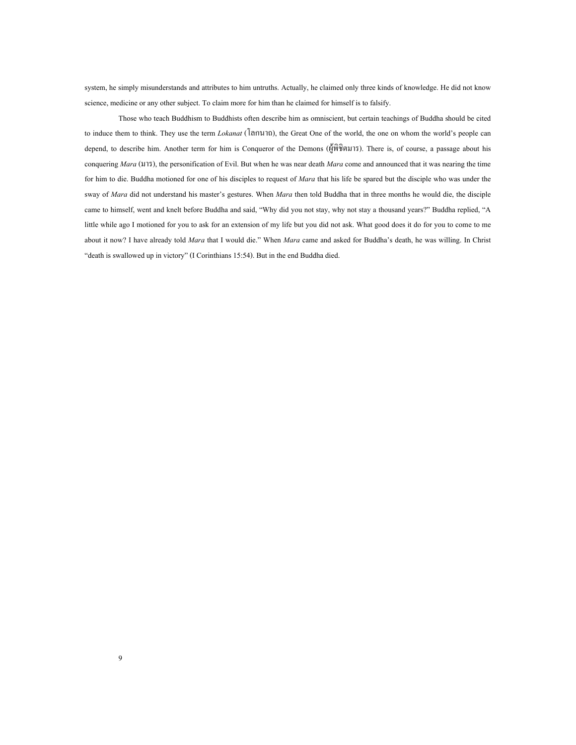system, he simply misunderstands and attributes to him untruths. Actually, he claimed only three kinds of knowledge. He did not know science, medicine or any other subject. To claim more for him than he claimed for himself is to falsify.

Those who teach Buddhism to Buddhists often describe him as omniscient, but certain teachings of Buddha should be cited to induce them to think. They use the term *Lokanat* (โลกนาถ), the Great One of the world, the one on whom the world's people can depend, to describe him. Another term for him is Conqueror of the Demons (ผู้พิชิตมาร). There is, of course, a passage about his conquering *Mara* (มาร), the personification of Evil. But when he was near death *Mara* come and announced that it was nearing the time for him to die. Buddha motioned for one of his disciples to request of *Mara* that his life be spared but the disciple who was under the sway of *Mara* did not understand his master's gestures. When *Mara* then told Buddha that in three months he would die, the disciple came to himself, went and knelt before Buddha and said, "Why did you not stay, why not stay a thousand years?" Buddha replied, "A little while ago I motioned for you to ask for an extension of my life but you did not ask. What good does it do for you to come to me about it now? I have already told *Mara* that I would die." When *Mara* came and asked for Buddha's death, he was willing. In Christ "death is swallowed up in victory" (I Corinthians 15:54). But in the end Buddha died.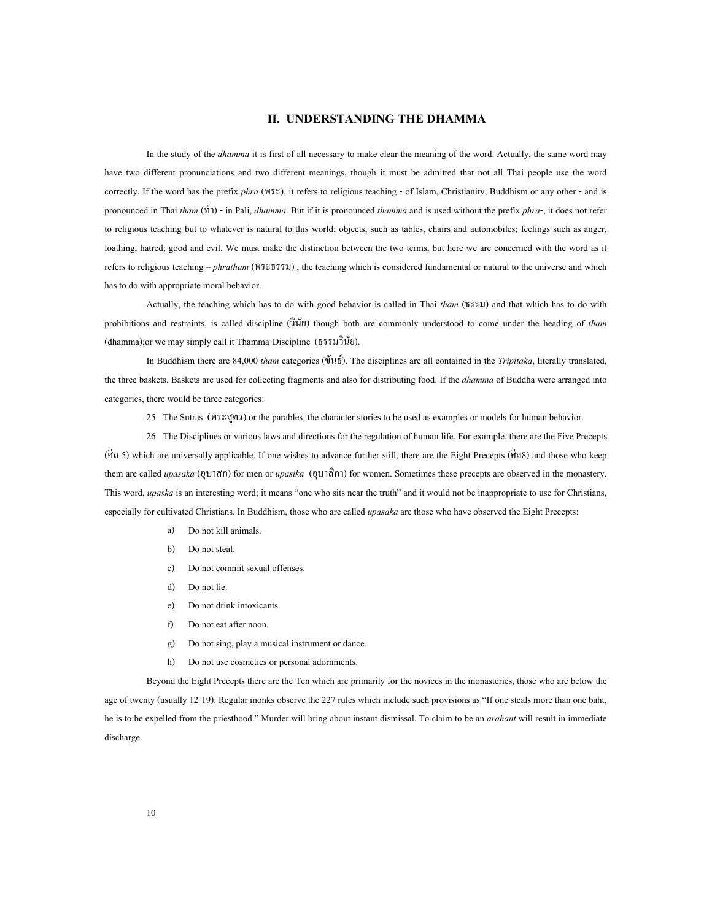## II. UNDERSTANDING THE DHAMMA

In the study of the *dhamma* it is first of all necessary to make clear the meaning of the word. Actually, the same word may have two different pronunciations and two different meanings, though it must be admitted that not all Thai people use the word correctly. If the word has the prefix *phra* (พระ), it refers to religious teaching - of Islam, Christianity, Buddhism or any other - and is pronounced in Thai *tham* (ทำ) - in Pali, *dhamma*. But if it is pronounced *thamma* and is used without the prefix *phra*-, it does not refer to religious teaching but to whatever is natural to this world: objects, such as tables, chairs and automobiles; feelings such as anger, loathing, hatred; good and evil. We must make the distinction between the two terms, but here we are concerned with the word as it refers to religious teaching – *phratham* (พระธรรม) , the teaching which is considered fundamental or natural to the universe and which has to do with appropriate moral behavior.

Actually, the teaching which has to do with good behavior is called in Thai *tham* (ธรรม) and that which has to do with prohibitions and restraints, is called discipline (วินัย) though both are commonly understood to come under the heading of *tham* (dhamma);or we may simply call it Thamma-Discipline (ธรรมวินัย).

In Buddhism there are 84,000 *tham* categories (ขันธ์). The disciplines are all contained in the *Tripitaka*, literally translated, the three baskets. Baskets are used for collecting fragments and also for distributing food. If the *dhamma* of Buddha were arranged into categories, there would be three categories:

25. The Sutras (พระสูตร) or the parables, the character stories to be used as examples or models for human behavior.

26. The Disciplines or various laws and directions for the regulation of human life. For example, there are the Five Precepts (ศีล 5) which are universally applicable. If one wishes to advance further still, there are the Eight Precepts (ศีล8) and those who keep them are called *upasaka* (อุบาสก) for men or *upasika* (อุบาสิกา) for women. Sometimes these precepts are observed in the monastery. This word, *upaska* is an interesting word; it means “one who sits near the truth” and it would not be inappropriate to use for Christians, especially for cultivated Christians. In Buddhism, those who are called *upasaka* are those who have observed the Eight Precepts:

a) Do not kill animals.
b) Do not steal.
c) Do not commit sexual offenses.
d) Do not lie.
e) Do not drink intoxicants.
f) Do not eat after noon.
g) Do not sing, play a musical instrument or dance.
h) Do not use cosmetics or personal adornments.

Beyond the Eight Precepts there are the Ten which are primarily for the novices in the monasteries, those who are below the age of twenty (usually 12-19). Regular monks observe the 227 rules which include such provisions as “If one steals more than one baht, he is to be expelled from the priesthood.” Murder will bring about instant dismissal. To claim to be an *arahant* will result in immediate discharge.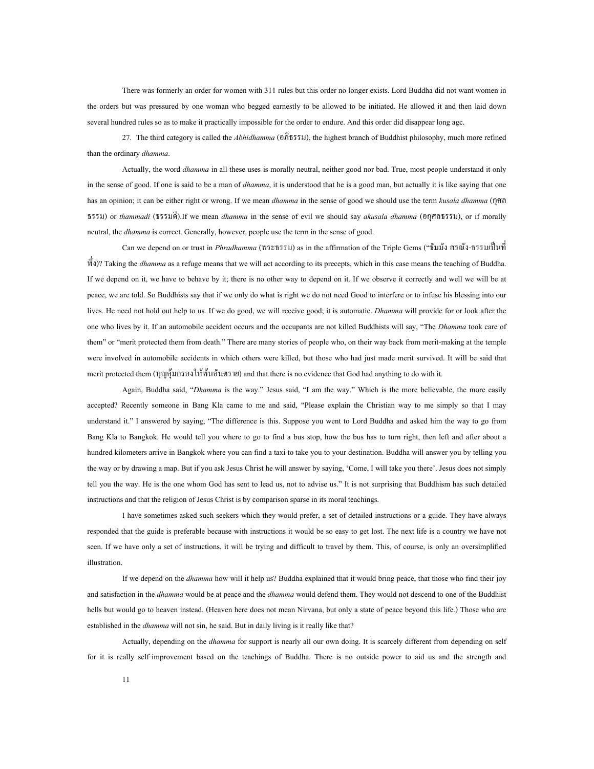There was formerly an order for women with 311 rules but this order no longer exists. Lord Buddha did not want women in the orders but was pressured by one woman who begged earnestly to be allowed to be initiated. He allowed it and then laid down several hundred rules so as to make it practically impossible for the order to endure. And this order did disappear long agc.

27. The third category is called the *Abhidhamma* (อภิธรรม), the highest branch of Buddhist philosophy, much more refined than the ordinary *dhamma*.

Actually, the word *dhamma* in all these uses is morally neutral, neither good nor bad. True, most people understand it only in the sense of good. If one is said to be a man of *dhamma*, it is understood that he is a good man, but actually it is like saying that one has an opinion; it can be either right or wrong. If we mean *dhamma* in the sense of good we should use the term *kusala dhamma* (กุศลธรรม) or *thammadi* (ธรรมดี).If we mean *dhamma* in the sense of evil we should say *akusala dhamma* (อกุศลธรรม), or if morally neutral, the *dhamma* is correct. Generally, however, people use the term in the sense of good.

Can we depend on or trust in *Phradhamma* (พระธรรม) as in the affirmation of the Triple Gems ("ธัมมัง สรณัง-ธรรมเป็นที่พึ่ง)? Taking the *dhamma* as a refuge means that we will act according to its precepts, which in this case means the teaching of Buddha. If we depend on it, we have to behave by it; there is no other way to depend on it. If we observe it correctly and well we will be at peace, we are told. So Buddhists say that if we only do what is right we do not need Good to interfere or to infuse his blessing into our lives. He need not hold out help to us. If we do good, we will receive good; it is automatic. *Dhamma* will provide for or look after the one who lives by it. If an automobile accident occurs and the occupants are not killed Buddhists will say, "The *Dhamma* took care of them" or "merit protected them from death." There are many stories of people who, on their way back from merit-making at the temple were involved in automobile accidents in which others were killed, but those who had just made merit survived. It will be said that merit protected them (บุญคุ้มครองให้พ้นอันตราย) and that there is no evidence that God had anything to do with it.

Again, Buddha said, "*Dhamma* is the way." Jesus said, "I am the way." Which is the more believable, the more easily accepted? Recently someone in Bang Kla came to me and said, "Please explain the Christian way to me simply so that I may understand it." I answered by saying, "The difference is this. Suppose you went to Lord Buddha and asked him the way to go from Bang Kla to Bangkok. He would tell you where to go to find a bus stop, how the bus has to turn right, then left and after about a hundred kilometers arrive in Bangkok where you can find a taxi to take you to your destination. Buddha will answer you by telling you the way or by drawing a map. But if you ask Jesus Christ he will answer by saying, 'Come, I will take you there'. Jesus does not simply tell you the way. He is the one whom God has sent to lead us, not to advise us." It is not surprising that Buddhism has such detailed instructions and that the religion of Jesus Christ is by comparison sparse in its moral teachings.

I have sometimes asked such seekers which they would prefer, a set of detailed instructions or a guide. They have always responded that the guide is preferable because with instructions it would be so easy to get lost. The next life is a country we have not seen. If we have only a set of instructions, it will be trying and difficult to travel by them. This, of course, is only an oversimplified illustration.

If we depend on the *dhamma* how will it help us? Buddha explained that it would bring peace, that those who find their joy and satisfaction in the *dhamma* would be at peace and the *dhamma* would defend them. They would not descend to one of the Buddhist hells but would go to heaven instead. (Heaven here does not mean Nirvana, but only a state of peace beyond this life.) Those who are established in the *dhamma* will not sin, he said. But in daily living is it really like that?

Actually, depending on the *dhamma* for support is nearly all our own doing. It is scarcely different from depending on self for it is really self-improvement based on the teachings of Buddha. There is no outside power to aid us and the strength and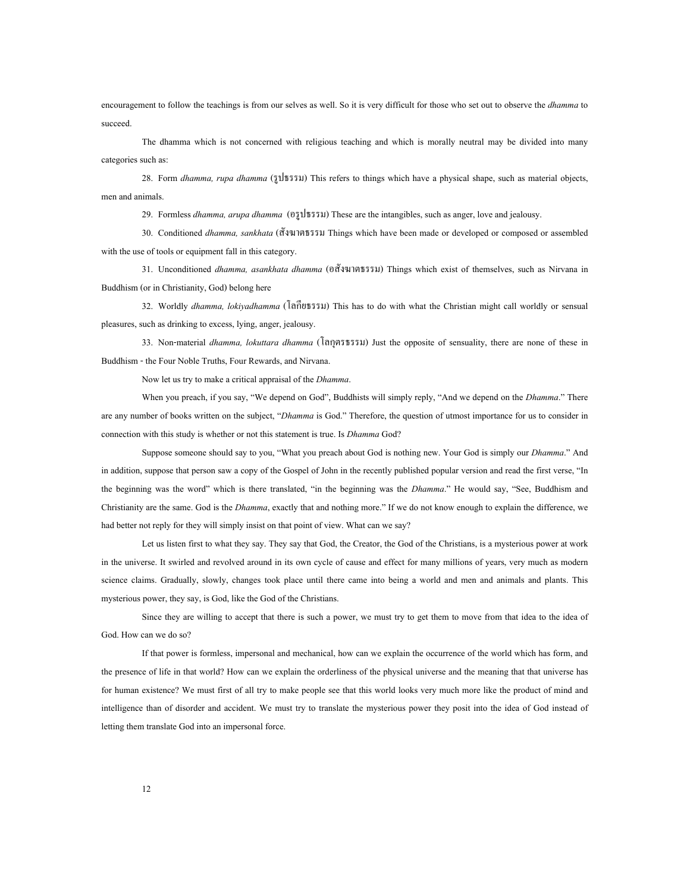encouragement to follow the teachings is from our selves as well. So it is very difficult for those who set out to observe the *dhamma* to succeed.

The dhamma which is not concerned with religious teaching and which is morally neutral may be divided into many categories such as:

28. Form *dhamma, rupa dhamma* (รูปธรรม) This refers to things which have a physical shape, such as material objects, men and animals.

29. Formless *dhamma, arupa dhamma* (อรูปธรรม) These are the intangibles, such as anger, love and jealousy.

30. Conditioned *dhamma, sankhata* (สังขตธรรม Things which have been made or developed or composed or assembled with the use of tools or equipment fall in this category.

31. Unconditioned *dhamma, asankhata dhamma* (อสังขตธรรม) Things which exist of themselves, such as Nirvana in Buddhism (or in Christianity, God) belong here

32. Worldly *dhamma, lokiyadhamma* (โลกียธรรม) This has to do with what the Christian might call worldly or sensual pleasures, such as drinking to excess, lying, anger, jealousy.

33. Non-material *dhamma, lokuttara dhamma* (โลกุตรธรรม) Just the opposite of sensuality, there are none of these in Buddhism - the Four Noble Truths, Four Rewards, and Nirvana.

Now let us try to make a critical appraisal of the *Dhamma*.

When you preach, if you say, "We depend on God", Buddhists will simply reply, "And we depend on the *Dhamma*." There are any number of books written on the subject, "*Dhamma* is God." Therefore, the question of utmost importance for us to consider in connection with this study is whether or not this statement is true. Is *Dhamma* God?

Suppose someone should say to you, "What you preach about God is nothing new. Your God is simply our *Dhamma*." And in addition, suppose that person saw a copy of the Gospel of John in the recently published popular version and read the first verse, "In the beginning was the word" which is there translated, "in the beginning was the *Dhamma*." He would say, "See, Buddhism and Christianity are the same. God is the *Dhamma*, exactly that and nothing more." If we do not know enough to explain the difference, we had better not reply for they will simply insist on that point of view. What can we say?

Let us listen first to what they say. They say that God, the Creator, the God of the Christians, is a mysterious power at work in the universe. It swirled and revolved around in its own cycle of cause and effect for many millions of years, very much as modern science claims. Gradually, slowly, changes took place until there came into being a world and men and animals and plants. This mysterious power, they say, is God, like the God of the Christians.

Since they are willing to accept that there is such a power, we must try to get them to move from that idea to the idea of God. How can we do so?

If that power is formless, impersonal and mechanical, how can we explain the occurrence of the world which has form, and the presence of life in that world? How can we explain the orderliness of the physical universe and the meaning that that universe has for human existence? We must first of all try to make people see that this world looks very much more like the product of mind and intelligence than of disorder and accident. We must try to translate the mysterious power they posit into the idea of God instead of letting them translate God into an impersonal force.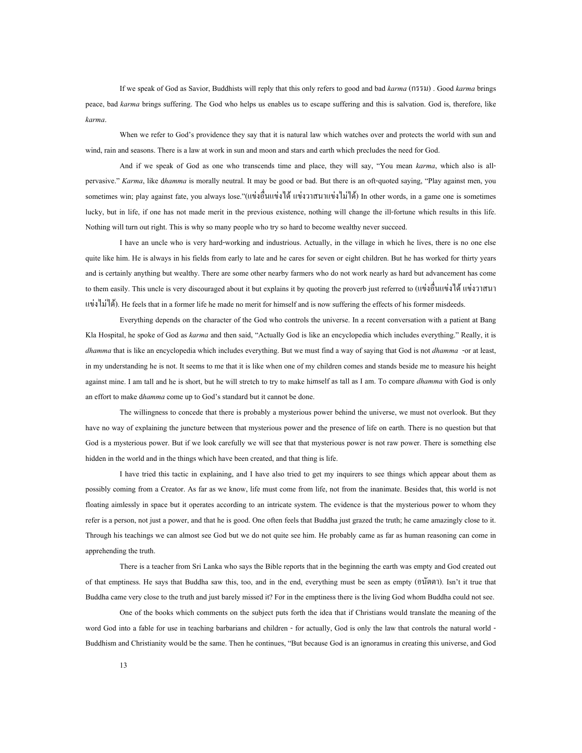If we speak of God as Savior, Buddhists will reply that this only refers to good and bad *karma* (กรรม) . Good *karma* brings peace, bad *karma* brings suffering. The God who helps us enables us to escape suffering and this is salvation. God is, therefore, like *karma*.

When we refer to God's providence they say that it is natural law which watches over and protects the world with sun and wind, rain and seasons. There is a law at work in sun and moon and stars and earth which precludes the need for God.

And if we speak of God as one who transcends time and place, they will say, "You mean *karma*, which also is all-pervasive." *Karma*, like d*hamma* is morally neutral. It may be good or bad. But there is an oft-quoted saying, "Play against men, you sometimes win; play against fate, you always lose."(แข่งอื่นแข่งได้ แข่งวาสนาแข่งไม่ได้) In other words, in a game one is sometimes lucky, but in life, if one has not made merit in the previous existence, nothing will change the ill-fortune which results in this life. Nothing will turn out right. This is why so many people who try so hard to become wealthy never succeed.

I have an uncle who is very hard-working and industrious. Actually, in the village in which he lives, there is no one else quite like him. He is always in his fields from early to late and he cares for seven or eight children. But he has worked for thirty years and is certainly anything but wealthy. There are some other nearby farmers who do not work nearly as hard but advancement has come to them easily. This uncle is very discouraged about it but explains it by quoting the proverb just referred to (แข่งอื่นแข่งได้ แข่งวาสนาแข่งไม่ได้). He feels that in a former life he made no merit for himself and is now suffering the effects of his former misdeeds.

Everything depends on the character of the God who controls the universe. In a recent conversation with a patient at Bang Kla Hospital, he spoke of God as *karma* and then said, "Actually God is like an encyclopedia which includes everything." Really, it is *dhamma* that is like an encyclopedia which includes everything. But we must find a way of saying that God is not *dhamma* -or at least, in my understanding he is not. It seems to me that it is like when one of my children comes and stands beside me to measure his height against mine. I am tall and he is short, but he will stretch to try to make himself as tall as I am. To compare *dhamma* with God is only an effort to make d*hamma* come up to God's standard but it cannot be done.

The willingness to concede that there is probably a mysterious power behind the universe, we must not overlook. But they have no way of explaining the juncture between that mysterious power and the presence of life on earth. There is no question but that God is a mysterious power. But if we look carefully we will see that that mysterious power is not raw power. There is something else hidden in the world and in the things which have been created, and that thing is life.

I have tried this tactic in explaining, and I have also tried to get my inquirers to see things which appear about them as possibly coming from a Creator. As far as we know, life must come from life, not from the inanimate. Besides that, this world is not floating aimlessly in space but it operates according to an intricate system. The evidence is that the mysterious power to whom they refer is a person, not just a power, and that he is good. One often feels that Buddha just grazed the truth; he came amazingly close to it. Through his teachings we can almost see God but we do not quite see him. He probably came as far as human reasoning can come in apprehending the truth.

There is a teacher from Sri Lanka who says the Bible reports that in the beginning the earth was empty and God created out of that emptiness. He says that Buddha saw this, too, and in the end, everything must be seen as empty (อนัตตา). Isn't it true that Buddha came very close to the truth and just barely missed it? For in the emptiness there is the living God whom Buddha could not see.

One of the books which comments on the subject puts forth the idea that if Christians would translate the meaning of the word God into a fable for use in teaching barbarians and children - for actually, God is only the law that controls the natural world - Buddhism and Christianity would be the same. Then he continues, "But because God is an ignoramus in creating this universe, and God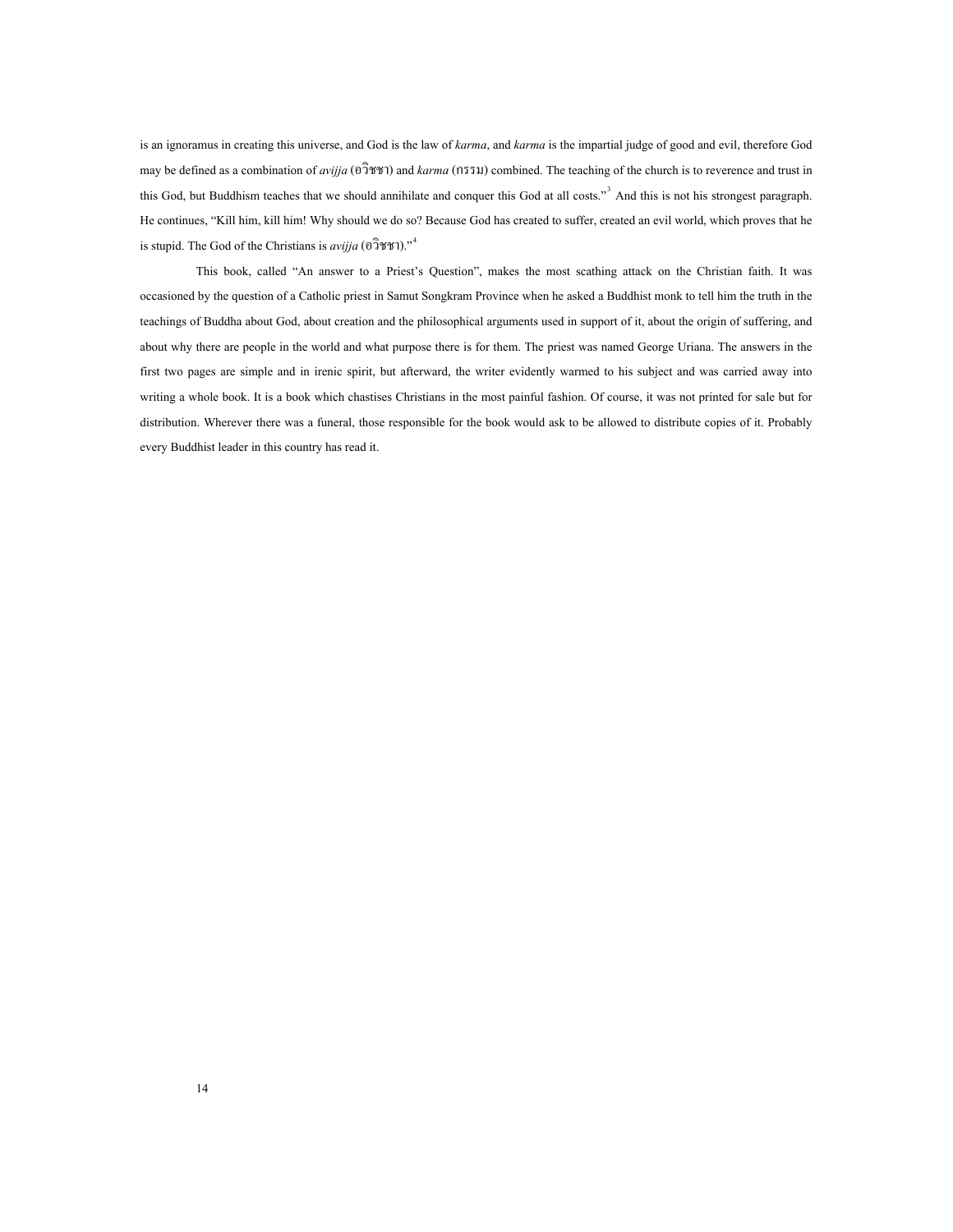is an ignoramus in creating this universe, and God is the law of *karma*, and *karma* is the impartial judge of good and evil, therefore God may be defined as a combination of *avijja* (อวิชชา) and *karma* (กรรม) combined. The teaching of the church is to reverence and trust in this God, but Buddhism teaches that we should annihilate and conquer this God at all costs."[3] And this is not his strongest paragraph. He continues, "Kill him, kill him! Why should we do so? Because God has created to suffer, created an evil world, which proves that he is stupid. The God of the Christians is *avijja* (อวิชชา)."[4]

This book, called "An answer to a Priest's Question", makes the most scathing attack on the Christian faith. It was occasioned by the question of a Catholic priest in Samut Songkram Province when he asked a Buddhist monk to tell him the truth in the teachings of Buddha about God, about creation and the philosophical arguments used in support of it, about the origin of suffering, and about why there are people in the world and what purpose there is for them. The priest was named George Uriana. The answers in the first two pages are simple and in irenic spirit, but afterward, the writer evidently warmed to his subject and was carried away into writing a whole book. It is a book which chastises Christians in the most painful fashion. Of course, it was not printed for sale but for distribution. Wherever there was a funeral, those responsible for the book would ask to be allowed to distribute copies of it. Probably every Buddhist leader in this country has read it.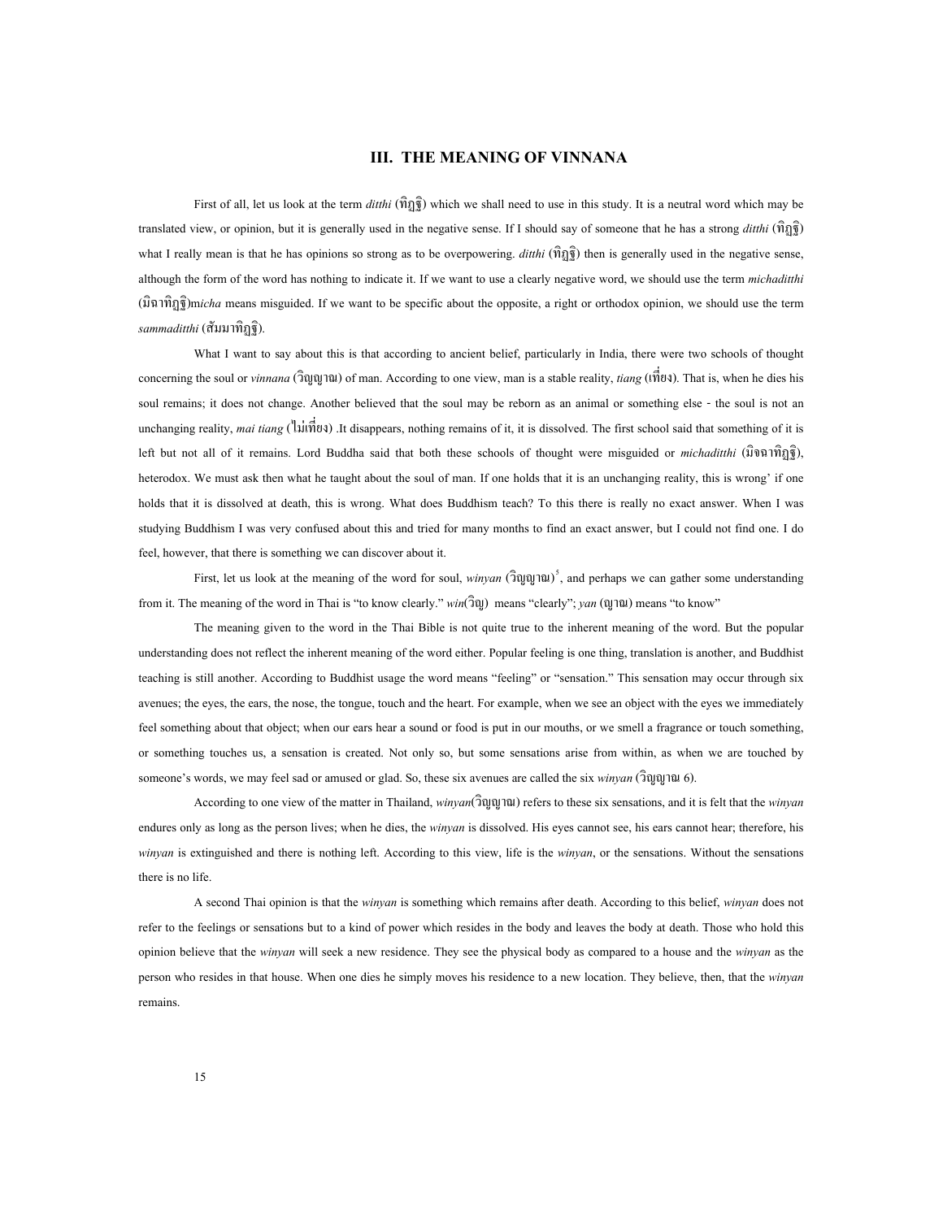## III. THE MEANING OF VINNANA

First of all, let us look at the term *ditthi* (ทิฏฐิ) which we shall need to use in this study. It is a neutral word which may be translated view, or opinion, but it is generally used in the negative sense. If I should say of someone that he has a strong *ditthi* (ทิฏฐิ) what I really mean is that he has opinions so strong as to be overpowering. *ditthi* (ทิฏฐิ) then is generally used in the negative sense, although the form of the word has nothing to indicate it. If we want to use a clearly negative word, we should use the term *michaditthi* (มิจฉาทิฏฐิ)m*icha* means misguided. If we want to be specific about the opposite, a right or orthodox opinion, we should use the term *sammaditthi* (สัมมาทิฏฐิ).

What I want to say about this is that according to ancient belief, particularly in India, there were two schools of thought concerning the soul or *vinnana* (วิญญาณ) of man. According to one view, man is a stable reality, *tiang* (เที่ยง). That is, when he dies his soul remains; it does not change. Another believed that the soul may be reborn as an animal or something else - the soul is not an unchanging reality, *mai tiang* (ไม่เที่ยง) .It disappears, nothing remains of it, it is dissolved. The first school said that something of it is left but not all of it remains. Lord Buddha said that both these schools of thought were misguided or *michaditthi* (มิจฉาทิฏฐิ), heterodox. We must ask then what he taught about the soul of man. If one holds that it is an unchanging reality, this is wrong' if one holds that it is dissolved at death, this is wrong. What does Buddhism teach? To this there is really no exact answer. When I was studying Buddhism I was very confused about this and tried for many months to find an exact answer, but I could not find one. I do feel, however, that there is something we can discover about it.

First, let us look at the meaning of the word for soul, *winyan* (วิญญาณ)[5], and perhaps we can gather some understanding from it. The meaning of the word in Thai is "to know clearly." *win*(วิญ) means "clearly"; *yan* (ญาณ) means "to know"

The meaning given to the word in the Thai Bible is not quite true to the inherent meaning of the word. But the popular understanding does not reflect the inherent meaning of the word either. Popular feeling is one thing, translation is another, and Buddhist teaching is still another. According to Buddhist usage the word means "feeling" or "sensation." This sensation may occur through six avenues; the eyes, the ears, the nose, the tongue, touch and the heart. For example, when we see an object with the eyes we immediately feel something about that object; when our ears hear a sound or food is put in our mouths, or we smell a fragrance or touch something, or something touches us, a sensation is created. Not only so, but some sensations arise from within, as when we are touched by someone's words, we may feel sad or amused or glad. So, these six avenues are called the six *winyan* (วิญญาณ 6).

According to one view of the matter in Thailand, *winyan*(วิญญาณ) refers to these six sensations, and it is felt that the *winyan* endures only as long as the person lives; when he dies, the *winyan* is dissolved. His eyes cannot see, his ears cannot hear; therefore, his *winyan* is extinguished and there is nothing left. According to this view, life is the *winyan*, or the sensations. Without the sensations there is no life.

A second Thai opinion is that the *winyan* is something which remains after death. According to this belief, *winyan* does not refer to the feelings or sensations but to a kind of power which resides in the body and leaves the body at death. Those who hold this opinion believe that the *winyan* will seek a new residence. They see the physical body as compared to a house and the *winyan* as the person who resides in that house. When one dies he simply moves his residence to a new location. They believe, then, that the *winyan* remains.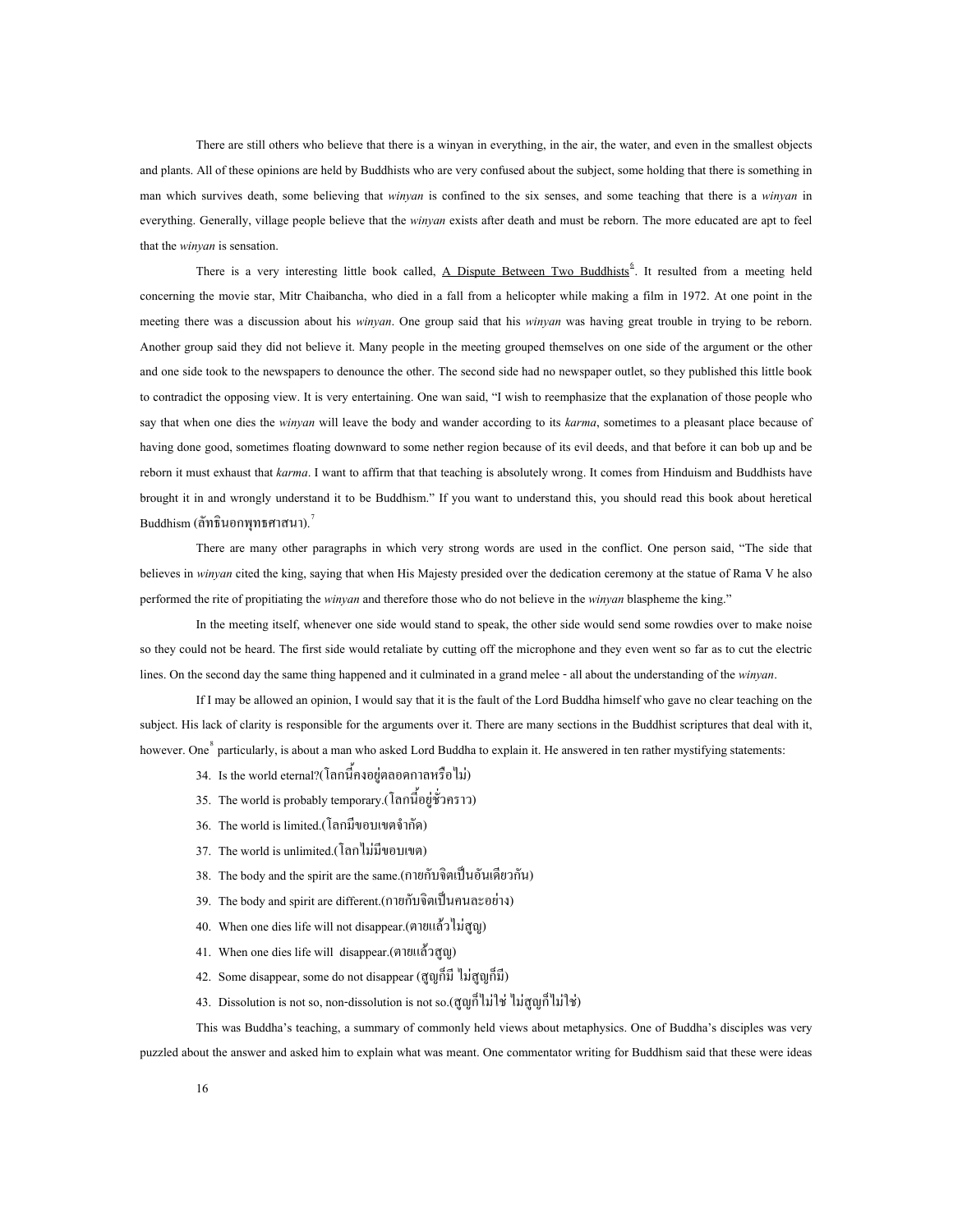There are still others who believe that there is a winyan in everything, in the air, the water, and even in the smallest objects and plants. All of these opinions are held by Buddhists who are very confused about the subject, some holding that there is something in man which survives death, some believing that *winyan* is confined to the six senses, and some teaching that there is a *winyan* in everything. Generally, village people believe that the *winyan* exists after death and must be reborn. The more educated are apt to feel that the *winyan* is sensation.

There is a very interesting little book called, A Dispute Between Two Buddhists[6]. It resulted from a meeting held concerning the movie star, Mitr Chaibancha, who died in a fall from a helicopter while making a film in 1972. At one point in the meeting there was a discussion about his *winyan*. One group said that his *winyan* was having great trouble in trying to be reborn. Another group said they did not believe it. Many people in the meeting grouped themselves on one side of the argument or the other and one side took to the newspapers to denounce the other. The second side had no newspaper outlet, so they published this little book to contradict the opposing view. It is very entertaining. One wan said, "I wish to reemphasize that the explanation of those people who say that when one dies the *winyan* will leave the body and wander according to its *karma*, sometimes to a pleasant place because of having done good, sometimes floating downward to some nether region because of its evil deeds, and that before it can bob up and be reborn it must exhaust that *karma*. I want to affirm that that teaching is absolutely wrong. It comes from Hinduism and Buddhists have brought it in and wrongly understand it to be Buddhism." If you want to understand this, you should read this book about heretical Buddhism (ลัทธินอกพุทธศาสนา).[7]

There are many other paragraphs in which very strong words are used in the conflict. One person said, "The side that believes in *winyan* cited the king, saying that when His Majesty presided over the dedication ceremony at the statue of Rama V he also performed the rite of propitiating the *winyan* and therefore those who do not believe in the *winyan* blaspheme the king."

In the meeting itself, whenever one side would stand to speak, the other side would send some rowdies over to make noise so they could not be heard. The first side would retaliate by cutting off the microphone and they even went so far as to cut the electric lines. On the second day the same thing happened and it culminated in a grand melee - all about the understanding of the *winyan*.

If I may be allowed an opinion, I would say that it is the fault of the Lord Buddha himself who gave no clear teaching on the subject. His lack of clarity is responsible for the arguments over it. There are many sections in the Buddhist scriptures that deal with it, however. One[8] particularly, is about a man who asked Lord Buddha to explain it. He answered in ten rather mystifying statements:

34. Is the world eternal?(โลกนี้คงอยู่ตลอดกาลหรือไม่)
35. The world is probably temporary.(โลกนี้อยู่ชั่วคราว)
36. The world is limited.(โลกมีขอบเขตจำกัด)
37. The world is unlimited.(โลกไม่มีขอบเขต)
38. The body and the spirit are the same.(กายกับจิตเป็นอันเดียวกัน)
39. The body and spirit are different.(กายกับจิตเป็นคนละอย่าง)
40. When one dies life will not disappear.(ตายแล้วไม่สูญ)
41. When one dies life will disappear.(ตายแล้วสูญ)
42. Some disappear, some do not disappear (สูญก็มี ไม่สูญก็มี)
43. Dissolution is not so, non-dissolution is not so.(สูญก็ไม่ใช่ ไม่สูญก็ไม่ใช่)

This was Buddha's teaching, a summary of commonly held views about metaphysics. One of Buddha's disciples was very puzzled about the answer and asked him to explain what was meant. One commentator writing for Buddhism said that these were ideas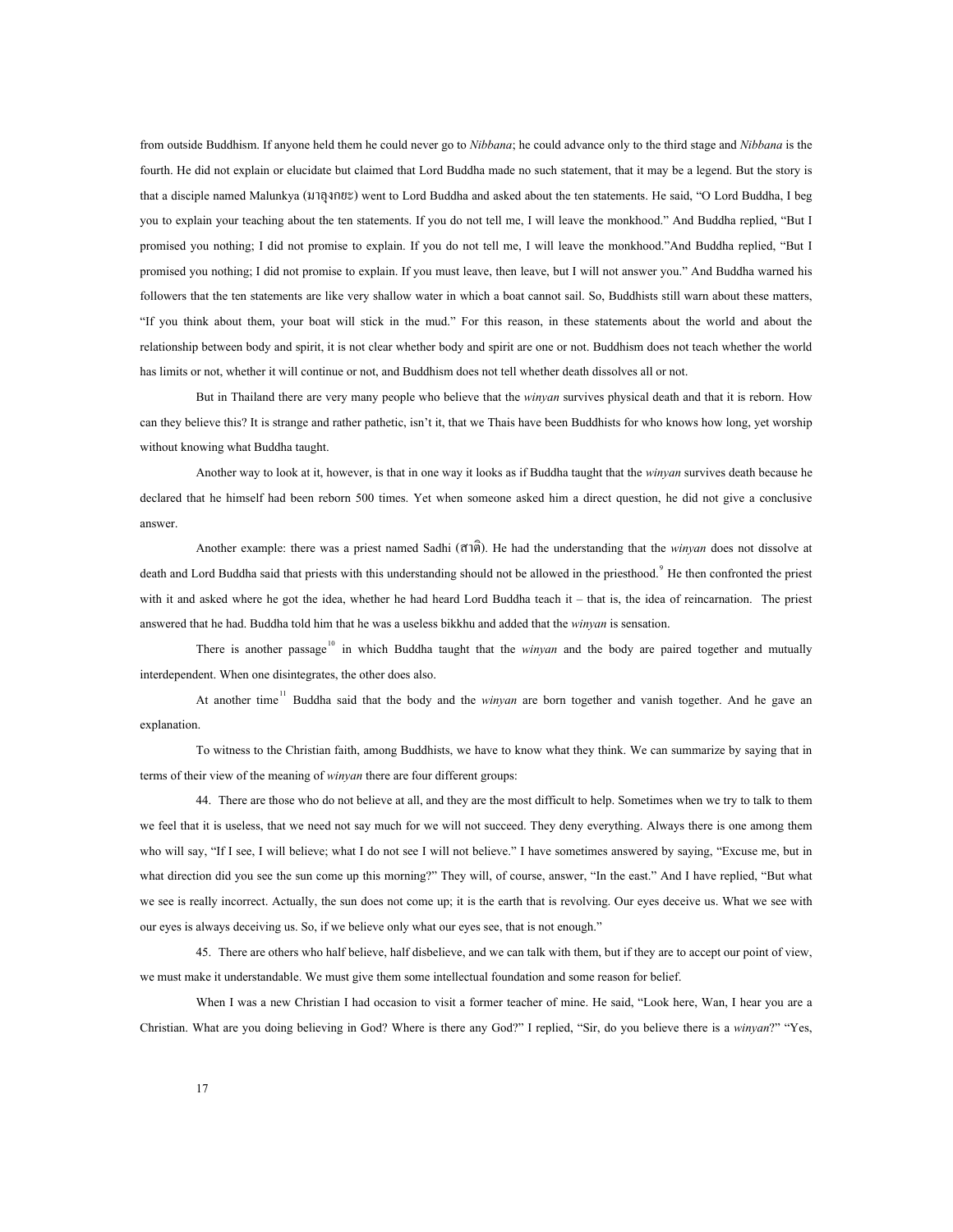from outside Buddhism. If anyone held them he could never go to *Nibbana*; he could advance only to the third stage and *Nibbana* is the fourth. He did not explain or elucidate but claimed that Lord Buddha made no such statement, that it may be a legend. But the story is that a disciple named Malunkya (มาลุงกยะ) went to Lord Buddha and asked about the ten statements. He said, "O Lord Buddha, I beg you to explain your teaching about the ten statements. If you do not tell me, I will leave the monkhood." And Buddha replied, "But I promised you nothing; I did not promise to explain. If you do not tell me, I will leave the monkhood."And Buddha replied, "But I promised you nothing; I did not promise to explain. If you must leave, then leave, but I will not answer you." And Buddha warned his followers that the ten statements are like very shallow water in which a boat cannot sail. So, Buddhists still warn about these matters, "If you think about them, your boat will stick in the mud." For this reason, in these statements about the world and about the relationship between body and spirit, it is not clear whether body and spirit are one or not. Buddhism does not teach whether the world has limits or not, whether it will continue or not, and Buddhism does not tell whether death dissolves all or not.

But in Thailand there are very many people who believe that the *winyan* survives physical death and that it is reborn. How can they believe this? It is strange and rather pathetic, isn't it, that we Thais have been Buddhists for who knows how long, yet worship without knowing what Buddha taught.

Another way to look at it, however, is that in one way it looks as if Buddha taught that the *winyan* survives death because he declared that he himself had been reborn 500 times. Yet when someone asked him a direct question, he did not give a conclusive answer.

Another example: there was a priest named Sadhi (สาติ). He had the understanding that the *winyan* does not dissolve at death and Lord Buddha said that priests with this understanding should not be allowed in the priesthood.[9] He then confronted the priest with it and asked where he got the idea, whether he had heard Lord Buddha teach it – that is, the idea of reincarnation. The priest answered that he had. Buddha told him that he was a useless bikkhu and added that the *winyan* is sensation.

There is another passage[10] in which Buddha taught that the *winyan* and the body are paired together and mutually interdependent. When one disintegrates, the other does also.

At another time[11] Buddha said that the body and the *winyan* are born together and vanish together. And he gave an explanation.

To witness to the Christian faith, among Buddhists, we have to know what they think. We can summarize by saying that in terms of their view of the meaning of *winyan* there are four different groups:

44. There are those who do not believe at all, and they are the most difficult to help. Sometimes when we try to talk to them we feel that it is useless, that we need not say much for we will not succeed. They deny everything. Always there is one among them who will say, "If I see, I will believe; what I do not see I will not believe." I have sometimes answered by saying, "Excuse me, but in what direction did you see the sun come up this morning?" They will, of course, answer, "In the east." And I have replied, "But what we see is really incorrect. Actually, the sun does not come up; it is the earth that is revolving. Our eyes deceive us. What we see with our eyes is always deceiving us. So, if we believe only what our eyes see, that is not enough."

45. There are others who half believe, half disbelieve, and we can talk with them, but if they are to accept our point of view, we must make it understandable. We must give them some intellectual foundation and some reason for belief.

When I was a new Christian I had occasion to visit a former teacher of mine. He said, "Look here, Wan, I hear you are a Christian. What are you doing believing in God? Where is there any God?" I replied, "Sir, do you believe there is a *winyan*?" "Yes,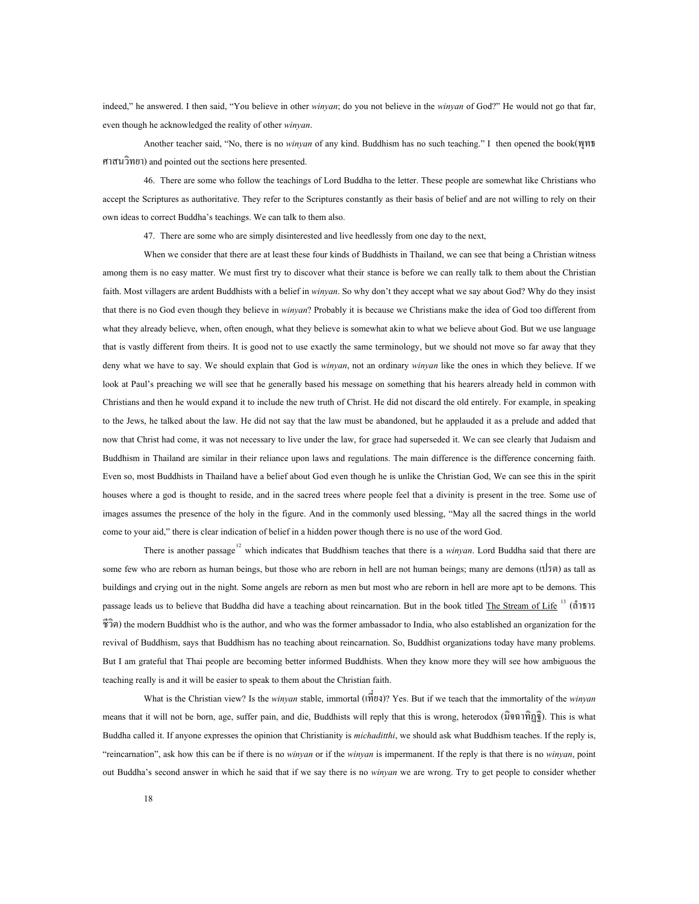indeed," he answered. I then said, "You believe in other *winyan*; do you not believe in the *winyan* of God?" He would not go that far, even though he acknowledged the reality of other *winyan*.

Another teacher said, "No, there is no *winyan* of any kind. Buddhism has no such teaching." I then opened the book(พุทธศาสนวิทยา) and pointed out the sections here presented.

46. There are some who follow the teachings of Lord Buddha to the letter. These people are somewhat like Christians who accept the Scriptures as authoritative. They refer to the Scriptures constantly as their basis of belief and are not willing to rely on their own ideas to correct Buddha's teachings. We can talk to them also.

47. There are some who are simply disinterested and live heedlessly from one day to the next,

When we consider that there are at least these four kinds of Buddhists in Thailand, we can see that being a Christian witness among them is no easy matter. We must first try to discover what their stance is before we can really talk to them about the Christian faith. Most villagers are ardent Buddhists with a belief in *winyan*. So why don't they accept what we say about God? Why do they insist that there is no God even though they believe in *winyan*? Probably it is because we Christians make the idea of God too different from what they already believe, when, often enough, what they believe is somewhat akin to what we believe about God. But we use language that is vastly different from theirs. It is good not to use exactly the same terminology, but we should not move so far away that they deny what we have to say. We should explain that God is *winyan*, not an ordinary *winyan* like the ones in which they believe. If we look at Paul's preaching we will see that he generally based his message on something that his hearers already held in common with Christians and then he would expand it to include the new truth of Christ. He did not discard the old entirely. For example, in speaking to the Jews, he talked about the law. He did not say that the law must be abandoned, but he applauded it as a prelude and added that now that Christ had come, it was not necessary to live under the law, for grace had superseded it. We can see clearly that Judaism and Buddhism in Thailand are similar in their reliance upon laws and regulations. The main difference is the difference concerning faith. Even so, most Buddhists in Thailand have a belief about God even though he is unlike the Christian God, We can see this in the spirit houses where a god is thought to reside, and in the sacred trees where people feel that a divinity is present in the tree. Some use of images assumes the presence of the holy in the figure. And in the commonly used blessing, "May all the sacred things in the world come to your aid," there is clear indication of belief in a hidden power though there is no use of the word God.

There is another passage[12] which indicates that Buddhism teaches that there is a *winyan*. Lord Buddha said that there are some few who are reborn as human beings, but those who are reborn in hell are not human beings; many are demons (เปรต) as tall as buildings and crying out in the night. Some angels are reborn as men but most who are reborn in hell are more apt to be demons. This passage leads us to believe that Buddha did have a teaching about reincarnation. But in the book titled The Stream of Life [13] (ลำธารชีวิต) the modern Buddhist who is the author, and who was the former ambassador to India, who also established an organization for the revival of Buddhism, says that Buddhism has no teaching about reincarnation. So, Buddhist organizations today have many problems. But I am grateful that Thai people are becoming better informed Buddhists. When they know more they will see how ambiguous the teaching really is and it will be easier to speak to them about the Christian faith.

What is the Christian view? Is the *winyan* stable, immortal (เที่ยง)? Yes. But if we teach that the immortality of the *winyan* means that it will not be born, age, suffer pain, and die, Buddhists will reply that this is wrong, heterodox (มิจฉาทิฏฐิ). This is what Buddha called it. If anyone expresses the opinion that Christianity is *michaditthi*, we should ask what Buddhism teaches. If the reply is, "reincarnation", ask how this can be if there is no *winyan* or if the *winyan* is impermanent. If the reply is that there is no *winyan*, point out Buddha's second answer in which he said that if we say there is no *winyan* we are wrong. Try to get people to consider whether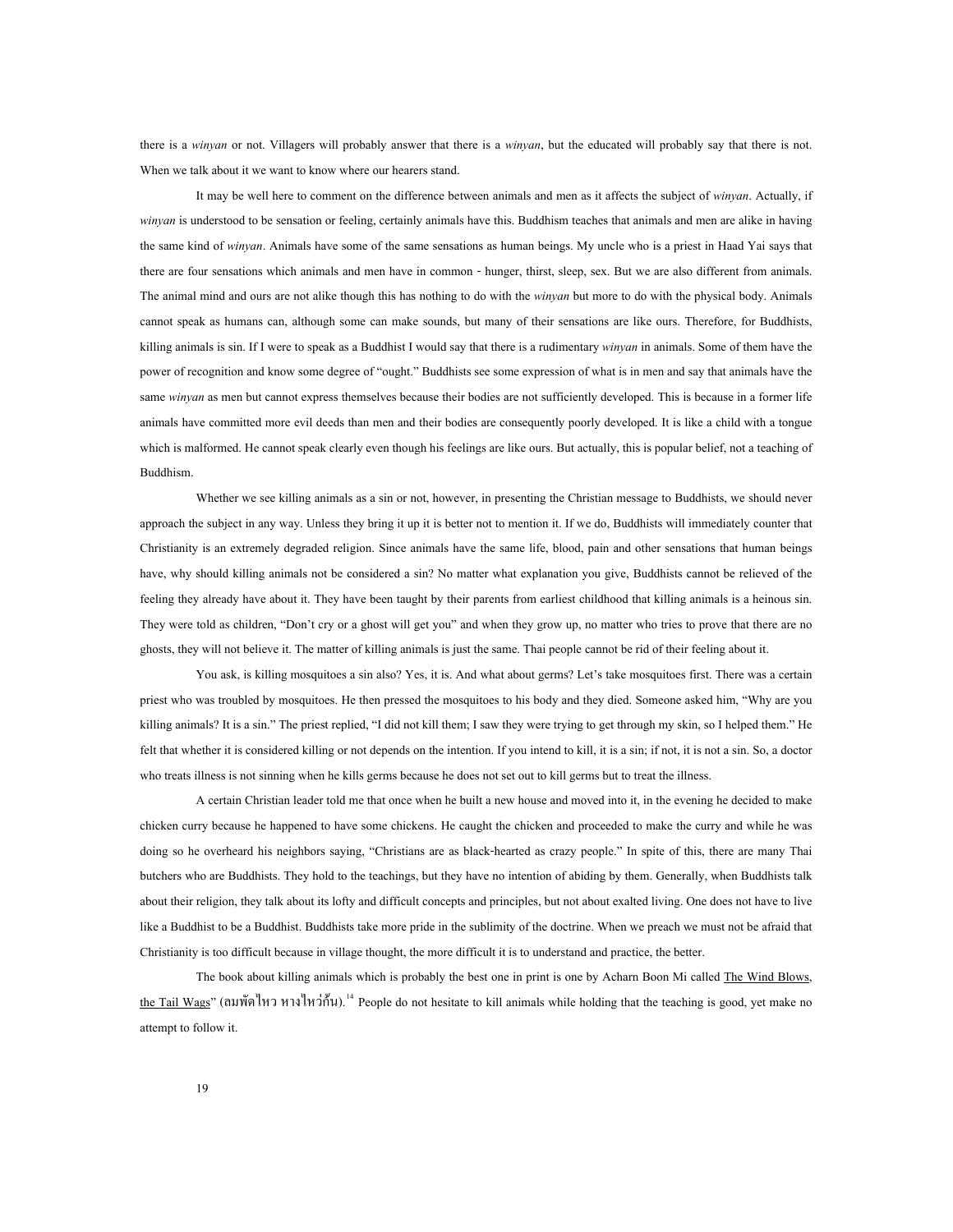there is a *winyan* or not. Villagers will probably answer that there is a *winyan*, but the educated will probably say that there is not. When we talk about it we want to know where our hearers stand.

It may be well here to comment on the difference between animals and men as it affects the subject of *winyan*. Actually, if *winyan* is understood to be sensation or feeling, certainly animals have this. Buddhism teaches that animals and men are alike in having the same kind of *winyan*. Animals have some of the same sensations as human beings. My uncle who is a priest in Haad Yai says that there are four sensations which animals and men have in common - hunger, thirst, sleep, sex. But we are also different from animals. The animal mind and ours are not alike though this has nothing to do with the *winyan* but more to do with the physical body. Animals cannot speak as humans can, although some can make sounds, but many of their sensations are like ours. Therefore, for Buddhists, killing animals is sin. If I were to speak as a Buddhist I would say that there is a rudimentary *winyan* in animals. Some of them have the power of recognition and know some degree of "ought." Buddhists see some expression of what is in men and say that animals have the same *winyan* as men but cannot express themselves because their bodies are not sufficiently developed. This is because in a former life animals have committed more evil deeds than men and their bodies are consequently poorly developed. It is like a child with a tongue which is malformed. He cannot speak clearly even though his feelings are like ours. But actually, this is popular belief, not a teaching of Buddhism.

Whether we see killing animals as a sin or not, however, in presenting the Christian message to Buddhists, we should never approach the subject in any way. Unless they bring it up it is better not to mention it. If we do, Buddhists will immediately counter that Christianity is an extremely degraded religion. Since animals have the same life, blood, pain and other sensations that human beings have, why should killing animals not be considered a sin? No matter what explanation you give, Buddhists cannot be relieved of the feeling they already have about it. They have been taught by their parents from earliest childhood that killing animals is a heinous sin. They were told as children, "Don't cry or a ghost will get you" and when they grow up, no matter who tries to prove that there are no ghosts, they will not believe it. The matter of killing animals is just the same. Thai people cannot be rid of their feeling about it.

You ask, is killing mosquitoes a sin also? Yes, it is. And what about germs? Let's take mosquitoes first. There was a certain priest who was troubled by mosquitoes. He then pressed the mosquitoes to his body and they died. Someone asked him, "Why are you killing animals? It is a sin." The priest replied, "I did not kill them; I saw they were trying to get through my skin, so I helped them." He felt that whether it is considered killing or not depends on the intention. If you intend to kill, it is a sin; if not, it is not a sin. So, a doctor who treats illness is not sinning when he kills germs because he does not set out to kill germs but to treat the illness.

A certain Christian leader told me that once when he built a new house and moved into it, in the evening he decided to make chicken curry because he happened to have some chickens. He caught the chicken and proceeded to make the curry and while he was doing so he overheard his neighbors saying, "Christians are as black-hearted as crazy people." In spite of this, there are many Thai butchers who are Buddhists. They hold to the teachings, but they have no intention of abiding by them. Generally, when Buddhists talk about their religion, they talk about its lofty and difficult concepts and principles, but not about exalted living. One does not have to live like a Buddhist to be a Buddhist. Buddhists take more pride in the sublimity of the doctrine. When we preach we must not be afraid that Christianity is too difficult because in village thought, the more difficult it is to understand and practice, the better.

The book about killing animals which is probably the best one in print is one by Acharn Boon Mi called The Wind Blows, the Tail Wags" (ลมพัดไหว หางไหวก้น).[14] People do not hesitate to kill animals while holding that the teaching is good, yet make no attempt to follow it.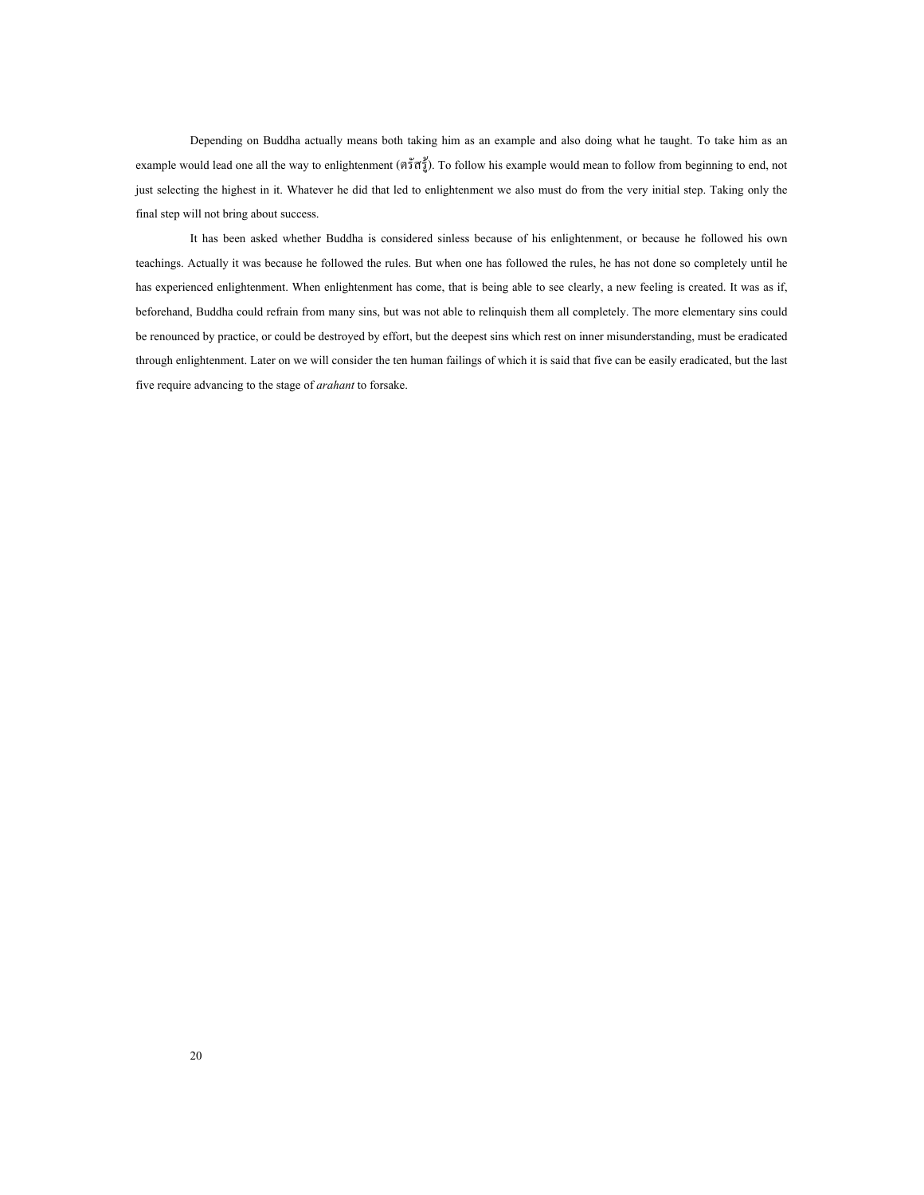Depending on Buddha actually means both taking him as an example and also doing what he taught. To take him as an example would lead one all the way to enlightenment (ตรัสรู้). To follow his example would mean to follow from beginning to end, not just selecting the highest in it. Whatever he did that led to enlightenment we also must do from the very initial step. Taking only the final step will not bring about success.

It has been asked whether Buddha is considered sinless because of his enlightenment, or because he followed his own teachings. Actually it was because he followed the rules. But when one has followed the rules, he has not done so completely until he has experienced enlightenment. When enlightenment has come, that is being able to see clearly, a new feeling is created. It was as if, beforehand, Buddha could refrain from many sins, but was not able to relinquish them all completely. The more elementary sins could be renounced by practice, or could be destroyed by effort, but the deepest sins which rest on inner misunderstanding, must be eradicated through enlightenment. Later on we will consider the ten human failings of which it is said that five can be easily eradicated, but the last five require advancing to the stage of *arahant* to forsake.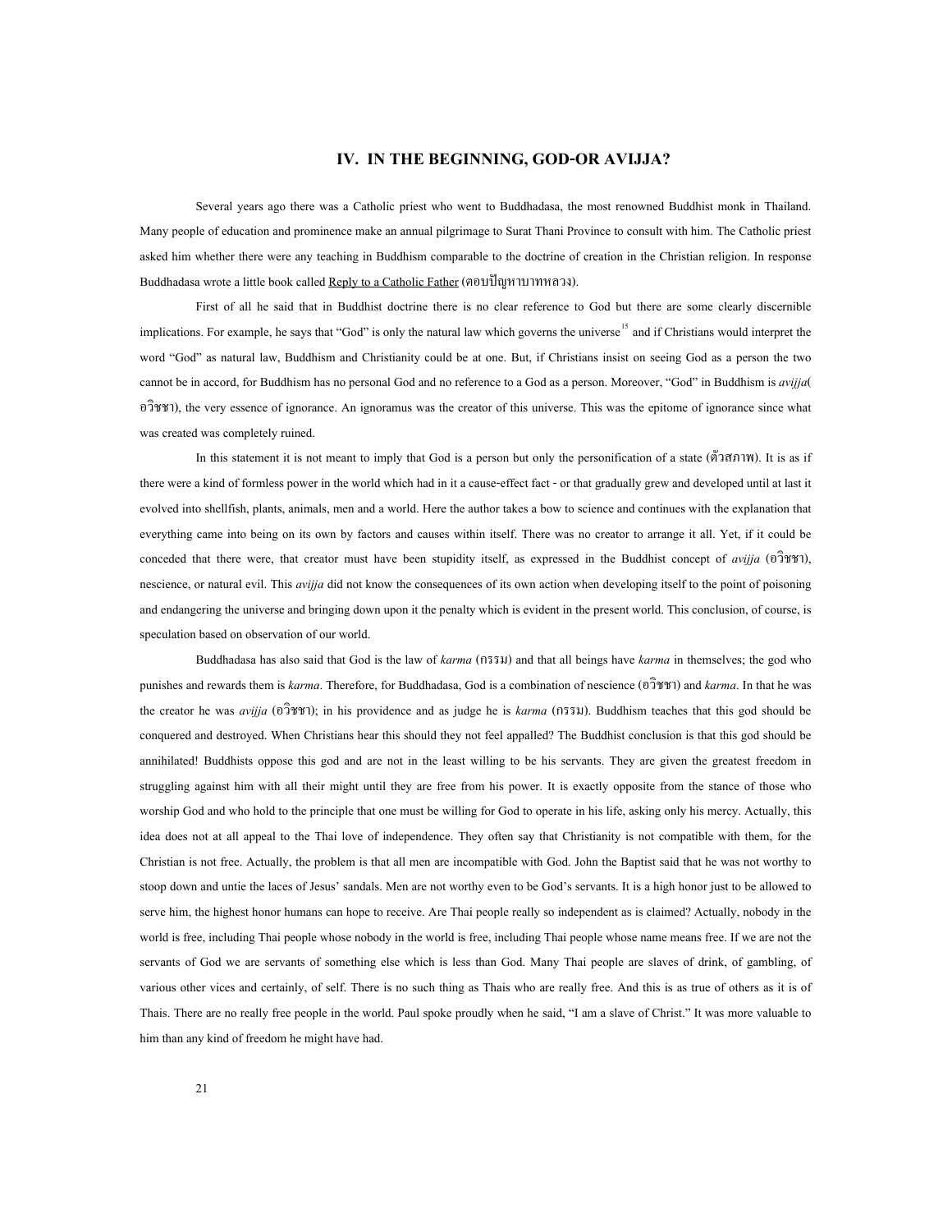## IV. IN THE BEGINNING, GOD-OR AVIJJA?

Several years ago there was a Catholic priest who went to Buddhadasa, the most renowned Buddhist monk in Thailand. Many people of education and prominence make an annual pilgrimage to Surat Thani Province to consult with him. The Catholic priest asked him whether there were any teaching in Buddhism comparable to the doctrine of creation in the Christian religion. In response Buddhadasa wrote a little book called Reply to a Catholic Father (ตอบปัญหาบาทหลวง).

First of all he said that in Buddhist doctrine there is no clear reference to God but there are some clearly discernible implications. For example, he says that "God" is only the natural law which governs the universe[15] and if Christians would interpret the word "God" as natural law, Buddhism and Christianity could be at one. But, if Christians insist on seeing God as a person the two cannot be in accord, for Buddhism has no personal God and no reference to a God as a person. Moreover, "God" in Buddhism is *avijja*( อวิชชา), the very essence of ignorance. An ignoramus was the creator of this universe. This was the epitome of ignorance since what was created was completely ruined.

In this statement it is not meant to imply that God is a person but only the personification of a state (ตัวสภาพ). It is as if there were a kind of formless power in the world which had in it a cause-effect fact - or that gradually grew and developed until at last it evolved into shellfish, plants, animals, men and a world. Here the author takes a bow to science and continues with the explanation that everything came into being on its own by factors and causes within itself. There was no creator to arrange it all. Yet, if it could be conceded that there were, that creator must have been stupidity itself, as expressed in the Buddhist concept of *avijja* (อวิชชา), nescience, or natural evil. This *avijja* did not know the consequences of its own action when developing itself to the point of poisoning and endangering the universe and bringing down upon it the penalty which is evident in the present world. This conclusion, of course, is speculation based on observation of our world.

Buddhadasa has also said that God is the law of *karma* (กรรม) and that all beings have *karma* in themselves; the god who punishes and rewards them is *karma*. Therefore, for Buddhadasa, God is a combination of nescience (อวิชชา) and *karma*. In that he was the creator he was *avijja* (อวิชชา); in his providence and as judge he is *karma* (กรรม). Buddhism teaches that this god should be conquered and destroyed. When Christians hear this should they not feel appalled? The Buddhist conclusion is that this god should be annihilated! Buddhists oppose this god and are not in the least willing to be his servants. They are given the greatest freedom in struggling against him with all their might until they are free from his power. It is exactly opposite from the stance of those who worship God and who hold to the principle that one must be willing for God to operate in his life, asking only his mercy. Actually, this idea does not at all appeal to the Thai love of independence. They often say that Christianity is not compatible with them, for the Christian is not free. Actually, the problem is that all men are incompatible with God. John the Baptist said that he was not worthy to stoop down and untie the laces of Jesus' sandals. Men are not worthy even to be God's servants. It is a high honor just to be allowed to serve him, the highest honor humans can hope to receive. Are Thai people really so independent as is claimed? Actually, nobody in the world is free, including Thai people whose nobody in the world is free, including Thai people whose name means free. If we are not the servants of God we are servants of something else which is less than God. Many Thai people are slaves of drink, of gambling, of various other vices and certainly, of self. There is no such thing as Thais who are really free. And this is as true of others as it is of Thais. There are no really free people in the world. Paul spoke proudly when he said, "I am a slave of Christ." It was more valuable to him than any kind of freedom he might have had.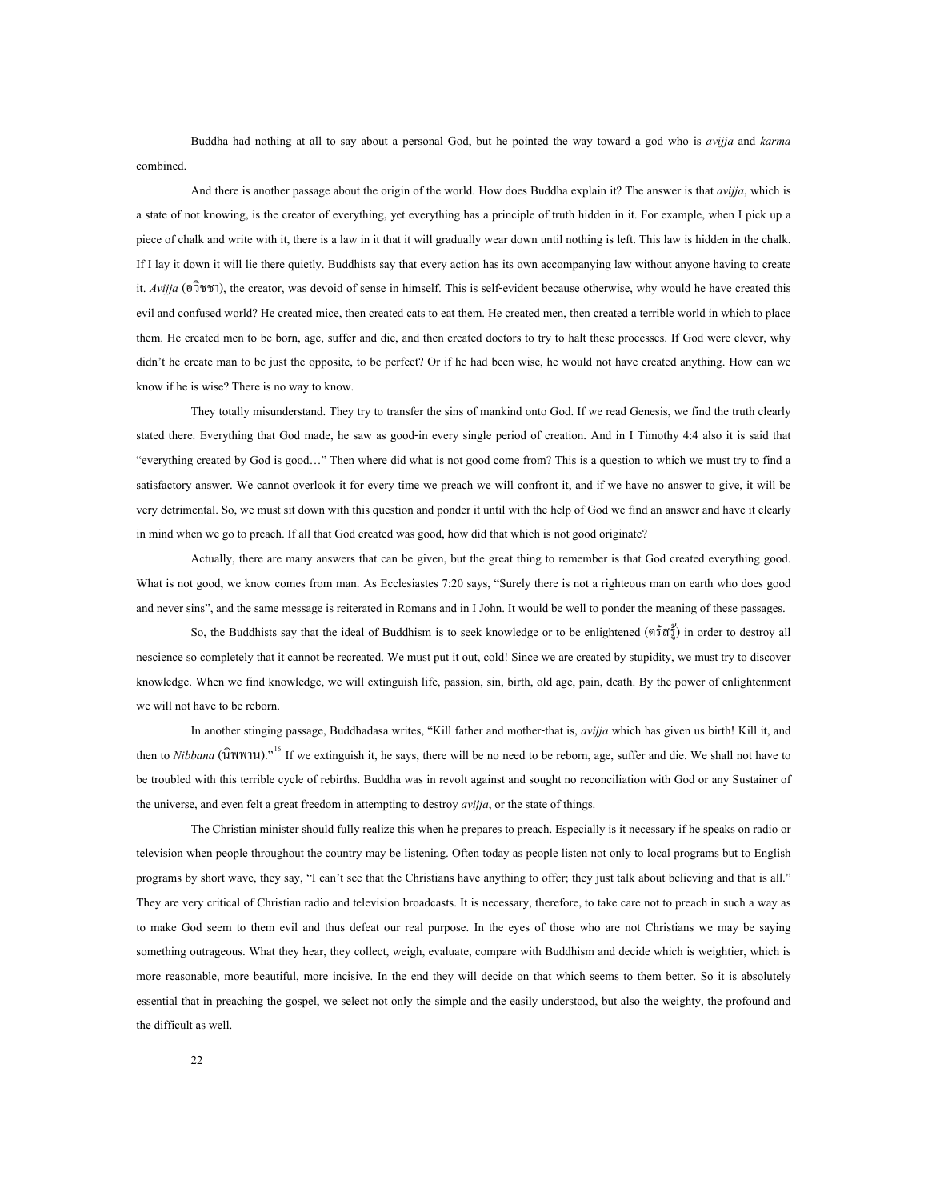Buddha had nothing at all to say about a personal God, but he pointed the way toward a god who is *avijja* and *karma* combined.

And there is another passage about the origin of the world. How does Buddha explain it? The answer is that *avijja*, which is a state of not knowing, is the creator of everything, yet everything has a principle of truth hidden in it. For example, when I pick up a piece of chalk and write with it, there is a law in it that it will gradually wear down until nothing is left. This law is hidden in the chalk. If I lay it down it will lie there quietly. Buddhists say that every action has its own accompanying law without anyone having to create it. *Avijja* (อวิชชา), the creator, was devoid of sense in himself. This is self-evident because otherwise, why would he have created this evil and confused world? He created mice, then created cats to eat them. He created men, then created a terrible world in which to place them. He created men to be born, age, suffer and die, and then created doctors to try to halt these processes. If God were clever, why didn't he create man to be just the opposite, to be perfect? Or if he had been wise, he would not have created anything. How can we know if he is wise? There is no way to know.

They totally misunderstand. They try to transfer the sins of mankind onto God. If we read Genesis, we find the truth clearly stated there. Everything that God made, he saw as good-in every single period of creation. And in I Timothy 4:4 also it is said that "everything created by God is good…" Then where did what is not good come from? This is a question to which we must try to find a satisfactory answer. We cannot overlook it for every time we preach we will confront it, and if we have no answer to give, it will be very detrimental. So, we must sit down with this question and ponder it until with the help of God we find an answer and have it clearly in mind when we go to preach. If all that God created was good, how did that which is not good originate?

Actually, there are many answers that can be given, but the great thing to remember is that God created everything good. What is not good, we know comes from man. As Ecclesiastes 7:20 says, "Surely there is not a righteous man on earth who does good and never sins", and the same message is reiterated in Romans and in I John. It would be well to ponder the meaning of these passages.

So, the Buddhists say that the ideal of Buddhism is to seek knowledge or to be enlightened (ตรัสรู้) in order to destroy all nescience so completely that it cannot be recreated. We must put it out, cold! Since we are created by stupidity, we must try to discover knowledge. When we find knowledge, we will extinguish life, passion, sin, birth, old age, pain, death. By the power of enlightenment we will not have to be reborn.

In another stinging passage, Buddhadasa writes, "Kill father and mother-that is, *avijja* which has given us birth! Kill it, and then to *Nibbana* (นิพพาน)."[16] If we extinguish it, he says, there will be no need to be reborn, age, suffer and die. We shall not have to be troubled with this terrible cycle of rebirths. Buddha was in revolt against and sought no reconciliation with God or any Sustainer of the universe, and even felt a great freedom in attempting to destroy *avijja*, or the state of things.

The Christian minister should fully realize this when he prepares to preach. Especially is it necessary if he speaks on radio or television when people throughout the country may be listening. Often today as people listen not only to local programs but to English programs by short wave, they say, "I can't see that the Christians have anything to offer; they just talk about believing and that is all." They are very critical of Christian radio and television broadcasts. It is necessary, therefore, to take care not to preach in such a way as to make God seem to them evil and thus defeat our real purpose. In the eyes of those who are not Christians we may be saying something outrageous. What they hear, they collect, weigh, evaluate, compare with Buddhism and decide which is weightier, which is more reasonable, more beautiful, more incisive. In the end they will decide on that which seems to them better. So it is absolutely essential that in preaching the gospel, we select not only the simple and the easily understood, but also the weighty, the profound and the difficult as well.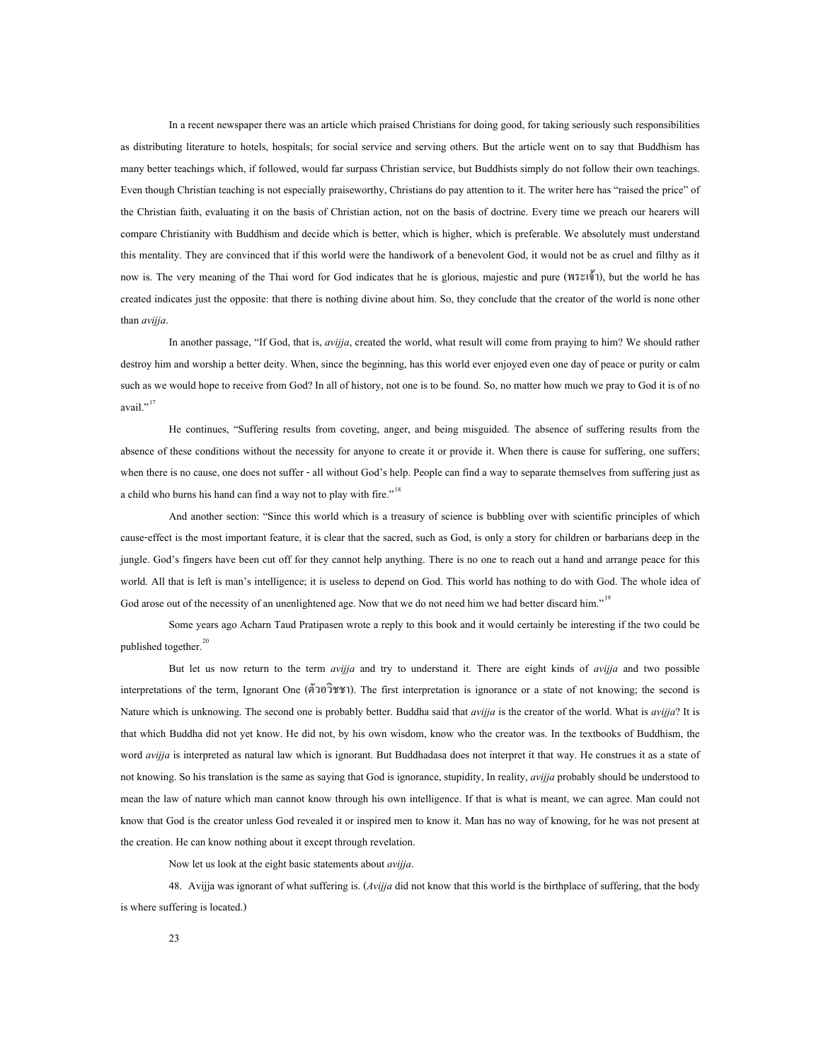In a recent newspaper there was an article which praised Christians for doing good, for taking seriously such responsibilities as distributing literature to hotels, hospitals; for social service and serving others. But the article went on to say that Buddhism has many better teachings which, if followed, would far surpass Christian service, but Buddhists simply do not follow their own teachings. Even though Christian teaching is not especially praiseworthy, Christians do pay attention to it. The writer here has "raised the price" of the Christian faith, evaluating it on the basis of Christian action, not on the basis of doctrine. Every time we preach our hearers will compare Christianity with Buddhism and decide which is better, which is higher, which is preferable. We absolutely must understand this mentality. They are convinced that if this world were the handiwork of a benevolent God, it would not be as cruel and filthy as it now is. The very meaning of the Thai word for God indicates that he is glorious, majestic and pure (พระเจ้า), but the world he has created indicates just the opposite: that there is nothing divine about him. So, they conclude that the creator of the world is none other than *avijja*.

In another passage, "If God, that is, *avijja*, created the world, what result will come from praying to him? We should rather destroy him and worship a better deity. When, since the beginning, has this world ever enjoyed even one day of peace or purity or calm such as we would hope to receive from God? In all of history, not one is to be found. So, no matter how much we pray to God it is of no avail."[17]

He continues, "Suffering results from coveting, anger, and being misguided. The absence of suffering results from the absence of these conditions without the necessity for anyone to create it or provide it. When there is cause for suffering, one suffers; when there is no cause, one does not suffer - all without God's help. People can find a way to separate themselves from suffering just as a child who burns his hand can find a way not to play with fire."[18]

And another section: "Since this world which is a treasury of science is bubbling over with scientific principles of which cause-effect is the most important feature, it is clear that the sacred, such as God, is only a story for children or barbarians deep in the jungle. God's fingers have been cut off for they cannot help anything. There is no one to reach out a hand and arrange peace for this world. All that is left is man's intelligence; it is useless to depend on God. This world has nothing to do with God. The whole idea of God arose out of the necessity of an unenlightened age. Now that we do not need him we had better discard him."[19]

Some years ago Acharn Taud Pratipasen wrote a reply to this book and it would certainly be interesting if the two could be published together.[20]

But let us now return to the term *avijja* and try to understand it. There are eight kinds of *avijja* and two possible interpretations of the term, Ignorant One (ตัวอวิชชา). The first interpretation is ignorance or a state of not knowing; the second is Nature which is unknowing. The second one is probably better. Buddha said that *avijja* is the creator of the world. What is *avijja*? It is that which Buddha did not yet know. He did not, by his own wisdom, know who the creator was. In the textbooks of Buddhism, the word *avijja* is interpreted as natural law which is ignorant. But Buddhadasa does not interpret it that way. He construes it as a state of not knowing. So his translation is the same as saying that God is ignorance, stupidity, In reality, *avijja* probably should be understood to mean the law of nature which man cannot know through his own intelligence. If that is what is meant, we can agree. Man could not know that God is the creator unless God revealed it or inspired men to know it. Man has no way of knowing, for he was not present at the creation. He can know nothing about it except through revelation.

Now let us look at the eight basic statements about *avijja*.

48. Avijja was ignorant of what suffering is. (*Avijja* did not know that this world is the birthplace of suffering, that the body is where suffering is located.)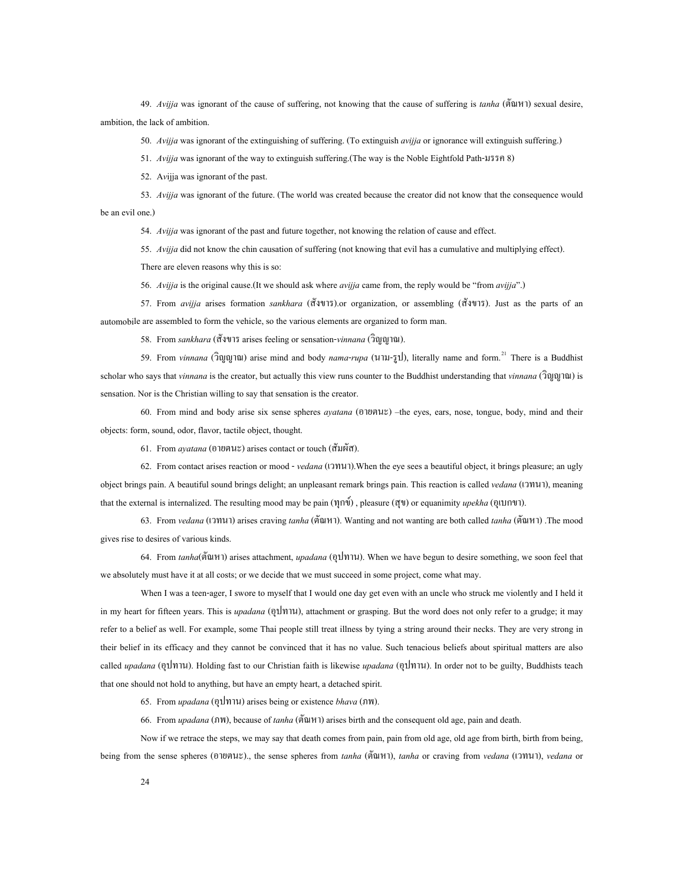49. *Avijja* was ignorant of the cause of suffering, not knowing that the cause of suffering is *tanha* (ตัณหา) sexual desire, ambition, the lack of ambition.

50. *Avijja* was ignorant of the extinguishing of suffering. (To extinguish *avijja* or ignorance will extinguish suffering.)

51. *Avijja* was ignorant of the way to extinguish suffering.(The way is the Noble Eightfold Path-มรรค 8)

52. Avijja was ignorant of the past.

53. *Avijja* was ignorant of the future. (The world was created because the creator did not know that the consequence would be an evil one.)

54. *Avijja* was ignorant of the past and future together, not knowing the relation of cause and effect.

55. *Avijja* did not know the chin causation of suffering (not knowing that evil has a cumulative and multiplying effect).

There are eleven reasons why this is so:

56. *Avijja* is the original cause.(It we should ask where *avijja* came from, the reply would be "from *avijja*".)

57. From *avijja* arises formation *sankhara* (สังขาร).or organization, or assembling (สังขาร). Just as the parts of an automobile are assembled to form the vehicle, so the various elements are organized to form man.

58. From *sankhara* (สังขาร arises feeling or sensation-*vinnana* (วิญญาณ).

59. From *vinnana* (วิญญาณ) arise mind and body *nama-rupa* (นาม-รูป), literally name and form.[21] There is a Buddhist scholar who says that *vinnana* is the creator, but actually this view runs counter to the Buddhist understanding that *vinnana* (วิญญาณ) is sensation. Nor is the Christian willing to say that sensation is the creator.

60. From mind and body arise six sense spheres *ayatana* (อายตนะ) –the eyes, ears, nose, tongue, body, mind and their objects: form, sound, odor, flavor, tactile object, thought.

61. From *ayatana* (อายตนะ) arises contact or touch (สัมผัส).

62. From contact arises reaction or mood - *vedana* (เวทนา).When the eye sees a beautiful object, it brings pleasure; an ugly object brings pain. A beautiful sound brings delight; an unpleasant remark brings pain. This reaction is called *vedana* (เวทนา), meaning that the external is internalized. The resulting mood may be pain (ทุกข์) , pleasure (สุข) or equanimity *upekha* (อุเบกขา).

63. From *vedana* (เวทนา) arises craving *tanha* (ตัณหา). Wanting and not wanting are both called *tanha* (ตัณหา) .The mood gives rise to desires of various kinds.

64. From *tanha*(ตัณหา) arises attachment, *upadana* (อุปาทาน). When we have begun to desire something, we soon feel that we absolutely must have it at all costs; or we decide that we must succeed in some project, come what may.

When I was a teen-ager, I swore to myself that I would one day get even with an uncle who struck me violently and I held it in my heart for fifteen years. This is *upadana* (อุปาทาน), attachment or grasping. But the word does not only refer to a grudge; it may refer to a belief as well. For example, some Thai people still treat illness by tying a string around their necks. They are very strong in their belief in its efficacy and they cannot be convinced that it has no value. Such tenacious beliefs about spiritual matters are also called *upadana* (อุปาทาน). Holding fast to our Christian faith is likewise *upadana* (อุปาทาน). In order not to be guilty, Buddhists teach that one should not hold to anything, but have an empty heart, a detached spirit.

65. From *upadana* (อุปาทาน) arises being or existence *bhava* (ภพ).

66. From *upadana* (ภพ), because of *tanha* (ตัณหา) arises birth and the consequent old age, pain and death.

Now if we retrace the steps, we may say that death comes from pain, pain from old age, old age from birth, birth from being, being from the sense spheres (อายตนะ)., the sense spheres from *tanha* (ตัณหา), *tanha* or craving from *vedana* (เวทนา), *vedana* or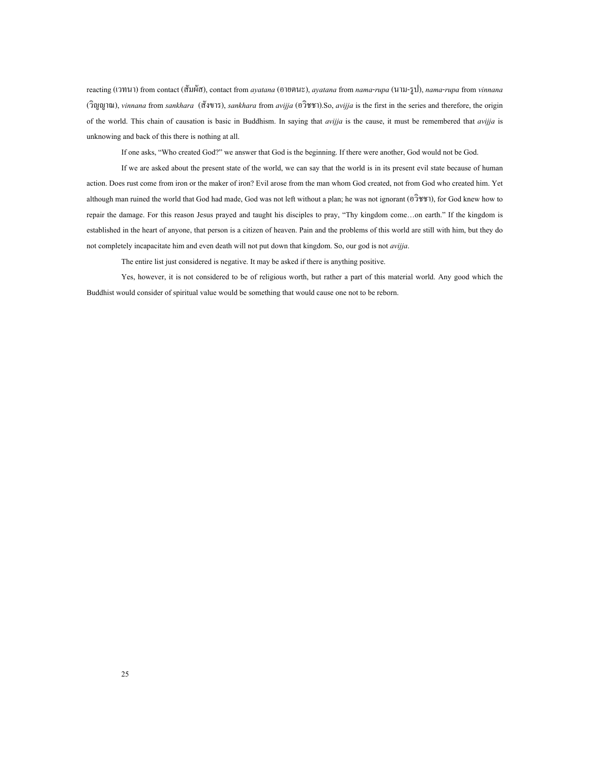reacting (เวทนา) from contact (สัมผัส), contact from *ayatana* (อายตนะ), *ayatana* from *nama-rupa* (นาม-รูป), *nama-rupa* from *vinnana* (วิญญาณ), *vinnana* from *sankhara* (สังขาร), *sankhara* from *avijja* (อวิชชา).So, *avijja* is the first in the series and therefore, the origin of the world. This chain of causation is basic in Buddhism. In saying that *avijja* is the cause, it must be remembered that *avijja* is unknowing and back of this there is nothing at all.

If one asks, "Who created God?" we answer that God is the beginning. If there were another, God would not be God.

If we are asked about the present state of the world, we can say that the world is in its present evil state because of human action. Does rust come from iron or the maker of iron? Evil arose from the man whom God created, not from God who created him. Yet although man ruined the world that God had made, God was not left without a plan; he was not ignorant (อวิชชา), for God knew how to repair the damage. For this reason Jesus prayed and taught his disciples to pray, "Thy kingdom come…on earth." If the kingdom is established in the heart of anyone, that person is a citizen of heaven. Pain and the problems of this world are still with him, but they do not completely incapacitate him and even death will not put down that kingdom. So, our god is not *avijja*.

The entire list just considered is negative. It may be asked if there is anything positive.

Yes, however, it is not considered to be of religious worth, but rather a part of this material world. Any good which the Buddhist would consider of spiritual value would be something that would cause one not to be reborn.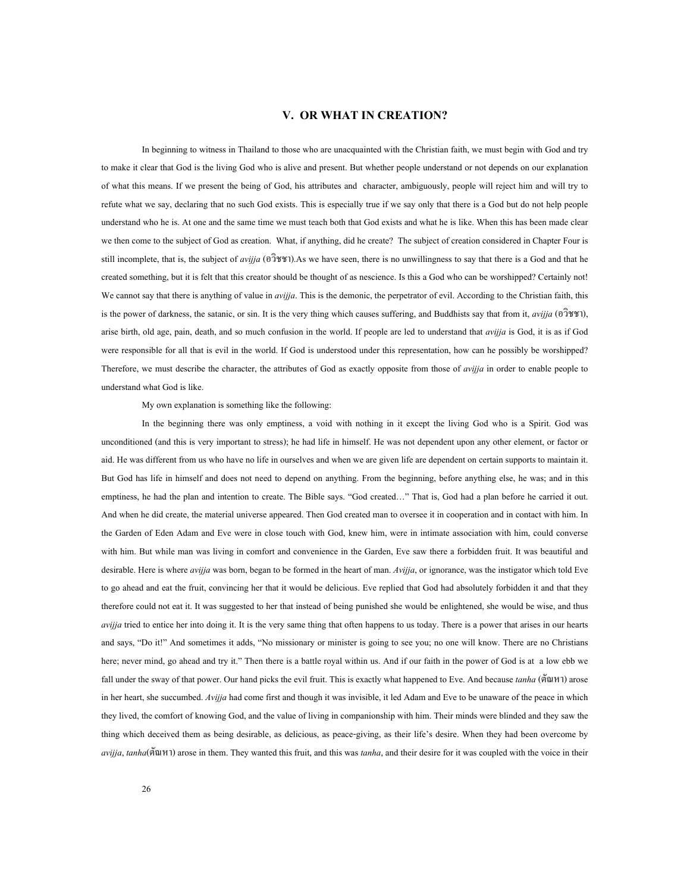## V. OR WHAT IN CREATION?

In beginning to witness in Thailand to those who are unacquainted with the Christian faith, we must begin with God and try to make it clear that God is the living God who is alive and present. But whether people understand or not depends on our explanation of what this means. If we present the being of God, his attributes and character, ambiguously, people will reject him and will try to refute what we say, declaring that no such God exists. This is especially true if we say only that there is a God but do not help people understand who he is. At one and the same time we must teach both that God exists and what he is like. When this has been made clear we then come to the subject of God as creation. What, if anything, did he create? The subject of creation considered in Chapter Four is still incomplete, that is, the subject of *avijja* (อวิชชา).As we have seen, there is no unwillingness to say that there is a God and that he created something, but it is felt that this creator should be thought of as nescience. Is this a God who can be worshipped? Certainly not! We cannot say that there is anything of value in *avijja*. This is the demonic, the perpetrator of evil. According to the Christian faith, this is the power of darkness, the satanic, or sin. It is the very thing which causes suffering, and Buddhists say that from it, *avijja* (อวิชชา), arise birth, old age, pain, death, and so much confusion in the world. If people are led to understand that *avijja* is God, it is as if God were responsible for all that is evil in the world. If God is understood under this representation, how can he possibly be worshipped? Therefore, we must describe the character, the attributes of God as exactly opposite from those of *avijja* in order to enable people to understand what God is like.

My own explanation is something like the following:

In the beginning there was only emptiness, a void with nothing in it except the living God who is a Spirit. God was unconditioned (and this is very important to stress); he had life in himself. He was not dependent upon any other element, or factor or aid. He was different from us who have no life in ourselves and when we are given life are dependent on certain supports to maintain it. But God has life in himself and does not need to depend on anything. From the beginning, before anything else, he was; and in this emptiness, he had the plan and intention to create. The Bible says. "God created…" That is, God had a plan before he carried it out. And when he did create, the material universe appeared. Then God created man to oversee it in cooperation and in contact with him. In the Garden of Eden Adam and Eve were in close touch with God, knew him, were in intimate association with him, could converse with him. But while man was living in comfort and convenience in the Garden, Eve saw there a forbidden fruit. It was beautiful and desirable. Here is where *avijja* was born, began to be formed in the heart of man. *Avijja*, or ignorance, was the instigator which told Eve to go ahead and eat the fruit, convincing her that it would be delicious. Eve replied that God had absolutely forbidden it and that they therefore could not eat it. It was suggested to her that instead of being punished she would be enlightened, she would be wise, and thus *avijja* tried to entice her into doing it. It is the very same thing that often happens to us today. There is a power that arises in our hearts and says, "Do it!" And sometimes it adds, "No missionary or minister is going to see you; no one will know. There are no Christians here; never mind, go ahead and try it." Then there is a battle royal within us. And if our faith in the power of God is at a low ebb we fall under the sway of that power. Our hand picks the evil fruit. This is exactly what happened to Eve. And because *tanha* (ตัณหา) arose in her heart, she succumbed. *Avijja* had come first and though it was invisible, it led Adam and Eve to be unaware of the peace in which they lived, the comfort of knowing God, and the value of living in companionship with him. Their minds were blinded and they saw the thing which deceived them as being desirable, as delicious, as peace-giving, as their life's desire. When they had been overcome by *avijja*, *tanha*(ตัณหา) arose in them. They wanted this fruit, and this was *tanha*, and their desire for it was coupled with the voice in their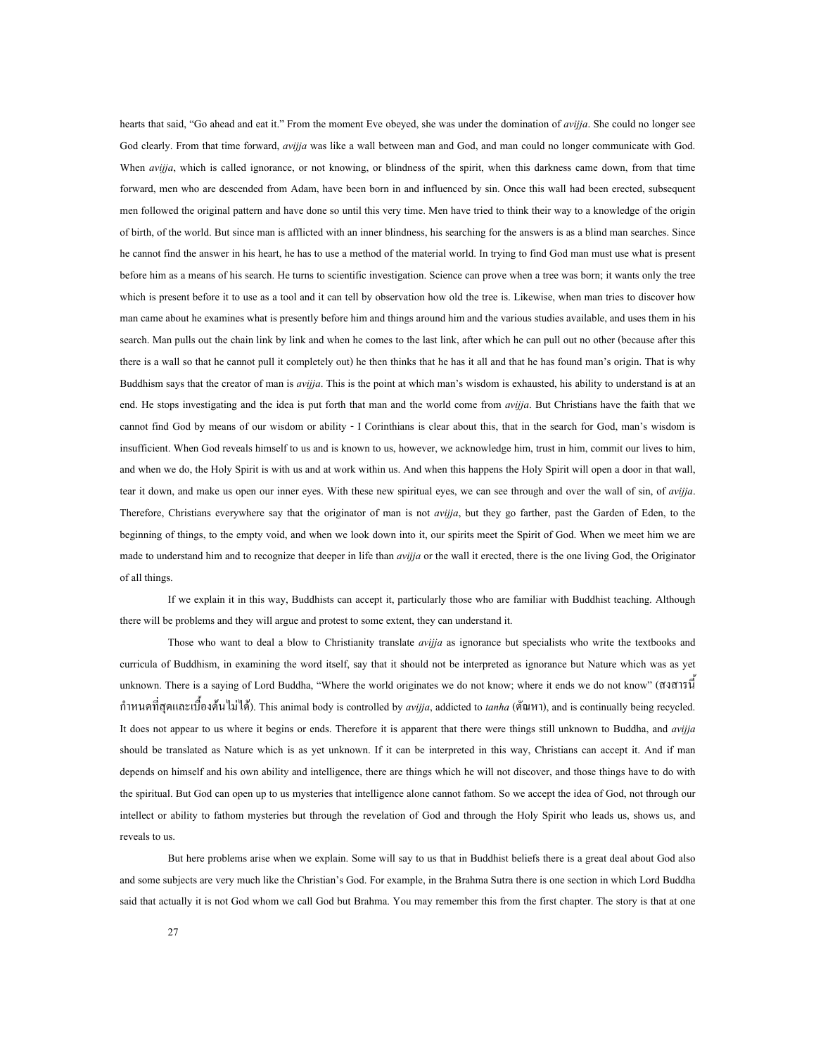hearts that said, “Go ahead and eat it.” From the moment Eve obeyed, she was under the domination of *avijja*. She could no longer see God clearly. From that time forward, *avijja* was like a wall between man and God, and man could no longer communicate with God. When *avijja*, which is called ignorance, or not knowing, or blindness of the spirit, when this darkness came down, from that time forward, men who are descended from Adam, have been born in and influenced by sin. Once this wall had been erected, subsequent men followed the original pattern and have done so until this very time. Men have tried to think their way to a knowledge of the origin of birth, of the world. But since man is afflicted with an inner blindness, his searching for the answers is as a blind man searches. Since he cannot find the answer in his heart, he has to use a method of the material world. In trying to find God man must use what is present before him as a means of his search. He turns to scientific investigation. Science can prove when a tree was born; it wants only the tree which is present before it to use as a tool and it can tell by observation how old the tree is. Likewise, when man tries to discover how man came about he examines what is presently before him and things around him and the various studies available, and uses them in his search. Man pulls out the chain link by link and when he comes to the last link, after which he can pull out no other (because after this there is a wall so that he cannot pull it completely out) he then thinks that he has it all and that he has found man’s origin. That is why Buddhism says that the creator of man is *avijja*. This is the point at which man’s wisdom is exhausted, his ability to understand is at an end. He stops investigating and the idea is put forth that man and the world come from *avijja*. But Christians have the faith that we cannot find God by means of our wisdom or ability - I Corinthians is clear about this, that in the search for God, man’s wisdom is insufficient. When God reveals himself to us and is known to us, however, we acknowledge him, trust in him, commit our lives to him, and when we do, the Holy Spirit is with us and at work within us. And when this happens the Holy Spirit will open a door in that wall, tear it down, and make us open our inner eyes. With these new spiritual eyes, we can see through and over the wall of sin, of *avijja*. Therefore, Christians everywhere say that the originator of man is not *avijja*, but they go farther, past the Garden of Eden, to the beginning of things, to the empty void, and when we look down into it, our spirits meet the Spirit of God. When we meet him we are made to understand him and to recognize that deeper in life than *avijja* or the wall it erected, there is the one living God, the Originator of all things.

If we explain it in this way, Buddhists can accept it, particularly those who are familiar with Buddhist teaching. Although there will be problems and they will argue and protest to some extent, they can understand it.

Those who want to deal a blow to Christianity translate *avijja* as ignorance but specialists who write the textbooks and curricula of Buddhism, in examining the word itself, say that it should not be interpreted as ignorance but Nature which was as yet unknown. There is a saying of Lord Buddha, “Where the world originates we do not know; where it ends we do not know” (สงสารนี้กำหนดที่สุดและเบื้องต้นไม่ได้). This animal body is controlled by *avijja*, addicted to *tanha* (ตัณหา), and is continually being recycled. It does not appear to us where it begins or ends. Therefore it is apparent that there were things still unknown to Buddha, and *avijja* should be translated as Nature which is as yet unknown. If it can be interpreted in this way, Christians can accept it. And if man depends on himself and his own ability and intelligence, there are things which he will not discover, and those things have to do with the spiritual. But God can open up to us mysteries that intelligence alone cannot fathom. So we accept the idea of God, not through our intellect or ability to fathom mysteries but through the revelation of God and through the Holy Spirit who leads us, shows us, and reveals to us.

But here problems arise when we explain. Some will say to us that in Buddhist beliefs there is a great deal about God also and some subjects are very much like the Christian’s God. For example, in the Brahma Sutra there is one section in which Lord Buddha said that actually it is not God whom we call God but Brahma. You may remember this from the first chapter. The story is that at one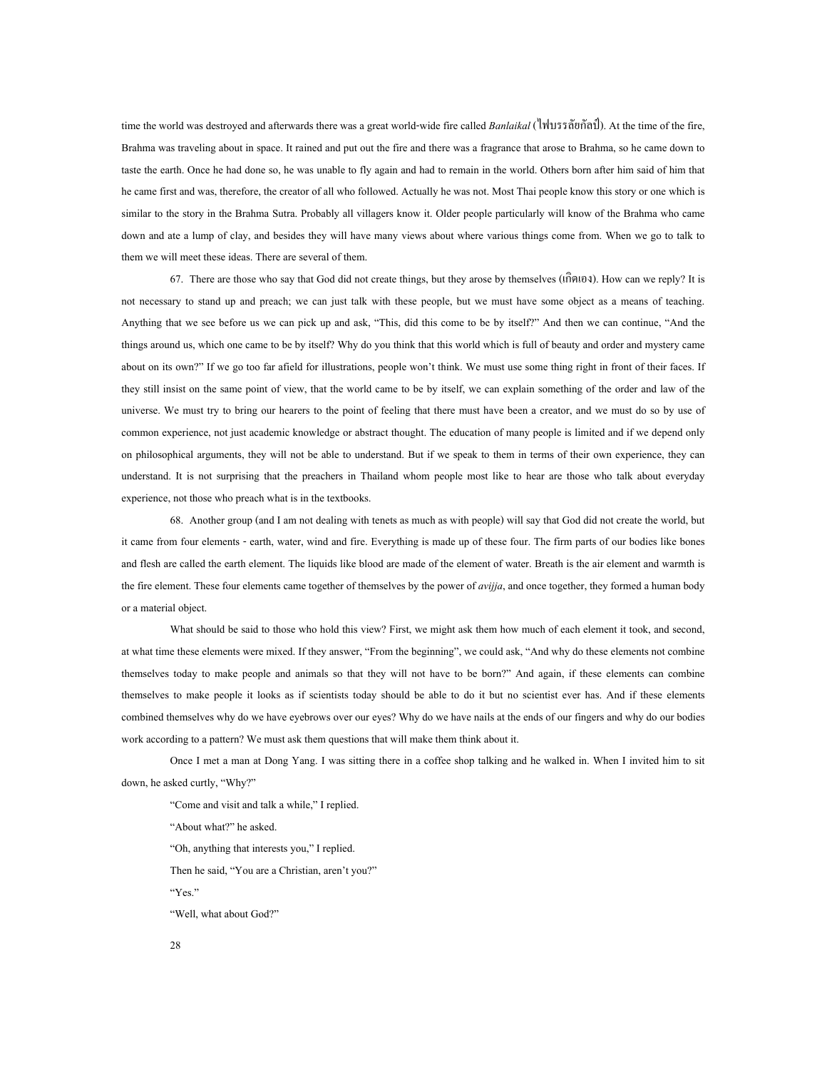time the world was destroyed and afterwards there was a great world-wide fire called *Banlaikal* (ไฟบรรลัยกัลป์). At the time of the fire, Brahma was traveling about in space. It rained and put out the fire and there was a fragrance that arose to Brahma, so he came down to taste the earth. Once he had done so, he was unable to fly again and had to remain in the world. Others born after him said of him that he came first and was, therefore, the creator of all who followed. Actually he was not. Most Thai people know this story or one which is similar to the story in the Brahma Sutra. Probably all villagers know it. Older people particularly will know of the Brahma who came down and ate a lump of clay, and besides they will have many views about where various things come from. When we go to talk to them we will meet these ideas. There are several of them.

67. There are those who say that God did not create things, but they arose by themselves (เกิดเอง). How can we reply? It is not necessary to stand up and preach; we can just talk with these people, but we must have some object as a means of teaching. Anything that we see before us we can pick up and ask, "This, did this come to be by itself?" And then we can continue, "And the things around us, which one came to be by itself? Why do you think that this world which is full of beauty and order and mystery came about on its own?" If we go too far afield for illustrations, people won't think. We must use some thing right in front of their faces. If they still insist on the same point of view, that the world came to be by itself, we can explain something of the order and law of the universe. We must try to bring our hearers to the point of feeling that there must have been a creator, and we must do so by use of common experience, not just academic knowledge or abstract thought. The education of many people is limited and if we depend only on philosophical arguments, they will not be able to understand. But if we speak to them in terms of their own experience, they can understand. It is not surprising that the preachers in Thailand whom people most like to hear are those who talk about everyday experience, not those who preach what is in the textbooks.

68. Another group (and I am not dealing with tenets as much as with people) will say that God did not create the world, but it came from four elements - earth, water, wind and fire. Everything is made up of these four. The firm parts of our bodies like bones and flesh are called the earth element. The liquids like blood are made of the element of water. Breath is the air element and warmth is the fire element. These four elements came together of themselves by the power of *avijja*, and once together, they formed a human body or a material object.

What should be said to those who hold this view? First, we might ask them how much of each element it took, and second, at what time these elements were mixed. If they answer, "From the beginning", we could ask, "And why do these elements not combine themselves today to make people and animals so that they will not have to be born?" And again, if these elements can combine themselves to make people it looks as if scientists today should be able to do it but no scientist ever has. And if these elements combined themselves why do we have eyebrows over our eyes? Why do we have nails at the ends of our fingers and why do our bodies work according to a pattern? We must ask them questions that will make them think about it.

Once I met a man at Dong Yang. I was sitting there in a coffee shop talking and he walked in. When I invited him to sit down, he asked curtly, "Why?"

"Come and visit and talk a while," I replied.

"About what?" he asked.

"Oh, anything that interests you," I replied.

Then he said, "You are a Christian, aren't you?"

"Yes."

"Well, what about God?"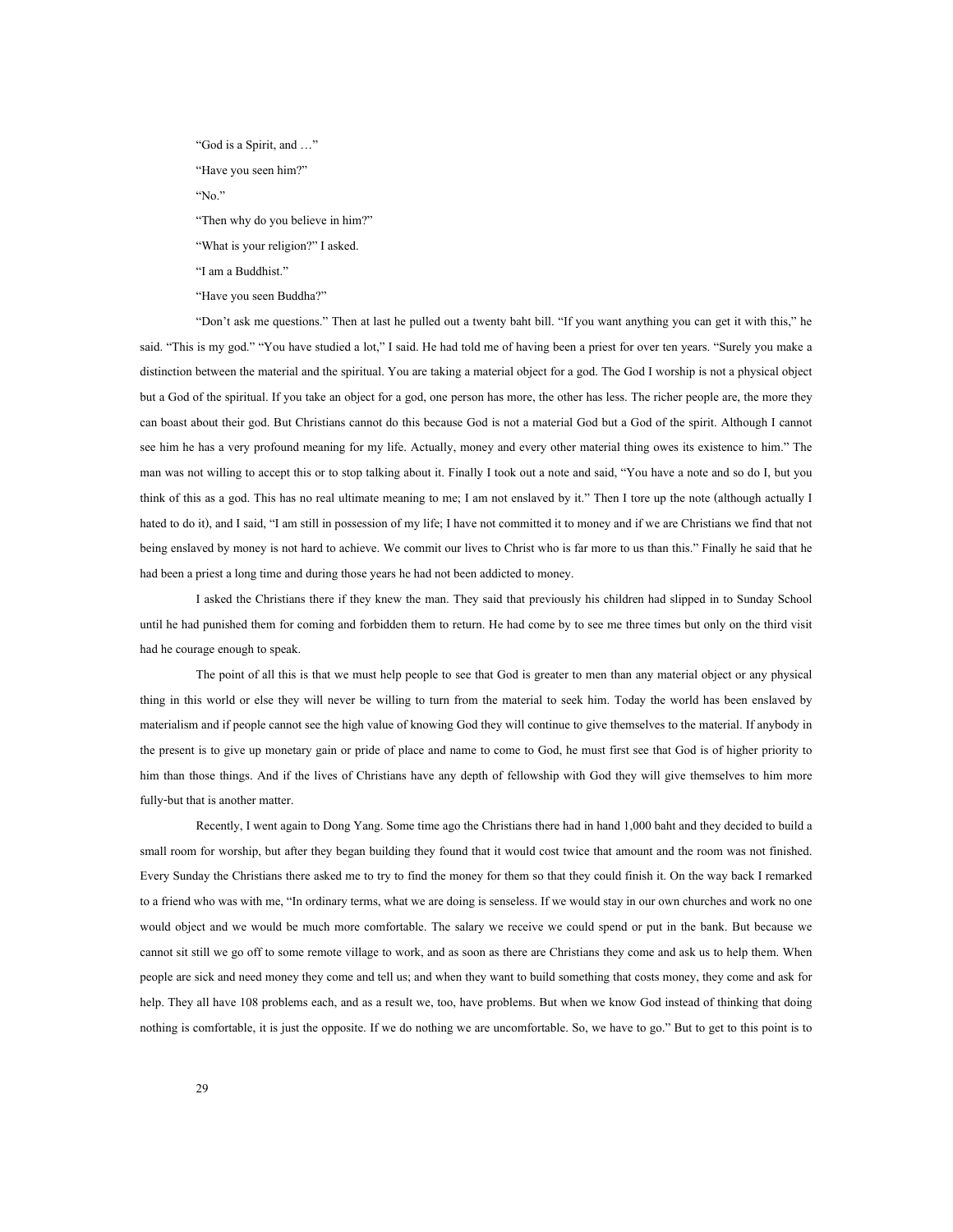"God is a Spirit, and …"

"Have you seen him?"

"No."

"Then why do you believe in him?"

"What is your religion?" I asked.

"I am a Buddhist."

"Have you seen Buddha?"

"Don't ask me questions." Then at last he pulled out a twenty baht bill. "If you want anything you can get it with this," he said. "This is my god." "You have studied a lot," I said. He had told me of having been a priest for over ten years. "Surely you make a distinction between the material and the spiritual. You are taking a material object for a god. The God I worship is not a physical object but a God of the spiritual. If you take an object for a god, one person has more, the other has less. The richer people are, the more they can boast about their god. But Christians cannot do this because God is not a material God but a God of the spirit. Although I cannot see him he has a very profound meaning for my life. Actually, money and every other material thing owes its existence to him." The man was not willing to accept this or to stop talking about it. Finally I took out a note and said, "You have a note and so do I, but you think of this as a god. This has no real ultimate meaning to me; I am not enslaved by it." Then I tore up the note (although actually I hated to do it), and I said, "I am still in possession of my life; I have not committed it to money and if we are Christians we find that not being enslaved by money is not hard to achieve. We commit our lives to Christ who is far more to us than this." Finally he said that he had been a priest a long time and during those years he had not been addicted to money.

I asked the Christians there if they knew the man. They said that previously his children had slipped in to Sunday School until he had punished them for coming and forbidden them to return. He had come by to see me three times but only on the third visit had he courage enough to speak.

The point of all this is that we must help people to see that God is greater to men than any material object or any physical thing in this world or else they will never be willing to turn from the material to seek him. Today the world has been enslaved by materialism and if people cannot see the high value of knowing God they will continue to give themselves to the material. If anybody in the present is to give up monetary gain or pride of place and name to come to God, he must first see that God is of higher priority to him than those things. And if the lives of Christians have any depth of fellowship with God they will give themselves to him more fully-but that is another matter.

Recently, I went again to Dong Yang. Some time ago the Christians there had in hand 1,000 baht and they decided to build a small room for worship, but after they began building they found that it would cost twice that amount and the room was not finished. Every Sunday the Christians there asked me to try to find the money for them so that they could finish it. On the way back I remarked to a friend who was with me, "In ordinary terms, what we are doing is senseless. If we would stay in our own churches and work no one would object and we would be much more comfortable. The salary we receive we could spend or put in the bank. But because we cannot sit still we go off to some remote village to work, and as soon as there are Christians they come and ask us to help them. When people are sick and need money they come and tell us; and when they want to build something that costs money, they come and ask for help. They all have 108 problems each, and as a result we, too, have problems. But when we know God instead of thinking that doing nothing is comfortable, it is just the opposite. If we do nothing we are uncomfortable. So, we have to go." But to get to this point is to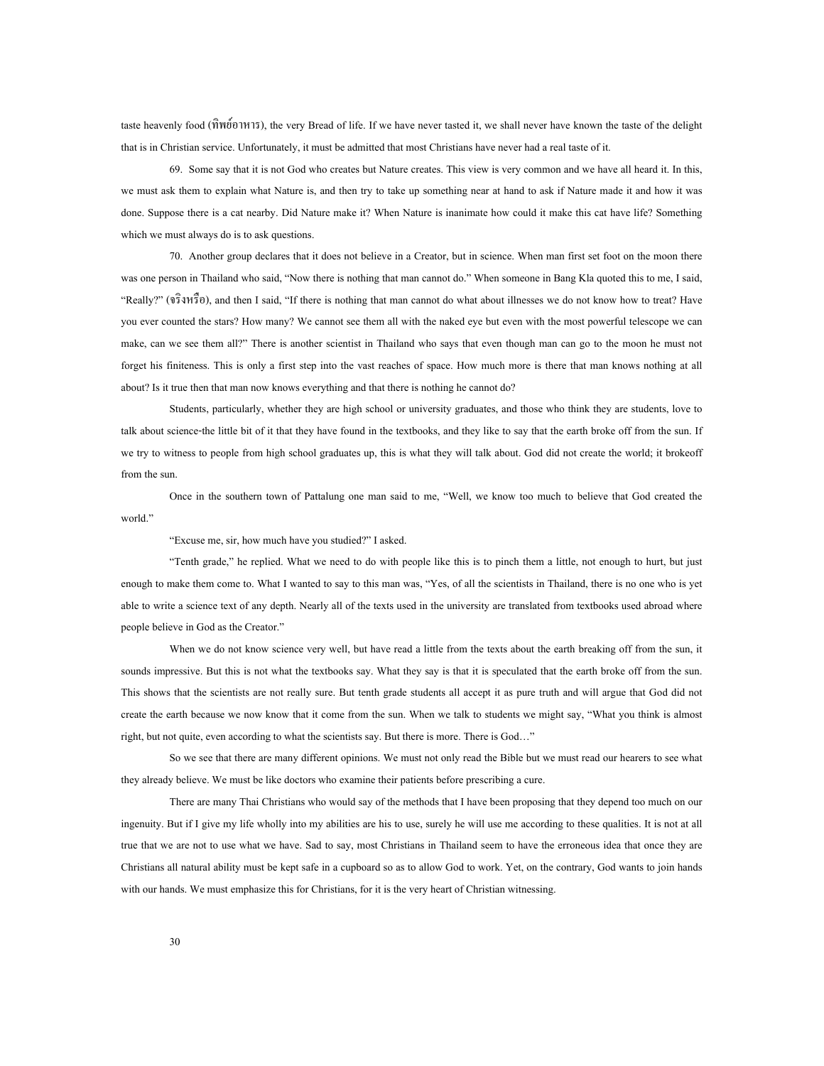taste heavenly food (ทิพย์อาหาร), the very Bread of life. If we have never tasted it, we shall never have known the taste of the delight that is in Christian service. Unfortunately, it must be admitted that most Christians have never had a real taste of it.

69. Some say that it is not God who creates but Nature creates. This view is very common and we have all heard it. In this, we must ask them to explain what Nature is, and then try to take up something near at hand to ask if Nature made it and how it was done. Suppose there is a cat nearby. Did Nature make it? When Nature is inanimate how could it make this cat have life? Something which we must always do is to ask questions.

70. Another group declares that it does not believe in a Creator, but in science. When man first set foot on the moon there was one person in Thailand who said, "Now there is nothing that man cannot do." When someone in Bang Kla quoted this to me, I said, "Really?" (จริงหรือ), and then I said, "If there is nothing that man cannot do what about illnesses we do not know how to treat? Have you ever counted the stars? How many? We cannot see them all with the naked eye but even with the most powerful telescope we can make, can we see them all?" There is another scientist in Thailand who says that even though man can go to the moon he must not forget his finiteness. This is only a first step into the vast reaches of space. How much more is there that man knows nothing at all about? Is it true then that man now knows everything and that there is nothing he cannot do?

Students, particularly, whether they are high school or university graduates, and those who think they are students, love to talk about science-the little bit of it that they have found in the textbooks, and they like to say that the earth broke off from the sun. If we try to witness to people from high school graduates up, this is what they will talk about. God did not create the world; it brokeoff from the sun.

Once in the southern town of Pattalung one man said to me, "Well, we know too much to believe that God created the world."

"Excuse me, sir, how much have you studied?" I asked.

"Tenth grade," he replied. What we need to do with people like this is to pinch them a little, not enough to hurt, but just enough to make them come to. What I wanted to say to this man was, "Yes, of all the scientists in Thailand, there is no one who is yet able to write a science text of any depth. Nearly all of the texts used in the university are translated from textbooks used abroad where people believe in God as the Creator."

When we do not know science very well, but have read a little from the texts about the earth breaking off from the sun, it sounds impressive. But this is not what the textbooks say. What they say is that it is speculated that the earth broke off from the sun. This shows that the scientists are not really sure. But tenth grade students all accept it as pure truth and will argue that God did not create the earth because we now know that it come from the sun. When we talk to students we might say, "What you think is almost right, but not quite, even according to what the scientists say. But there is more. There is God…"

So we see that there are many different opinions. We must not only read the Bible but we must read our hearers to see what they already believe. We must be like doctors who examine their patients before prescribing a cure.

There are many Thai Christians who would say of the methods that I have been proposing that they depend too much on our ingenuity. But if I give my life wholly into my abilities are his to use, surely he will use me according to these qualities. It is not at all true that we are not to use what we have. Sad to say, most Christians in Thailand seem to have the erroneous idea that once they are Christians all natural ability must be kept safe in a cupboard so as to allow God to work. Yet, on the contrary, God wants to join hands with our hands. We must emphasize this for Christians, for it is the very heart of Christian witnessing.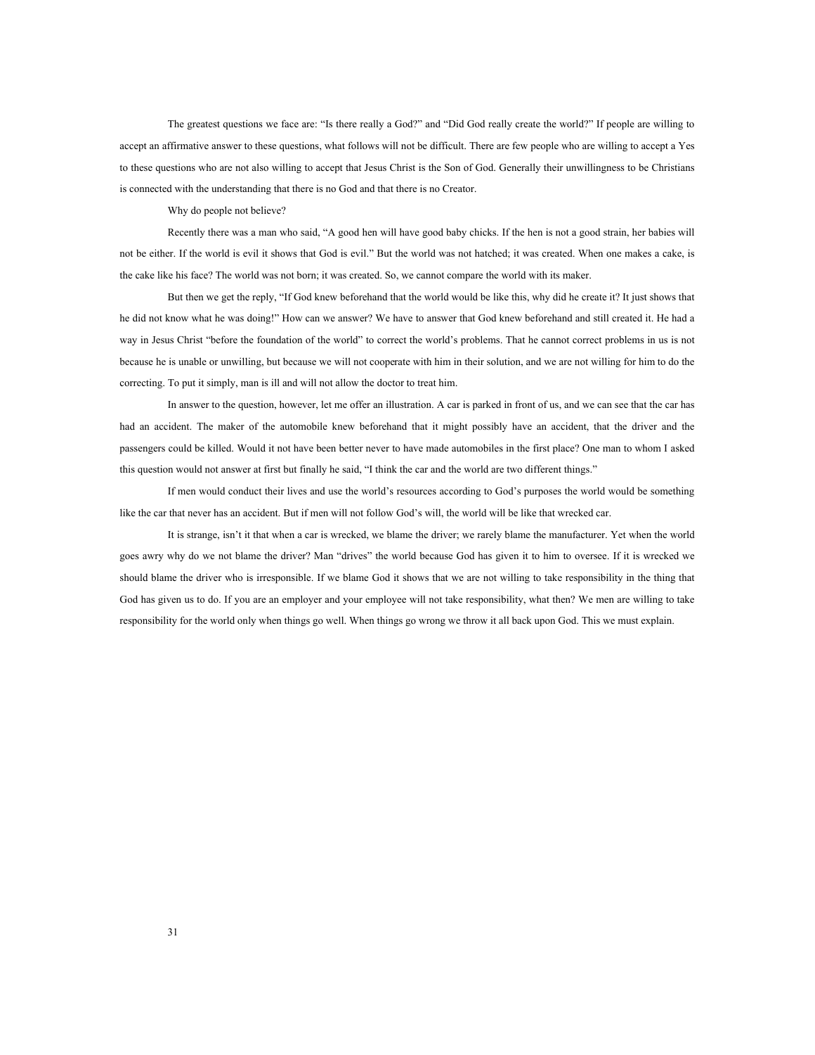The greatest questions we face are: "Is there really a God?" and "Did God really create the world?" If people are willing to accept an affirmative answer to these questions, what follows will not be difficult. There are few people who are willing to accept a Yes to these questions who are not also willing to accept that Jesus Christ is the Son of God. Generally their unwillingness to be Christians is connected with the understanding that there is no God and that there is no Creator.

Why do people not believe?

Recently there was a man who said, "A good hen will have good baby chicks. If the hen is not a good strain, her babies will not be either. If the world is evil it shows that God is evil." But the world was not hatched; it was created. When one makes a cake, is the cake like his face? The world was not born; it was created. So, we cannot compare the world with its maker.

But then we get the reply, "If God knew beforehand that the world would be like this, why did he create it? It just shows that he did not know what he was doing!" How can we answer? We have to answer that God knew beforehand and still created it. He had a way in Jesus Christ "before the foundation of the world" to correct the world's problems. That he cannot correct problems in us is not because he is unable or unwilling, but because we will not cooperate with him in their solution, and we are not willing for him to do the correcting. To put it simply, man is ill and will not allow the doctor to treat him.

In answer to the question, however, let me offer an illustration. A car is parked in front of us, and we can see that the car has had an accident. The maker of the automobile knew beforehand that it might possibly have an accident, that the driver and the passengers could be killed. Would it not have been better never to have made automobiles in the first place? One man to whom I asked this question would not answer at first but finally he said, "I think the car and the world are two different things."

If men would conduct their lives and use the world's resources according to God's purposes the world would be something like the car that never has an accident. But if men will not follow God's will, the world will be like that wrecked car.

It is strange, isn't it that when a car is wrecked, we blame the driver; we rarely blame the manufacturer. Yet when the world goes awry why do we not blame the driver? Man "drives" the world because God has given it to him to oversee. If it is wrecked we should blame the driver who is irresponsible. If we blame God it shows that we are not willing to take responsibility in the thing that God has given us to do. If you are an employer and your employee will not take responsibility, what then? We men are willing to take responsibility for the world only when things go well. When things go wrong we throw it all back upon God. This we must explain.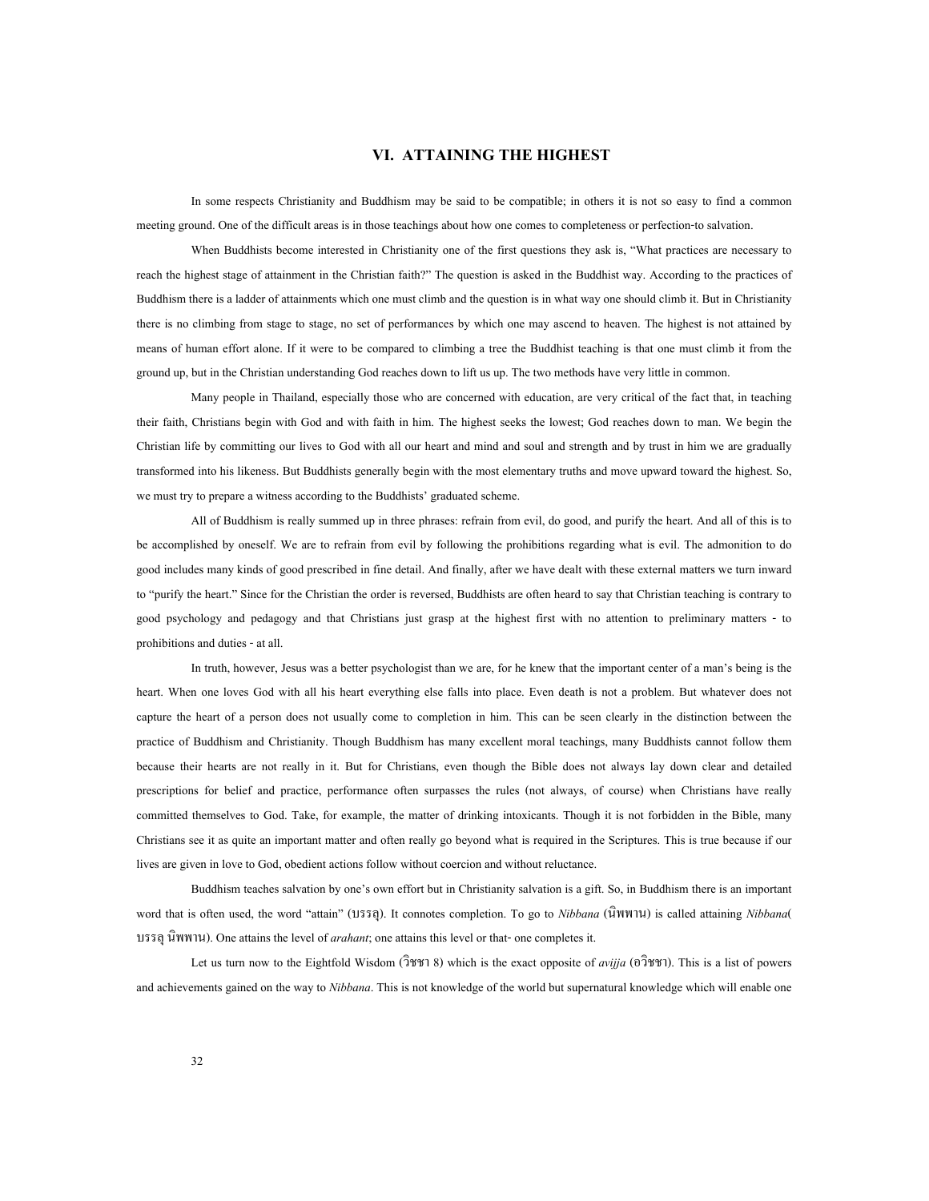## VI. ATTAINING THE HIGHEST

In some respects Christianity and Buddhism may be said to be compatible; in others it is not so easy to find a common meeting ground. One of the difficult areas is in those teachings about how one comes to completeness or perfection-to salvation.

When Buddhists become interested in Christianity one of the first questions they ask is, "What practices are necessary to reach the highest stage of attainment in the Christian faith?" The question is asked in the Buddhist way. According to the practices of Buddhism there is a ladder of attainments which one must climb and the question is in what way one should climb it. But in Christianity there is no climbing from stage to stage, no set of performances by which one may ascend to heaven. The highest is not attained by means of human effort alone. If it were to be compared to climbing a tree the Buddhist teaching is that one must climb it from the ground up, but in the Christian understanding God reaches down to lift us up. The two methods have very little in common.

Many people in Thailand, especially those who are concerned with education, are very critical of the fact that, in teaching their faith, Christians begin with God and with faith in him. The highest seeks the lowest; God reaches down to man. We begin the Christian life by committing our lives to God with all our heart and mind and soul and strength and by trust in him we are gradually transformed into his likeness. But Buddhists generally begin with the most elementary truths and move upward toward the highest. So, we must try to prepare a witness according to the Buddhists' graduated scheme.

All of Buddhism is really summed up in three phrases: refrain from evil, do good, and purify the heart. And all of this is to be accomplished by oneself. We are to refrain from evil by following the prohibitions regarding what is evil. The admonition to do good includes many kinds of good prescribed in fine detail. And finally, after we have dealt with these external matters we turn inward to "purify the heart." Since for the Christian the order is reversed, Buddhists are often heard to say that Christian teaching is contrary to good psychology and pedagogy and that Christians just grasp at the highest first with no attention to preliminary matters - to prohibitions and duties - at all.

In truth, however, Jesus was a better psychologist than we are, for he knew that the important center of a man's being is the heart. When one loves God with all his heart everything else falls into place. Even death is not a problem. But whatever does not capture the heart of a person does not usually come to completion in him. This can be seen clearly in the distinction between the practice of Buddhism and Christianity. Though Buddhism has many excellent moral teachings, many Buddhists cannot follow them because their hearts are not really in it. But for Christians, even though the Bible does not always lay down clear and detailed prescriptions for belief and practice, performance often surpasses the rules (not always, of course) when Christians have really committed themselves to God. Take, for example, the matter of drinking intoxicants. Though it is not forbidden in the Bible, many Christians see it as quite an important matter and often really go beyond what is required in the Scriptures. This is true because if our lives are given in love to God, obedient actions follow without coercion and without reluctance.

Buddhism teaches salvation by one's own effort but in Christianity salvation is a gift. So, in Buddhism there is an important word that is often used, the word "attain" (บรรลุ). It connotes completion. To go to *Nibbana* (นิพพาน) is called attaining *Nibbana*( บรรลุ นิพพาน). One attains the level of *arahant*; one attains this level or that- one completes it.

Let us turn now to the Eightfold Wisdom (วิชชา 8) which is the exact opposite of *avijja* (อวิชชา). This is a list of powers and achievements gained on the way to *Nibbana*. This is not knowledge of the world but supernatural knowledge which will enable one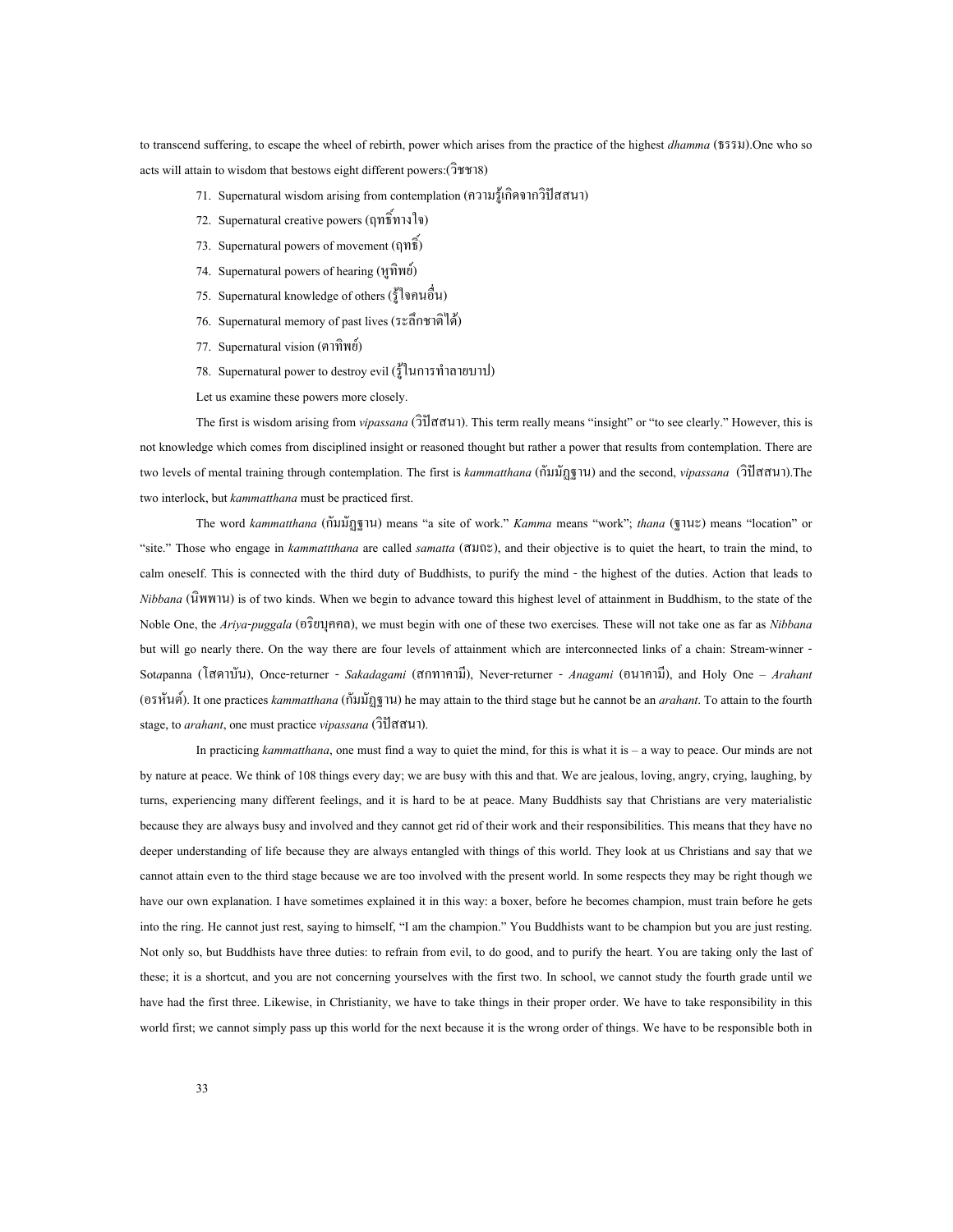to transcend suffering, to escape the wheel of rebirth, power which arises from the practice of the highest *dhamma* (ธรรม).One who so acts will attain to wisdom that bestows eight different powers:(วิชชา8)

71. Supernatural wisdom arising from contemplation (ความรู้เกิดจากวิปัสสนา)
72. Supernatural creative powers (ฤทธิ์ทางใจ)
73. Supernatural powers of movement (ฤทธิ์)
74. Supernatural powers of hearing (หูทิพย์)
75. Supernatural knowledge of others (รู้ใจคนอื่น)
76. Supernatural memory of past lives (ระลึกชาติได้)
77. Supernatural vision (ตาทิพย์)
78. Supernatural power to destroy evil (รู้ในการทำลายบาป)

Let us examine these powers more closely.

The first is wisdom arising from *vipassana* (วิปัสสนา). This term really means "insight" or "to see clearly." However, this is not knowledge which comes from disciplined insight or reasoned thought but rather a power that results from contemplation. There are two levels of mental training through contemplation. The first is *kammatthana* (กัมมัฏฐาน) and the second, *vipassana* (วิปัสสนา).The two interlock, but *kammatthana* must be practiced first.

The word *kammatthana* (กัมมัฏฐาน) means "a site of work." *Kamma* means "work"; *thana* (ฐานะ) means "location" or "site." Those who engage in *kammattthana* are called *samatta* (สมถะ), and their objective is to quiet the heart, to train the mind, to calm oneself. This is connected with the third duty of Buddhists, to purify the mind - the highest of the duties. Action that leads to *Nibbana* (นิพพาน) is of two kinds. When we begin to advance toward this highest level of attainment in Buddhism, to the state of the Noble One, the *Ariya-puggala* (อริยบุคคล), we must begin with one of these two exercises. These will not take one as far as *Nibbana* but will go nearly there. On the way there are four levels of attainment which are interconnected links of a chain: Stream-winner - Sot*a*panna (โสดาบัน), Once-returner - *Sakadagami* (สกทาคามี), Never-returner - *Anagami* (อนาคามี), and Holy One – *Arahant* (อรหันต์). It one practices *kammatthana* (กัมมัฏฐาน) he may attain to the third stage but he cannot be an *arahant*. To attain to the fourth stage, to *arahant*, one must practice *vipassana* (วิปัสสนา).

In practicing *kammatthana*, one must find a way to quiet the mind, for this is what it is – a way to peace. Our minds are not by nature at peace. We think of 108 things every day; we are busy with this and that. We are jealous, loving, angry, crying, laughing, by turns, experiencing many different feelings, and it is hard to be at peace. Many Buddhists say that Christians are very materialistic because they are always busy and involved and they cannot get rid of their work and their responsibilities. This means that they have no deeper understanding of life because they are always entangled with things of this world. They look at us Christians and say that we cannot attain even to the third stage because we are too involved with the present world. In some respects they may be right though we have our own explanation. I have sometimes explained it in this way: a boxer, before he becomes champion, must train before he gets into the ring. He cannot just rest, saying to himself, "I am the champion." You Buddhists want to be champion but you are just resting. Not only so, but Buddhists have three duties: to refrain from evil, to do good, and to purify the heart. You are taking only the last of these; it is a shortcut, and you are not concerning yourselves with the first two. In school, we cannot study the fourth grade until we have had the first three. Likewise, in Christianity, we have to take things in their proper order. We have to take responsibility in this world first; we cannot simply pass up this world for the next because it is the wrong order of things. We have to be responsible both in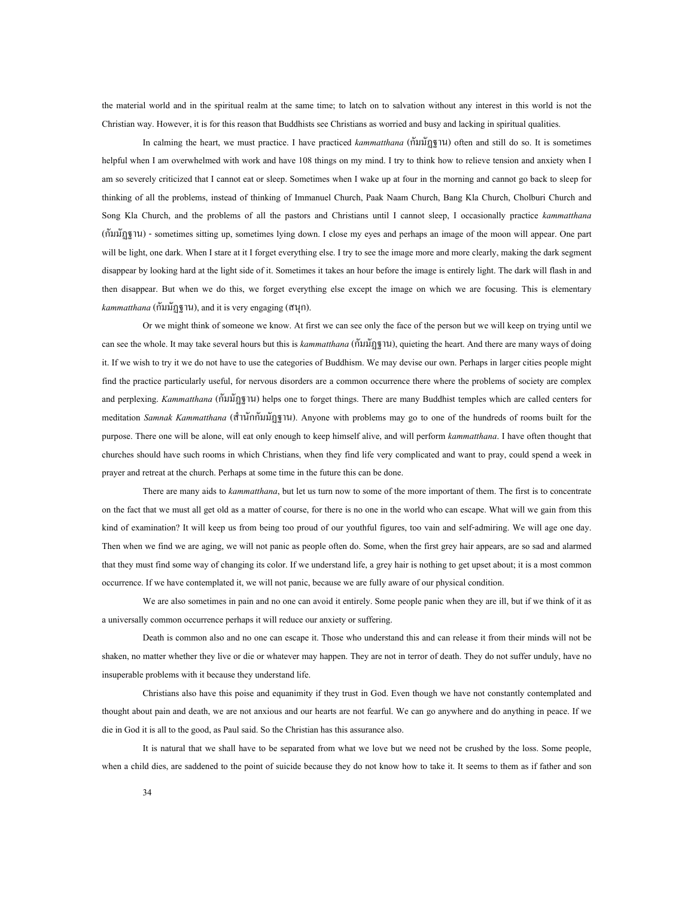the material world and in the spiritual realm at the same time; to latch on to salvation without any interest in this world is not the Christian way. However, it is for this reason that Buddhists see Christians as worried and busy and lacking in spiritual qualities.

In calming the heart, we must practice. I have practiced *kammatthana* (กัมมัฏฐาน) often and still do so. It is sometimes helpful when I am overwhelmed with work and have 108 things on my mind. I try to think how to relieve tension and anxiety when I am so severely criticized that I cannot eat or sleep. Sometimes when I wake up at four in the morning and cannot go back to sleep for thinking of all the problems, instead of thinking of Immanuel Church, Paak Naam Church, Bang Kla Church, Cholburi Church and Song Kla Church, and the problems of all the pastors and Christians until I cannot sleep, I occasionally practice *kammatthana* (กัมมัฏฐาน) - sometimes sitting up, sometimes lying down. I close my eyes and perhaps an image of the moon will appear. One part will be light, one dark. When I stare at it I forget everything else. I try to see the image more and more clearly, making the dark segment disappear by looking hard at the light side of it. Sometimes it takes an hour before the image is entirely light. The dark will flash in and then disappear. But when we do this, we forget everything else except the image on which we are focusing. This is elementary *kammatthana* (กัมมัฏฐาน), and it is very engaging (สนุก).

Or we might think of someone we know. At first we can see only the face of the person but we will keep on trying until we can see the whole. It may take several hours but this is *kammatthana* (กัมมัฏฐาน), quieting the heart. And there are many ways of doing it. If we wish to try it we do not have to use the categories of Buddhism. We may devise our own. Perhaps in larger cities people might find the practice particularly useful, for nervous disorders are a common occurrence there where the problems of society are complex and perplexing. *Kammatthana* (กัมมัฏฐาน) helps one to forget things. There are many Buddhist temples which are called centers for meditation *Samnak Kammatthana* (สำนักกัมมัฏฐาน). Anyone with problems may go to one of the hundreds of rooms built for the purpose. There one will be alone, will eat only enough to keep himself alive, and will perform *kammatthana*. I have often thought that churches should have such rooms in which Christians, when they find life very complicated and want to pray, could spend a week in prayer and retreat at the church. Perhaps at some time in the future this can be done.

There are many aids to *kammatthana*, but let us turn now to some of the more important of them. The first is to concentrate on the fact that we must all get old as a matter of course, for there is no one in the world who can escape. What will we gain from this kind of examination? It will keep us from being too proud of our youthful figures, too vain and self-admiring. We will age one day. Then when we find we are aging, we will not panic as people often do. Some, when the first grey hair appears, are so sad and alarmed that they must find some way of changing its color. If we understand life, a grey hair is nothing to get upset about; it is a most common occurrence. If we have contemplated it, we will not panic, because we are fully aware of our physical condition.

We are also sometimes in pain and no one can avoid it entirely. Some people panic when they are ill, but if we think of it as a universally common occurrence perhaps it will reduce our anxiety or suffering.

Death is common also and no one can escape it. Those who understand this and can release it from their minds will not be shaken, no matter whether they live or die or whatever may happen. They are not in terror of death. They do not suffer unduly, have no insuperable problems with it because they understand life.

Christians also have this poise and equanimity if they trust in God. Even though we have not constantly contemplated and thought about pain and death, we are not anxious and our hearts are not fearful. We can go anywhere and do anything in peace. If we die in God it is all to the good, as Paul said. So the Christian has this assurance also.

It is natural that we shall have to be separated from what we love but we need not be crushed by the loss. Some people, when a child dies, are saddened to the point of suicide because they do not know how to take it. It seems to them as if father and son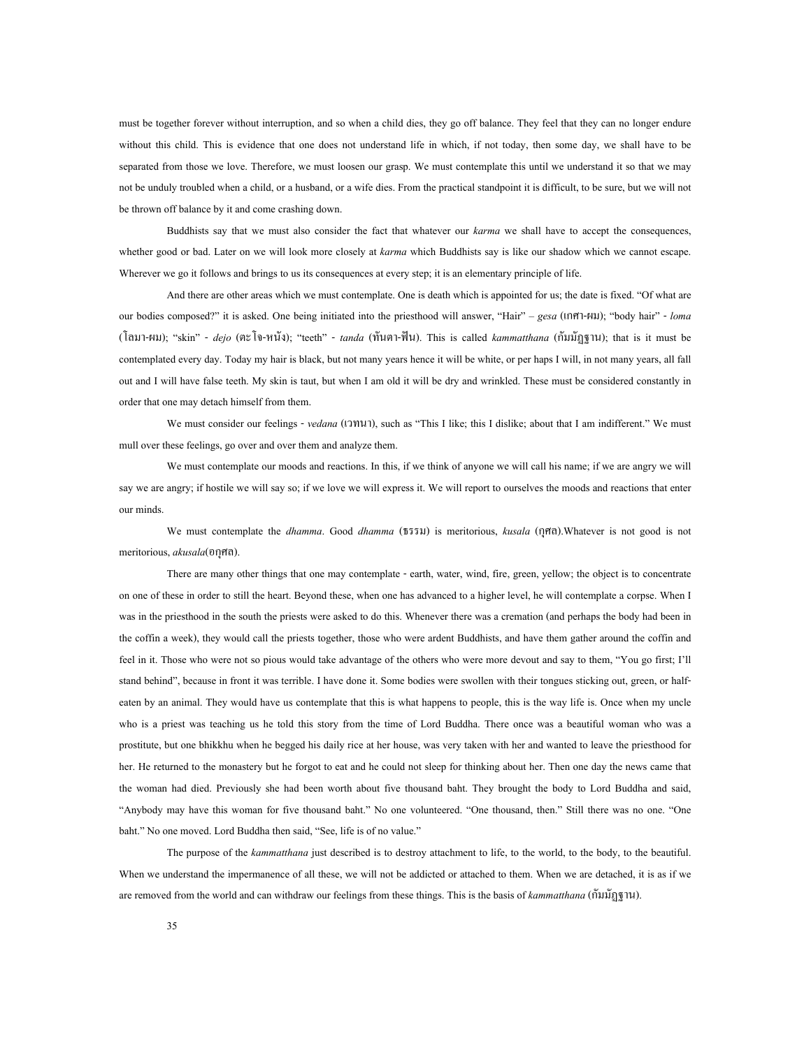must be together forever without interruption, and so when a child dies, they go off balance. They feel that they can no longer endure without this child. This is evidence that one does not understand life in which, if not today, then some day, we shall have to be separated from those we love. Therefore, we must loosen our grasp. We must contemplate this until we understand it so that we may not be unduly troubled when a child, or a husband, or a wife dies. From the practical standpoint it is difficult, to be sure, but we will not be thrown off balance by it and come crashing down.

Buddhists say that we must also consider the fact that whatever our *karma* we shall have to accept the consequences, whether good or bad. Later on we will look more closely at *karma* which Buddhists say is like our shadow which we cannot escape. Wherever we go it follows and brings to us its consequences at every step; it is an elementary principle of life.

And there are other areas which we must contemplate. One is death which is appointed for us; the date is fixed. "Of what are our bodies composed?" it is asked. One being initiated into the priesthood will answer, "Hair" – *gesa* (เกศา-ผม); "body hair" - *loma* (โลมา-ผม); "skin" - *dejo* (ตะโจ-หนัง); "teeth" - *tanda* (ทันตา-ฟัน). This is called *kammatthana* (กัมมัฏฐาน); that is it must be contemplated every day. Today my hair is black, but not many years hence it will be white, or per haps I will, in not many years, all fall out and I will have false teeth. My skin is taut, but when I am old it will be dry and wrinkled. These must be considered constantly in order that one may detach himself from them.

We must consider our feelings - *vedana* (เวทนา), such as "This I like; this I dislike; about that I am indifferent." We must mull over these feelings, go over and over them and analyze them.

We must contemplate our moods and reactions. In this, if we think of anyone we will call his name; if we are angry we will say we are angry; if hostile we will say so; if we love we will express it. We will report to ourselves the moods and reactions that enter our minds.

We must contemplate the *dhamma*. Good *dhamma* (ธรรม) is meritorious, *kusala* (กุศล).Whatever is not good is not meritorious, *akusala*(อกุศล).

There are many other things that one may contemplate - earth, water, wind, fire, green, yellow; the object is to concentrate on one of these in order to still the heart. Beyond these, when one has advanced to a higher level, he will contemplate a corpse. When I was in the priesthood in the south the priests were asked to do this. Whenever there was a cremation (and perhaps the body had been in the coffin a week), they would call the priests together, those who were ardent Buddhists, and have them gather around the coffin and feel in it. Those who were not so pious would take advantage of the others who were more devout and say to them, "You go first; I'll stand behind", because in front it was terrible. I have done it. Some bodies were swollen with their tongues sticking out, green, or half-eaten by an animal. They would have us contemplate that this is what happens to people, this is the way life is. Once when my uncle who is a priest was teaching us he told this story from the time of Lord Buddha. There once was a beautiful woman who was a prostitute, but one bhikkhu when he begged his daily rice at her house, was very taken with her and wanted to leave the priesthood for her. He returned to the monastery but he forgot to eat and he could not sleep for thinking about her. Then one day the news came that the woman had died. Previously she had been worth about five thousand baht. They brought the body to Lord Buddha and said, "Anybody may have this woman for five thousand baht." No one volunteered. "One thousand, then." Still there was no one. "One baht." No one moved. Lord Buddha then said, "See, life is of no value."

The purpose of the *kammatthana* just described is to destroy attachment to life, to the world, to the body, to the beautiful. When we understand the impermanence of all these, we will not be addicted or attached to them. When we are detached, it is as if we are removed from the world and can withdraw our feelings from these things. This is the basis of *kammatthana* (กัมมัฏฐาน).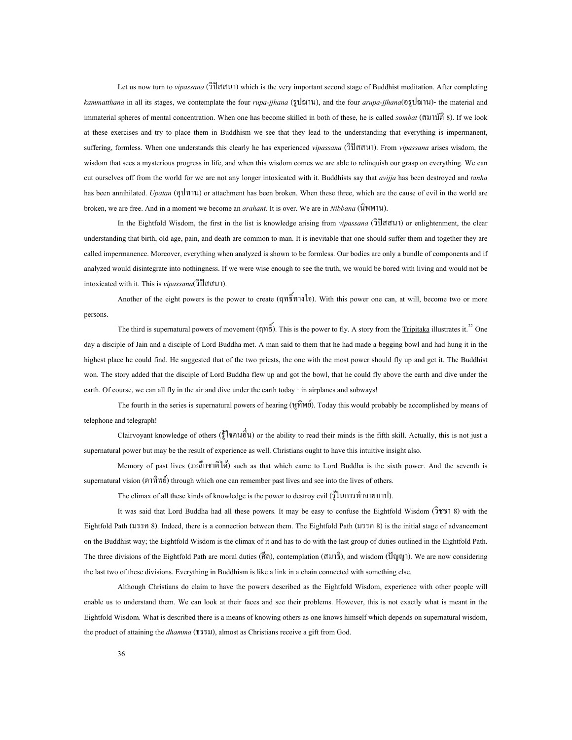Let us now turn to *vipassana* (วิปัสสนา) which is the very important second stage of Buddhist meditation. After completing *kammatthana* in all its stages, we contemplate the four *rupa-jjhana* (รูปฌาน), and the four *arupa-jjhana*(อรูปฌาน)- the material and immaterial spheres of mental concentration. When one has become skilled in both of these, he is called *sombat* (สมาบัติ 8). If we look at these exercises and try to place them in Buddhism we see that they lead to the understanding that everything is impermanent, suffering, formless. When one understands this clearly he has experienced *vipassana* (วิปัสสนา). From *vipassana* arises wisdom, the wisdom that sees a mysterious progress in life, and when this wisdom comes we are able to relinquish our grasp on everything. We can cut ourselves off from the world for we are not any longer intoxicated with it. Buddhists say that *avijja* has been destroyed and *tanha* has been annihilated. *Upatan* (อุปทาน) or attachment has been broken. When these three, which are the cause of evil in the world are broken, we are free. And in a moment we become an *arahant*. It is over. We are in *Nibbana* (นิพพาน).

In the Eightfold Wisdom, the first in the list is knowledge arising from *vipassana* (วิปัสสนา) or enlightenment, the clear understanding that birth, old age, pain, and death are common to man. It is inevitable that one should suffer them and together they are called impermanence. Moreover, everything when analyzed is shown to be formless. Our bodies are only a bundle of components and if analyzed would disintegrate into nothingness. If we were wise enough to see the truth, we would be bored with living and would not be intoxicated with it. This is *vipassana*(วิปัสสนา).

Another of the eight powers is the power to create (ฤทธิ์ทางใจ). With this power one can, at will, become two or more persons.

The third is supernatural powers of movement (ฤทธิ์). This is the power to fly. A story from the Tripitaka illustrates it.[22] One day a disciple of Jain and a disciple of Lord Buddha met. A man said to them that he had made a begging bowl and had hung it in the highest place he could find. He suggested that of the two priests, the one with the most power should fly up and get it. The Buddhist won. The story added that the disciple of Lord Buddha flew up and got the bowl, that he could fly above the earth and dive under the earth. Of course, we can all fly in the air and dive under the earth today - in airplanes and subways!

The fourth in the series is supernatural powers of hearing (หูทิพย์). Today this would probably be accomplished by means of telephone and telegraph!

Clairvoyant knowledge of others (รู้ใจคนอื่น) or the ability to read their minds is the fifth skill. Actually, this is not just a supernatural power but may be the result of experience as well. Christians ought to have this intuitive insight also.

Memory of past lives (ระลึกชาติได้) such as that which came to Lord Buddha is the sixth power. And the seventh is supernatural vision (ตาทิพย์) through which one can remember past lives and see into the lives of others.

The climax of all these kinds of knowledge is the power to destroy evil (รู้ในการทำลายบาป).

It was said that Lord Buddha had all these powers. It may be easy to confuse the Eightfold Wisdom (วิชชา 8) with the Eightfold Path (มรรค 8). Indeed, there is a connection between them. The Eightfold Path (มรรค 8) is the initial stage of advancement on the Buddhist way; the Eightfold Wisdom is the climax of it and has to do with the last group of duties outlined in the Eightfold Path. The three divisions of the Eightfold Path are moral duties (ศีล), contemplation (สมาธิ), and wisdom (ปัญญา). We are now considering the last two of these divisions. Everything in Buddhism is like a link in a chain connected with something else.

Although Christians do claim to have the powers described as the Eightfold Wisdom, experience with other people will enable us to understand them. We can look at their faces and see their problems. However, this is not exactly what is meant in the Eightfold Wisdom. What is described there is a means of knowing others as one knows himself which depends on supernatural wisdom, the product of attaining the *dhamma* (ธรรม), almost as Christians receive a gift from God.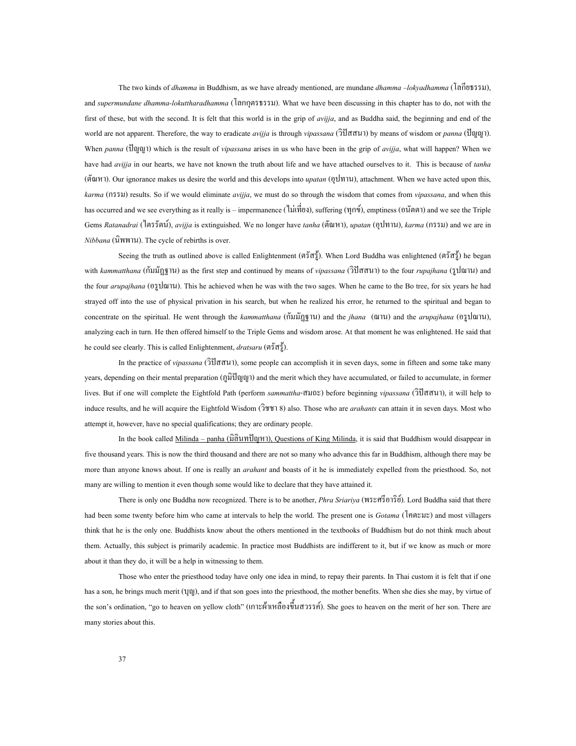The two kinds of *dhamma* in Buddhism, as we have already mentioned, are mundane *dhamma –lokyadhamma* (โลกียธรรม), and *supermundane dhamma-lokuttharadhamma* (โลกุตรธรรม). What we have been discussing in this chapter has to do, not with the first of these, but with the second. It is felt that this world is in the grip of *avijja*, and as Buddha said, the beginning and end of the world are not apparent. Therefore, the way to eradicate *avijja* is through *vipassana* (วิปัสสนา) by means of wisdom or *panna* (ปัญญา). When *panna* (ปัญญา) which is the result of *vipassana* arises in us who have been in the grip of *avijja*, what will happen? When we have had *avijja* in our hearts, we have not known the truth about life and we have attached ourselves to it. This is because of *tanha* (ตัณหา). Our ignorance makes us desire the world and this develops into *upatan* (อุปทาน), attachment. When we have acted upon this, *karma* (กรรม) results. So if we would eliminate *avijja*, we must do so through the wisdom that comes from *vipassana*, and when this has occurred and we see everything as it really is – impermanence (ไม่เที่ยง), suffering (ทุกข์), emptiness (อนัตตา) and we see the Triple Gems *Ratanadrai* (ไตรรัตน์), *avijja* is extinguished. We no longer have *tanha* (ตัณหา), *upatan* (อุปทาน), *karma* (กรรม) and we are in *Nibbana* (นิพพาน). The cycle of rebirths is over.

Seeing the truth as outlined above is called Enlightenment (ตรัสรู้). When Lord Buddha was enlightened (ตรัสรู้) he began with *kammatthana* (กัมมัฏฐาน) as the first step and continued by means of *vipassana* (วิปัสสนา) to the four *rupajhana* (รูปฌาน) and the four *arupajhana* (อรูปฌาน). This he achieved when he was with the two sages. When he came to the Bo tree, for six years he had strayed off into the use of physical privation in his search, but when he realized his error, he returned to the spiritual and began to concentrate on the spiritual. He went through the *kammatthana* (กัมมัฏฐาน) and the *jhana* (ฌาน) and the *arupajhana* (อรูปฌาน), analyzing each in turn. He then offered himself to the Triple Gems and wisdom arose. At that moment he was enlightened. He said that he could see clearly. This is called Enlightenment, *dratsaru* (ตรัสรู้).

In the practice of *vipassana* (วิปัสสนา), some people can accomplish it in seven days, some in fifteen and some take many years, depending on their mental preparation (ภูมิปัญญา) and the merit which they have accumulated, or failed to accumulate, in former lives. But if one will complete the Eightfold Path (perform *sammattha*-สมถะ) before beginning *vipassana* (วิปัสสนา), it will help to induce results, and he will acquire the Eightfold Wisdom (วิชชา 8) also. Those who are *arahants* can attain it in seven days. Most who attempt it, however, have no special qualifications; they are ordinary people.

In the book called Milinda – panha (มิลินทปัญหา), Questions of King Milinda, it is said that Buddhism would disappear in five thousand years. This is now the third thousand and there are not so many who advance this far in Buddhism, although there may be more than anyone knows about. If one is really an *arahant* and boasts of it he is immediately expelled from the priesthood. So, not many are willing to mention it even though some would like to declare that they have attained it.

There is only one Buddha now recognized. There is to be another, *Phra Sriariya* (พระศรีอาริย์). Lord Buddha said that there had been some twenty before him who came at intervals to help the world. The present one is *Gotama* (โคตะมะ) and most villagers think that he is the only one. Buddhists know about the others mentioned in the textbooks of Buddhism but do not think much about them. Actually, this subject is primarily academic. In practice most Buddhists are indifferent to it, but if we know as much or more about it than they do, it will be a help in witnessing to them.

Those who enter the priesthood today have only one idea in mind, to repay their parents. In Thai custom it is felt that if one has a son, he brings much merit (บุญ), and if that son goes into the priesthood, the mother benefits. When she dies she may, by virtue of the son's ordination, "go to heaven on yellow cloth" (เกาะผ้าเหลืองขึ้นสวรรค์). She goes to heaven on the merit of her son. There are many stories about this.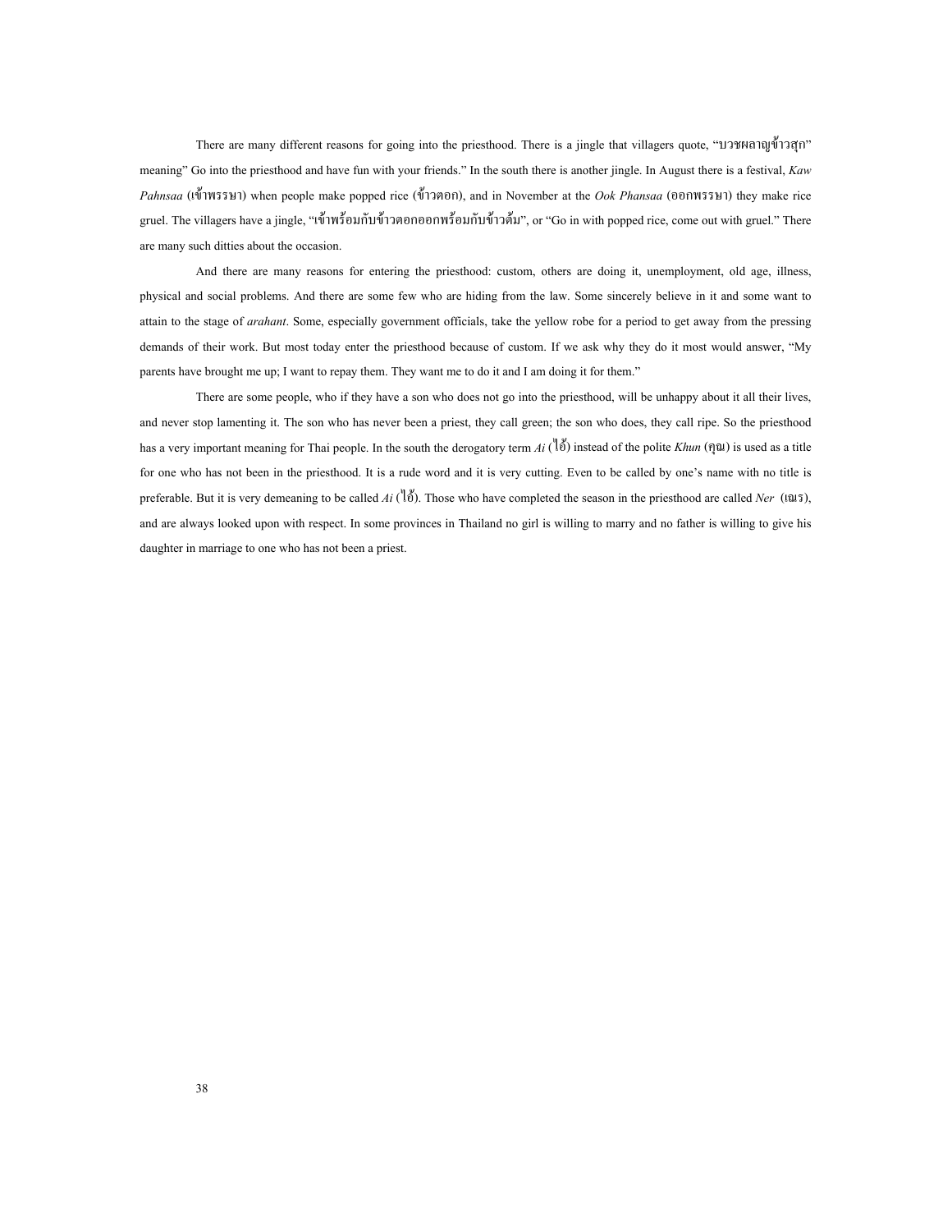There are many different reasons for going into the priesthood. There is a jingle that villagers quote, "บวชผลาญข้าวสุก" meaning" Go into the priesthood and have fun with your friends." In the south there is another jingle. In August there is a festival, *Kaw Pahnsaa* (เข้าพรรษา) when people make popped rice (ข้าวตอก), and in November at the *Ook Phansaa* (ออกพรรษา) they make rice gruel. The villagers have a jingle, "เข้าพร้อมกับข้าวตอกออกพร้อมกับข้าวต้ม", or "Go in with popped rice, come out with gruel." There are many such ditties about the occasion.

And there are many reasons for entering the priesthood: custom, others are doing it, unemployment, old age, illness, physical and social problems. And there are some few who are hiding from the law. Some sincerely believe in it and some want to attain to the stage of *arahant*. Some, especially government officials, take the yellow robe for a period to get away from the pressing demands of their work. But most today enter the priesthood because of custom. If we ask why they do it most would answer, "My parents have brought me up; I want to repay them. They want me to do it and I am doing it for them."

There are some people, who if they have a son who does not go into the priesthood, will be unhappy about it all their lives, and never stop lamenting it. The son who has never been a priest, they call green; the son who does, they call ripe. So the priesthood has a very important meaning for Thai people. In the south the derogatory term *Ai* (ไอ้) instead of the polite *Khun* (คุณ) is used as a title for one who has not been in the priesthood. It is a rude word and it is very cutting. Even to be called by one's name with no title is preferable. But it is very demeaning to be called *Ai* (ไอ้). Those who have completed the season in the priesthood are called *Ner* (เณร), and are always looked upon with respect. In some provinces in Thailand no girl is willing to marry and no father is willing to give his daughter in marriage to one who has not been a priest.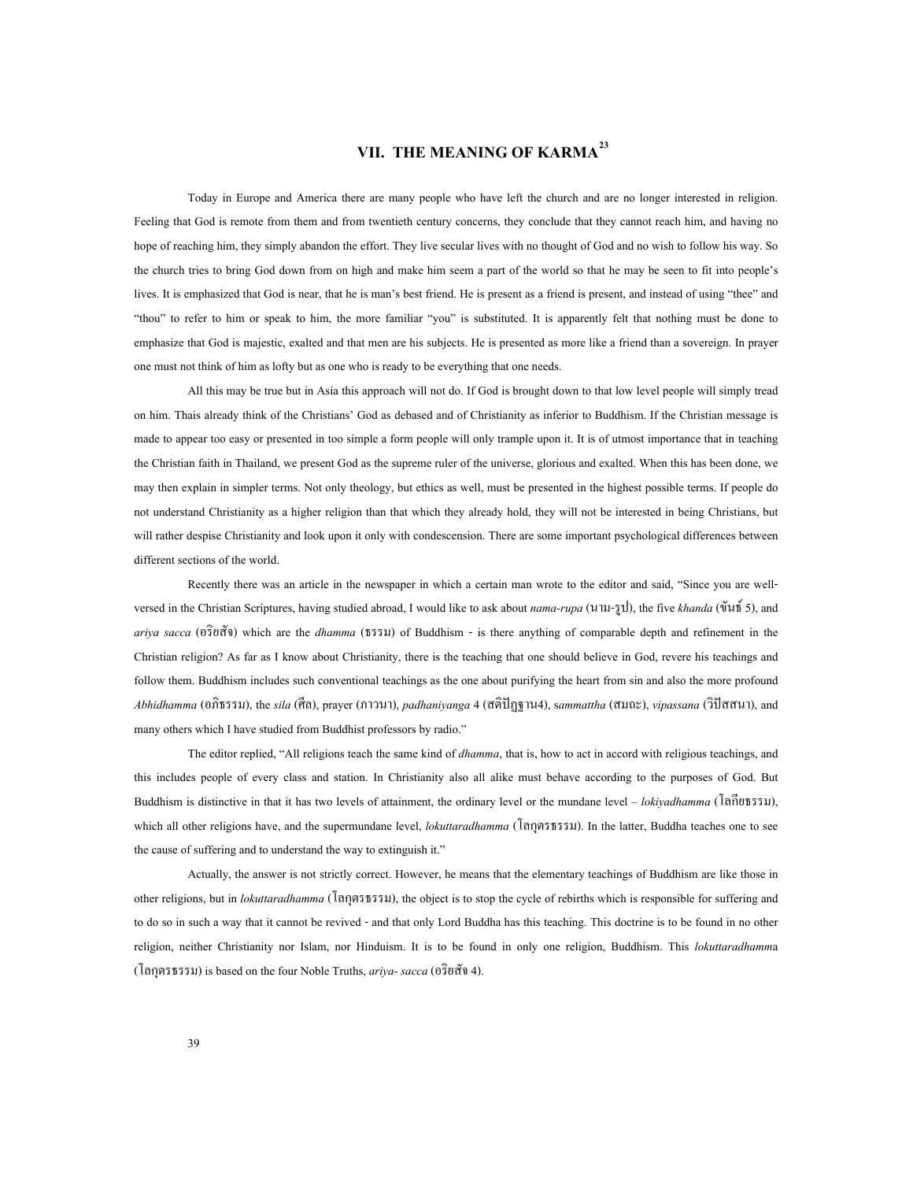# VII. THE MEANING OF KARMA[23]

Today in Europe and America there are many people who have left the church and are no longer interested in religion. Feeling that God is remote from them and from twentieth century concerns, they conclude that they cannot reach him, and having no hope of reaching him, they simply abandon the effort. They live secular lives with no thought of God and no wish to follow his way. So the church tries to bring God down from on high and make him seem a part of the world so that he may be seen to fit into people's lives. It is emphasized that God is near, that he is man's best friend. He is present as a friend is present, and instead of using "thee" and "thou" to refer to him or speak to him, the more familiar "you" is substituted. It is apparently felt that nothing must be done to emphasize that God is majestic, exalted and that men are his subjects. He is presented as more like a friend than a sovereign. In prayer one must not think of him as lofty but as one who is ready to be everything that one needs.

All this may be true but in Asia this approach will not do. If God is brought down to that low level people will simply tread on him. Thais already think of the Christians' God as debased and of Christianity as inferior to Buddhism. If the Christian message is made to appear too easy or presented in too simple a form people will only trample upon it. It is of utmost importance that in teaching the Christian faith in Thailand, we present God as the supreme ruler of the universe, glorious and exalted. When this has been done, we may then explain in simpler terms. Not only theology, but ethics as well, must be presented in the highest possible terms. If people do not understand Christianity as a higher religion than that which they already hold, they will not be interested in being Christians, but will rather despise Christianity and look upon it only with condescension. There are some important psychological differences between different sections of the world.

Recently there was an article in the newspaper in which a certain man wrote to the editor and said, "Since you are well-versed in the Christian Scriptures, having studied abroad, I would like to ask about *nama-rupa* (นาม-รูป), the five *khanda* (ขันธ์ 5), and *ariya sacca* (อริยสัจ) which are the *dhamma* (ธรรม) of Buddhism - is there anything of comparable depth and refinement in the Christian religion? As far as I know about Christianity, there is the teaching that one should believe in God, revere his teachings and follow them. Buddhism includes such conventional teachings as the one about purifying the heart from sin and also the more profound *Abhidhamma* (อภิธรรม), the *sila* (ศีล), prayer (ภาวนา), *padhaniyanga* 4 (สติปัฏฐาน4), s*ammattha* (สมถะ), *vipassana* (วิปัสสนา), and many others which I have studied from Buddhist professors by radio."

The editor replied, "All religions teach the same kind of *dhamma*, that is, how to act in accord with religious teachings, and this includes people of every class and station. In Christianity also all alike must behave according to the purposes of God. But Buddhism is distinctive in that it has two levels of attainment, the ordinary level or the mundane level – *lokiyadhamma* (โลกียธรรม), which all other religions have, and the supermundane level, *lokuttaradhamma* (โลกุตรธรรม). In the latter, Buddha teaches one to see the cause of suffering and to understand the way to extinguish it."

Actually, the answer is not strictly correct. However, he means that the elementary teachings of Buddhism are like those in other religions, but in *lokuttaradhamma* (โลกุตรธรรม), the object is to stop the cycle of rebirths which is responsible for suffering and to do so in such a way that it cannot be revived - and that only Lord Buddha has this teaching. This doctrine is to be found in no other religion, neither Christianity nor Islam, nor Hinduism. It is to be found in only one religion, Buddhism. This *lokuttaradhamm*a (โลกุตรธรรม) is based on the four Noble Truths, *ariya- sacca* (อริยสัจ 4).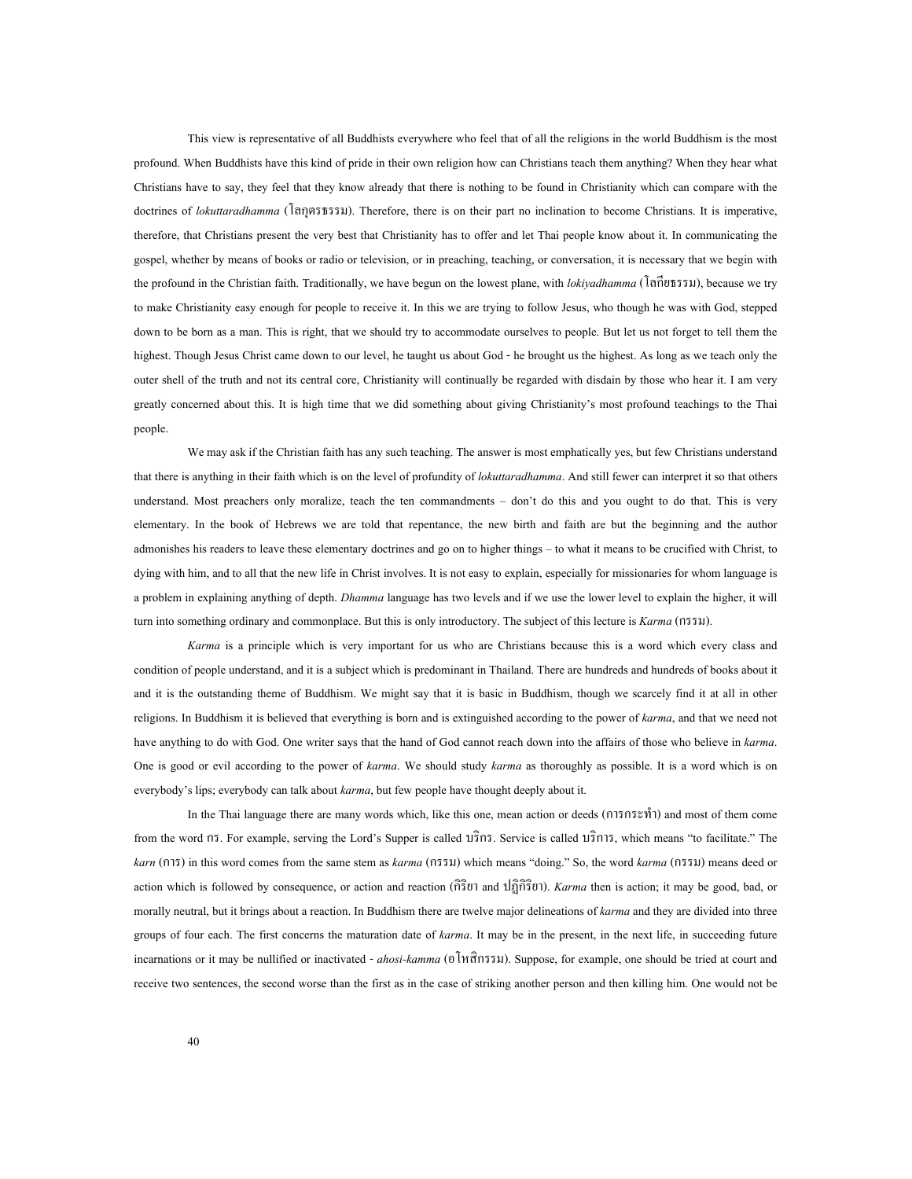This view is representative of all Buddhists everywhere who feel that of all the religions in the world Buddhism is the most profound. When Buddhists have this kind of pride in their own religion how can Christians teach them anything? When they hear what Christians have to say, they feel that they know already that there is nothing to be found in Christianity which can compare with the doctrines of *lokuttaradhamma* (โลกุตรธรรม). Therefore, there is on their part no inclination to become Christians. It is imperative, therefore, that Christians present the very best that Christianity has to offer and let Thai people know about it. In communicating the gospel, whether by means of books or radio or television, or in preaching, teaching, or conversation, it is necessary that we begin with the profound in the Christian faith. Traditionally, we have begun on the lowest plane, with *lokiyadhamma* (โลกียธรรม), because we try to make Christianity easy enough for people to receive it. In this we are trying to follow Jesus, who though he was with God, stepped down to be born as a man. This is right, that we should try to accommodate ourselves to people. But let us not forget to tell them the highest. Though Jesus Christ came down to our level, he taught us about God - he brought us the highest. As long as we teach only the outer shell of the truth and not its central core, Christianity will continually be regarded with disdain by those who hear it. I am very greatly concerned about this. It is high time that we did something about giving Christianity's most profound teachings to the Thai people.

We may ask if the Christian faith has any such teaching. The answer is most emphatically yes, but few Christians understand that there is anything in their faith which is on the level of profundity of *lokuttaradhamma*. And still fewer can interpret it so that others understand. Most preachers only moralize, teach the ten commandments – don't do this and you ought to do that. This is very elementary. In the book of Hebrews we are told that repentance, the new birth and faith are but the beginning and the author admonishes his readers to leave these elementary doctrines and go on to higher things – to what it means to be crucified with Christ, to dying with him, and to all that the new life in Christ involves. It is not easy to explain, especially for missionaries for whom language is a problem in explaining anything of depth. *Dhamma* language has two levels and if we use the lower level to explain the higher, it will turn into something ordinary and commonplace. But this is only introductory. The subject of this lecture is *Karma* (กรรม).

*Karma* is a principle which is very important for us who are Christians because this is a word which every class and condition of people understand, and it is a subject which is predominant in Thailand. There are hundreds and hundreds of books about it and it is the outstanding theme of Buddhism. We might say that it is basic in Buddhism, though we scarcely find it at all in other religions. In Buddhism it is believed that everything is born and is extinguished according to the power of *karma*, and that we need not have anything to do with God. One writer says that the hand of God cannot reach down into the affairs of those who believe in *karma*. One is good or evil according to the power of *karma*. We should study *karma* as thoroughly as possible. It is a word which is on everybody's lips; everybody can talk about *karma*, but few people have thought deeply about it.

In the Thai language there are many words which, like this one, mean action or deeds (การกระทำ) and most of them come from the word กร. For example, serving the Lord's Supper is called บริกร. Service is called บริการ, which means "to facilitate." The *karn* (การ) in this word comes from the same stem as *karma* (กรรม) which means "doing." So, the word *karma* (กรรม) means deed or action which is followed by consequence, or action and reaction (กิริยา and ปฏิกิริยา). *Karma* then is action; it may be good, bad, or morally neutral, but it brings about a reaction. In Buddhism there are twelve major delineations of *karma* and they are divided into three groups of four each. The first concerns the maturation date of *karma*. It may be in the present, in the next life, in succeeding future incarnations or it may be nullified or inactivated - *ahosi-kamma* (อโหสิกรรม). Suppose, for example, one should be tried at court and receive two sentences, the second worse than the first as in the case of striking another person and then killing him. One would not be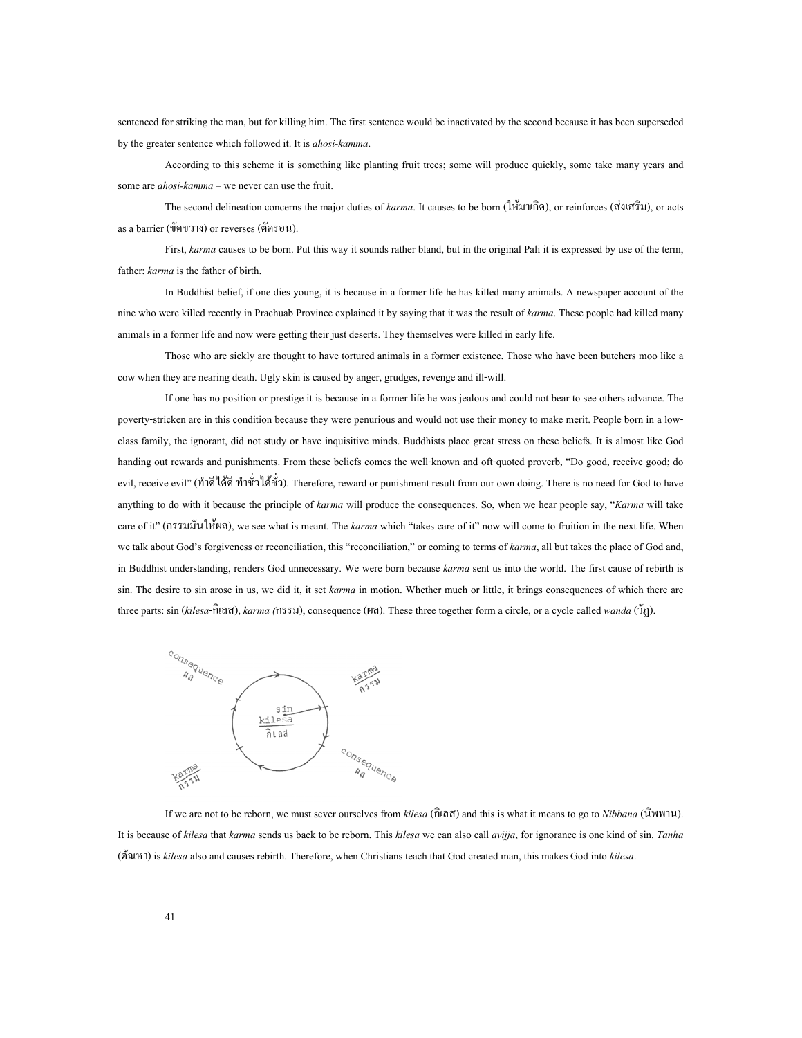sentenced for striking the man, but for killing him. The first sentence would be inactivated by the second because it has been superseded by the greater sentence which followed it. It is *ahosi-kamma*.

According to this scheme it is something like planting fruit trees; some will produce quickly, some take many years and some are *ahosi-kamma* – we never can use the fruit.

The second delineation concerns the major duties of *karma*. It causes to be born (ให้มาเกิด), or reinforces (ส่งเสริม), or acts as a barrier (ขัดขวาง) or reverses (ตัดรอน).

First, *karma* causes to be born. Put this way it sounds rather bland, but in the original Pali it is expressed by use of the term, father: *karma* is the father of birth.

In Buddhist belief, if one dies young, it is because in a former life he has killed many animals. A newspaper account of the nine who were killed recently in Prachuab Province explained it by saying that it was the result of *karma*. These people had killed many animals in a former life and now were getting their just deserts. They themselves were killed in early life.

Those who are sickly are thought to have tortured animals in a former existence. Those who have been butchers moo like a cow when they are nearing death. Ugly skin is caused by anger, grudges, revenge and ill-will.

If one has no position or prestige it is because in a former life he was jealous and could not bear to see others advance. The poverty-stricken are in this condition because they were penurious and would not use their money to make merit. People born in a low-class family, the ignorant, did not study or have inquisitive minds. Buddhists place great stress on these beliefs. It is almost like God handing out rewards and punishments. From these beliefs comes the well-known and oft-quoted proverb, "Do good, receive good; do evil, receive evil" (ทำดีได้ดี ทำชั่วได้ชั่ว). Therefore, reward or punishment result from our own doing. There is no need for God to have anything to do with it because the principle of *karma* will produce the consequences. So, when we hear people say, "*Karma* will take care of it" (กรรมมันให้ผล), we see what is meant. The *karma* which "takes care of it" now will come to fruition in the next life. When we talk about God's forgiveness or reconciliation, this "reconciliation," or coming to terms of *karma*, all but takes the place of God and, in Buddhist understanding, renders God unnecessary. We were born because *karma* sent us into the world. The first cause of rebirth is sin. The desire to sin arose in us, we did it, it set *karma* in motion. Whether much or little, it brings consequences of which there are three parts: sin (*kilesa*-กิเลส), *karma (*กรรม), consequence (ผล). These three together form a circle, or a cycle called *wanda* (วัฏ).

If we are not to be reborn, we must sever ourselves from *kilesa* (กิเลส) and this is what it means to go to *Nibbana* (นิพพาน). It is because of *kilesa* that *karma* sends us back to be reborn. This *kilesa* we can also call *avijja*, for ignorance is one kind of sin. *Tanha* (ตัณหา) is *kilesa* also and causes rebirth. Therefore, when Christians teach that God created man, this makes God into *kilesa*.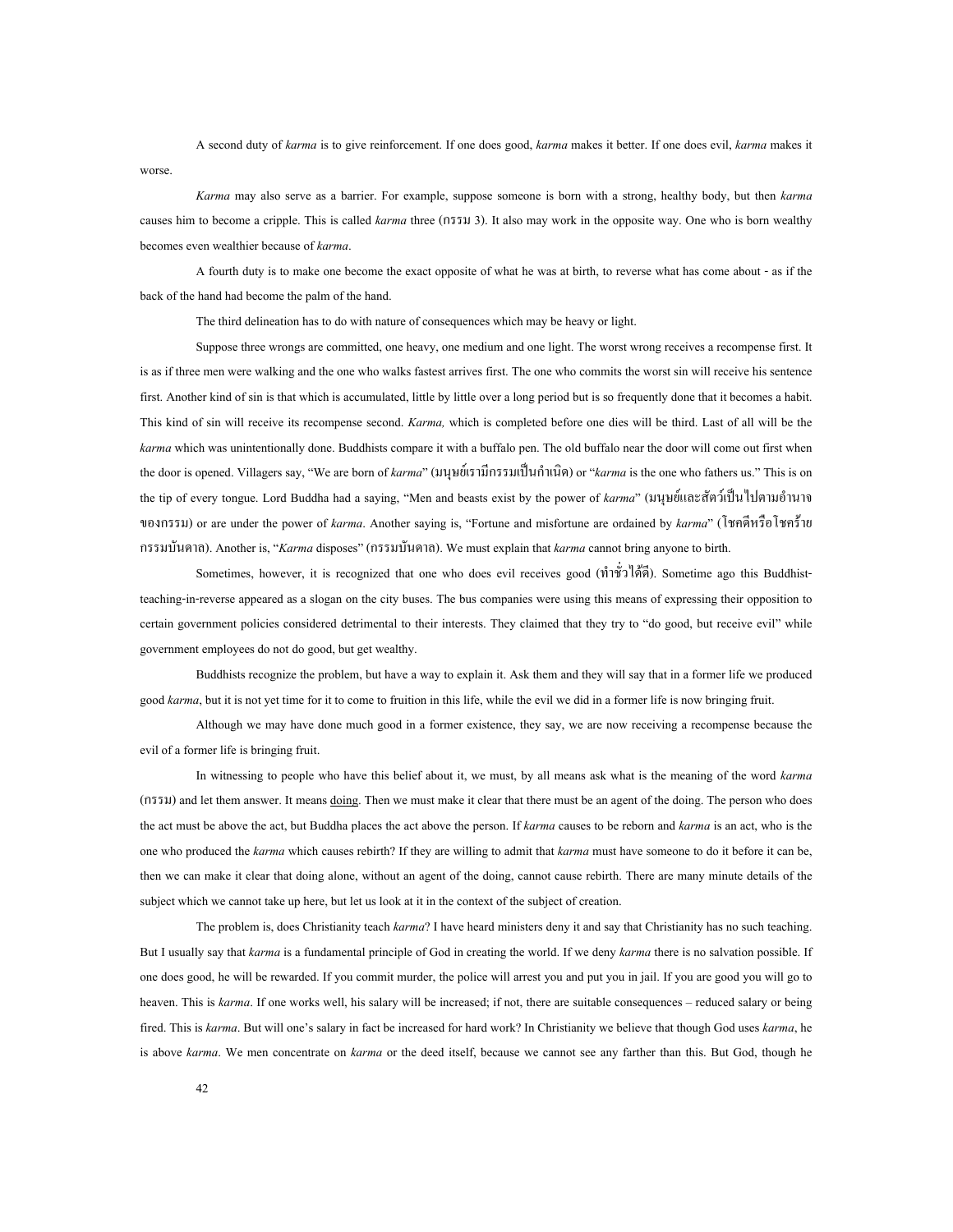A second duty of *karma* is to give reinforcement. If one does good, *karma* makes it better. If one does evil, *karma* makes it worse.

*Karma* may also serve as a barrier. For example, suppose someone is born with a strong, healthy body, but then *karma* causes him to become a cripple. This is called *karma* three (กรรม 3). It also may work in the opposite way. One who is born wealthy becomes even wealthier because of *karma*.

A fourth duty is to make one become the exact opposite of what he was at birth, to reverse what has come about - as if the back of the hand had become the palm of the hand.

The third delineation has to do with nature of consequences which may be heavy or light.

Suppose three wrongs are committed, one heavy, one medium and one light. The worst wrong receives a recompense first. It is as if three men were walking and the one who walks fastest arrives first. The one who commits the worst sin will receive his sentence first. Another kind of sin is that which is accumulated, little by little over a long period but is so frequently done that it becomes a habit. This kind of sin will receive its recompense second. *Karma,* which is completed before one dies will be third. Last of all will be the *karma* which was unintentionally done. Buddhists compare it with a buffalo pen. The old buffalo near the door will come out first when the door is opened. Villagers say, "We are born of *karma*" (มนุษย์เรามีกรรมเป็นกำเนิด) or "*karma* is the one who fathers us." This is on the tip of every tongue. Lord Buddha had a saying, "Men and beasts exist by the power of *karma*" (มนุษย์และสัตว์เป็นไปตามอำนาจของกรรม) or are under the power of *karma*. Another saying is, "Fortune and misfortune are ordained by *karma*" (โชคดีหรือโชคร้ายกรรมบันดาล). Another is, "*Karma* disposes" (กรรมบันดาล). We must explain that *karma* cannot bring anyone to birth.

Sometimes, however, it is recognized that one who does evil receives good (ทำชั่วได้ดี). Sometime ago this Buddhist-teaching-in-reverse appeared as a slogan on the city buses. The bus companies were using this means of expressing their opposition to certain government policies considered detrimental to their interests. They claimed that they try to "do good, but receive evil" while government employees do not do good, but get wealthy.

Buddhists recognize the problem, but have a way to explain it. Ask them and they will say that in a former life we produced good *karma*, but it is not yet time for it to come to fruition in this life, while the evil we did in a former life is now bringing fruit.

Although we may have done much good in a former existence, they say, we are now receiving a recompense because the evil of a former life is bringing fruit.

In witnessing to people who have this belief about it, we must, by all means ask what is the meaning of the word *karma* (กรรม) and let them answer. It means <u>doing</u>. Then we must make it clear that there must be an agent of the doing. The person who does the act must be above the act, but Buddha places the act above the person. If *karma* causes to be reborn and *karma* is an act, who is the one who produced the *karma* which causes rebirth? If they are willing to admit that *karma* must have someone to do it before it can be, then we can make it clear that doing alone, without an agent of the doing, cannot cause rebirth. There are many minute details of the subject which we cannot take up here, but let us look at it in the context of the subject of creation.

The problem is, does Christianity teach *karma*? I have heard ministers deny it and say that Christianity has no such teaching. But I usually say that *karma* is a fundamental principle of God in creating the world. If we deny *karma* there is no salvation possible. If one does good, he will be rewarded. If you commit murder, the police will arrest you and put you in jail. If you are good you will go to heaven. This is *karma*. If one works well, his salary will be increased; if not, there are suitable consequences – reduced salary or being fired. This is *karma*. But will one's salary in fact be increased for hard work? In Christianity we believe that though God uses *karma*, he is above *karma*. We men concentrate on *karma* or the deed itself, because we cannot see any farther than this. But God, though he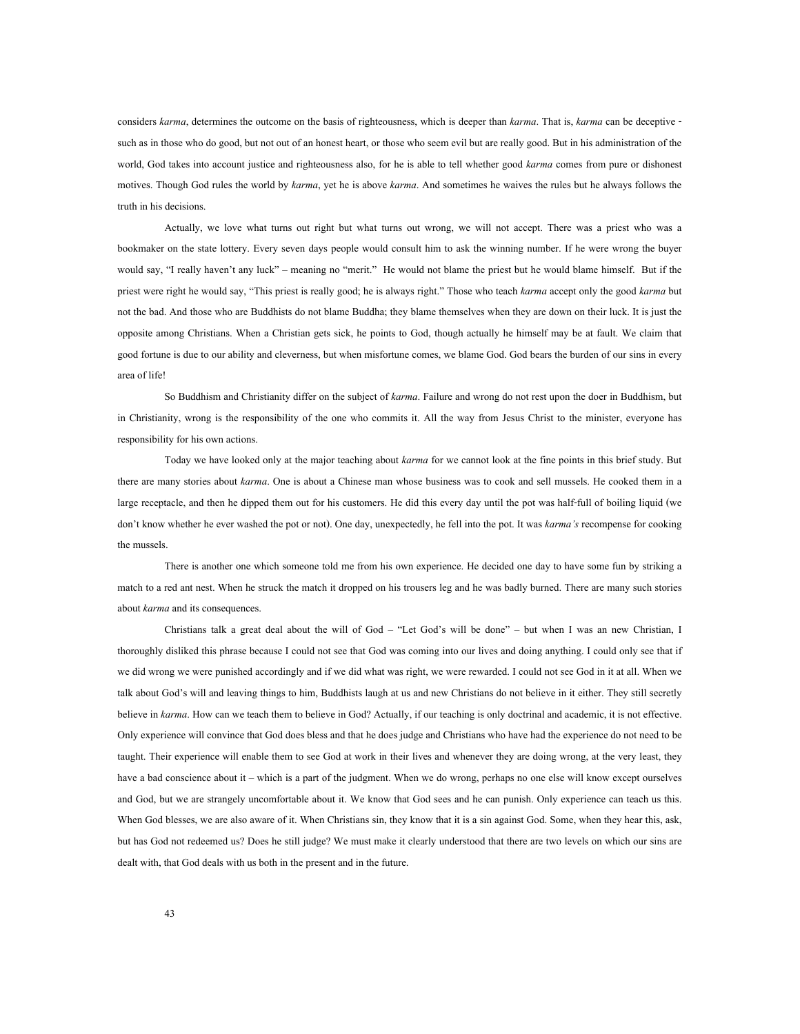considers *karma*, determines the outcome on the basis of righteousness, which is deeper than *karma*. That is, *karma* can be deceptive - such as in those who do good, but not out of an honest heart, or those who seem evil but are really good. But in his administration of the world, God takes into account justice and righteousness also, for he is able to tell whether good *karma* comes from pure or dishonest motives. Though God rules the world by *karma*, yet he is above *karma*. And sometimes he waives the rules but he always follows the truth in his decisions.

Actually, we love what turns out right but what turns out wrong, we will not accept. There was a priest who was a bookmaker on the state lottery. Every seven days people would consult him to ask the winning number. If he were wrong the buyer would say, "I really haven't any luck" – meaning no "merit." He would not blame the priest but he would blame himself. But if the priest were right he would say, "This priest is really good; he is always right." Those who teach *karma* accept only the good *karma* but not the bad. And those who are Buddhists do not blame Buddha; they blame themselves when they are down on their luck. It is just the opposite among Christians. When a Christian gets sick, he points to God, though actually he himself may be at fault. We claim that good fortune is due to our ability and cleverness, but when misfortune comes, we blame God. God bears the burden of our sins in every area of life!

So Buddhism and Christianity differ on the subject of *karma*. Failure and wrong do not rest upon the doer in Buddhism, but in Christianity, wrong is the responsibility of the one who commits it. All the way from Jesus Christ to the minister, everyone has responsibility for his own actions.

Today we have looked only at the major teaching about *karma* for we cannot look at the fine points in this brief study. But there are many stories about *karma*. One is about a Chinese man whose business was to cook and sell mussels. He cooked them in a large receptacle, and then he dipped them out for his customers. He did this every day until the pot was half-full of boiling liquid (we don't know whether he ever washed the pot or not). One day, unexpectedly, he fell into the pot. It was *karma's* recompense for cooking the mussels.

There is another one which someone told me from his own experience. He decided one day to have some fun by striking a match to a red ant nest. When he struck the match it dropped on his trousers leg and he was badly burned. There are many such stories about *karma* and its consequences.

Christians talk a great deal about the will of God – "Let God's will be done" – but when I was an new Christian, I thoroughly disliked this phrase because I could not see that God was coming into our lives and doing anything. I could only see that if we did wrong we were punished accordingly and if we did what was right, we were rewarded. I could not see God in it at all. When we talk about God's will and leaving things to him, Buddhists laugh at us and new Christians do not believe in it either. They still secretly believe in *karma*. How can we teach them to believe in God? Actually, if our teaching is only doctrinal and academic, it is not effective. Only experience will convince that God does bless and that he does judge and Christians who have had the experience do not need to be taught. Their experience will enable them to see God at work in their lives and whenever they are doing wrong, at the very least, they have a bad conscience about it – which is a part of the judgment. When we do wrong, perhaps no one else will know except ourselves and God, but we are strangely uncomfortable about it. We know that God sees and he can punish. Only experience can teach us this. When God blesses, we are also aware of it. When Christians sin, they know that it is a sin against God. Some, when they hear this, ask, but has God not redeemed us? Does he still judge? We must make it clearly understood that there are two levels on which our sins are dealt with, that God deals with us both in the present and in the future.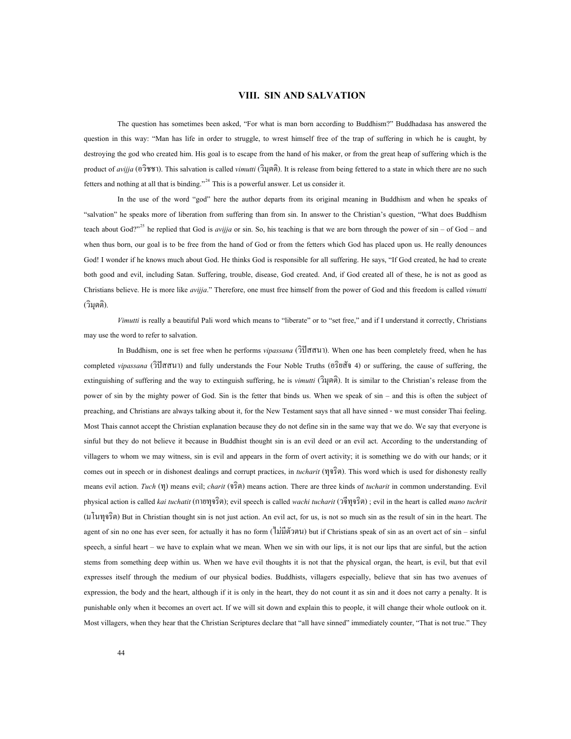## VIII. SIN AND SALVATION

The question has sometimes been asked, "For what is man born according to Buddhism?" Buddhadasa has answered the question in this way: "Man has life in order to struggle, to wrest himself free of the trap of suffering in which he is caught, by destroying the god who created him. His goal is to escape from the hand of his maker, or from the great heap of suffering which is the product of *avijja* (อวิชชา). This salvation is called *vimutti* (วิมุตติ). It is release from being fettered to a state in which there are no such fetters and nothing at all that is binding."[24] This is a powerful answer. Let us consider it.

In the use of the word "god" here the author departs from its original meaning in Buddhism and when he speaks of "salvation" he speaks more of liberation from suffering than from sin. In answer to the Christian's question, "What does Buddhism teach about God?"[25] he replied that God is *avijja* or sin. So, his teaching is that we are born through the power of sin – of God – and when thus born, our goal is to be free from the hand of God or from the fetters which God has placed upon us. He really denounces God! I wonder if he knows much about God. He thinks God is responsible for all suffering. He says, "If God created, he had to create both good and evil, including Satan. Suffering, trouble, disease, God created. And, if God created all of these, he is not as good as Christians believe. He is more like *avijja*." Therefore, one must free himself from the power of God and this freedom is called *vimutti* (วิมุตติ).

*Vimutti* is really a beautiful Pali word which means to "liberate" or to "set free," and if I understand it correctly, Christians may use the word to refer to salvation.

In Buddhism, one is set free when he performs *vipassana* (วิปัสสนา). When one has been completely freed, when he has completed *vipassana* (วิปัสสนา) and fully understands the Four Noble Truths (อริยสัจ 4) or suffering, the cause of suffering, the extinguishing of suffering and the way to extinguish suffering, he is *vimutti* (วิมุตติ). It is similar to the Christian's release from the power of sin by the mighty power of God. Sin is the fetter that binds us. When we speak of sin – and this is often the subject of preaching, and Christians are always talking about it, for the New Testament says that all have sinned - we must consider Thai feeling. Most Thais cannot accept the Christian explanation because they do not define sin in the same way that we do. We say that everyone is sinful but they do not believe it because in Buddhist thought sin is an evil deed or an evil act. According to the understanding of villagers to whom we may witness, sin is evil and appears in the form of overt activity; it is something we do with our hands; or it comes out in speech or in dishonest dealings and corrupt practices, in *tucharit* (ทุจริต). This word which is used for dishonesty really means evil action. *Tuch* (ทุ) means evil; *charit* (จริต) means action. There are three kinds of *tucharit* in common understanding. Evil physical action is called *kai tuchatit* (กายทุจริต); evil speech is called *wachi tucharit* (วจีทุจริต) ; evil in the heart is called *mano tuchrit* (มโนทุจริต) But in Christian thought sin is not just action. An evil act, for us, is not so much sin as the result of sin in the heart. The agent of sin no one has ever seen, for actually it has no form (ไม่มีตัวตน) but if Christians speak of sin as an overt act of sin – sinful speech, a sinful heart – we have to explain what we mean. When we sin with our lips, it is not our lips that are sinful, but the action stems from something deep within us. When we have evil thoughts it is not that the physical organ, the heart, is evil, but that evil expresses itself through the medium of our physical bodies. Buddhists, villagers especially, believe that sin has two avenues of expression, the body and the heart, although if it is only in the heart, they do not count it as sin and it does not carry a penalty. It is punishable only when it becomes an overt act. If we will sit down and explain this to people, it will change their whole outlook on it. Most villagers, when they hear that the Christian Scriptures declare that "all have sinned" immediately counter, "That is not true." They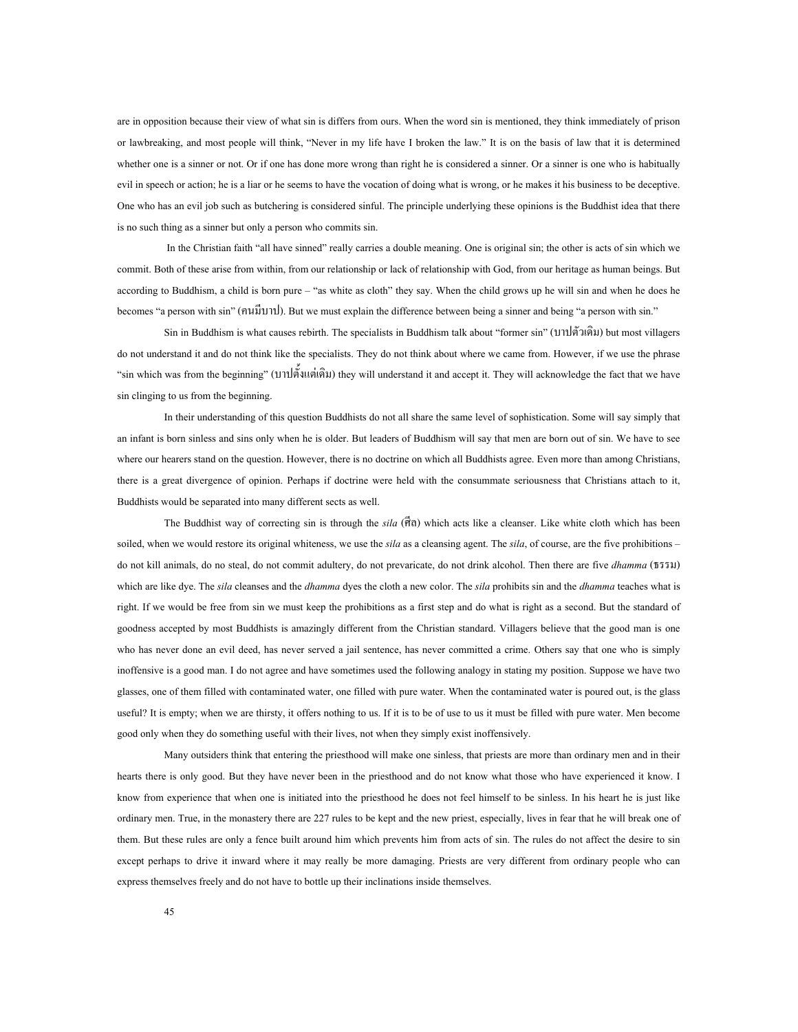are in opposition because their view of what sin is differs from ours. When the word sin is mentioned, they think immediately of prison or lawbreaking, and most people will think, "Never in my life have I broken the law." It is on the basis of law that it is determined whether one is a sinner or not. Or if one has done more wrong than right he is considered a sinner. Or a sinner is one who is habitually evil in speech or action; he is a liar or he seems to have the vocation of doing what is wrong, or he makes it his business to be deceptive. One who has an evil job such as butchering is considered sinful. The principle underlying these opinions is the Buddhist idea that there is no such thing as a sinner but only a person who commits sin.

In the Christian faith "all have sinned" really carries a double meaning. One is original sin; the other is acts of sin which we commit. Both of these arise from within, from our relationship or lack of relationship with God, from our heritage as human beings. But according to Buddhism, a child is born pure – "as white as cloth" they say. When the child grows up he will sin and when he does he becomes "a person with sin" (คนมีบาป). But we must explain the difference between being a sinner and being "a person with sin."

Sin in Buddhism is what causes rebirth. The specialists in Buddhism talk about "former sin" (บาปตัวเดิม) but most villagers do not understand it and do not think like the specialists. They do not think about where we came from. However, if we use the phrase "sin which was from the beginning" (บาปตั้งแต่เดิม) they will understand it and accept it. They will acknowledge the fact that we have sin clinging to us from the beginning.

In their understanding of this question Buddhists do not all share the same level of sophistication. Some will say simply that an infant is born sinless and sins only when he is older. But leaders of Buddhism will say that men are born out of sin. We have to see where our hearers stand on the question. However, there is no doctrine on which all Buddhists agree. Even more than among Christians, there is a great divergence of opinion. Perhaps if doctrine were held with the consummate seriousness that Christians attach to it, Buddhists would be separated into many different sects as well.

The Buddhist way of correcting sin is through the *sila* (ศีล) which acts like a cleanser. Like white cloth which has been soiled, when we would restore its original whiteness, we use the *sila* as a cleansing agent. The *sila*, of course, are the five prohibitions – do not kill animals, do no steal, do not commit adultery, do not prevaricate, do not drink alcohol. Then there are five *dhamma* (ธรรม) which are like dye. The *sila* cleanses and the *dhamma* dyes the cloth a new color. The *sila* prohibits sin and the *dhamma* teaches what is right. If we would be free from sin we must keep the prohibitions as a first step and do what is right as a second. But the standard of goodness accepted by most Buddhists is amazingly different from the Christian standard. Villagers believe that the good man is one who has never done an evil deed, has never served a jail sentence, has never committed a crime. Others say that one who is simply inoffensive is a good man. I do not agree and have sometimes used the following analogy in stating my position. Suppose we have two glasses, one of them filled with contaminated water, one filled with pure water. When the contaminated water is poured out, is the glass useful? It is empty; when we are thirsty, it offers nothing to us. If it is to be of use to us it must be filled with pure water. Men become good only when they do something useful with their lives, not when they simply exist inoffensively.

Many outsiders think that entering the priesthood will make one sinless, that priests are more than ordinary men and in their hearts there is only good. But they have never been in the priesthood and do not know what those who have experienced it know. I know from experience that when one is initiated into the priesthood he does not feel himself to be sinless. In his heart he is just like ordinary men. True, in the monastery there are 227 rules to be kept and the new priest, especially, lives in fear that he will break one of them. But these rules are only a fence built around him which prevents him from acts of sin. The rules do not affect the desire to sin except perhaps to drive it inward where it may really be more damaging. Priests are very different from ordinary people who can express themselves freely and do not have to bottle up their inclinations inside themselves.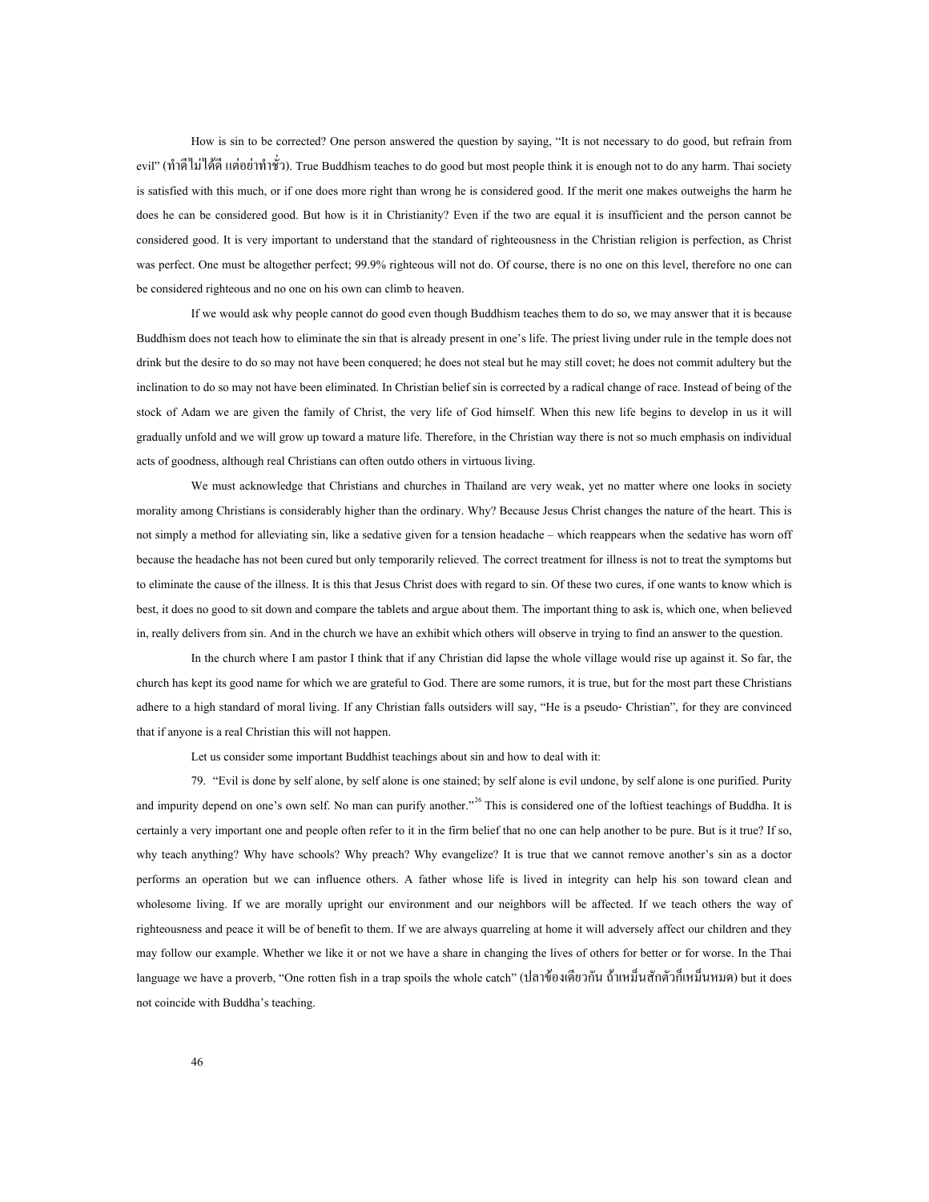How is sin to be corrected? One person answered the question by saying, "It is not necessary to do good, but refrain from evil" (ทำดีไม่ได้ดี แต่อย่าทำชั่ว). True Buddhism teaches to do good but most people think it is enough not to do any harm. Thai society is satisfied with this much, or if one does more right than wrong he is considered good. If the merit one makes outweighs the harm he does he can be considered good. But how is it in Christianity? Even if the two are equal it is insufficient and the person cannot be considered good. It is very important to understand that the standard of righteousness in the Christian religion is perfection, as Christ was perfect. One must be altogether perfect; 99.9% righteous will not do. Of course, there is no one on this level, therefore no one can be considered righteous and no one on his own can climb to heaven.

If we would ask why people cannot do good even though Buddhism teaches them to do so, we may answer that it is because Buddhism does not teach how to eliminate the sin that is already present in one's life. The priest living under rule in the temple does not drink but the desire to do so may not have been conquered; he does not steal but he may still covet; he does not commit adultery but the inclination to do so may not have been eliminated. In Christian belief sin is corrected by a radical change of race. Instead of being of the stock of Adam we are given the family of Christ, the very life of God himself. When this new life begins to develop in us it will gradually unfold and we will grow up toward a mature life. Therefore, in the Christian way there is not so much emphasis on individual acts of goodness, although real Christians can often outdo others in virtuous living.

We must acknowledge that Christians and churches in Thailand are very weak, yet no matter where one looks in society morality among Christians is considerably higher than the ordinary. Why? Because Jesus Christ changes the nature of the heart. This is not simply a method for alleviating sin, like a sedative given for a tension headache – which reappears when the sedative has worn off because the headache has not been cured but only temporarily relieved. The correct treatment for illness is not to treat the symptoms but to eliminate the cause of the illness. It is this that Jesus Christ does with regard to sin. Of these two cures, if one wants to know which is best, it does no good to sit down and compare the tablets and argue about them. The important thing to ask is, which one, when believed in, really delivers from sin. And in the church we have an exhibit which others will observe in trying to find an answer to the question.

In the church where I am pastor I think that if any Christian did lapse the whole village would rise up against it. So far, the church has kept its good name for which we are grateful to God. There are some rumors, it is true, but for the most part these Christians adhere to a high standard of moral living. If any Christian falls outsiders will say, "He is a pseudo- Christian", for they are convinced that if anyone is a real Christian this will not happen.

Let us consider some important Buddhist teachings about sin and how to deal with it:

79. "Evil is done by self alone, by self alone is one stained; by self alone is evil undone, by self alone is one purified. Purity and impurity depend on one's own self. No man can purify another."[26] This is considered one of the loftiest teachings of Buddha. It is certainly a very important one and people often refer to it in the firm belief that no one can help another to be pure. But is it true? If so, why teach anything? Why have schools? Why preach? Why evangelize? It is true that we cannot remove another's sin as a doctor performs an operation but we can influence others. A father whose life is lived in integrity can help his son toward clean and wholesome living. If we are morally upright our environment and our neighbors will be affected. If we teach others the way of righteousness and peace it will be of benefit to them. If we are always quarreling at home it will adversely affect our children and they may follow our example. Whether we like it or not we have a share in changing the lives of others for better or for worse. In the Thai language we have a proverb, "One rotten fish in a trap spoils the whole catch" (ปลาข้องเดียวกัน ถ้าเหม็นสักตัวก็เหม็นหมด) but it does not coincide with Buddha's teaching.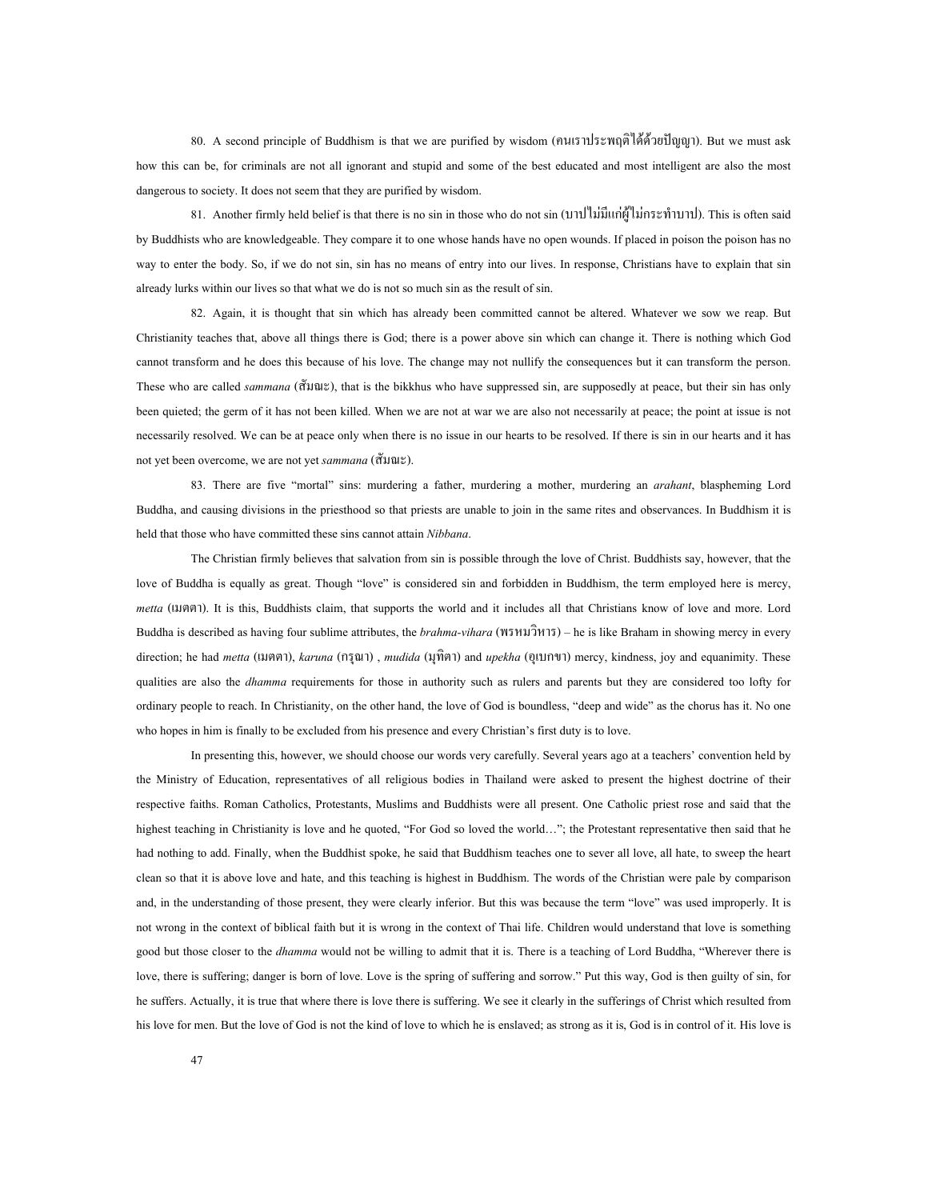80. A second principle of Buddhism is that we are purified by wisdom (คนเราประพฤติได้ด้วยปัญญา). But we must ask how this can be, for criminals are not all ignorant and stupid and some of the best educated and most intelligent are also the most dangerous to society. It does not seem that they are purified by wisdom.

81. Another firmly held belief is that there is no sin in those who do not sin (บาปไม่มีแก่ผู้ไม่กระทำบาป). This is often said by Buddhists who are knowledgeable. They compare it to one whose hands have no open wounds. If placed in poison the poison has no way to enter the body. So, if we do not sin, sin has no means of entry into our lives. In response, Christians have to explain that sin already lurks within our lives so that what we do is not so much sin as the result of sin.

82. Again, it is thought that sin which has already been committed cannot be altered. Whatever we sow we reap. But Christianity teaches that, above all things there is God; there is a power above sin which can change it. There is nothing which God cannot transform and he does this because of his love. The change may not nullify the consequences but it can transform the person. These who are called *sammana* (สัมณะ), that is the bikkhus who have suppressed sin, are supposedly at peace, but their sin has only been quieted; the germ of it has not been killed. When we are not at war we are also not necessarily at peace; the point at issue is not necessarily resolved. We can be at peace only when there is no issue in our hearts to be resolved. If there is sin in our hearts and it has not yet been overcome, we are not yet *sammana* (สัมณะ).

83. There are five "mortal" sins: murdering a father, murdering a mother, murdering an *arahant*, blaspheming Lord Buddha, and causing divisions in the priesthood so that priests are unable to join in the same rites and observances. In Buddhism it is held that those who have committed these sins cannot attain *Nibbana*.

The Christian firmly believes that salvation from sin is possible through the love of Christ. Buddhists say, however, that the love of Buddha is equally as great. Though "love" is considered sin and forbidden in Buddhism, the term employed here is mercy, *metta* (เมตตา). It is this, Buddhists claim, that supports the world and it includes all that Christians know of love and more. Lord Buddha is described as having four sublime attributes, the *brahma-vihara* (พรหมวิหาร) – he is like Braham in showing mercy in every direction; he had *metta* (เมตตา), *karuna* (กรุณา) , *mudida* (มุทิตา) and *upekha* (อุเบกขา) mercy, kindness, joy and equanimity. These qualities are also the *dhamma* requirements for those in authority such as rulers and parents but they are considered too lofty for ordinary people to reach. In Christianity, on the other hand, the love of God is boundless, "deep and wide" as the chorus has it. No one who hopes in him is finally to be excluded from his presence and every Christian's first duty is to love.

In presenting this, however, we should choose our words very carefully. Several years ago at a teachers' convention held by the Ministry of Education, representatives of all religious bodies in Thailand were asked to present the highest doctrine of their respective faiths. Roman Catholics, Protestants, Muslims and Buddhists were all present. One Catholic priest rose and said that the highest teaching in Christianity is love and he quoted, "For God so loved the world…"; the Protestant representative then said that he had nothing to add. Finally, when the Buddhist spoke, he said that Buddhism teaches one to sever all love, all hate, to sweep the heart clean so that it is above love and hate, and this teaching is highest in Buddhism. The words of the Christian were pale by comparison and, in the understanding of those present, they were clearly inferior. But this was because the term "love" was used improperly. It is not wrong in the context of biblical faith but it is wrong in the context of Thai life. Children would understand that love is something good but those closer to the *dhamma* would not be willing to admit that it is. There is a teaching of Lord Buddha, "Wherever there is love, there is suffering; danger is born of love. Love is the spring of suffering and sorrow." Put this way, God is then guilty of sin, for he suffers. Actually, it is true that where there is love there is suffering. We see it clearly in the sufferings of Christ which resulted from his love for men. But the love of God is not the kind of love to which he is enslaved; as strong as it is, God is in control of it. His love is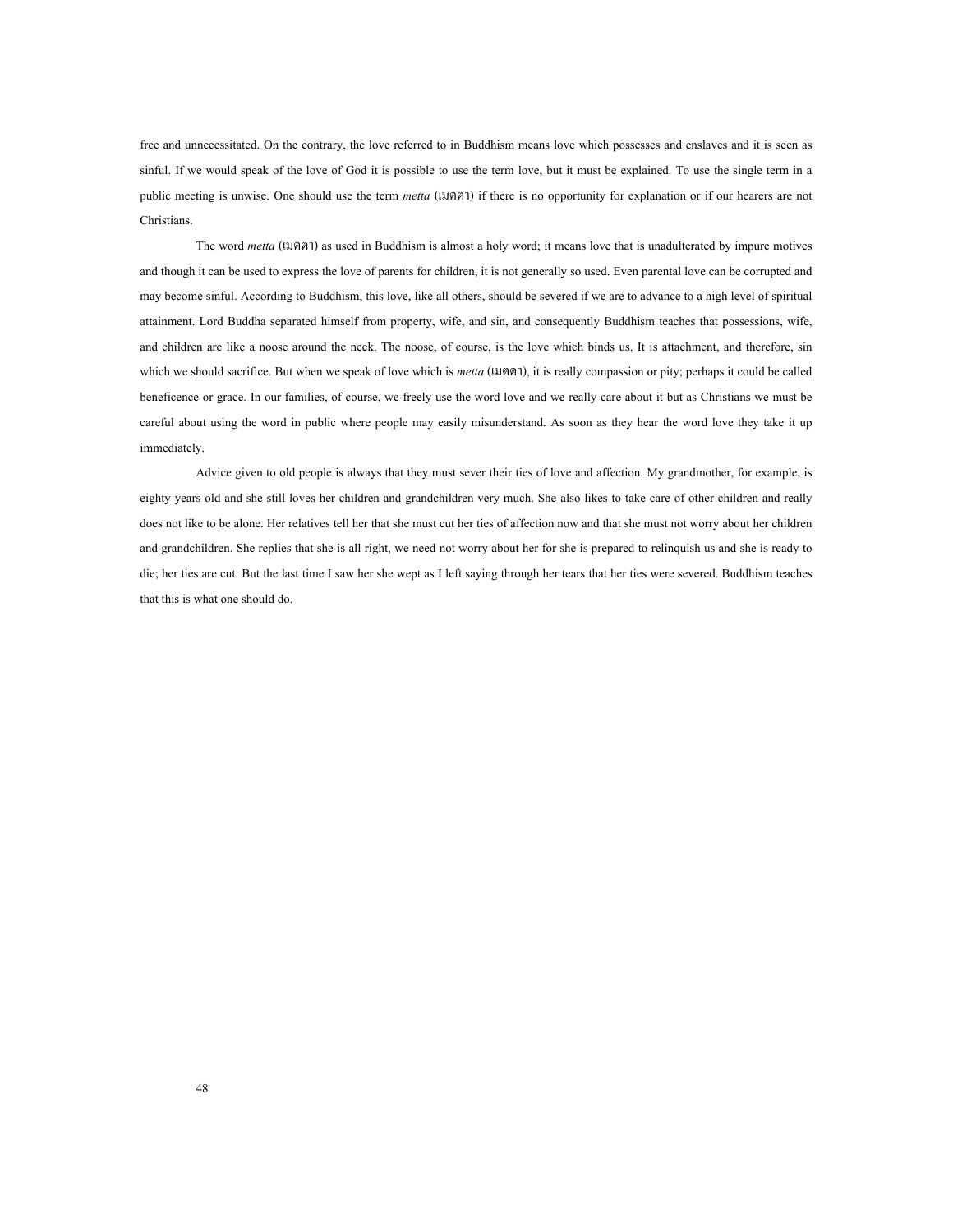free and unnecessitated. On the contrary, the love referred to in Buddhism means love which possesses and enslaves and it is seen as sinful. If we would speak of the love of God it is possible to use the term love, but it must be explained. To use the single term in a public meeting is unwise. One should use the term *metta* (เมตตา) if there is no opportunity for explanation or if our hearers are not Christians.

The word *metta* (เมตตา) as used in Buddhism is almost a holy word; it means love that is unadulterated by impure motives and though it can be used to express the love of parents for children, it is not generally so used. Even parental love can be corrupted and may become sinful. According to Buddhism, this love, like all others, should be severed if we are to advance to a high level of spiritual attainment. Lord Buddha separated himself from property, wife, and sin, and consequently Buddhism teaches that possessions, wife, and children are like a noose around the neck. The noose, of course, is the love which binds us. It is attachment, and therefore, sin which we should sacrifice. But when we speak of love which is *metta* (เมตตา), it is really compassion or pity; perhaps it could be called beneficence or grace. In our families, of course, we freely use the word love and we really care about it but as Christians we must be careful about using the word in public where people may easily misunderstand. As soon as they hear the word love they take it up immediately.

Advice given to old people is always that they must sever their ties of love and affection. My grandmother, for example, is eighty years old and she still loves her children and grandchildren very much. She also likes to take care of other children and really does not like to be alone. Her relatives tell her that she must cut her ties of affection now and that she must not worry about her children and grandchildren. She replies that she is all right, we need not worry about her for she is prepared to relinquish us and she is ready to die; her ties are cut. But the last time I saw her she wept as I left saying through her tears that her ties were severed. Buddhism teaches that this is what one should do.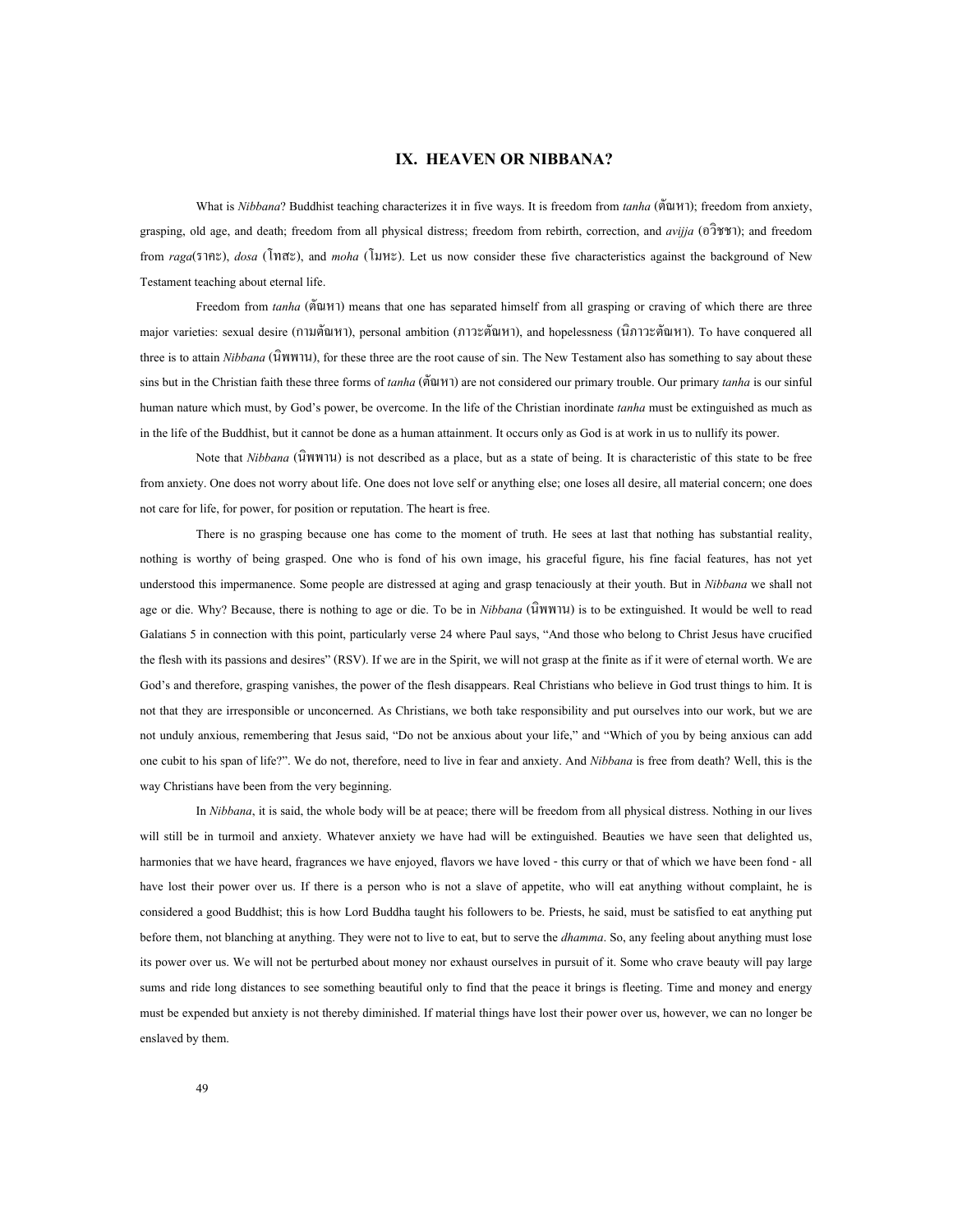## IX. HEAVEN OR NIBBANA?

What is *Nibbana*? Buddhist teaching characterizes it in five ways. It is freedom from *tanha* (ตัณหา); freedom from anxiety, grasping, old age, and death; freedom from all physical distress; freedom from rebirth, correction, and *avijja* (อวิชชา); and freedom from *raga*(ราคะ), *dosa* (โทสะ), and *moha* (โมหะ). Let us now consider these five characteristics against the background of New Testament teaching about eternal life.

Freedom from *tanha* (ตัณหา) means that one has separated himself from all grasping or craving of which there are three major varieties: sexual desire (กามตัณหา), personal ambition (ภาวะตัณหา), and hopelessness (นิภาวะตัณหา). To have conquered all three is to attain *Nibbana* (นิพพาน), for these three are the root cause of sin. The New Testament also has something to say about these sins but in the Christian faith these three forms of *tanha* (ตัณหา) are not considered our primary trouble. Our primary *tanha* is our sinful human nature which must, by God's power, be overcome. In the life of the Christian inordinate *tanha* must be extinguished as much as in the life of the Buddhist, but it cannot be done as a human attainment. It occurs only as God is at work in us to nullify its power.

Note that *Nibbana* (นิพพาน) is not described as a place, but as a state of being. It is characteristic of this state to be free from anxiety. One does not worry about life. One does not love self or anything else; one loses all desire, all material concern; one does not care for life, for power, for position or reputation. The heart is free.

There is no grasping because one has come to the moment of truth. He sees at last that nothing has substantial reality, nothing is worthy of being grasped. One who is fond of his own image, his graceful figure, his fine facial features, has not yet understood this impermanence. Some people are distressed at aging and grasp tenaciously at their youth. But in *Nibbana* we shall not age or die. Why? Because, there is nothing to age or die. To be in *Nibbana* (นิพพาน) is to be extinguished. It would be well to read Galatians 5 in connection with this point, particularly verse 24 where Paul says, "And those who belong to Christ Jesus have crucified the flesh with its passions and desires" (RSV). If we are in the Spirit, we will not grasp at the finite as if it were of eternal worth. We are God's and therefore, grasping vanishes, the power of the flesh disappears. Real Christians who believe in God trust things to him. It is not that they are irresponsible or unconcerned. As Christians, we both take responsibility and put ourselves into our work, but we are not unduly anxious, remembering that Jesus said, "Do not be anxious about your life," and "Which of you by being anxious can add one cubit to his span of life?". We do not, therefore, need to live in fear and anxiety. And *Nibbana* is free from death? Well, this is the way Christians have been from the very beginning.

In *Nibbana*, it is said, the whole body will be at peace; there will be freedom from all physical distress. Nothing in our lives will still be in turmoil and anxiety. Whatever anxiety we have had will be extinguished. Beauties we have seen that delighted us, harmonies that we have heard, fragrances we have enjoyed, flavors we have loved - this curry or that of which we have been fond - all have lost their power over us. If there is a person who is not a slave of appetite, who will eat anything without complaint, he is considered a good Buddhist; this is how Lord Buddha taught his followers to be. Priests, he said, must be satisfied to eat anything put before them, not blanching at anything. They were not to live to eat, but to serve the *dhamma*. So, any feeling about anything must lose its power over us. We will not be perturbed about money nor exhaust ourselves in pursuit of it. Some who crave beauty will pay large sums and ride long distances to see something beautiful only to find that the peace it brings is fleeting. Time and money and energy must be expended but anxiety is not thereby diminished. If material things have lost their power over us, however, we can no longer be enslaved by them.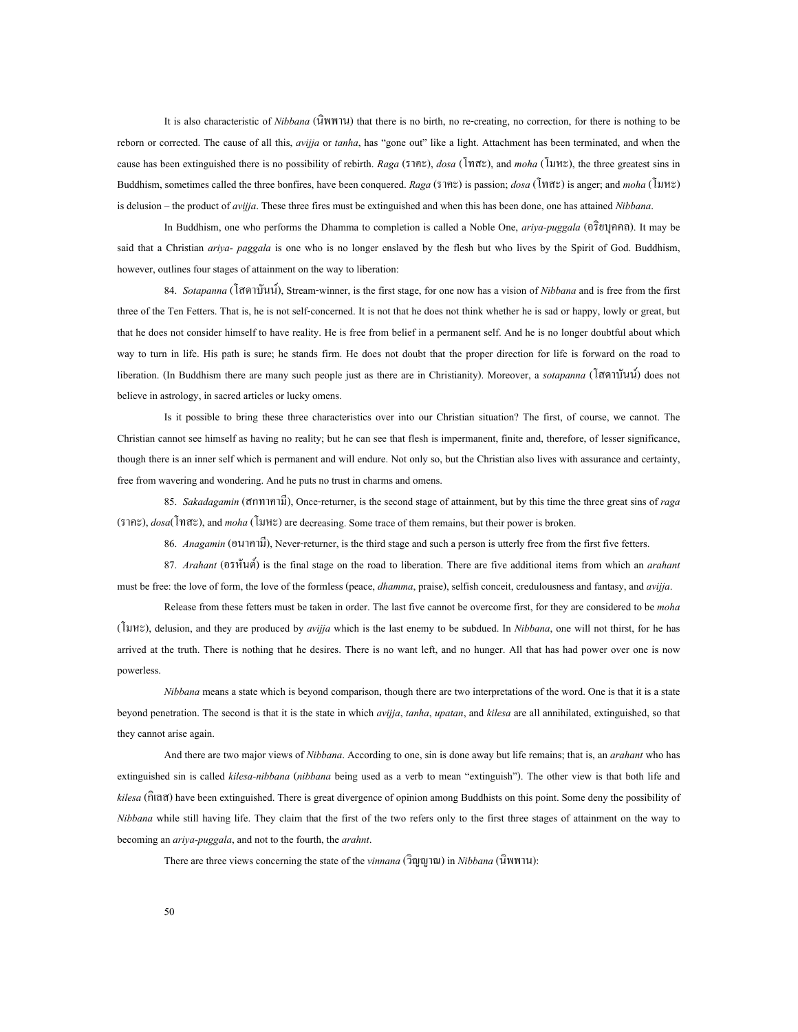It is also characteristic of *Nibbana* (นิพพาน) that there is no birth, no re-creating, no correction, for there is nothing to be reborn or corrected. The cause of all this, *avijja* or *tanha*, has "gone out" like a light. Attachment has been terminated, and when the cause has been extinguished there is no possibility of rebirth. *Raga* (ราคะ), *dosa* (โทสะ), and *moha* (โมหะ), the three greatest sins in Buddhism, sometimes called the three bonfires, have been conquered. *Raga* (ราคะ) is passion; *dosa* (โทสะ) is anger; and *moha* (โมหะ) is delusion – the product of *avijja*. These three fires must be extinguished and when this has been done, one has attained *Nibbana*.

In Buddhism, one who performs the Dhamma to completion is called a Noble One, *ariya-puggala* (อริยบุคคล). It may be said that a Christian *ariya- paggala* is one who is no longer enslaved by the flesh but who lives by the Spirit of God. Buddhism, however, outlines four stages of attainment on the way to liberation:

84. *Sotapanna* (โสดาบันน์), Stream-winner, is the first stage, for one now has a vision of *Nibbana* and is free from the first three of the Ten Fetters. That is, he is not self-concerned. It is not that he does not think whether he is sad or happy, lowly or great, but that he does not consider himself to have reality. He is free from belief in a permanent self. And he is no longer doubtful about which way to turn in life. His path is sure; he stands firm. He does not doubt that the proper direction for life is forward on the road to liberation. (In Buddhism there are many such people just as there are in Christianity). Moreover, a *sotapanna* (โสดาบันน์) does not believe in astrology, in sacred articles or lucky omens.

Is it possible to bring these three characteristics over into our Christian situation? The first, of course, we cannot. The Christian cannot see himself as having no reality; but he can see that flesh is impermanent, finite and, therefore, of lesser significance, though there is an inner self which is permanent and will endure. Not only so, but the Christian also lives with assurance and certainty, free from wavering and wondering. And he puts no trust in charms and omens.

85. *Sakadagamin* (สกทาคามี), Once-returner, is the second stage of attainment, but by this time the three great sins of *raga* (ราคะ), *dosa*(โทสะ), and *moha* (โมหะ) are decreasing. Some trace of them remains, but their power is broken.

86. *Anagamin* (อนาคามี), Never-returner, is the third stage and such a person is utterly free from the first five fetters.

87. *Arahant* (อรหันต์) is the final stage on the road to liberation. There are five additional items from which an *arahant* must be free: the love of form, the love of the formless (peace, *dhamma*, praise), selfish conceit, credulousness and fantasy, and *avijja*.

Release from these fetters must be taken in order. The last five cannot be overcome first, for they are considered to be *moha* (โมหะ), delusion, and they are produced by *avijja* which is the last enemy to be subdued. In *Nibbana*, one will not thirst, for he has arrived at the truth. There is nothing that he desires. There is no want left, and no hunger. All that has had power over one is now powerless.

*Nibbana* means a state which is beyond comparison, though there are two interpretations of the word. One is that it is a state beyond penetration. The second is that it is the state in which *avijja*, *tanha*, *upatan*, and *kilesa* are all annihilated, extinguished, so that they cannot arise again.

And there are two major views of *Nibbana*. According to one, sin is done away but life remains; that is, an *arahant* who has extinguished sin is called *kilesa-nibbana* (*nibbana* being used as a verb to mean "extinguish"). The other view is that both life and *kilesa* (กิเลส) have been extinguished. There is great divergence of opinion among Buddhists on this point. Some deny the possibility of *Nibbana* while still having life. They claim that the first of the two refers only to the first three stages of attainment on the way to becoming an *ariya-puggala*, and not to the fourth, the *arahnt*.

There are three views concerning the state of the *vinnana* (วิญญาณ) in *Nibbana* (นิพพาน):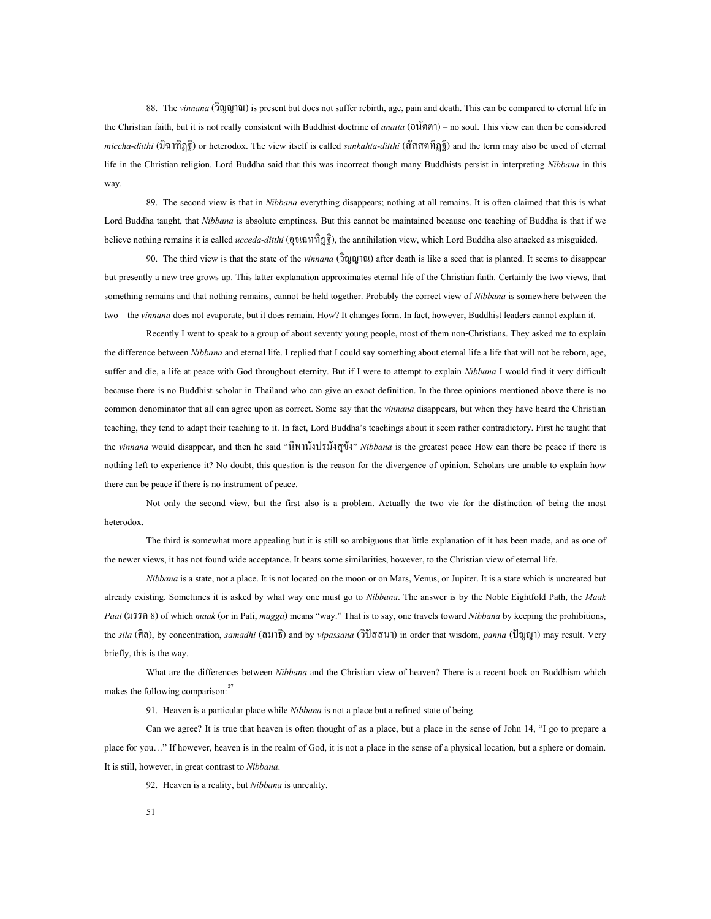88. The *vinnana* (วิญญาณ) is present but does not suffer rebirth, age, pain and death. This can be compared to eternal life in the Christian faith, but it is not really consistent with Buddhist doctrine of *anatta* (อนัตตา) – no soul. This view can then be considered *miccha-ditthi* (มิจฉาทิฏฐิ) or heterodox. The view itself is called *sankahta-ditthi* (สัสสตทิฏฐิ) and the term may also be used of eternal life in the Christian religion. Lord Buddha said that this was incorrect though many Buddhists persist in interpreting *Nibbana* in this way.

89. The second view is that in *Nibbana* everything disappears; nothing at all remains. It is often claimed that this is what Lord Buddha taught, that *Nibbana* is absolute emptiness. But this cannot be maintained because one teaching of Buddha is that if we believe nothing remains it is called *ucceda-ditthi* (อุจเฉททิฏฐิ), the annihilation view, which Lord Buddha also attacked as misguided.

90. The third view is that the state of the *vinnana* (วิญญาณ) after death is like a seed that is planted. It seems to disappear but presently a new tree grows up. This latter explanation approximates eternal life of the Christian faith. Certainly the two views, that something remains and that nothing remains, cannot be held together. Probably the correct view of *Nibbana* is somewhere between the two – the *vinnana* does not evaporate, but it does remain. How? It changes form. In fact, however, Buddhist leaders cannot explain it.

Recently I went to speak to a group of about seventy young people, most of them non-Christians. They asked me to explain the difference between *Nibbana* and eternal life. I replied that I could say something about eternal life a life that will not be reborn, age, suffer and die, a life at peace with God throughout eternity. But if I were to attempt to explain *Nibbana* I would find it very difficult because there is no Buddhist scholar in Thailand who can give an exact definition. In the three opinions mentioned above there is no common denominator that all can agree upon as correct. Some say that the *vinnana* disappears, but when they have heard the Christian teaching, they tend to adapt their teaching to it. In fact, Lord Buddha's teachings about it seem rather contradictory. First he taught that the *vinnana* would disappear, and then he said "นิพพานังปรมังสุขัง" *Nibbana* is the greatest peace How can there be peace if there is nothing left to experience it? No doubt, this question is the reason for the divergence of opinion. Scholars are unable to explain how there can be peace if there is no instrument of peace.

Not only the second view, but the first also is a problem. Actually the two vie for the distinction of being the most heterodox.

The third is somewhat more appealing but it is still so ambiguous that little explanation of it has been made, and as one of the newer views, it has not found wide acceptance. It bears some similarities, however, to the Christian view of eternal life.

*Nibbana* is a state, not a place. It is not located on the moon or on Mars, Venus, or Jupiter. It is a state which is uncreated but already existing. Sometimes it is asked by what way one must go to *Nibbana*. The answer is by the Noble Eightfold Path, the *Maak Paat* (มรรค 8) of which *maak* (or in Pali, *magga*) means "way." That is to say, one travels toward *Nibbana* by keeping the prohibitions, the *sila* (ศีล), by concentration, *samadhi* (สมาธิ) and by *vipassana* (วิปัสสนา) in order that wisdom, *panna* (ปัญญา) may result. Very briefly, this is the way.

What are the differences between *Nibbana* and the Christian view of heaven? There is a recent book on Buddhism which makes the following comparison:[27]

91. Heaven is a particular place while *Nibbana* is not a place but a refined state of being.

Can we agree? It is true that heaven is often thought of as a place, but a place in the sense of John 14, "I go to prepare a place for you…" If however, heaven is in the realm of God, it is not a place in the sense of a physical location, but a sphere or domain. It is still, however, in great contrast to *Nibbana*.

92. Heaven is a reality, but *Nibbana* is unreality.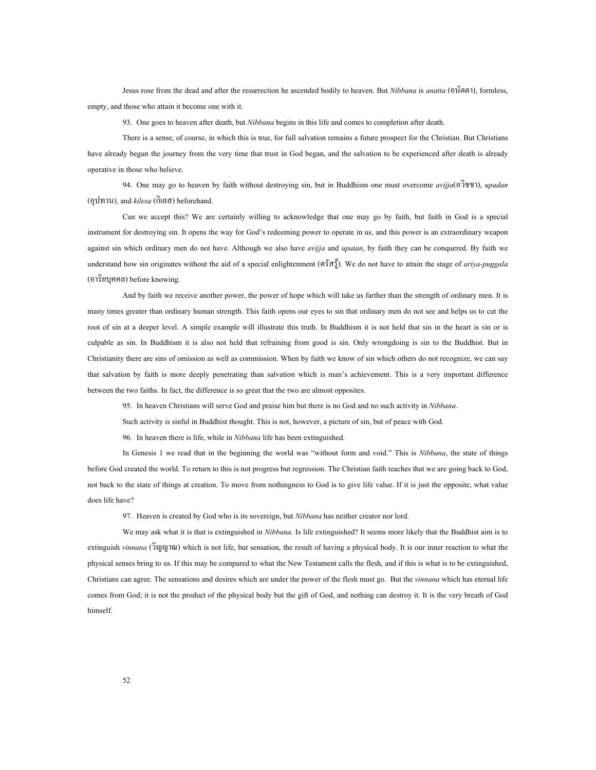Jesus rose from the dead and after the resurrection he ascended bodily to heaven. But *Nibbana* is *anatta* (อนัตตา), formless, empty, and those who attain it become one with it.

93. One goes to heaven after death, but *Nibbana* begins in this life and comes to completion after death.

There is a sense, of course, in which this is true, for full salvation remains a future prospect for the Christian. But Christians have already begun the journey from the very time that trust in God began, and the salvation to be experienced after death is already operative in those who believe.

94. One may go to heaven by faith without destroying sin, but in Buddhism one must overcome *avijja*(อวิชชา), *upadan* (อุปทาน), and *kilesa* (กิเลส) beforehand.

Can we accept this? We are certainly willing to acknowledge that one may go by faith, but faith in God is a special instrument for destroying sin. It opens the way for God's redeeming power to operate in us, and this power is an extraordinary weapon against sin which ordinary men do not have. Although we also have *avijja* and *upatan*, by faith they can be conquered. By faith we understand how sin originates without the aid of a special enlightenment (ตรัสรู้). We do not have to attain the stage of *ariya-puggala* (อาริยบุคคล) before knowing.

And by faith we receive another power, the power of hope which will take us farther than the strength of ordinary men. It is many times greater than ordinary human strength. This faith opens our eyes to sin that ordinary men do not see and helps us to cut the root of sin at a deeper level. A simple example will illustrate this truth. In Buddhism it is not held that sin in the heart is sin or is culpable as sin. In Buddhism it is also not held that refraining from good is sin. Only wrongdoing is sin to the Buddhist. But in Christianity there are sins of omission as well as commission. When by faith we know of sin which others do not recognize, we can say that salvation by faith is more deeply penetrating than salvation which is man's achievement. This is a very important difference between the two faiths. In fact, the difference is so great that the two are almost opposites.

95. In heaven Christians will serve God and praise him but there is no God and no such activity in *Nibbana*.

Such activity is sinful in Buddhist thought. This is not, however, a picture of sin, but of peace with God.

96. In heaven there is life, while in *Nibbana* life has been extinguished.

In Genesis 1 we read that in the beginning the world was "without form and void." This is *Nibbana*, the state of things before God created the world. To return to this is not progress but regression. The Christian faith teaches that we are going back to God, not back to the state of things at creation. To move from nothingness to God is to give life value. If it is just the opposite, what value does life have?

97. Heaven is created by God who is its sovereign, but *Nibbana* has neither creator nor lord.

We may ask what it is that is extinguished in *Nibbana*. Is life extinguished? It seems more likely that the Buddhist aim is to extinguish *vinnana* (วิญญาณ) which is not life, but sensation, the result of having a physical body. It is our inner reaction to what the physical senses bring to us. If this may be compared to what the New Testament calls the flesh, and if this is what is to be extinguished, Christians can agree. The sensations and desires which are under the power of the flesh must go. But the *vinnana* which has eternal life comes from God; it is not the product of the physical body but the gift of God, and nothing can destroy it. It is the very breath of God himself.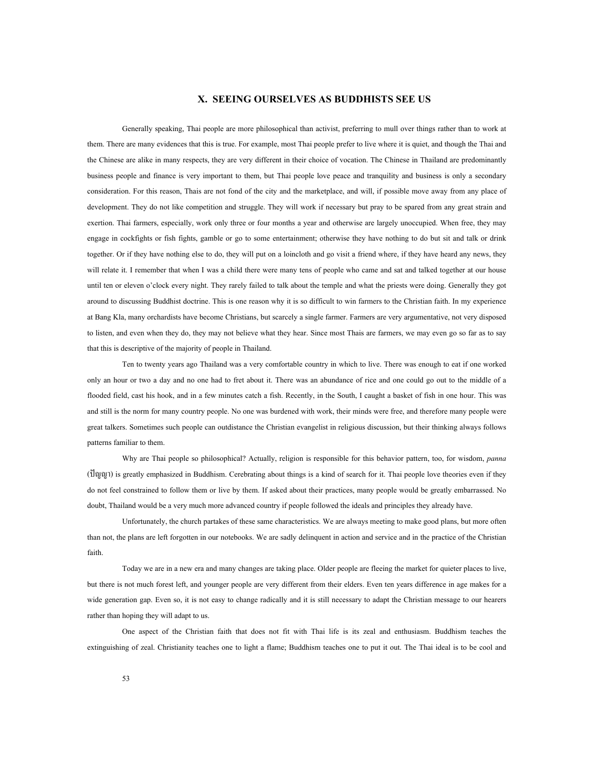## X. SEEING OURSELVES AS BUDDHISTS SEE US

Generally speaking, Thai people are more philosophical than activist, preferring to mull over things rather than to work at them. There are many evidences that this is true. For example, most Thai people prefer to live where it is quiet, and though the Thai and the Chinese are alike in many respects, they are very different in their choice of vocation. The Chinese in Thailand are predominantly business people and finance is very important to them, but Thai people love peace and tranquility and business is only a secondary consideration. For this reason, Thais are not fond of the city and the marketplace, and will, if possible move away from any place of development. They do not like competition and struggle. They will work if necessary but pray to be spared from any great strain and exertion. Thai farmers, especially, work only three or four months a year and otherwise are largely unoccupied. When free, they may engage in cockfights or fish fights, gamble or go to some entertainment; otherwise they have nothing to do but sit and talk or drink together. Or if they have nothing else to do, they will put on a loincloth and go visit a friend where, if they have heard any news, they will relate it. I remember that when I was a child there were many tens of people who came and sat and talked together at our house until ten or eleven o'clock every night. They rarely failed to talk about the temple and what the priests were doing. Generally they got around to discussing Buddhist doctrine. This is one reason why it is so difficult to win farmers to the Christian faith. In my experience at Bang Kla, many orchardists have become Christians, but scarcely a single farmer. Farmers are very argumentative, not very disposed to listen, and even when they do, they may not believe what they hear. Since most Thais are farmers, we may even go so far as to say that this is descriptive of the majority of people in Thailand.

Ten to twenty years ago Thailand was a very comfortable country in which to live. There was enough to eat if one worked only an hour or two a day and no one had to fret about it. There was an abundance of rice and one could go out to the middle of a flooded field, cast his hook, and in a few minutes catch a fish. Recently, in the South, I caught a basket of fish in one hour. This was and still is the norm for many country people. No one was burdened with work, their minds were free, and therefore many people were great talkers. Sometimes such people can outdistance the Christian evangelist in religious discussion, but their thinking always follows patterns familiar to them.

Why are Thai people so philosophical? Actually, religion is responsible for this behavior pattern, too, for wisdom, *panna* (ปัญญา) is greatly emphasized in Buddhism. Cerebrating about things is a kind of search for it. Thai people love theories even if they do not feel constrained to follow them or live by them. If asked about their practices, many people would be greatly embarrassed. No doubt, Thailand would be a very much more advanced country if people followed the ideals and principles they already have.

Unfortunately, the church partakes of these same characteristics. We are always meeting to make good plans, but more often than not, the plans are left forgotten in our notebooks. We are sadly delinquent in action and service and in the practice of the Christian faith.

Today we are in a new era and many changes are taking place. Older people are fleeing the market for quieter places to live, but there is not much forest left, and younger people are very different from their elders. Even ten years difference in age makes for a wide generation gap. Even so, it is not easy to change radically and it is still necessary to adapt the Christian message to our hearers rather than hoping they will adapt to us.

One aspect of the Christian faith that does not fit with Thai life is its zeal and enthusiasm. Buddhism teaches the extinguishing of zeal. Christianity teaches one to light a flame; Buddhism teaches one to put it out. The Thai ideal is to be cool and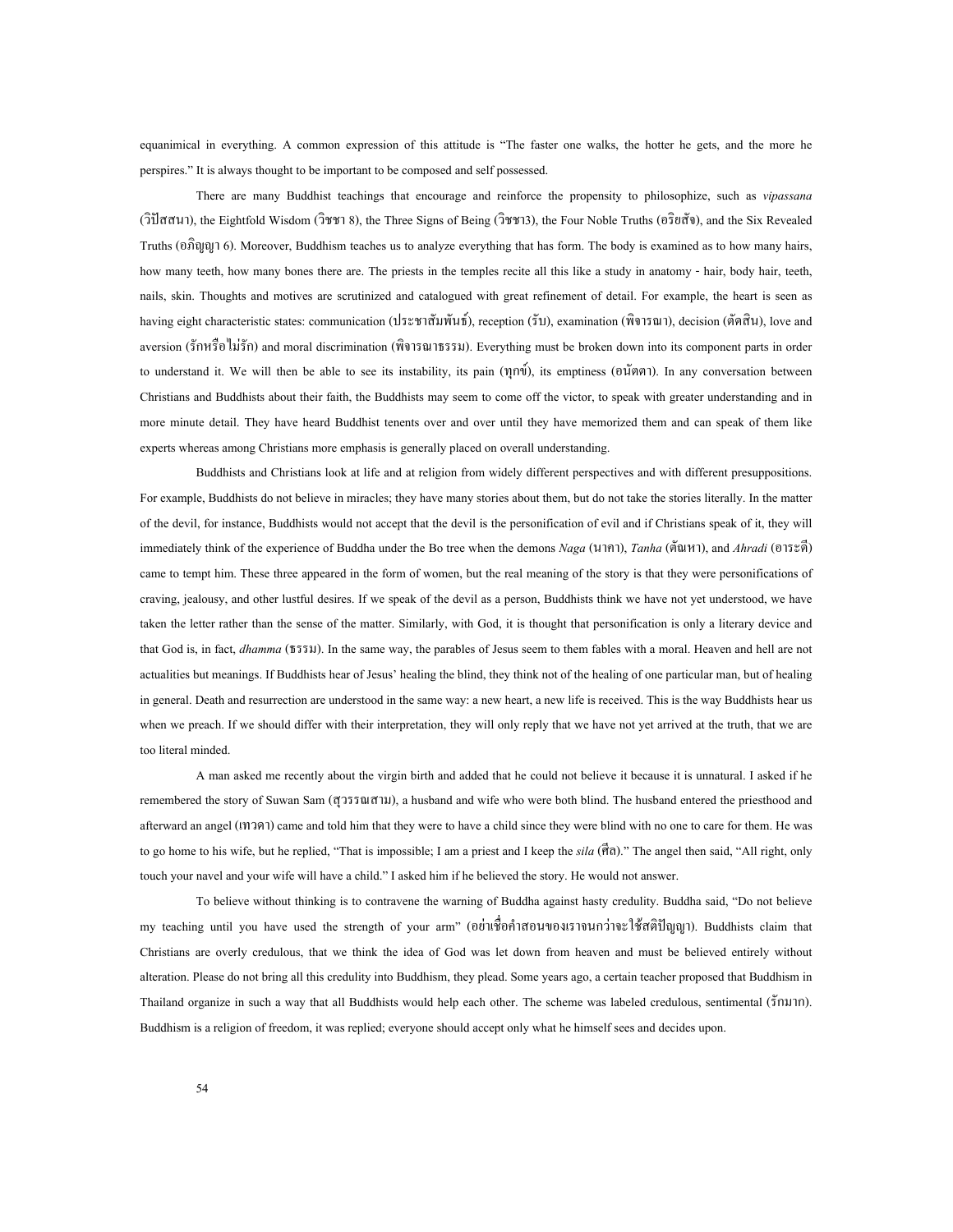equanimical in everything. A common expression of this attitude is "The faster one walks, the hotter he gets, and the more he perspires." It is always thought to be important to be composed and self possessed.

There are many Buddhist teachings that encourage and reinforce the propensity to philosophize, such as *vipassana* (วิปัสสนา), the Eightfold Wisdom (วิชชา 8), the Three Signs of Being (วิชชา3), the Four Noble Truths (อริยสัจ), and the Six Revealed Truths (อภิญญา 6). Moreover, Buddhism teaches us to analyze everything that has form. The body is examined as to how many hairs, how many teeth, how many bones there are. The priests in the temples recite all this like a study in anatomy - hair, body hair, teeth, nails, skin. Thoughts and motives are scrutinized and catalogued with great refinement of detail. For example, the heart is seen as having eight characteristic states: communication (ประชาสัมพันธ์), reception (รับ), examination (พิจารณา), decision (ตัดสิน), love and aversion (รักหรือไม่รัก) and moral discrimination (พิจารณาธรรม). Everything must be broken down into its component parts in order to understand it. We will then be able to see its instability, its pain (ทุกข์), its emptiness (อนัตตา). In any conversation between Christians and Buddhists about their faith, the Buddhists may seem to come off the victor, to speak with greater understanding and in more minute detail. They have heard Buddhist tenents over and over until they have memorized them and can speak of them like experts whereas among Christians more emphasis is generally placed on overall understanding.

Buddhists and Christians look at life and at religion from widely different perspectives and with different presuppositions. For example, Buddhists do not believe in miracles; they have many stories about them, but do not take the stories literally. In the matter of the devil, for instance, Buddhists would not accept that the devil is the personification of evil and if Christians speak of it, they will immediately think of the experience of Buddha under the Bo tree when the demons *Naga* (นาคา), *Tanha* (ตัณหา), and *Ahradi* (อาระดี) came to tempt him. These three appeared in the form of women, but the real meaning of the story is that they were personifications of craving, jealousy, and other lustful desires. If we speak of the devil as a person, Buddhists think we have not yet understood, we have taken the letter rather than the sense of the matter. Similarly, with God, it is thought that personification is only a literary device and that God is, in fact, *dhamma* (ธรรม). In the same way, the parables of Jesus seem to them fables with a moral. Heaven and hell are not actualities but meanings. If Buddhists hear of Jesus' healing the blind, they think not of the healing of one particular man, but of healing in general. Death and resurrection are understood in the same way: a new heart, a new life is received. This is the way Buddhists hear us when we preach. If we should differ with their interpretation, they will only reply that we have not yet arrived at the truth, that we are too literal minded.

A man asked me recently about the virgin birth and added that he could not believe it because it is unnatural. I asked if he remembered the story of Suwan Sam (สุวรรณสาม), a husband and wife who were both blind. The husband entered the priesthood and afterward an angel (เทวดา) came and told him that they were to have a child since they were blind with no one to care for them. He was to go home to his wife, but he replied, "That is impossible; I am a priest and I keep the *sila* (ศีล)." The angel then said, "All right, only touch your navel and your wife will have a child." I asked him if he believed the story. He would not answer.

To believe without thinking is to contravene the warning of Buddha against hasty credulity. Buddha said, "Do not believe my teaching until you have used the strength of your arm" (อย่าเชื่อคำสอนของเราจนกว่าจะใช้สติปัญญา). Buddhists claim that Christians are overly credulous, that we think the idea of God was let down from heaven and must be believed entirely without alteration. Please do not bring all this credulity into Buddhism, they plead. Some years ago, a certain teacher proposed that Buddhism in Thailand organize in such a way that all Buddhists would help each other. The scheme was labeled credulous, sentimental (รักมาก). Buddhism is a religion of freedom, it was replied; everyone should accept only what he himself sees and decides upon.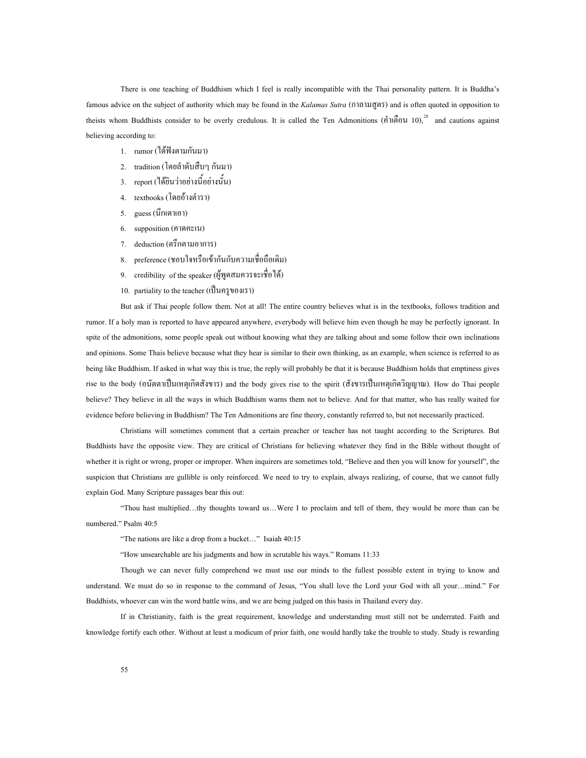There is one teaching of Buddhism which I feel is really incompatible with the Thai personality pattern. It is Buddha's famous advice on the subject of authority which may be found in the *Kalamas Sutra* (กาลามสูตร) and is often quoted in opposition to theists whom Buddhists consider to be overly credulous. It is called the Ten Admonitions (คำเตือน 10),[28] and cautions against believing according to:

1. rumor (ได้ฟังตามกันมา)
2. tradition (โดยลำดับสืบๆ กันมา)
3. report (ได้ยินว่าอย่างนี้อย่างนั้น)
4. textbooks (โดยอ้างตำรา)
5. guess (นึกเดาเอา)
6. supposition (คาดคะเน)
7. deduction (ตรึกตามอาการ)
8. preference (ชอบใจหรือเข้ากันกับความเชื่อถือเดิม)
9. credibility of the speaker (ผู้พูดสมควรจะเชื่อได้)
10. partiality to the teacher (เป็นครูของเรา)

But ask if Thai people follow them. Not at all! The entire country believes what is in the textbooks, follows tradition and rumor. If a holy man is reported to have appeared anywhere, everybody will believe him even though he may be perfectly ignorant. In spite of the admonitions, some people speak out without knowing what they are talking about and some follow their own inclinations and opinions. Some Thais believe because what they hear is similar to their own thinking, as an example, when science is referred to as being like Buddhism. If asked in what way this is true, the reply will probably be that it is because Buddhism holds that emptiness gives rise to the body (อนัตตาเป็นเหตุเกิดสังขาร) and the body gives rise to the spirit (สังขารเป็นเหตุเกิดวิญญาณ). How do Thai people believe? They believe in all the ways in which Buddhism warns them not to believe. And for that matter, who has really waited for evidence before believing in Buddhism? The Ten Admonitions are fine theory, constantly referred to, but not necessarily practiced.

Christians will sometimes comment that a certain preacher or teacher has not taught according to the Scriptures. But Buddhists have the opposite view. They are critical of Christians for believing whatever they find in the Bible without thought of whether it is right or wrong, proper or improper. When inquirers are sometimes told, "Believe and then you will know for yourself", the suspicion that Christians are gullible is only reinforced. We need to try to explain, always realizing, of course, that we cannot fully explain God. Many Scripture passages bear this out:

"Thou hast multiplied…thy thoughts toward us…Were I to proclaim and tell of them, they would be more than can be numbered." Psalm 40:5

"The nations are like a drop from a bucket…" Isaiah 40:15

"How unsearchable are his judgments and how in scrutable his ways." Romans 11:33

Though we can never fully comprehend we must use our minds to the fullest possible extent in trying to know and understand. We must do so in response to the command of Jesus, "You shall love the Lord your God with all your…mind." For Buddhists, whoever can win the word battle wins, and we are being judged on this basis in Thailand every day.

If in Christianity, faith is the great requirement, knowledge and understanding must still not be underrated. Faith and knowledge fortify each other. Without at least a modicum of prior faith, one would hardly take the trouble to study. Study is rewarding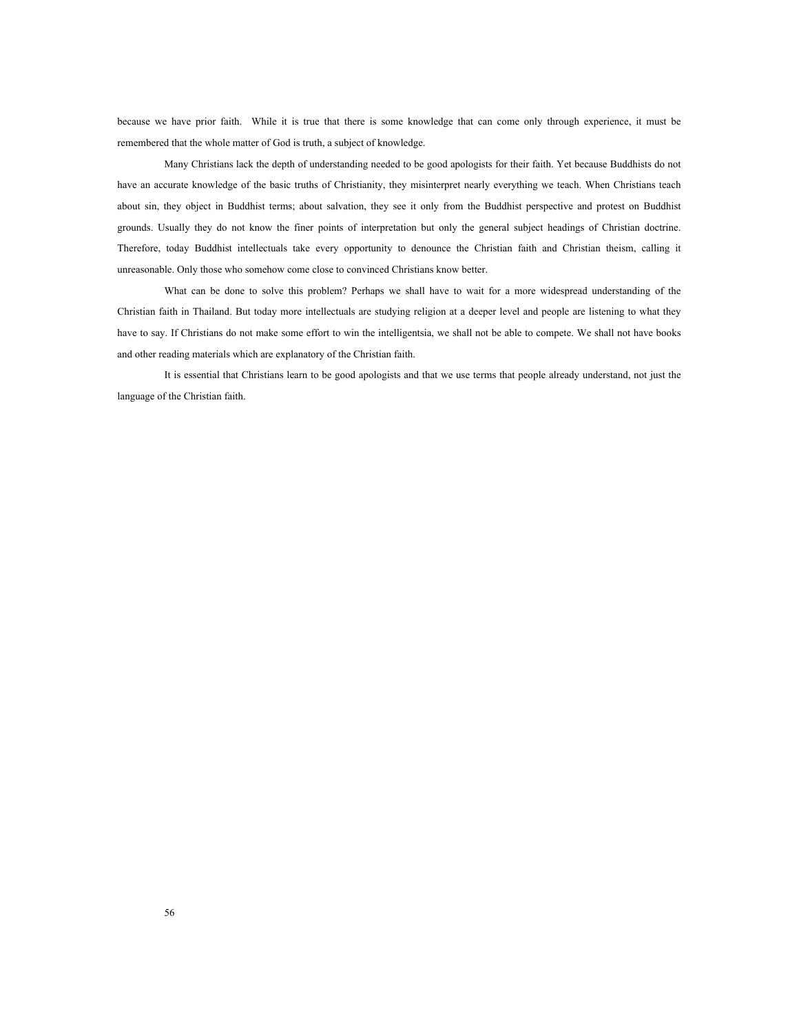because we have prior faith. While it is true that there is some knowledge that can come only through experience, it must be remembered that the whole matter of God is truth, a subject of knowledge.

Many Christians lack the depth of understanding needed to be good apologists for their faith. Yet because Buddhists do not have an accurate knowledge of the basic truths of Christianity, they misinterpret nearly everything we teach. When Christians teach about sin, they object in Buddhist terms; about salvation, they see it only from the Buddhist perspective and protest on Buddhist grounds. Usually they do not know the finer points of interpretation but only the general subject headings of Christian doctrine. Therefore, today Buddhist intellectuals take every opportunity to denounce the Christian faith and Christian theism, calling it unreasonable. Only those who somehow come close to convinced Christians know better.

What can be done to solve this problem? Perhaps we shall have to wait for a more widespread understanding of the Christian faith in Thailand. But today more intellectuals are studying religion at a deeper level and people are listening to what they have to say. If Christians do not make some effort to win the intelligentsia, we shall not be able to compete. We shall not have books and other reading materials which are explanatory of the Christian faith.

It is essential that Christians learn to be good apologists and that we use terms that people already understand, not just the language of the Christian faith.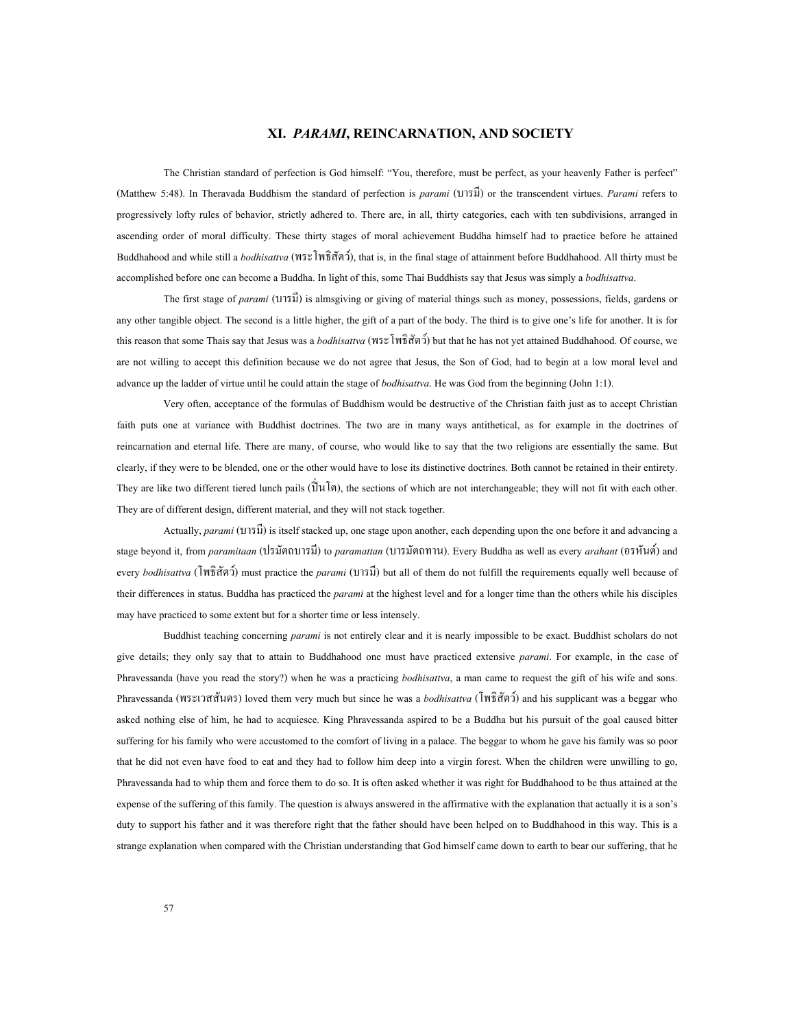## XI. *PARAMI*, REINCARNATION, AND SOCIETY

The Christian standard of perfection is God himself: "You, therefore, must be perfect, as your heavenly Father is perfect" (Matthew 5:48). In Theravada Buddhism the standard of perfection is *parami* (บารมี) or the transcendent virtues. *Parami* refers to progressively lofty rules of behavior, strictly adhered to. There are, in all, thirty categories, each with ten subdivisions, arranged in ascending order of moral difficulty. These thirty stages of moral achievement Buddha himself had to practice before he attained Buddhahood and while still a *bodhisattva* (พระโพธิสัตว์), that is, in the final stage of attainment before Buddhahood. All thirty must be accomplished before one can become a Buddha. In light of this, some Thai Buddhists say that Jesus was simply a *bodhisattva*.

The first stage of *parami* (บารมี) is almsgiving or giving of material things such as money, possessions, fields, gardens or any other tangible object. The second is a little higher, the gift of a part of the body. The third is to give one's life for another. It is for this reason that some Thais say that Jesus was a *bodhisattva* (พระโพธิสัตว์) but that he has not yet attained Buddhahood. Of course, we are not willing to accept this definition because we do not agree that Jesus, the Son of God, had to begin at a low moral level and advance up the ladder of virtue until he could attain the stage of *bodhisattva*. He was God from the beginning (John 1:1).

Very often, acceptance of the formulas of Buddhism would be destructive of the Christian faith just as to accept Christian faith puts one at variance with Buddhist doctrines. The two are in many ways antithetical, as for example in the doctrines of reincarnation and eternal life. There are many, of course, who would like to say that the two religions are essentially the same. But clearly, if they were to be blended, one or the other would have to lose its distinctive doctrines. Both cannot be retained in their entirety. They are like two different tiered lunch pails (ปิ่นโต), the sections of which are not interchangeable; they will not fit with each other. They are of different design, different material, and they will not stack together.

Actually, *parami* (บารมี) is itself stacked up, one stage upon another, each depending upon the one before it and advancing a stage beyond it, from *paramitaan* (ปรมัตถบารมี) to *paramattan* (บารมัตถทาน). Every Buddha as well as every *arahant* (อรหันต์) and every *bodhisattva* (โพธิสัตว์) must practice the *parami* (บารมี) but all of them do not fulfill the requirements equally well because of their differences in status. Buddha has practiced the *parami* at the highest level and for a longer time than the others while his disciples may have practiced to some extent but for a shorter time or less intensely.

Buddhist teaching concerning *parami* is not entirely clear and it is nearly impossible to be exact. Buddhist scholars do not give details; they only say that to attain to Buddhahood one must have practiced extensive *parami*. For example, in the case of Phravessanda (have you read the story?) when he was a practicing *bodhisattva*, a man came to request the gift of his wife and sons. Phravessanda (พระเวสสันดร) loved them very much but since he was a *bodhisattva* (โพธิสัตว์) and his supplicant was a beggar who asked nothing else of him, he had to acquiesce. King Phravessanda aspired to be a Buddha but his pursuit of the goal caused bitter suffering for his family who were accustomed to the comfort of living in a palace. The beggar to whom he gave his family was so poor that he did not even have food to eat and they had to follow him deep into a virgin forest. When the children were unwilling to go, Phravessanda had to whip them and force them to do so. It is often asked whether it was right for Buddhahood to be thus attained at the expense of the suffering of this family. The question is always answered in the affirmative with the explanation that actually it is a son's duty to support his father and it was therefore right that the father should have been helped on to Buddhahood in this way. This is a strange explanation when compared with the Christian understanding that God himself came down to earth to bear our suffering, that he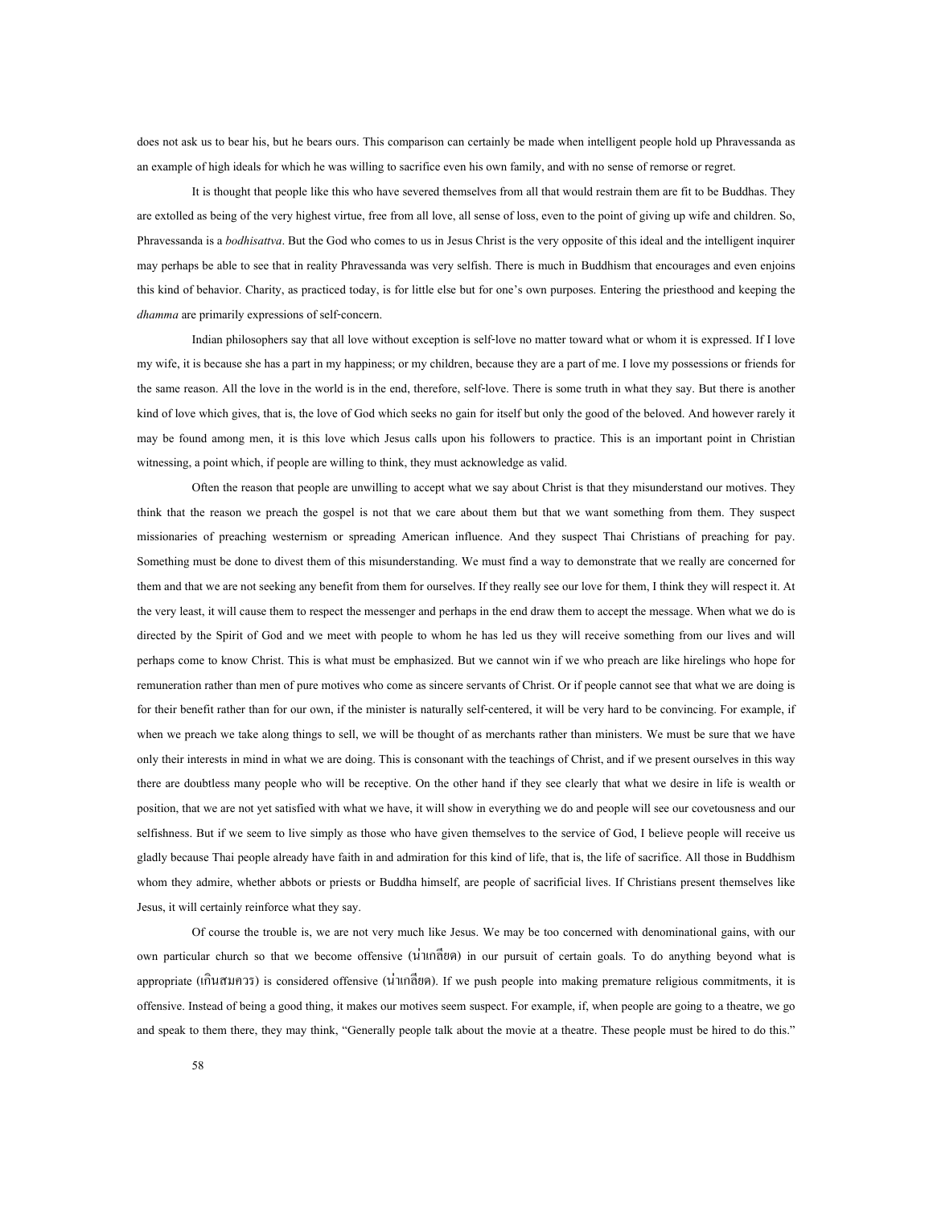does not ask us to bear his, but he bears ours. This comparison can certainly be made when intelligent people hold up Phravessanda as an example of high ideals for which he was willing to sacrifice even his own family, and with no sense of remorse or regret.

It is thought that people like this who have severed themselves from all that would restrain them are fit to be Buddhas. They are extolled as being of the very highest virtue, free from all love, all sense of loss, even to the point of giving up wife and children. So, Phravessanda is a *bodhisattva*. But the God who comes to us in Jesus Christ is the very opposite of this ideal and the intelligent inquirer may perhaps be able to see that in reality Phravessanda was very selfish. There is much in Buddhism that encourages and even enjoins this kind of behavior. Charity, as practiced today, is for little else but for one's own purposes. Entering the priesthood and keeping the *dhamma* are primarily expressions of self-concern.

Indian philosophers say that all love without exception is self-love no matter toward what or whom it is expressed. If I love my wife, it is because she has a part in my happiness; or my children, because they are a part of me. I love my possessions or friends for the same reason. All the love in the world is in the end, therefore, self-love. There is some truth in what they say. But there is another kind of love which gives, that is, the love of God which seeks no gain for itself but only the good of the beloved. And however rarely it may be found among men, it is this love which Jesus calls upon his followers to practice. This is an important point in Christian witnessing, a point which, if people are willing to think, they must acknowledge as valid.

Often the reason that people are unwilling to accept what we say about Christ is that they misunderstand our motives. They think that the reason we preach the gospel is not that we care about them but that we want something from them. They suspect missionaries of preaching westernism or spreading American influence. And they suspect Thai Christians of preaching for pay. Something must be done to divest them of this misunderstanding. We must find a way to demonstrate that we really are concerned for them and that we are not seeking any benefit from them for ourselves. If they really see our love for them, I think they will respect it. At the very least, it will cause them to respect the messenger and perhaps in the end draw them to accept the message. When what we do is directed by the Spirit of God and we meet with people to whom he has led us they will receive something from our lives and will perhaps come to know Christ. This is what must be emphasized. But we cannot win if we who preach are like hirelings who hope for remuneration rather than men of pure motives who come as sincere servants of Christ. Or if people cannot see that what we are doing is for their benefit rather than for our own, if the minister is naturally self-centered, it will be very hard to be convincing. For example, if when we preach we take along things to sell, we will be thought of as merchants rather than ministers. We must be sure that we have only their interests in mind in what we are doing. This is consonant with the teachings of Christ, and if we present ourselves in this way there are doubtless many people who will be receptive. On the other hand if they see clearly that what we desire in life is wealth or position, that we are not yet satisfied with what we have, it will show in everything we do and people will see our covetousness and our selfishness. But if we seem to live simply as those who have given themselves to the service of God, I believe people will receive us gladly because Thai people already have faith in and admiration for this kind of life, that is, the life of sacrifice. All those in Buddhism whom they admire, whether abbots or priests or Buddha himself, are people of sacrificial lives. If Christians present themselves like Jesus, it will certainly reinforce what they say.

Of course the trouble is, we are not very much like Jesus. We may be too concerned with denominational gains, with our own particular church so that we become offensive (น่าเกลียด) in our pursuit of certain goals. To do anything beyond what is appropriate (เกินสมควร) is considered offensive (น่าเกลียด). If we push people into making premature religious commitments, it is offensive. Instead of being a good thing, it makes our motives seem suspect. For example, if, when people are going to a theatre, we go and speak to them there, they may think, "Generally people talk about the movie at a theatre. These people must be hired to do this."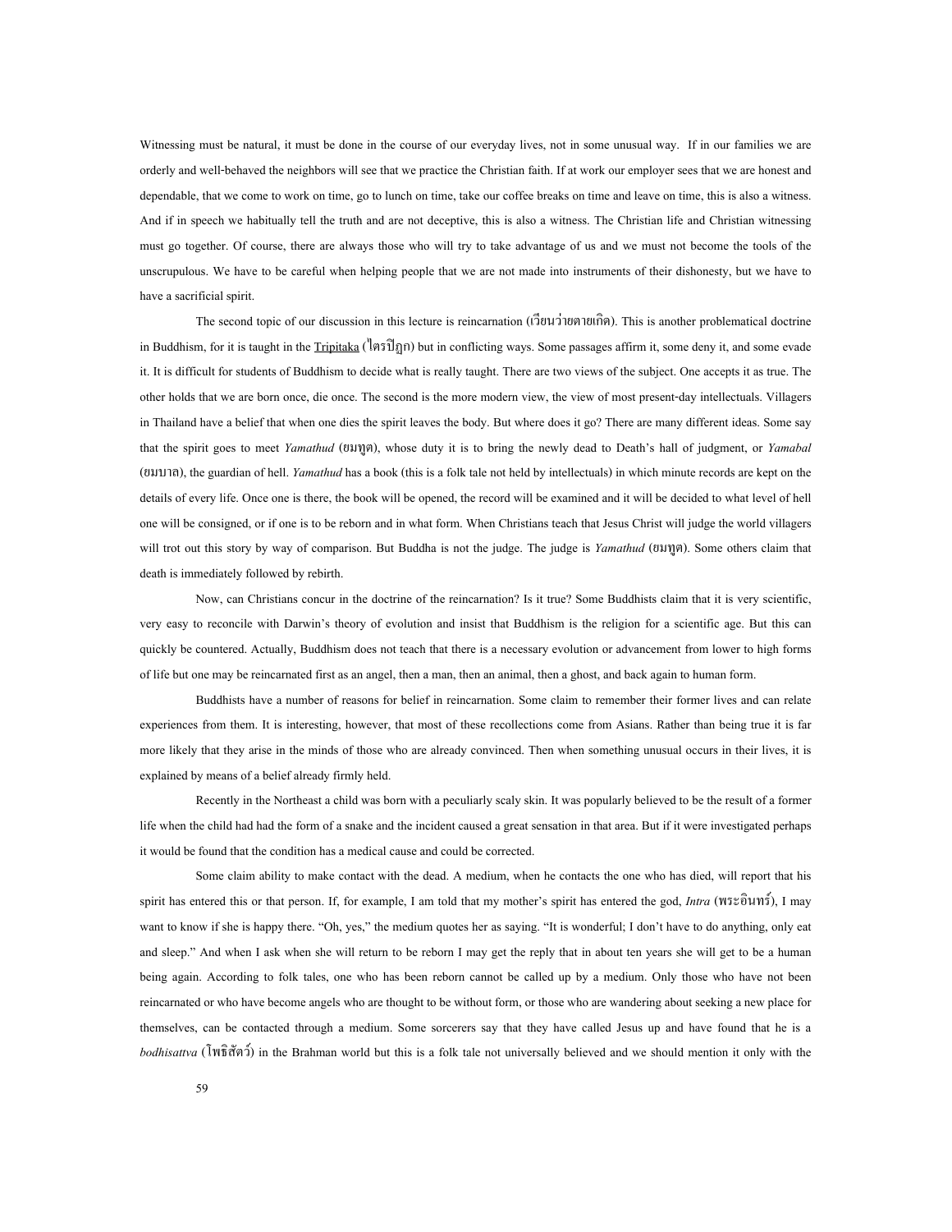Witnessing must be natural, it must be done in the course of our everyday lives, not in some unusual way. If in our families we are orderly and well-behaved the neighbors will see that we practice the Christian faith. If at work our employer sees that we are honest and dependable, that we come to work on time, go to lunch on time, take our coffee breaks on time and leave on time, this is also a witness. And if in speech we habitually tell the truth and are not deceptive, this is also a witness. The Christian life and Christian witnessing must go together. Of course, there are always those who will try to take advantage of us and we must not become the tools of the unscrupulous. We have to be careful when helping people that we are not made into instruments of their dishonesty, but we have to have a sacrificial spirit.

The second topic of our discussion in this lecture is reincarnation (เวียนว่ายตายเกิด). This is another problematical doctrine in Buddhism, for it is taught in the Tripitaka (ไตรปิฎก) but in conflicting ways. Some passages affirm it, some deny it, and some evade it. It is difficult for students of Buddhism to decide what is really taught. There are two views of the subject. One accepts it as true. The other holds that we are born once, die once. The second is the more modern view, the view of most present-day intellectuals. Villagers in Thailand have a belief that when one dies the spirit leaves the body. But where does it go? There are many different ideas. Some say that the spirit goes to meet *Yamathud* (ยมทูต), whose duty it is to bring the newly dead to Death's hall of judgment, or *Yamabal* (ยมบาล), the guardian of hell. *Yamathud* has a book (this is a folk tale not held by intellectuals) in which minute records are kept on the details of every life. Once one is there, the book will be opened, the record will be examined and it will be decided to what level of hell one will be consigned, or if one is to be reborn and in what form. When Christians teach that Jesus Christ will judge the world villagers will trot out this story by way of comparison. But Buddha is not the judge. The judge is *Yamathud* (ยมทูต). Some others claim that death is immediately followed by rebirth.

Now, can Christians concur in the doctrine of the reincarnation? Is it true? Some Buddhists claim that it is very scientific, very easy to reconcile with Darwin's theory of evolution and insist that Buddhism is the religion for a scientific age. But this can quickly be countered. Actually, Buddhism does not teach that there is a necessary evolution or advancement from lower to high forms of life but one may be reincarnated first as an angel, then a man, then an animal, then a ghost, and back again to human form.

Buddhists have a number of reasons for belief in reincarnation. Some claim to remember their former lives and can relate experiences from them. It is interesting, however, that most of these recollections come from Asians. Rather than being true it is far more likely that they arise in the minds of those who are already convinced. Then when something unusual occurs in their lives, it is explained by means of a belief already firmly held.

Recently in the Northeast a child was born with a peculiarly scaly skin. It was popularly believed to be the result of a former life when the child had had the form of a snake and the incident caused a great sensation in that area. But if it were investigated perhaps it would be found that the condition has a medical cause and could be corrected.

Some claim ability to make contact with the dead. A medium, when he contacts the one who has died, will report that his spirit has entered this or that person. If, for example, I am told that my mother's spirit has entered the god, *Intra* (พระอินทร์), I may want to know if she is happy there. "Oh, yes," the medium quotes her as saying. "It is wonderful; I don't have to do anything, only eat and sleep." And when I ask when she will return to be reborn I may get the reply that in about ten years she will get to be a human being again. According to folk tales, one who has been reborn cannot be called up by a medium. Only those who have not been reincarnated or who have become angels who are thought to be without form, or those who are wandering about seeking a new place for themselves, can be contacted through a medium. Some sorcerers say that they have called Jesus up and have found that he is a *bodhisattva* (โพธิสัตว์) in the Brahman world but this is a folk tale not universally believed and we should mention it only with the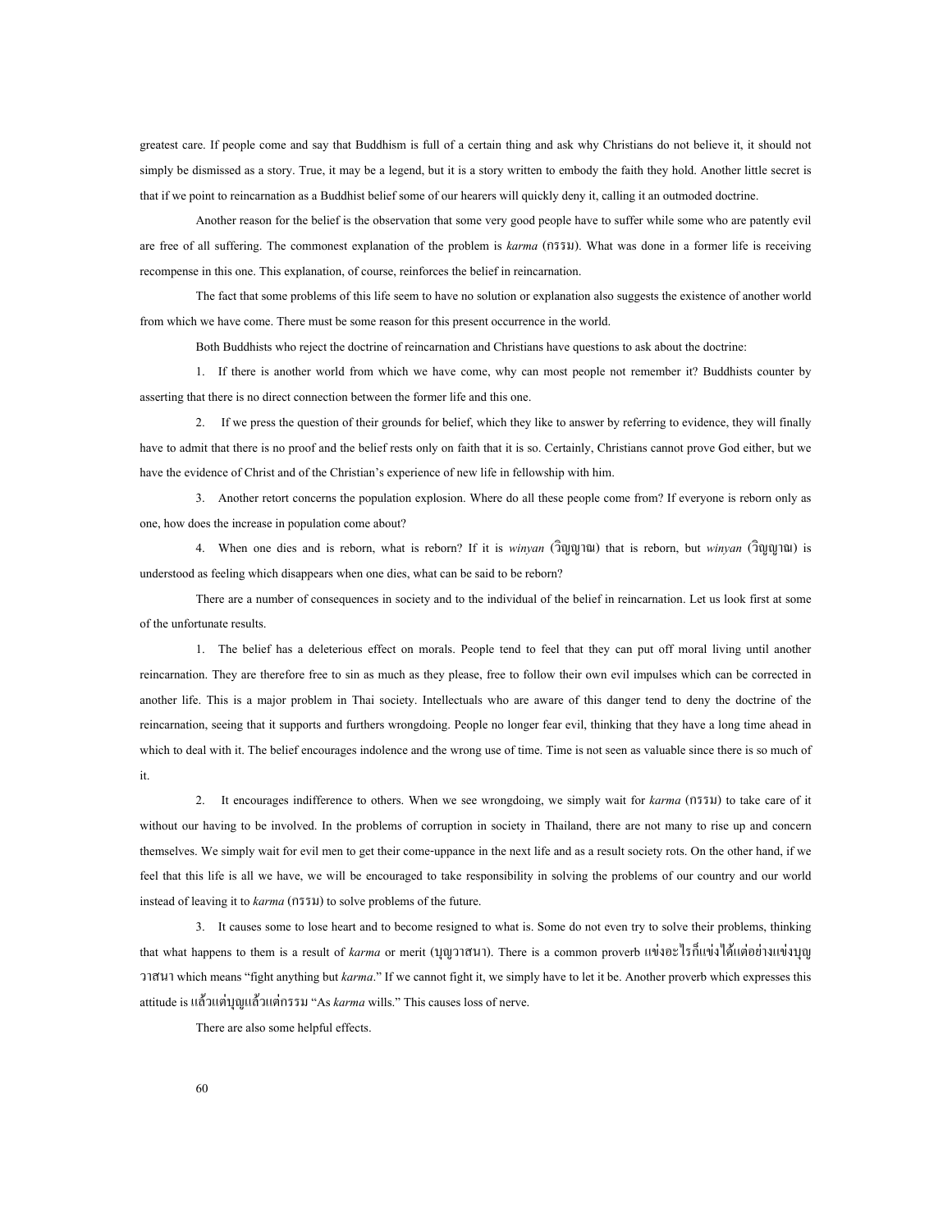greatest care. If people come and say that Buddhism is full of a certain thing and ask why Christians do not believe it, it should not simply be dismissed as a story. True, it may be a legend, but it is a story written to embody the faith they hold. Another little secret is that if we point to reincarnation as a Buddhist belief some of our hearers will quickly deny it, calling it an outmoded doctrine.

Another reason for the belief is the observation that some very good people have to suffer while some who are patently evil are free of all suffering. The commonest explanation of the problem is *karma* (กรรม). What was done in a former life is receiving recompense in this one. This explanation, of course, reinforces the belief in reincarnation.

The fact that some problems of this life seem to have no solution or explanation also suggests the existence of another world from which we have come. There must be some reason for this present occurrence in the world.

Both Buddhists who reject the doctrine of reincarnation and Christians have questions to ask about the doctrine:

1. If there is another world from which we have come, why can most people not remember it? Buddhists counter by asserting that there is no direct connection between the former life and this one.

2. If we press the question of their grounds for belief, which they like to answer by referring to evidence, they will finally have to admit that there is no proof and the belief rests only on faith that it is so. Certainly, Christians cannot prove God either, but we have the evidence of Christ and of the Christian's experience of new life in fellowship with him.

3. Another retort concerns the population explosion. Where do all these people come from? If everyone is reborn only as one, how does the increase in population come about?

4. When one dies and is reborn, what is reborn? If it is *winyan* (วิญญาณ) that is reborn, but *winyan* (วิญญาณ) is understood as feeling which disappears when one dies, what can be said to be reborn?

There are a number of consequences in society and to the individual of the belief in reincarnation. Let us look first at some of the unfortunate results.

1. The belief has a deleterious effect on morals. People tend to feel that they can put off moral living until another reincarnation. They are therefore free to sin as much as they please, free to follow their own evil impulses which can be corrected in another life. This is a major problem in Thai society. Intellectuals who are aware of this danger tend to deny the doctrine of the reincarnation, seeing that it supports and furthers wrongdoing. People no longer fear evil, thinking that they have a long time ahead in which to deal with it. The belief encourages indolence and the wrong use of time. Time is not seen as valuable since there is so much of it.

2. It encourages indifference to others. When we see wrongdoing, we simply wait for *karma* (กรรม) to take care of it without our having to be involved. In the problems of corruption in society in Thailand, there are not many to rise up and concern themselves. We simply wait for evil men to get their come-uppance in the next life and as a result society rots. On the other hand, if we feel that this life is all we have, we will be encouraged to take responsibility in solving the problems of our country and our world instead of leaving it to *karma* (กรรม) to solve problems of the future.

3. It causes some to lose heart and to become resigned to what is. Some do not even try to solve their problems, thinking that what happens to them is a result of *karma* or merit (บุญวาสนา). There is a common proverb แข่งอะไรก็แข่งได้แต่อย่าแข่งบุญวาสนา which means "fight anything but *karma*." If we cannot fight it, we simply have to let it be. Another proverb which expresses this attitude is แล้วแต่บุญแล้วแต่กรรม "As *karma* wills." This causes loss of nerve.

There are also some helpful effects.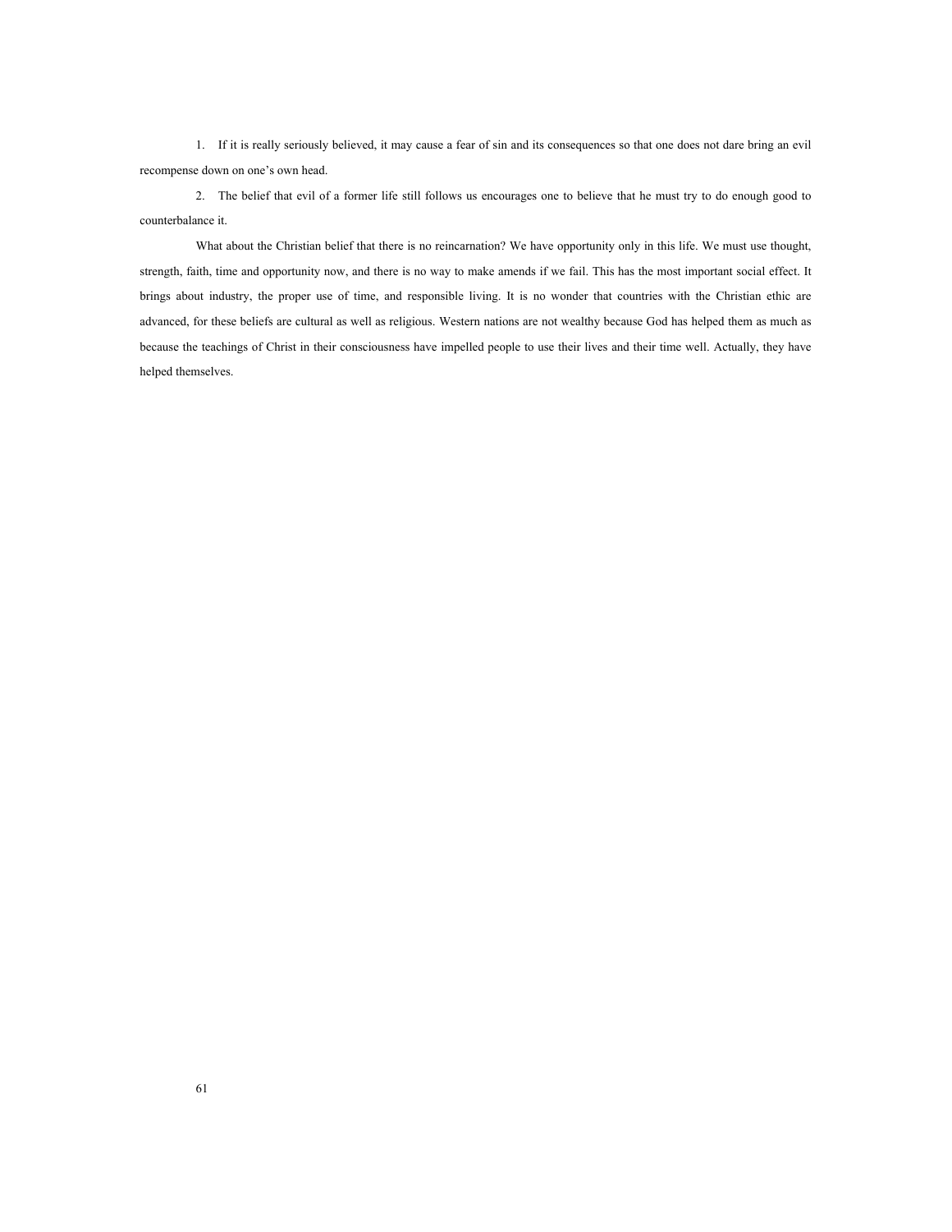1. If it is really seriously believed, it may cause a fear of sin and its consequences so that one does not dare bring an evil recompense down on one's own head.

2. The belief that evil of a former life still follows us encourages one to believe that he must try to do enough good to counterbalance it.

What about the Christian belief that there is no reincarnation? We have opportunity only in this life. We must use thought, strength, faith, time and opportunity now, and there is no way to make amends if we fail. This has the most important social effect. It brings about industry, the proper use of time, and responsible living. It is no wonder that countries with the Christian ethic are advanced, for these beliefs are cultural as well as religious. Western nations are not wealthy because God has helped them as much as because the teachings of Christ in their consciousness have impelled people to use their lives and their time well. Actually, they have helped themselves.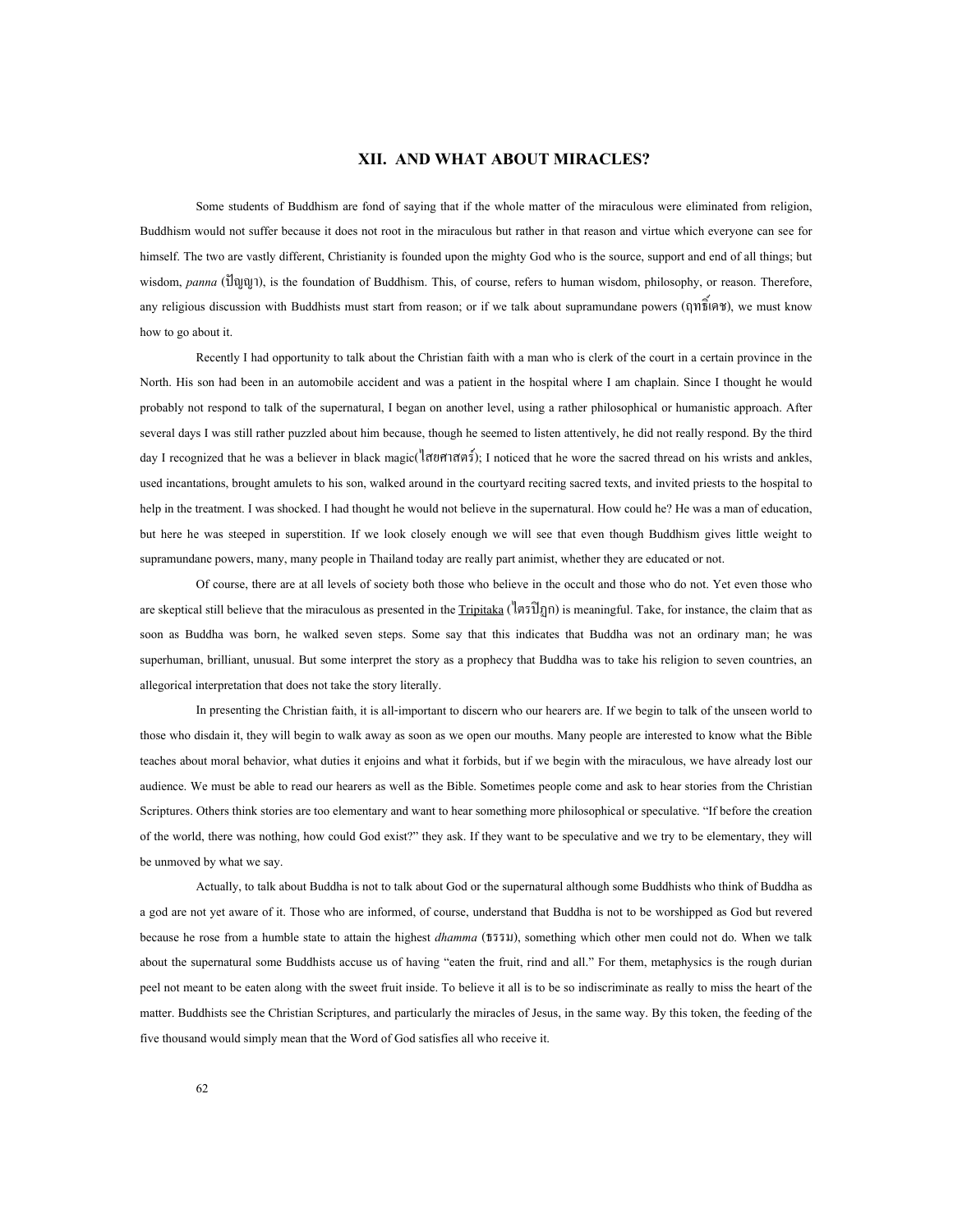## XII. AND WHAT ABOUT MIRACLES?

Some students of Buddhism are fond of saying that if the whole matter of the miraculous were eliminated from religion, Buddhism would not suffer because it does not root in the miraculous but rather in that reason and virtue which everyone can see for himself. The two are vastly different, Christianity is founded upon the mighty God who is the source, support and end of all things; but wisdom, *panna* (ปัญญา), is the foundation of Buddhism. This, of course, refers to human wisdom, philosophy, or reason. Therefore, any religious discussion with Buddhists must start from reason; or if we talk about supramundane powers (ฤทธิ์เดช), we must know how to go about it.

Recently I had opportunity to talk about the Christian faith with a man who is clerk of the court in a certain province in the North. His son had been in an automobile accident and was a patient in the hospital where I am chaplain. Since I thought he would probably not respond to talk of the supernatural, I began on another level, using a rather philosophical or humanistic approach. After several days I was still rather puzzled about him because, though he seemed to listen attentively, he did not really respond. By the third day I recognized that he was a believer in black magic(ไสยศาสตร์); I noticed that he wore the sacred thread on his wrists and ankles, used incantations, brought amulets to his son, walked around in the courtyard reciting sacred texts, and invited priests to the hospital to help in the treatment. I was shocked. I had thought he would not believe in the supernatural. How could he? He was a man of education, but here he was steeped in superstition. If we look closely enough we will see that even though Buddhism gives little weight to supramundane powers, many, many people in Thailand today are really part animist, whether they are educated or not.

Of course, there are at all levels of society both those who believe in the occult and those who do not. Yet even those who are skeptical still believe that the miraculous as presented in the Tripitaka (ไตรปิฎก) is meaningful. Take, for instance, the claim that as soon as Buddha was born, he walked seven steps. Some say that this indicates that Buddha was not an ordinary man; he was superhuman, brilliant, unusual. But some interpret the story as a prophecy that Buddha was to take his religion to seven countries, an allegorical interpretation that does not take the story literally.

In presenting the Christian faith, it is all-important to discern who our hearers are. If we begin to talk of the unseen world to those who disdain it, they will begin to walk away as soon as we open our mouths. Many people are interested to know what the Bible teaches about moral behavior, what duties it enjoins and what it forbids, but if we begin with the miraculous, we have already lost our audience. We must be able to read our hearers as well as the Bible. Sometimes people come and ask to hear stories from the Christian Scriptures. Others think stories are too elementary and want to hear something more philosophical or speculative. "If before the creation of the world, there was nothing, how could God exist?" they ask. If they want to be speculative and we try to be elementary, they will be unmoved by what we say.

Actually, to talk about Buddha is not to talk about God or the supernatural although some Buddhists who think of Buddha as a god are not yet aware of it. Those who are informed, of course, understand that Buddha is not to be worshipped as God but revered because he rose from a humble state to attain the highest *dhamma* (ธรรม), something which other men could not do. When we talk about the supernatural some Buddhists accuse us of having "eaten the fruit, rind and all." For them, metaphysics is the rough durian peel not meant to be eaten along with the sweet fruit inside. To believe it all is to be so indiscriminate as really to miss the heart of the matter. Buddhists see the Christian Scriptures, and particularly the miracles of Jesus, in the same way. By this token, the feeding of the five thousand would simply mean that the Word of God satisfies all who receive it.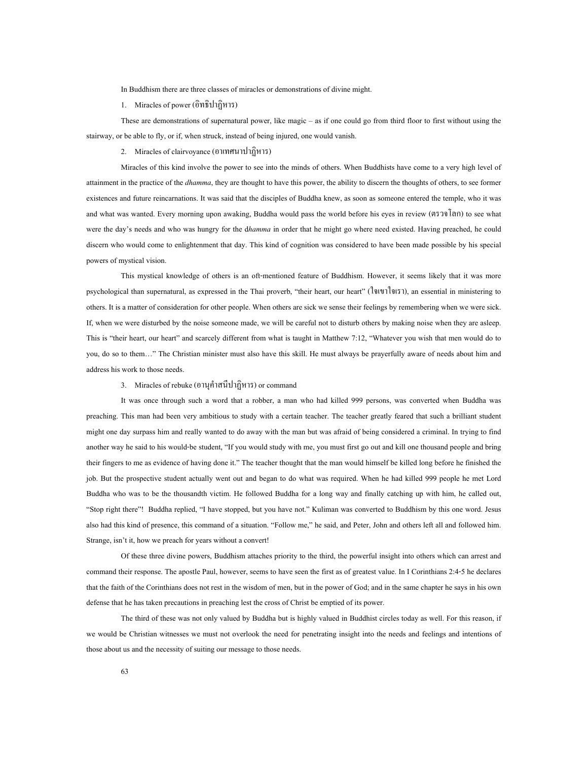In Buddhism there are three classes of miracles or demonstrations of divine might.

1. Miracles of power (อิทธิปาฏิหาร)

These are demonstrations of supernatural power, like magic – as if one could go from third floor to first without using the stairway, or be able to fly, or if, when struck, instead of being injured, one would vanish.

2. Miracles of clairvoyance (อาเทศนาปาฏิหาร)

Miracles of this kind involve the power to see into the minds of others. When Buddhists have come to a very high level of attainment in the practice of the *dhamma*, they are thought to have this power, the ability to discern the thoughts of others, to see former existences and future reincarnations. It was said that the disciples of Buddha knew, as soon as someone entered the temple, who it was and what was wanted. Every morning upon awaking, Buddha would pass the world before his eyes in review (ตรวจโลก) to see what were the day's needs and who was hungry for the d*hamma* in order that he might go where need existed. Having preached, he could discern who would come to enlightenment that day. This kind of cognition was considered to have been made possible by his special powers of mystical vision.

This mystical knowledge of others is an oft-mentioned feature of Buddhism. However, it seems likely that it was more psychological than supernatural, as expressed in the Thai proverb, "their heart, our heart" (ใจเขาใจเรา), an essential in ministering to others. It is a matter of consideration for other people. When others are sick we sense their feelings by remembering when we were sick. If, when we were disturbed by the noise someone made, we will be careful not to disturb others by making noise when they are asleep. This is "their heart, our heart" and scarcely different from what is taught in Matthew 7:12, "Whatever you wish that men would do to you, do so to them…" The Christian minister must also have this skill. He must always be prayerfully aware of needs about him and address his work to those needs.

3. Miracles of rebuke (อานุศาสนีปาฏิหาร) or command

It was once through such a word that a robber, a man who had killed 999 persons, was converted when Buddha was preaching. This man had been very ambitious to study with a certain teacher. The teacher greatly feared that such a brilliant student might one day surpass him and really wanted to do away with the man but was afraid of being considered a criminal. In trying to find another way he said to his would-be student, "If you would study with me, you must first go out and kill one thousand people and bring their fingers to me as evidence of having done it." The teacher thought that the man would himself be killed long before he finished the job. But the prospective student actually went out and began to do what was required. When he had killed 999 people he met Lord Buddha who was to be the thousandth victim. He followed Buddha for a long way and finally catching up with him, he called out, "Stop right there"! Buddha replied, "I have stopped, but you have not." Kuliman was converted to Buddhism by this one word. Jesus also had this kind of presence, this command of a situation. "Follow me," he said, and Peter, John and others left all and followed him. Strange, isn't it, how we preach for years without a convert!

Of these three divine powers, Buddhism attaches priority to the third, the powerful insight into others which can arrest and command their response. The apostle Paul, however, seems to have seen the first as of greatest value. In I Corinthians 2:4-5 he declares that the faith of the Corinthians does not rest in the wisdom of men, but in the power of God; and in the same chapter he says in his own defense that he has taken precautions in preaching lest the cross of Christ be emptied of its power.

The third of these was not only valued by Buddha but is highly valued in Buddhist circles today as well. For this reason, if we would be Christian witnesses we must not overlook the need for penetrating insight into the needs and feelings and intentions of those about us and the necessity of suiting our message to those needs.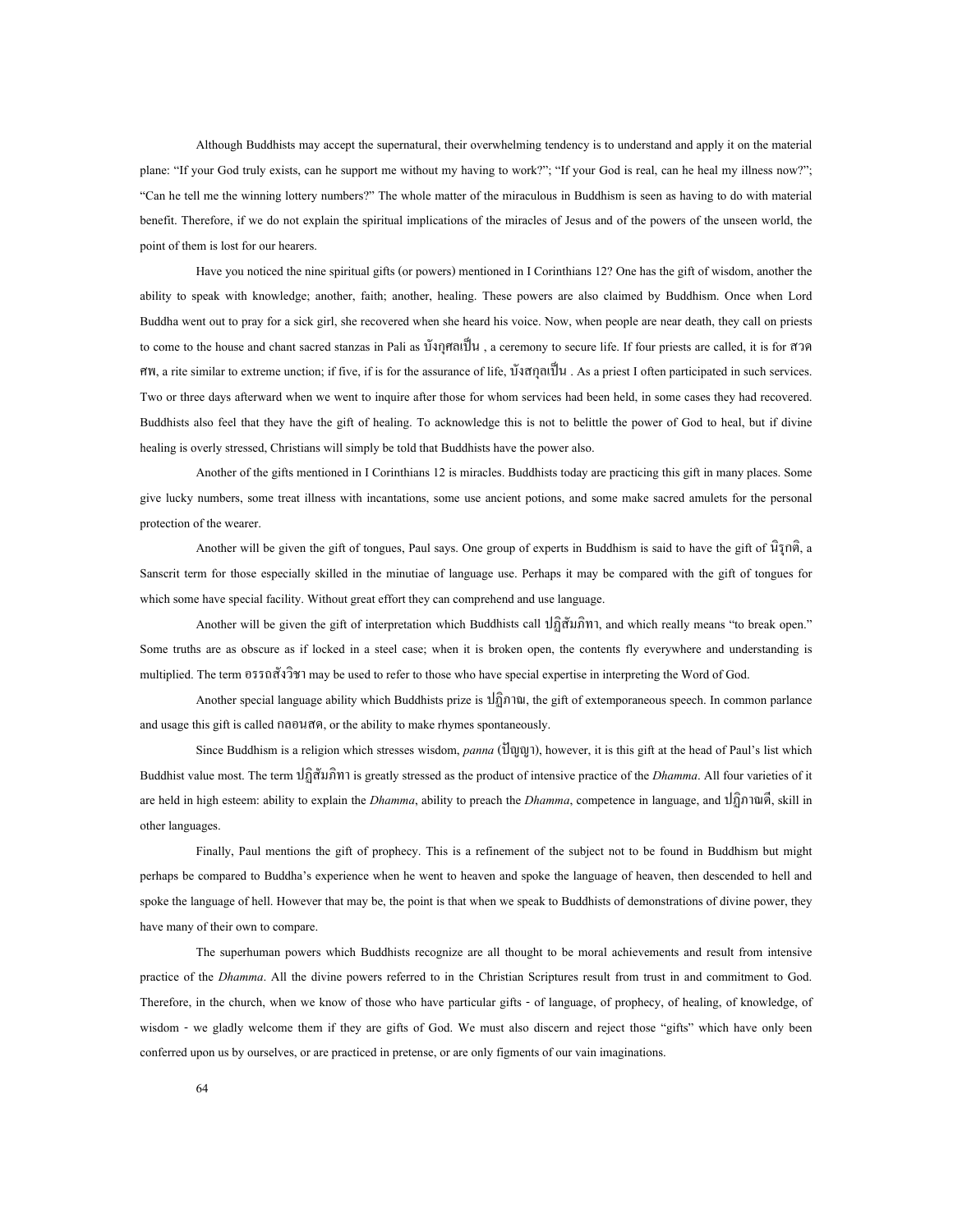Although Buddhists may accept the supernatural, their overwhelming tendency is to understand and apply it on the material plane: "If your God truly exists, can he support me without my having to work?"; "If your God is real, can he heal my illness now?"; "Can he tell me the winning lottery numbers?" The whole matter of the miraculous in Buddhism is seen as having to do with material benefit. Therefore, if we do not explain the spiritual implications of the miracles of Jesus and of the powers of the unseen world, the point of them is lost for our hearers.

Have you noticed the nine spiritual gifts (or powers) mentioned in I Corinthians 12? One has the gift of wisdom, another the ability to speak with knowledge; another, faith; another, healing. These powers are also claimed by Buddhism. Once when Lord Buddha went out to pray for a sick girl, she recovered when she heard his voice. Now, when people are near death, they call on priests to come to the house and chant sacred stanzas in Pali as บังกุศลเป็น , a ceremony to secure life. If four priests are called, it is for สวดศพ, a rite similar to extreme unction; if five, if is for the assurance of life, บังสกุลเป็น . As a priest I often participated in such services. Two or three days afterward when we went to inquire after those for whom services had been held, in some cases they had recovered. Buddhists also feel that they have the gift of healing. To acknowledge this is not to belittle the power of God to heal, but if divine healing is overly stressed, Christians will simply be told that Buddhists have the power also.

Another of the gifts mentioned in I Corinthians 12 is miracles. Buddhists today are practicing this gift in many places. Some give lucky numbers, some treat illness with incantations, some use ancient potions, and some make sacred amulets for the personal protection of the wearer.

Another will be given the gift of tongues, Paul says. One group of experts in Buddhism is said to have the gift of นิรุกติ, a Sanscrit term for those especially skilled in the minutiae of language use. Perhaps it may be compared with the gift of tongues for which some have special facility. Without great effort they can comprehend and use language.

Another will be given the gift of interpretation which Buddhists call ปฏิสัมภิทา, and which really means "to break open." Some truths are as obscure as if locked in a steel case; when it is broken open, the contents fly everywhere and understanding is multiplied. The term อรรถสังวิชา may be used to refer to those who have special expertise in interpreting the Word of God.

Another special language ability which Buddhists prize is ปฏิภาณ, the gift of extemporaneous speech. In common parlance and usage this gift is called กลอนสด, or the ability to make rhymes spontaneously.

Since Buddhism is a religion which stresses wisdom, *panna* (ปัญญา), however, it is this gift at the head of Paul's list which Buddhist value most. The term ปฏิสัมภิทา is greatly stressed as the product of intensive practice of the *Dhamma*. All four varieties of it are held in high esteem: ability to explain the *Dhamma*, ability to preach the *Dhamma*, competence in language, and ปฏิภาณดี, skill in other languages.

Finally, Paul mentions the gift of prophecy. This is a refinement of the subject not to be found in Buddhism but might perhaps be compared to Buddha's experience when he went to heaven and spoke the language of heaven, then descended to hell and spoke the language of hell. However that may be, the point is that when we speak to Buddhists of demonstrations of divine power, they have many of their own to compare.

The superhuman powers which Buddhists recognize are all thought to be moral achievements and result from intensive practice of the *Dhamma*. All the divine powers referred to in the Christian Scriptures result from trust in and commitment to God. Therefore, in the church, when we know of those who have particular gifts - of language, of prophecy, of healing, of knowledge, of wisdom - we gladly welcome them if they are gifts of God. We must also discern and reject those "gifts" which have only been conferred upon us by ourselves, or are practiced in pretense, or are only figments of our vain imaginations.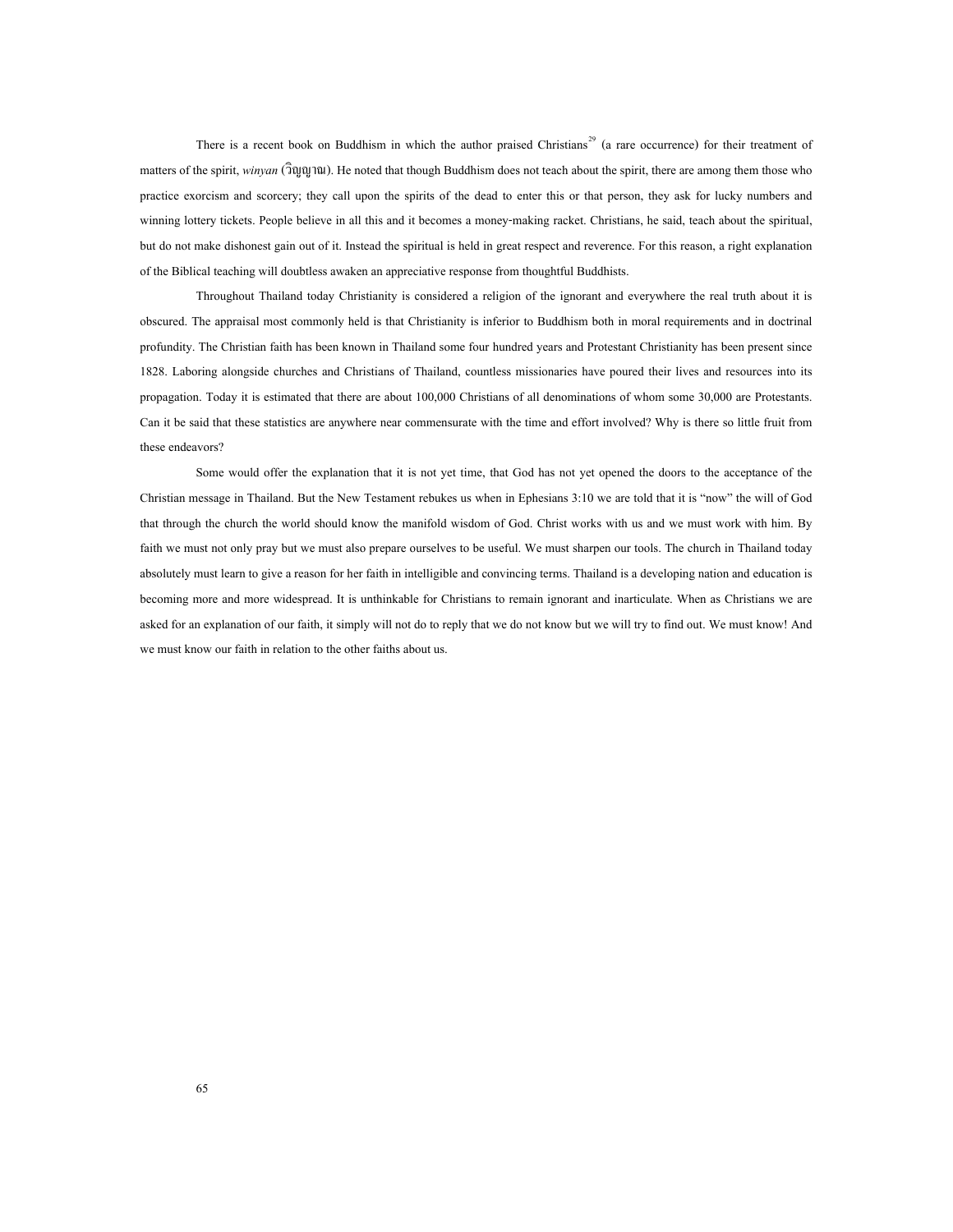There is a recent book on Buddhism in which the author praised Christians[29] (a rare occurrence) for their treatment of matters of the spirit, *winyan* (วิญญาณ). He noted that though Buddhism does not teach about the spirit, there are among them those who practice exorcism and scorcery; they call upon the spirits of the dead to enter this or that person, they ask for lucky numbers and winning lottery tickets. People believe in all this and it becomes a money-making racket. Christians, he said, teach about the spiritual, but do not make dishonest gain out of it. Instead the spiritual is held in great respect and reverence. For this reason, a right explanation of the Biblical teaching will doubtless awaken an appreciative response from thoughtful Buddhists.

Throughout Thailand today Christianity is considered a religion of the ignorant and everywhere the real truth about it is obscured. The appraisal most commonly held is that Christianity is inferior to Buddhism both in moral requirements and in doctrinal profundity. The Christian faith has been known in Thailand some four hundred years and Protestant Christianity has been present since 1828. Laboring alongside churches and Christians of Thailand, countless missionaries have poured their lives and resources into its propagation. Today it is estimated that there are about 100,000 Christians of all denominations of whom some 30,000 are Protestants. Can it be said that these statistics are anywhere near commensurate with the time and effort involved? Why is there so little fruit from these endeavors?

Some would offer the explanation that it is not yet time, that God has not yet opened the doors to the acceptance of the Christian message in Thailand. But the New Testament rebukes us when in Ephesians 3:10 we are told that it is "now" the will of God that through the church the world should know the manifold wisdom of God. Christ works with us and we must work with him. By faith we must not only pray but we must also prepare ourselves to be useful. We must sharpen our tools. The church in Thailand today absolutely must learn to give a reason for her faith in intelligible and convincing terms. Thailand is a developing nation and education is becoming more and more widespread. It is unthinkable for Christians to remain ignorant and inarticulate. When as Christians we are asked for an explanation of our faith, it simply will not do to reply that we do not know but we will try to find out. We must know! And we must know our faith in relation to the other faiths about us.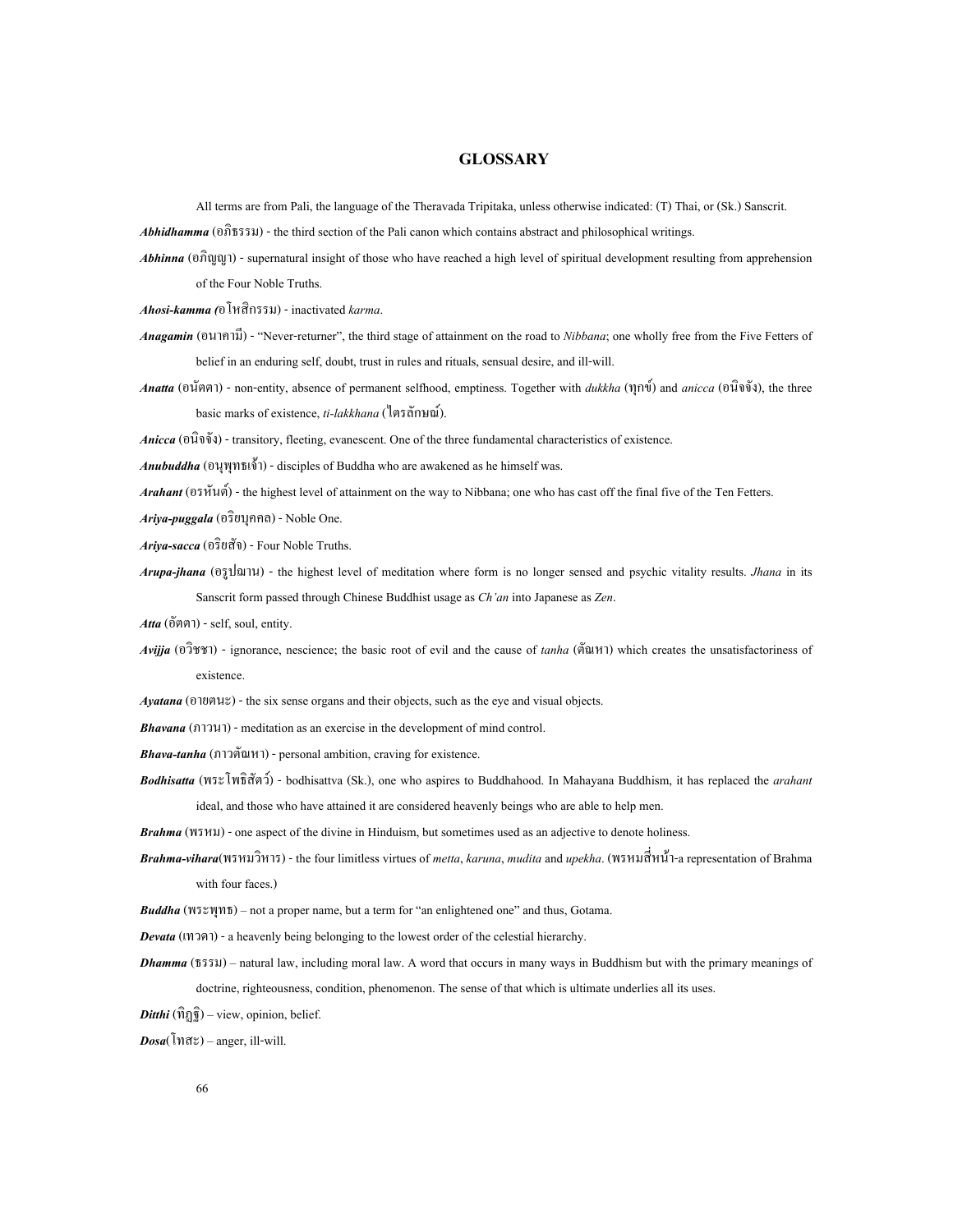## GLOSSARY

All terms are from Pali, the language of the Theravada Tripitaka, unless otherwise indicated: (T) Thai, or (Sk.) Sanscrit.

***Abhidhamma*** (อภิธรรม) - the third section of the Pali canon which contains abstract and philosophical writings.

***Abhinna*** (อภิญญา) - supernatural insight of those who have reached a high level of spiritual development resulting from apprehension of the Four Noble Truths.

***Ahosi-kamma*** (อโหสิกรรม) - inactivated *karma*.

***Anagamin*** (อนาคามี) - "Never-returner", the third stage of attainment on the road to *Nibbana*; one wholly free from the Five Fetters of belief in an enduring self, doubt, trust in rules and rituals, sensual desire, and ill-will.

***Anatta*** (อนัตตา) - non-entity, absence of permanent selfhood, emptiness. Together with *dukkha* (ทุกข์) and *anicca* (อนิจจัง), the three basic marks of existence, *ti-lakkhana* (ไตรลักษณ์).

***Anicca*** (อนิจจัง) - transitory, fleeting, evanescent. One of the three fundamental characteristics of existence.

***Anubuddha*** (อนุพุทธเจ้า) - disciples of Buddha who are awakened as he himself was.

***Arahant*** (อรหันต์) - the highest level of attainment on the way to Nibbana; one who has cast off the final five of the Ten Fetters.

***Ariya-puggala*** (อริยบุคคล) - Noble One.

***Ariya-sacca*** (อริยสัจ) - Four Noble Truths.

***Arupa-jhana*** (อรูปฌาน) - the highest level of meditation where form is no longer sensed and psychic vitality results. *Jhana* in its Sanscrit form passed through Chinese Buddhist usage as *Ch'an* into Japanese as *Zen*.

***Atta*** (อัตตา) - self, soul, entity.

***Avijja*** (อวิชชา) - ignorance, nescience; the basic root of evil and the cause of *tanha* (ตัณหา) which creates the unsatisfactoriness of existence.

***Ayatana*** (อายตนะ) - the six sense organs and their objects, such as the eye and visual objects.

***Bhavana*** (ภาวนา) - meditation as an exercise in the development of mind control.

***Bhava-tanha*** (ภาวตัณหา) - personal ambition, craving for existence.

***Bodhisatta*** (พระโพธิสัตว์) - bodhisattva (Sk.), one who aspires to Buddhahood. In Mahayana Buddhism, it has replaced the *arahant* ideal, and those who have attained it are considered heavenly beings who are able to help men.

***Brahma*** (พรหม) - one aspect of the divine in Hinduism, but sometimes used as an adjective to denote holiness.

***Brahma-vihara***(พรหมวิหาร) - the four limitless virtues of *metta*, *karuna*, *mudita* and *upekha*. (พรหมสี่หน้า-a representation of Brahma with four faces.)

***Buddha*** (พระพุทธ) – not a proper name, but a term for "an enlightened one" and thus, Gotama.

***Devata*** (เทวดา) - a heavenly being belonging to the lowest order of the celestial hierarchy.

***Dhamma*** (ธรรม) – natural law, including moral law. A word that occurs in many ways in Buddhism but with the primary meanings of doctrine, righteousness, condition, phenomenon. The sense of that which is ultimate underlies all its uses.

***Ditthi*** (ทิฏฐิ) – view, opinion, belief.

***Dosa***(โทสะ) – anger, ill-will.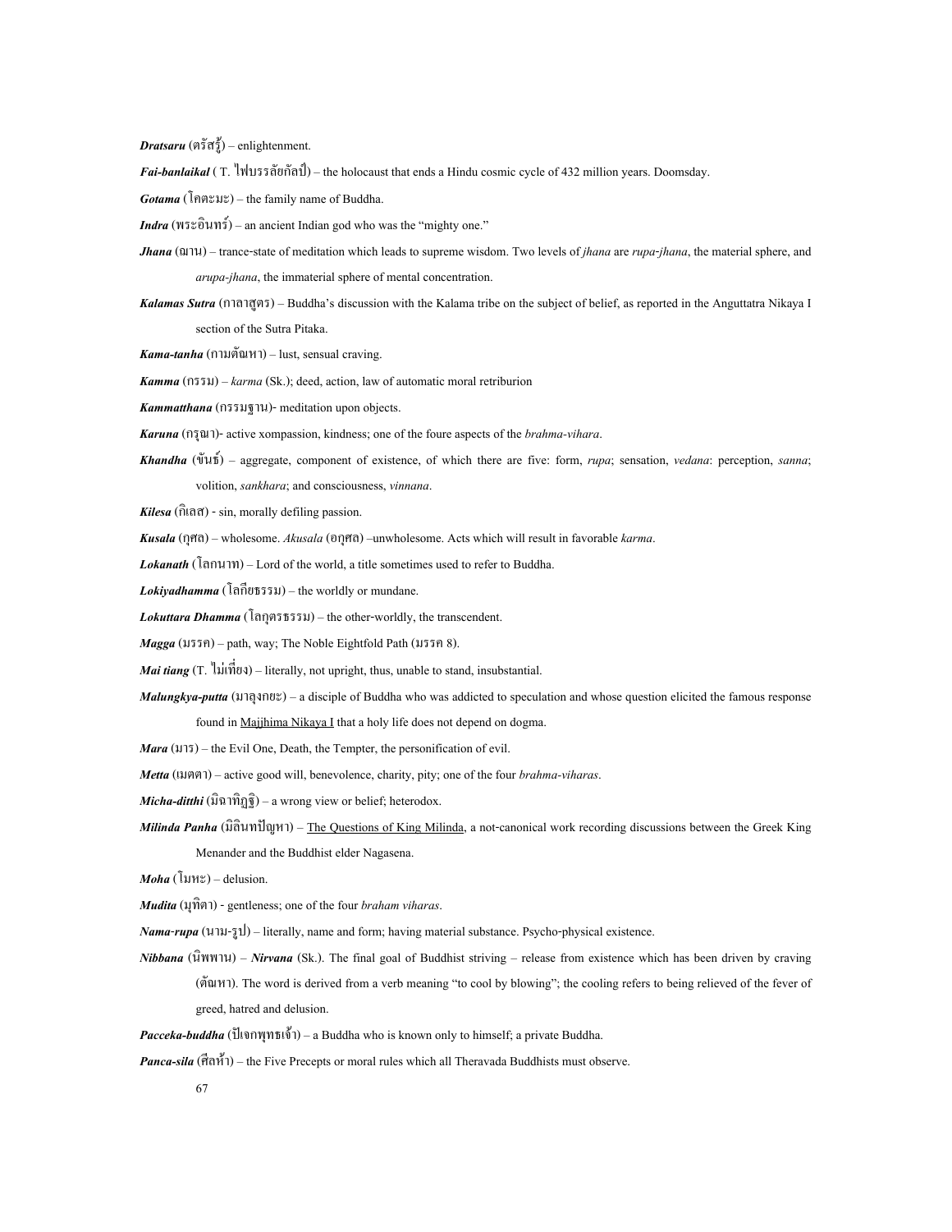***Dratsaru*** (ตรัสรู้) – enlightenment.

***Fai-banlaikal*** ( T. ไฟบรรลัยกัลป์) – the holocaust that ends a Hindu cosmic cycle of 432 million years. Doomsday.

***Gotama*** (โคตะมะ) – the family name of Buddha.

***Indra*** (พระอินทร์) – an ancient Indian god who was the "mighty one."

***Jhana*** (ฌาน) – trance-state of meditation which leads to supreme wisdom. Two levels of *jhana* are *rupa-jhana*, the material sphere, and *arupa-jhana*, the immaterial sphere of mental concentration.

***Kalamas Sutra*** (กาลาสูตร) – Buddha's discussion with the Kalama tribe on the subject of belief, as reported in the Anguttatra Nikaya I section of the Sutra Pitaka.

***Kama-tanha*** (กามตัณหา) – lust, sensual craving.

***Kamma*** (กรรม) – *karma* (Sk.); deed, action, law of automatic moral retriburion

***Kammatthana*** (กรรมฐาน)- meditation upon objects.

***Karuna*** (กรุณา)- active xompassion, kindness; one of the foure aspects of the *brahma-vihara*.

***Khandha*** (ขันธ์) – aggregate, component of existence, of which there are five: form, *rupa*; sensation, *vedana*: perception, *sanna*; volition, *sankhara*; and consciousness, *vinnana*.

***Kilesa*** (กิเลส) - sin, morally defiling passion.

***Kusala*** (กุศล) – wholesome. *Akusala* (อกุศล) –unwholesome. Acts which will result in favorable *karma*.

***Lokanath*** (โลกนาท) – Lord of the world, a title sometimes used to refer to Buddha.

***Lokiyadhamma*** (โลกียธรรม) – the worldly or mundane.

***Lokuttara Dhamma*** (โลกุตรธรรม) – the other-worldly, the transcendent.

***Magga*** (มรรค) – path, way; The Noble Eightfold Path (มรรค 8).

***Mai tiang*** (T. ไม่เที่ยง) – literally, not upright, thus, unable to stand, insubstantial.

***Malungkya-putta*** (มาลุงกยะ) – a disciple of Buddha who was addicted to speculation and whose question elicited the famous response found in Majjhima Nikaya I that a holy life does not depend on dogma.

***Mara*** (มาร) – the Evil One, Death, the Tempter, the personification of evil.

***Metta*** (เมตตา) – active good will, benevolence, charity, pity; one of the four *brahma-viharas*.

***Micha-ditthi*** (มิฉาทิฏฐิ) – a wrong view or belief; heterodox.

***Milinda Panha*** (มิลินทปัญหา) – The Questions of King Milinda, a not-canonical work recording discussions between the Greek King Menander and the Buddhist elder Nagasena.

***Moha*** (โมหะ) – delusion.

***Mudita*** (มุทิตา) - gentleness; one of the four *braham viharas*.

***Nama-rupa*** (นาม-รูป) – literally, name and form; having material substance. Psycho-physical existence.

***Nibbana*** (นิพพาน) – ***Nirvana*** (Sk.). The final goal of Buddhist striving – release from existence which has been driven by craving (ตัณหา). The word is derived from a verb meaning "to cool by blowing"; the cooling refers to being relieved of the fever of greed, hatred and delusion.

***Pacceka-buddha*** (ปัเจกพุทธเจ้า) – a Buddha who is known only to himself; a private Buddha.

***Panca-sila*** (ศีลห้า) – the Five Precepts or moral rules which all Theravada Buddhists must observe.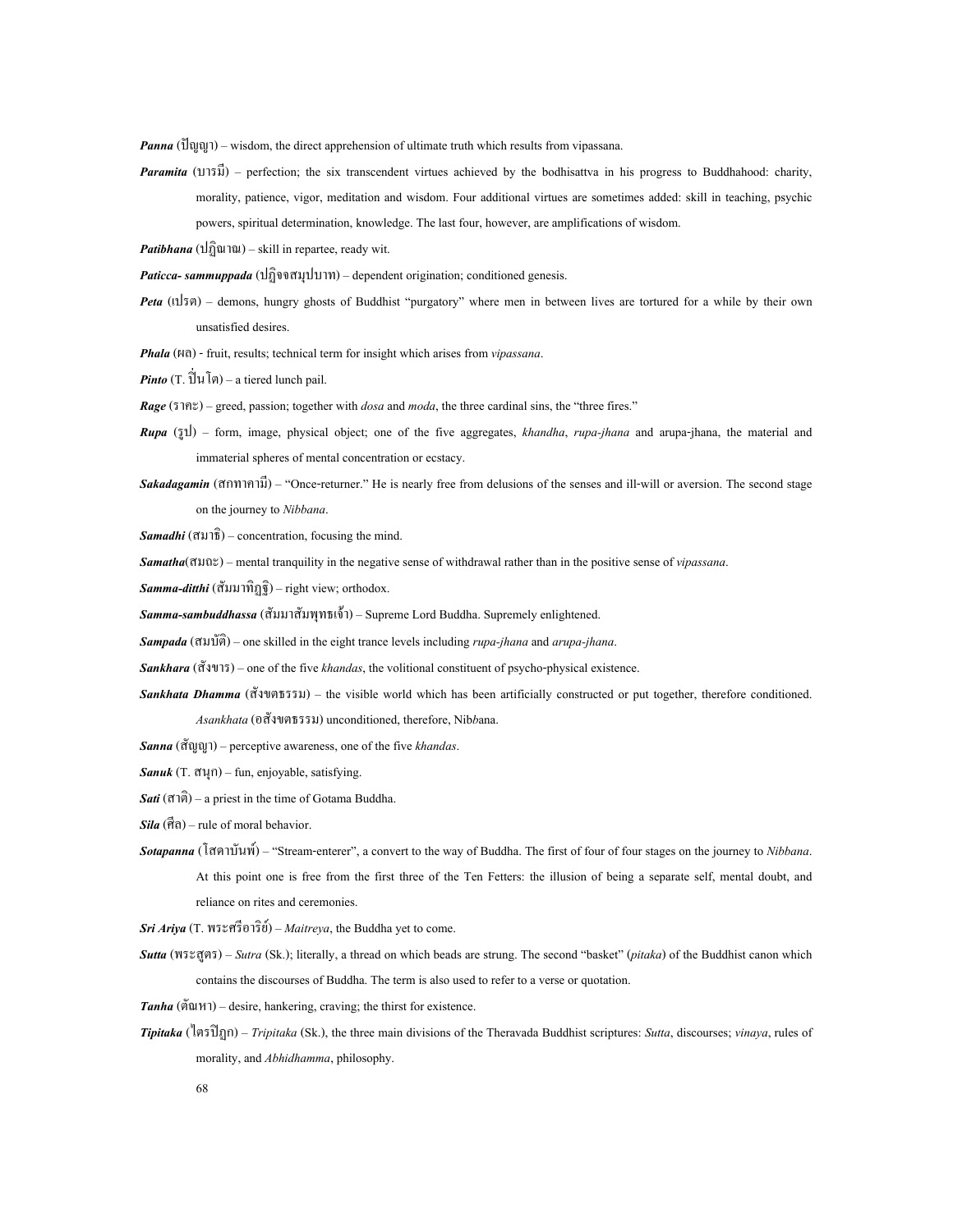***Panna*** (ปัญญา) – wisdom, the direct apprehension of ultimate truth which results from vipassana.

***Paramita*** (บารมี) – perfection; the six transcendent virtues achieved by the bodhisattva in his progress to Buddhahood: charity, morality, patience, vigor, meditation and wisdom. Four additional virtues are sometimes added: skill in teaching, psychic powers, spiritual determination, knowledge. The last four, however, are amplifications of wisdom.

***Patibhana*** (ปฏิภาณ) – skill in repartee, ready wit.

***Paticca- sammuppada*** (ปฏิจจสมุปบาท) – dependent origination; conditioned genesis.

***Peta*** (เปรต) – demons, hungry ghosts of Buddhist "purgatory" where men in between lives are tortured for a while by their own unsatisfied desires.

***Phala*** (ผล) - fruit, results; technical term for insight which arises from *vipassana*.

***Pinto*** (T. ปิ่นโต) – a tiered lunch pail.

***Rage*** (ราคะ) – greed, passion; together with *dosa* and *moda*, the three cardinal sins, the "three fires."

***Rupa*** (รูป) – form, image, physical object; one of the five aggregates, *khandha*, *rupa-jhana* and arupa-jhana, the material and immaterial spheres of mental concentration or ecstacy.

***Sakadagamin*** (สกทาคามี) – "Once-returner." He is nearly free from delusions of the senses and ill-will or aversion. The second stage on the journey to *Nibbana*.

***Samadhi*** (สมาธิ) – concentration, focusing the mind.

***Samatha***(สมถะ) – mental tranquility in the negative sense of withdrawal rather than in the positive sense of *vipassana*.

***Samma-ditthi*** (สัมมาทิฏฐิ) – right view; orthodox.

***Samma-sambuddhassa*** (สัมมาสัมพุทธเจ้า) – Supreme Lord Buddha. Supremely enlightened.

***Sampada*** (สมบัติ) – one skilled in the eight trance levels including *rupa-jhana* and *arupa-jhana*.

***Sankhara*** (สังขาร) – one of the five *khandas*, the volitional constituent of psycho-physical existence.

***Sankhata Dhamma*** (สังขตธรรม) – the visible world which has been artificially constructed or put together, therefore conditioned. *Asankhata* (อสังขตธรรม) unconditioned, therefore, Nib*b*ana.

***Sanna*** (สัญญา) – perceptive awareness, one of the five *khandas*.

***Sanuk*** (T. สนุก) – fun, enjoyable, satisfying.

***Sati*** (สาติ) – a priest in the time of Gotama Buddha.

***Sila*** (ศีล) – rule of moral behavior.

***Sotapanna*** (โสดาบันพ์) – "Stream-enterer", a convert to the way of Buddha. The first of four of four stages on the journey to *Nibbana*. At this point one is free from the first three of the Ten Fetters: the illusion of being a separate self, mental doubt, and reliance on rites and ceremonies.

***Sri Ariya*** (T. พระศรีอาริย์) – *Maitreya*, the Buddha yet to come.

***Sutta*** (พระสูตร) – *Sutra* (Sk.); literally, a thread on which beads are strung. The second "basket" (*pitaka*) of the Buddhist canon which contains the discourses of Buddha. The term is also used to refer to a verse or quotation.

***Tanha*** (ตัณหา) – desire, hankering, craving; the thirst for existence.

***Tipitaka*** (ไตรปิฎก) – *Tripitaka* (Sk.), the three main divisions of the Theravada Buddhist scriptures: *Sutta*, discourses; *vinaya*, rules of morality, and *Abhidhamma*, philosophy.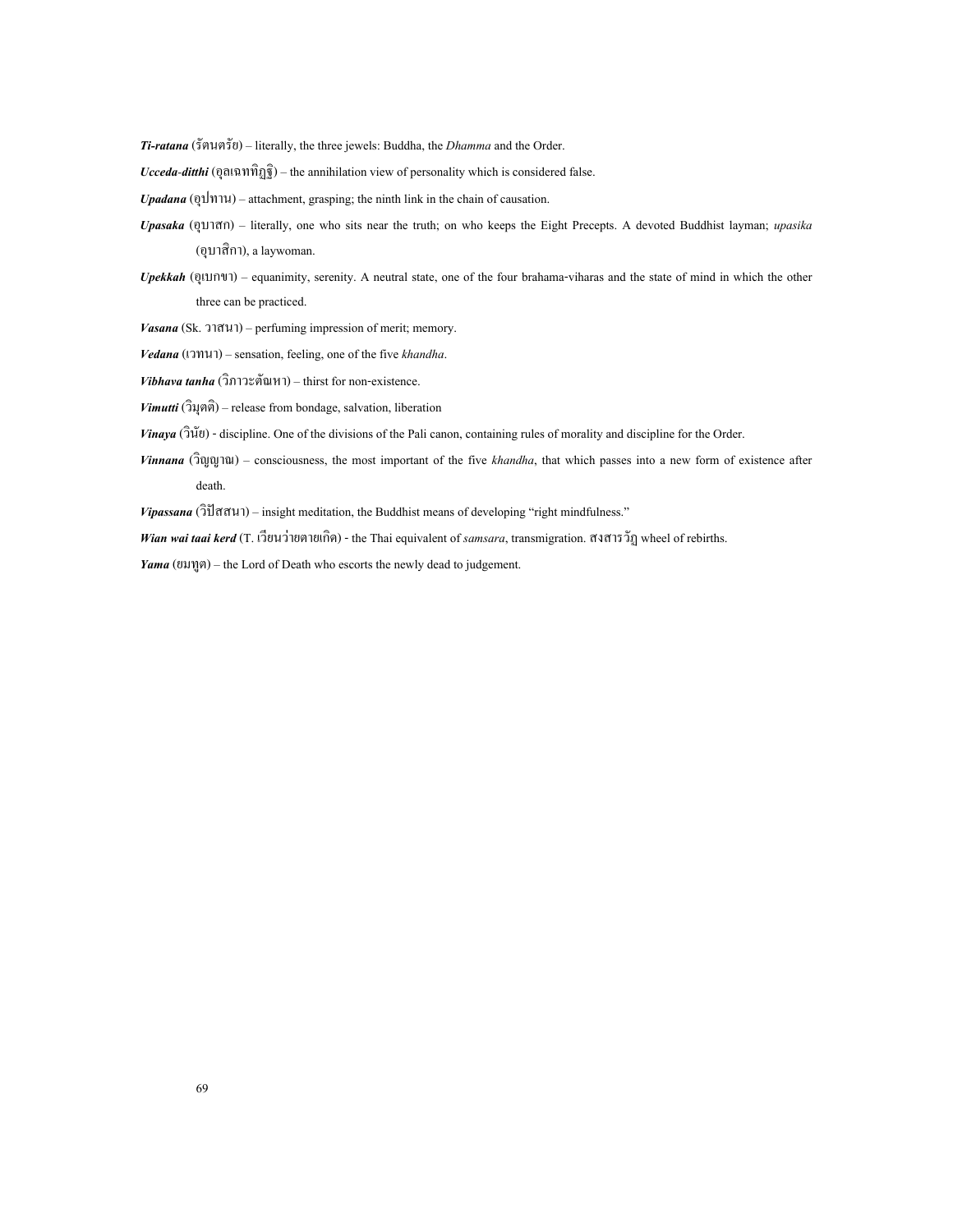***Ti-ratana*** (รัตนตรัย) – literally, the three jewels: Buddha, the *Dhamma* and the Order.

***Ucceda-ditthi*** (อุจเฉททิฏฐิ) – the annihilation view of personality which is considered false.

***Upadana*** (อุปาทาน) – attachment, grasping; the ninth link in the chain of causation.

***Upasaka*** (อุบาสก) – literally, one who sits near the truth; on who keeps the Eight Precepts. A devoted Buddhist layman; *upasika* (อุบาสิกา), a laywoman.

***Upekkah*** (อุเบกขา) – equanimity, serenity. A neutral state, one of the four brahama-viharas and the state of mind in which the other three can be practiced.

***Vasana*** (Sk. วาสนา) – perfuming impression of merit; memory.

***Vedana*** (เวทนา) – sensation, feeling, one of the five *khandha*.

***Vibhava tanha*** (วิภาวะตัณหา) – thirst for non-existence.

***Vimutti*** (วิมุตติ) – release from bondage, salvation, liberation

***Vinaya*** (วินัย) - discipline. One of the divisions of the Pali canon, containing rules of morality and discipline for the Order.

***Vinnana*** (วิญญาณ) – consciousness, the most important of the five *khandha*, that which passes into a new form of existence after death.

***Vipassana*** (วิปัสสนา) – insight meditation, the Buddhist means of developing "right mindfulness."

***Wian wai taai kerd*** (T. เวียนว่ายตายเกิด) - the Thai equivalent of *samsara*, transmigration. สงสารวัฏ wheel of rebirths.

***Yama*** (ยมทูต) – the Lord of Death who escorts the newly dead to judgement.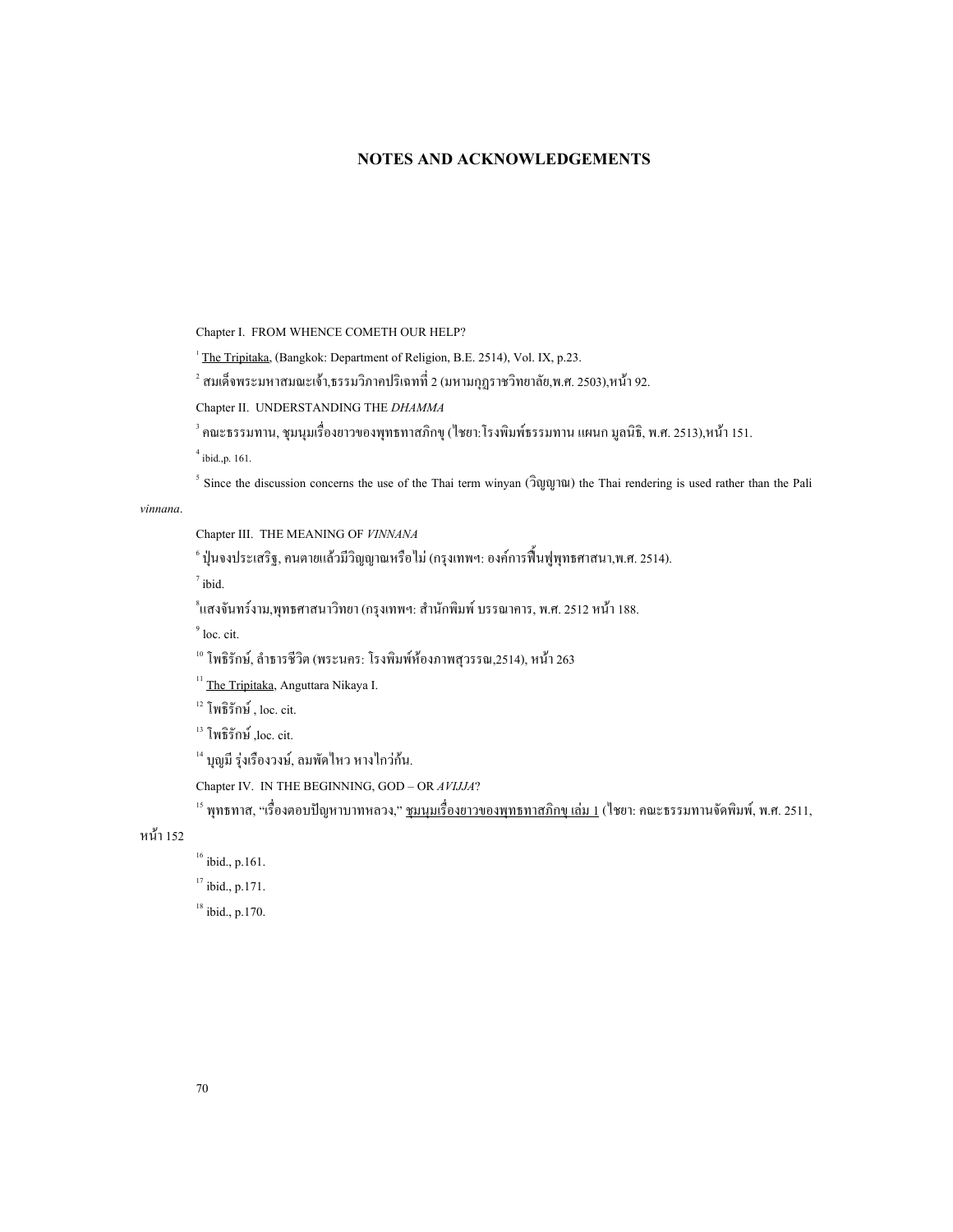# NOTES AND ACKNOWLEDGEMENTS

Chapter I. FROM WHENCE COMETH OUR HELP?

[1] The Tripitaka, (Bangkok: Department of Religion, B.E. 2514), Vol. IX, p.23.

[2] สมเด็จพระมหาสมณะเจ้า,ธรรมวิภาคปริเฉทที่ 2 (มหามกุฏราชวิทยาลัย,พ.ศ. 2503),หน้า 92.

Chapter II. UNDERSTANDING THE *DHAMMA*

[3] คณะธรรมทาน, ชุมนุมเรื่องยาวของพุทธทาสภิกขุ (ไชยา:โรงพิมพ์ธรรมทาน แผนก มูลนิธิ, พ.ศ. 2513),หน้า 151.

[4] ibid.,p. 161.

[5] Since the discussion concerns the use of the Thai term winyan (วิญญาณ) the Thai rendering is used rather than the Pali *vinnana*.

Chapter III. THE MEANING OF *VINNANA*

[6] ปุ่นจงประเสริฐ, คนตายแล้วมีวิญญาณหรือไม่ (กรุงเทพฯ: องค์การฟื้นฟูพุทธศาสนา,พ.ศ. 2514).

[7] ibid.

[8] แสงจันทร์งาม,พุทธศาสนาวิทยา (กรุงเทพฯ: สำนักพิมพ์ บรรณาคาร, พ.ศ. 2512 หน้า 188.

[9] loc. cit.

[10] โพธิรักษ์, ลำธารชีวิต (พระนคร: โรงพิมพ์ห้องภาพสุวรรณ,2514), หน้า 263

[11] The Tripitaka, Anguttara Nikaya I.

[12] โพธิรักษ์ , loc. cit.

[13] โพธิรักษ์ ,loc. cit.

[14] บุญมี รุ่งเรืองวงษ์, ลมพัดไหว หางไกว่ก้น.

Chapter IV. IN THE BEGINNING, GOD – OR *AVIJJA*?

[15] พุทธทาส, "เรื่องตอบปัญหาบาทหลวง," ชุมนุมเรื่องยาวของพุทธทาสภิกขุ เล่ม 1 (ไชยา: คณะธรรมทานจัดพิมพ์, พ.ศ. 2511, หน้า 152

[16] ibid., p.161.

[17] ibid., p.171.

[18] ibid., p.170.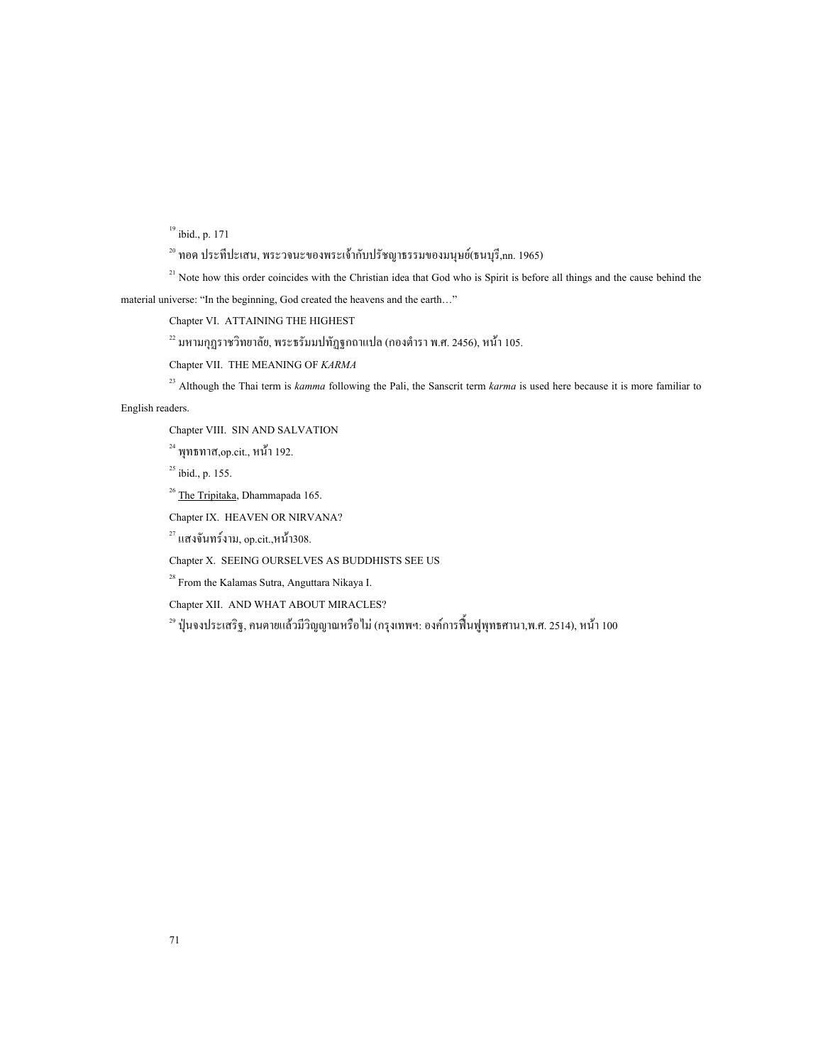[19] ibid., p. 171

[20] ทอด ประทีปะเสน, พระวจนะของพระเจ้ากับปรัชญาธรรมของมนุษย์(ธนบุรี,nn. 1965)

[21] Note how this order coincides with the Christian idea that God who is Spirit is before all things and the cause behind the material universe: "In the beginning, God created the heavens and the earth…"

Chapter VI. ATTAINING THE HIGHEST

[22] มหามกุฎราชวิทยาลัย, พระธรัมมปทัฏฐกถาแปล (กองตำรา พ.ศ. 2456), หน้า 105.

Chapter VII. THE MEANING OF *KARMA*

[23] Although the Thai term is *kamma* following the Pali, the Sanscrit term *karma* is used here because it is more familiar to English readers.

Chapter VIII. SIN AND SALVATION

[24] พุทธทาส,op.cit., หน้า 192.

[25] ibid., p. 155.

[26] The Tripitaka, Dhammapada 165.

Chapter IX. HEAVEN OR NIRVANA?

[27] แสงจันทร์งาม, op.cit.,หน้า308.

Chapter X. SEEING OURSELVES AS BUDDHISTS SEE US

[28] From the Kalamas Sutra, Anguttara Nikaya I.

Chapter XII. AND WHAT ABOUT MIRACLES?

[29] ปุ่นจงประเสริฐ, คนตายแล้วมีวิญญาณหรือไม่ (กรุงเทพฯ: องค์การฟื้นฟูพุทธศานา,พ.ศ. 2514), หน้า 100